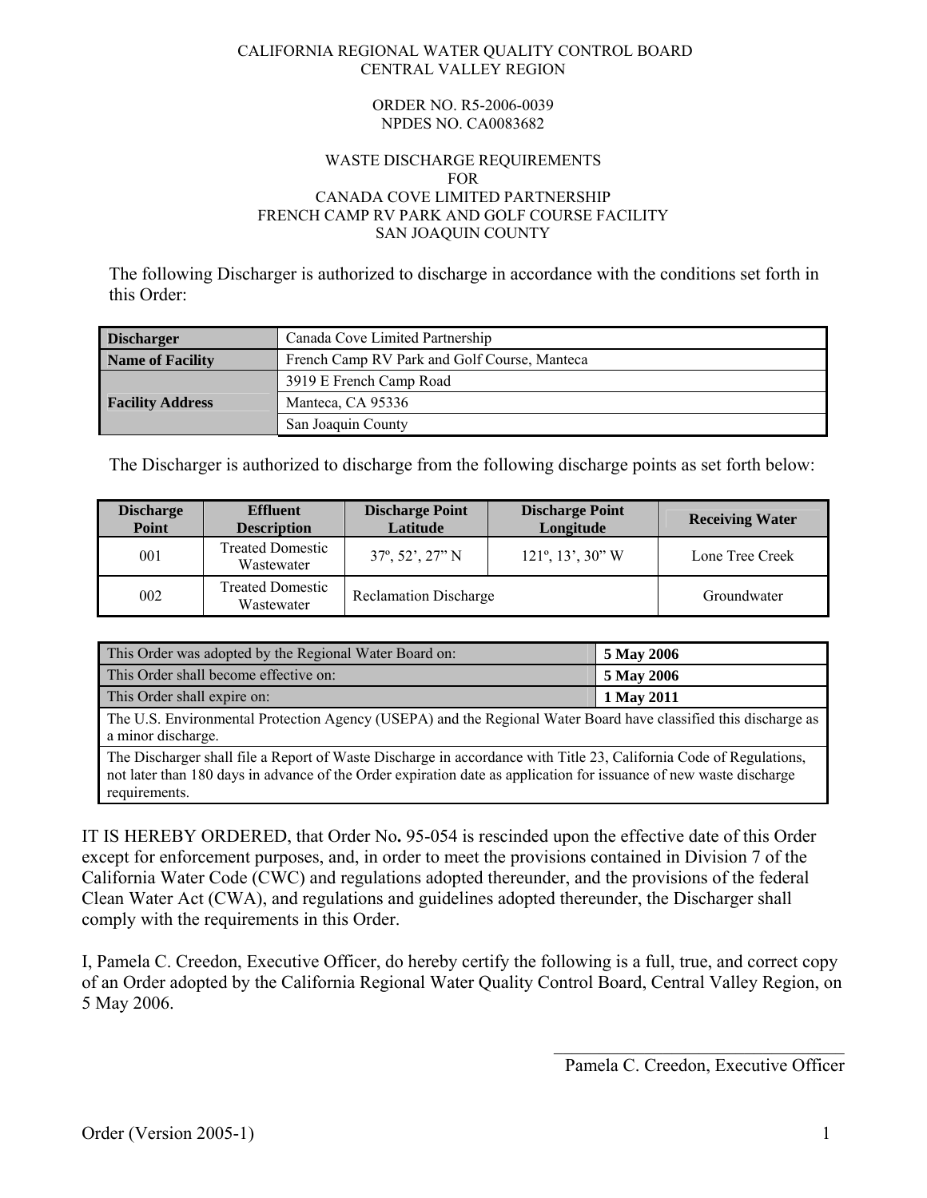CALIFORNIA REGIONAL WATER QUALITY CONTROL BOARD
CENTRAL VALLEY REGION

ORDER NO. R5-2006-0039
NPDES NO. CA0083682

WASTE DISCHARGE REQUIREMENTS
FOR
CANADA COVE LIMITED PARTNERSHIP
FRENCH CAMP RV PARK AND GOLF COURSE FACILITY
SAN JOAQUIN COUNTY

The following Discharger is authorized to discharge in accordance with the conditions set forth in this Order:

| **Discharger** | Canada Cove Limited Partnership |
|---|---|
| **Name of Facility** | French Camp RV Park and Golf Course, Manteca |
| **Facility Address** | 3919 E French Camp Road |
| | Manteca, CA 95336 |
| | San Joaquin County |

The Discharger is authorized to discharge from the following discharge points as set forth below:

| Discharge Point | Effluent Description | Discharge Point Latitude | Discharge Point Longitude | Receiving Water |
|---|---|---|---|---|
| 001 | Treated Domestic Wastewater | 37º, 52', 27" N | 121º, 13', 30" W | Lone Tree Creek |
| 002 | Treated Domestic Wastewater | Reclamation Discharge | | Groundwater |

| This Order was adopted by the Regional Water Board on: | **5 May 2006** |
|---|---|
| This Order shall become effective on: | **5 May 2006** |
| This Order shall expire on: | **1 May 2011** |
| The U.S. Environmental Protection Agency (USEPA) and the Regional Water Board have classified this discharge as a minor discharge. | |
| The Discharger shall file a Report of Waste Discharge in accordance with Title 23, California Code of Regulations, not later than 180 days in advance of the Order expiration date as application for issuance of new waste discharge requirements. | |

IT IS HEREBY ORDERED, that Order No**.** 95-054 is rescinded upon the effective date of this Order except for enforcement purposes, and, in order to meet the provisions contained in Division 7 of the California Water Code (CWC) and regulations adopted thereunder, and the provisions of the federal Clean Water Act (CWA), and regulations and guidelines adopted thereunder, the Discharger shall comply with the requirements in this Order.

I, Pamela C. Creedon, Executive Officer, do hereby certify the following is a full, true, and correct copy of an Order adopted by the California Regional Water Quality Control Board, Central Valley Region, on 5 May 2006.

\_\_\_\_\_\_\_\_\_\_\_\_\_\_\_\_\_\_\_\_\_\_\_\_\_\_\_\_\_\_\_\_\_\_

Pamela C. Creedon, Executive Officer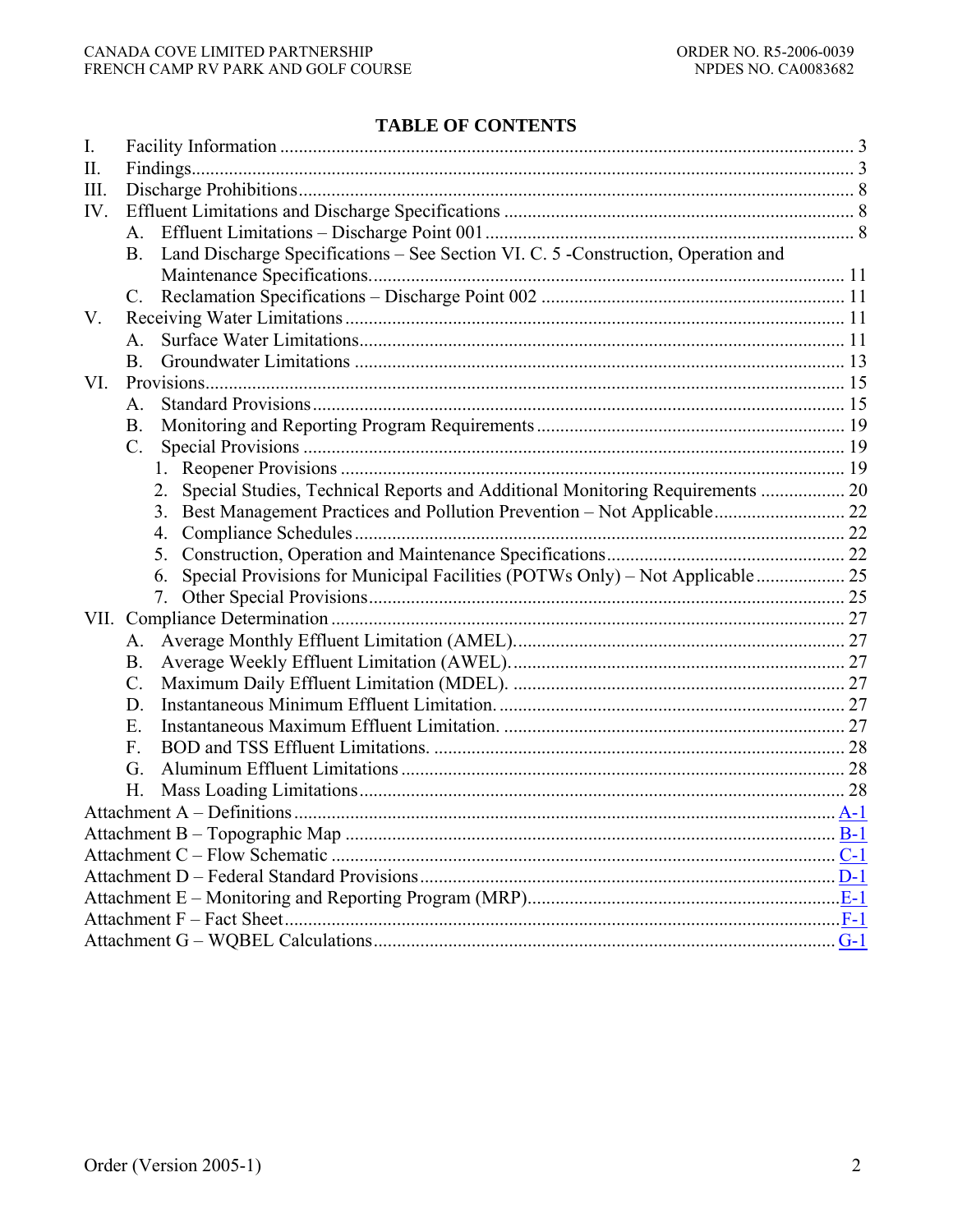# TABLE OF CONTENTS

I. Facility Information ..... 3
II. Findings ..... 3
III. Discharge Prohibitions ..... 8
IV. Effluent Limitations and Discharge Specifications ..... 8
  A. Effluent Limitations – Discharge Point 001 ..... 8
  B. Land Discharge Specifications – See Section VI. C. 5 -Construction, Operation and Maintenance Specifications. ..... 11
  C. Reclamation Specifications – Discharge Point 002 ..... 11
V. Receiving Water Limitations ..... 11
  A. Surface Water Limitations ..... 11
  B. Groundwater Limitations ..... 13
VI. Provisions ..... 15
  A. Standard Provisions ..... 15
  B. Monitoring and Reporting Program Requirements ..... 19
  C. Special Provisions ..... 19
    1. Reopener Provisions ..... 19
    2. Special Studies, Technical Reports and Additional Monitoring Requirements ..... 20
    3. Best Management Practices and Pollution Prevention – Not Applicable ..... 22
    4. Compliance Schedules ..... 22
    5. Construction, Operation and Maintenance Specifications ..... 22
    6. Special Provisions for Municipal Facilities (POTWs Only) – Not Applicable ..... 25
    7. Other Special Provisions ..... 25
VII. Compliance Determination ..... 27
  A. Average Monthly Effluent Limitation (AMEL). ..... 27
  B. Average Weekly Effluent Limitation (AWEL). ..... 27
  C. Maximum Daily Effluent Limitation (MDEL). ..... 27
  D. Instantaneous Minimum Effluent Limitation. ..... 27
  E. Instantaneous Maximum Effluent Limitation. ..... 27
  F. BOD and TSS Effluent Limitations. ..... 28
  G. Aluminum Effluent Limitations ..... 28
  H. Mass Loading Limitations ..... 28

Attachment A – Definitions ..... A-1
Attachment B – Topographic Map ..... B-1
Attachment C – Flow Schematic ..... C-1
Attachment D – Federal Standard Provisions ..... D-1
Attachment E – Monitoring and Reporting Program (MRP) ..... E-1
Attachment F – Fact Sheet ..... F-1
Attachment G – WQBEL Calculations ..... G-1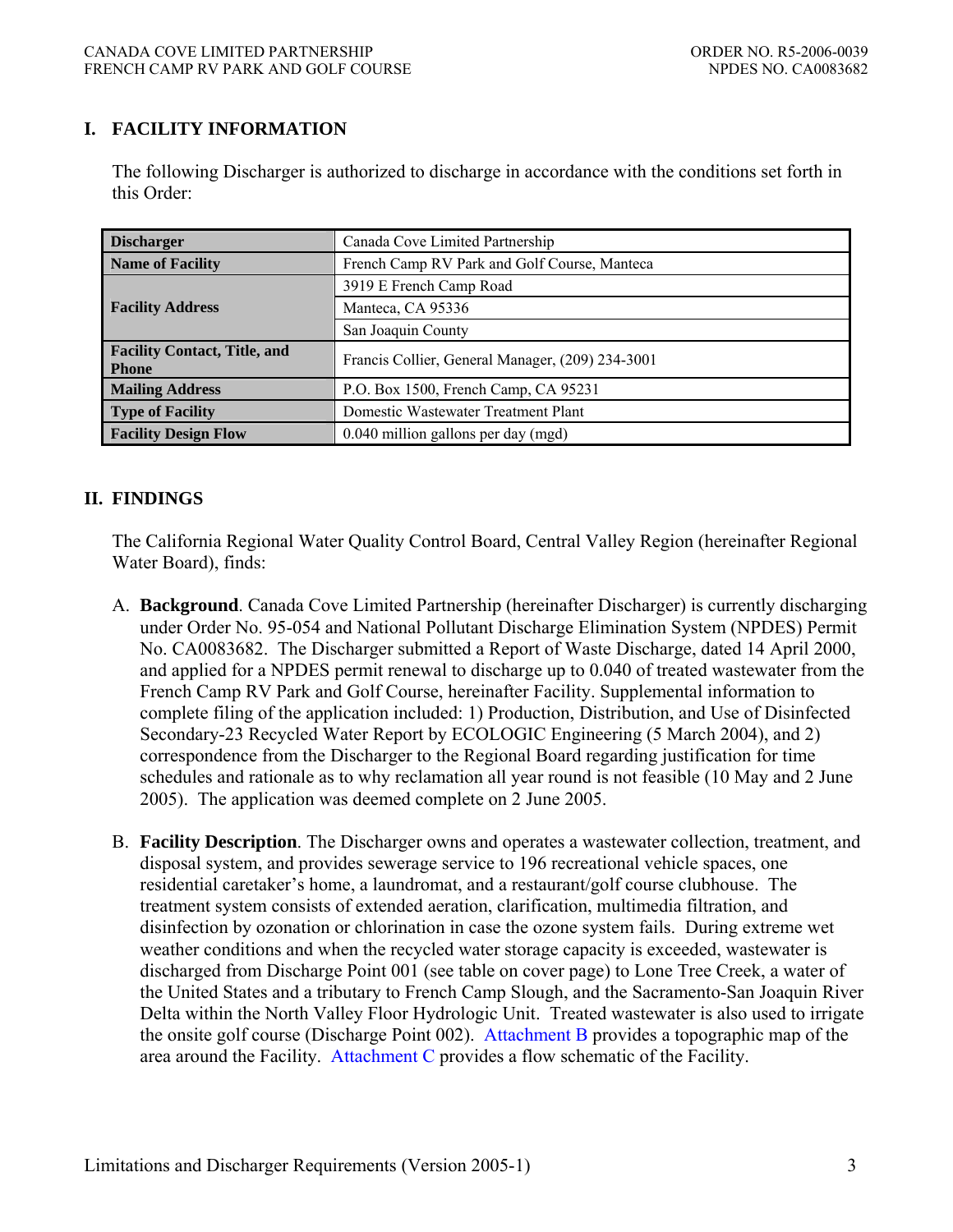## I. FACILITY INFORMATION

The following Discharger is authorized to discharge in accordance with the conditions set forth in this Order:

| | |
|---|---|
| **Discharger** | Canada Cove Limited Partnership |
| **Name of Facility** | French Camp RV Park and Golf Course, Manteca |
| **Facility Address** | 3919 E French Camp Road |
| | Manteca, CA 95336 |
| | San Joaquin County |
| **Facility Contact, Title, and Phone** | Francis Collier, General Manager, (209) 234-3001 |
| **Mailing Address** | P.O. Box 1500, French Camp, CA 95231 |
| **Type of Facility** | Domestic Wastewater Treatment Plant |
| **Facility Design Flow** | 0.040 million gallons per day (mgd) |

## II. FINDINGS

The California Regional Water Quality Control Board, Central Valley Region (hereinafter Regional Water Board), finds:

A. **Background**. Canada Cove Limited Partnership (hereinafter Discharger) is currently discharging under Order No. 95-054 and National Pollutant Discharge Elimination System (NPDES) Permit No. CA0083682. The Discharger submitted a Report of Waste Discharge, dated 14 April 2000, and applied for a NPDES permit renewal to discharge up to 0.040 of treated wastewater from the French Camp RV Park and Golf Course, hereinafter Facility. Supplemental information to complete filing of the application included: 1) Production, Distribution, and Use of Disinfected Secondary-23 Recycled Water Report by ECOLOGIC Engineering (5 March 2004), and 2) correspondence from the Discharger to the Regional Board regarding justification for time schedules and rationale as to why reclamation all year round is not feasible (10 May and 2 June 2005). The application was deemed complete on 2 June 2005.

B. **Facility Description**. The Discharger owns and operates a wastewater collection, treatment, and disposal system, and provides sewerage service to 196 recreational vehicle spaces, one residential caretaker's home, a laundromat, and a restaurant/golf course clubhouse. The treatment system consists of extended aeration, clarification, multimedia filtration, and disinfection by ozonation or chlorination in case the ozone system fails. During extreme wet weather conditions and when the recycled water storage capacity is exceeded, wastewater is discharged from Discharge Point 001 (see table on cover page) to Lone Tree Creek, a water of the United States and a tributary to French Camp Slough, and the Sacramento-San Joaquin River Delta within the North Valley Floor Hydrologic Unit. Treated wastewater is also used to irrigate the onsite golf course (Discharge Point 002). Attachment B provides a topographic map of the area around the Facility. Attachment C provides a flow schematic of the Facility.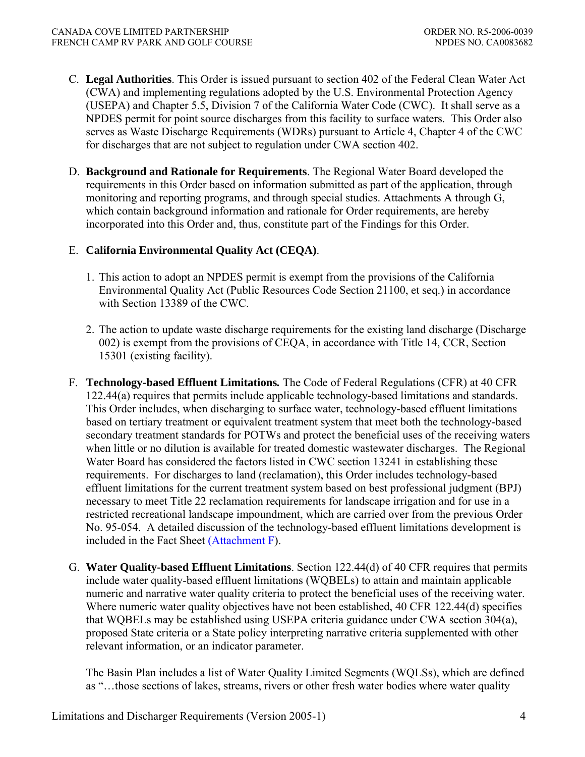C. **Legal Authorities**. This Order is issued pursuant to section 402 of the Federal Clean Water Act (CWA) and implementing regulations adopted by the U.S. Environmental Protection Agency (USEPA) and Chapter 5.5, Division 7 of the California Water Code (CWC). It shall serve as a NPDES permit for point source discharges from this facility to surface waters. This Order also serves as Waste Discharge Requirements (WDRs) pursuant to Article 4, Chapter 4 of the CWC for discharges that are not subject to regulation under CWA section 402.

D. **Background and Rationale for Requirements**. The Regional Water Board developed the requirements in this Order based on information submitted as part of the application, through monitoring and reporting programs, and through special studies. Attachments A through G, which contain background information and rationale for Order requirements, are hereby incorporated into this Order and, thus, constitute part of the Findings for this Order.

E. **California Environmental Quality Act (CEQA)**.

1. This action to adopt an NPDES permit is exempt from the provisions of the California Environmental Quality Act (Public Resources Code Section 21100, et seq.) in accordance with Section 13389 of the CWC.

2. The action to update waste discharge requirements for the existing land discharge (Discharge 002) is exempt from the provisions of CEQA, in accordance with Title 14, CCR, Section 15301 (existing facility).

F. **Technology-based Effluent Limitations.** The Code of Federal Regulations (CFR) at 40 CFR 122.44(a) requires that permits include applicable technology-based limitations and standards. This Order includes, when discharging to surface water, technology-based effluent limitations based on tertiary treatment or equivalent treatment system that meet both the technology-based secondary treatment standards for POTWs and protect the beneficial uses of the receiving waters when little or no dilution is available for treated domestic wastewater discharges. The Regional Water Board has considered the factors listed in CWC section 13241 in establishing these requirements. For discharges to land (reclamation), this Order includes technology-based effluent limitations for the current treatment system based on best professional judgment (BPJ) necessary to meet Title 22 reclamation requirements for landscape irrigation and for use in a restricted recreational landscape impoundment, which are carried over from the previous Order No. 95-054. A detailed discussion of the technology-based effluent limitations development is included in the Fact Sheet (Attachment F).

G. **Water Quality-based Effluent Limitations**. Section 122.44(d) of 40 CFR requires that permits include water quality-based effluent limitations (WQBELs) to attain and maintain applicable numeric and narrative water quality criteria to protect the beneficial uses of the receiving water. Where numeric water quality objectives have not been established, 40 CFR 122.44(d) specifies that WQBELs may be established using USEPA criteria guidance under CWA section 304(a), proposed State criteria or a State policy interpreting narrative criteria supplemented with other relevant information, or an indicator parameter.

The Basin Plan includes a list of Water Quality Limited Segments (WQLSs), which are defined as "…those sections of lakes, streams, rivers or other fresh water bodies where water quality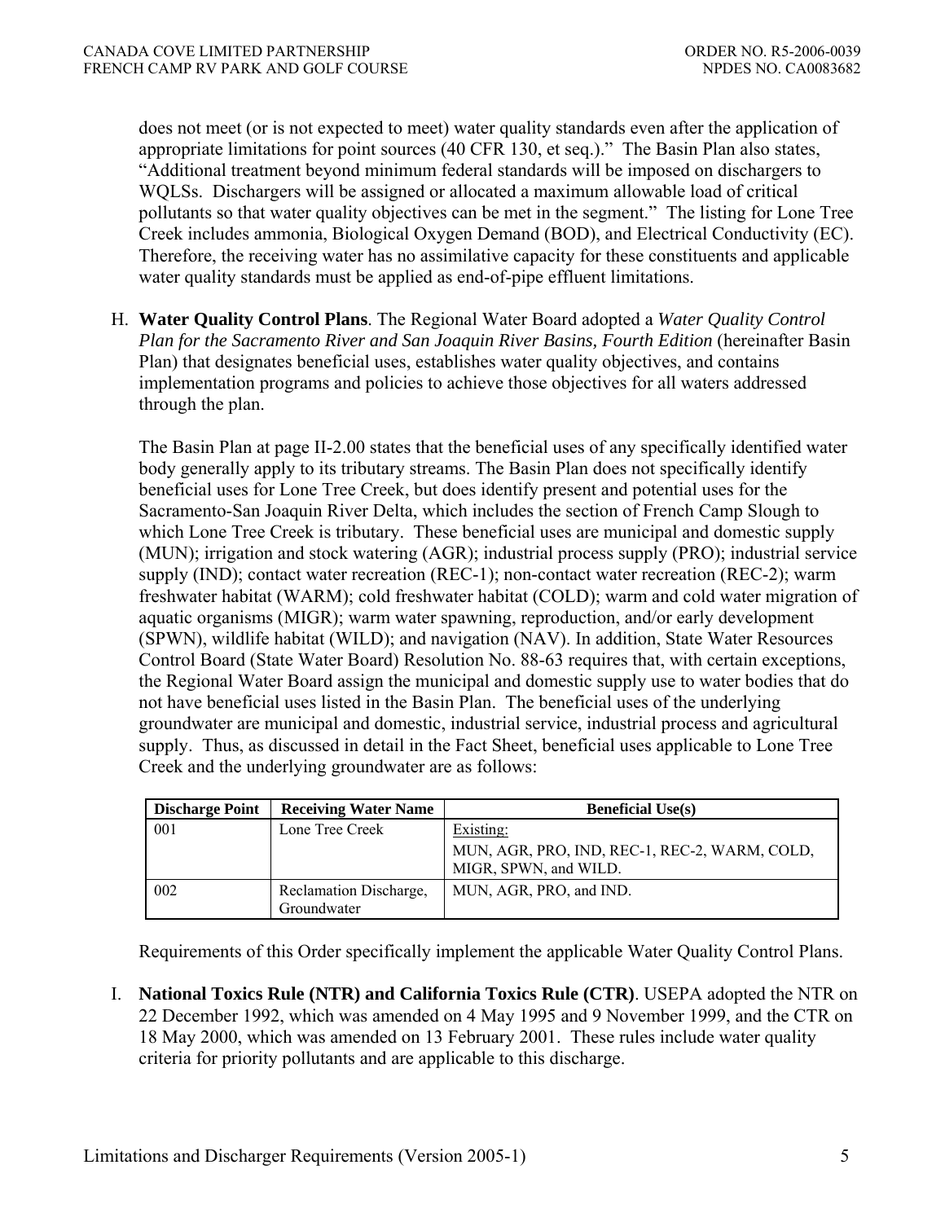does not meet (or is not expected to meet) water quality standards even after the application of appropriate limitations for point sources (40 CFR 130, et seq.)." The Basin Plan also states, "Additional treatment beyond minimum federal standards will be imposed on dischargers to WQLSs. Dischargers will be assigned or allocated a maximum allowable load of critical pollutants so that water quality objectives can be met in the segment." The listing for Lone Tree Creek includes ammonia, Biological Oxygen Demand (BOD), and Electrical Conductivity (EC). Therefore, the receiving water has no assimilative capacity for these constituents and applicable water quality standards must be applied as end-of-pipe effluent limitations.

H. **Water Quality Control Plans**. The Regional Water Board adopted a *Water Quality Control Plan for the Sacramento River and San Joaquin River Basins, Fourth Edition* (hereinafter Basin Plan) that designates beneficial uses, establishes water quality objectives, and contains implementation programs and policies to achieve those objectives for all waters addressed through the plan.

   The Basin Plan at page II-2.00 states that the beneficial uses of any specifically identified water body generally apply to its tributary streams. The Basin Plan does not specifically identify beneficial uses for Lone Tree Creek, but does identify present and potential uses for the Sacramento-San Joaquin River Delta, which includes the section of French Camp Slough to which Lone Tree Creek is tributary. These beneficial uses are municipal and domestic supply (MUN); irrigation and stock watering (AGR); industrial process supply (PRO); industrial service supply (IND); contact water recreation (REC-1); non-contact water recreation (REC-2); warm freshwater habitat (WARM); cold freshwater habitat (COLD); warm and cold water migration of aquatic organisms (MIGR); warm water spawning, reproduction, and/or early development (SPWN), wildlife habitat (WILD); and navigation (NAV). In addition, State Water Resources Control Board (State Water Board) Resolution No. 88-63 requires that, with certain exceptions, the Regional Water Board assign the municipal and domestic supply use to water bodies that do not have beneficial uses listed in the Basin Plan. The beneficial uses of the underlying groundwater are municipal and domestic, industrial service, industrial process and agricultural supply. Thus, as discussed in detail in the Fact Sheet, beneficial uses applicable to Lone Tree Creek and the underlying groundwater are as follows:

| Discharge Point | Receiving Water Name | Beneficial Use(s) |
|---|---|---|
| 001 | Lone Tree Creek | Existing: MUN, AGR, PRO, IND, REC-1, REC-2, WARM, COLD, MIGR, SPWN, and WILD. |
| 002 | Reclamation Discharge, Groundwater | MUN, AGR, PRO, and IND. |

   Requirements of this Order specifically implement the applicable Water Quality Control Plans.

I. **National Toxics Rule (NTR) and California Toxics Rule (CTR)**. USEPA adopted the NTR on 22 December 1992, which was amended on 4 May 1995 and 9 November 1999, and the CTR on 18 May 2000, which was amended on 13 February 2001. These rules include water quality criteria for priority pollutants and are applicable to this discharge.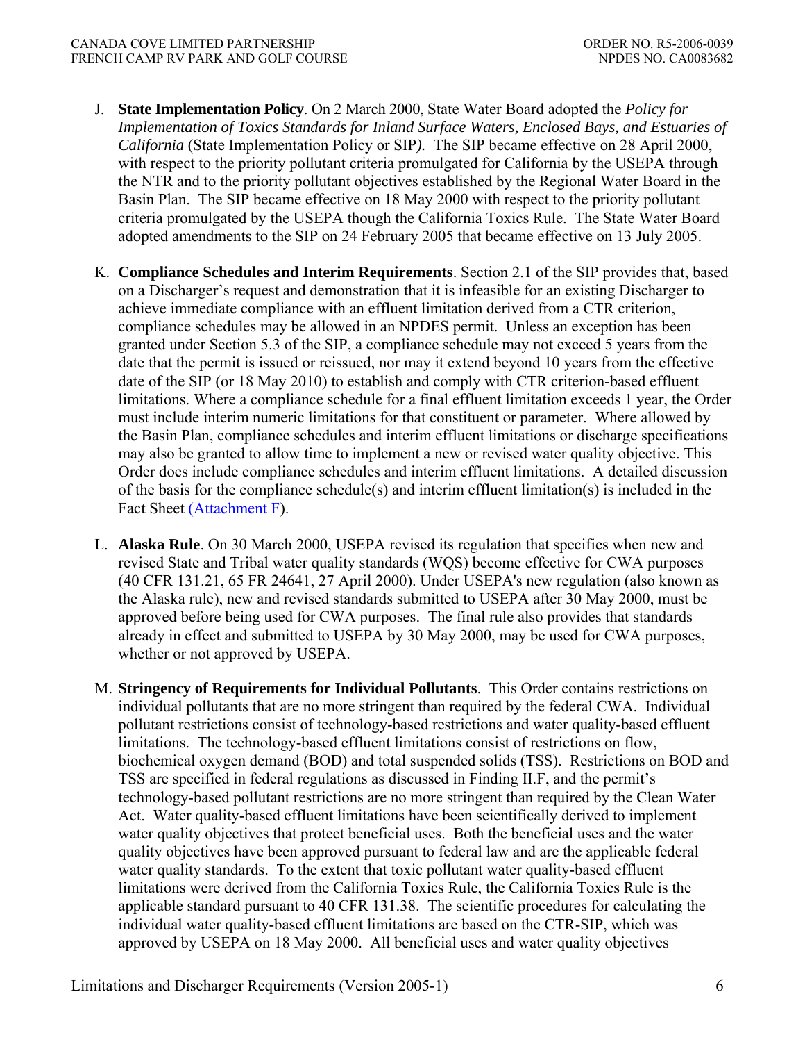J. **State Implementation Policy**. On 2 March 2000, State Water Board adopted the *Policy for Implementation of Toxics Standards for Inland Surface Waters, Enclosed Bays, and Estuaries of California* (State Implementation Policy or SIP*)*. The SIP became effective on 28 April 2000, with respect to the priority pollutant criteria promulgated for California by the USEPA through the NTR and to the priority pollutant objectives established by the Regional Water Board in the Basin Plan. The SIP became effective on 18 May 2000 with respect to the priority pollutant criteria promulgated by the USEPA though the California Toxics Rule. The State Water Board adopted amendments to the SIP on 24 February 2005 that became effective on 13 July 2005.

K. **Compliance Schedules and Interim Requirements**. Section 2.1 of the SIP provides that, based on a Discharger's request and demonstration that it is infeasible for an existing Discharger to achieve immediate compliance with an effluent limitation derived from a CTR criterion, compliance schedules may be allowed in an NPDES permit. Unless an exception has been granted under Section 5.3 of the SIP, a compliance schedule may not exceed 5 years from the date that the permit is issued or reissued, nor may it extend beyond 10 years from the effective date of the SIP (or 18 May 2010) to establish and comply with CTR criterion-based effluent limitations. Where a compliance schedule for a final effluent limitation exceeds 1 year, the Order must include interim numeric limitations for that constituent or parameter. Where allowed by the Basin Plan, compliance schedules and interim effluent limitations or discharge specifications may also be granted to allow time to implement a new or revised water quality objective. This Order does include compliance schedules and interim effluent limitations. A detailed discussion of the basis for the compliance schedule(s) and interim effluent limitation(s) is included in the Fact Sheet (Attachment F).

L. **Alaska Rule**. On 30 March 2000, USEPA revised its regulation that specifies when new and revised State and Tribal water quality standards (WQS) become effective for CWA purposes (40 CFR 131.21, 65 FR 24641, 27 April 2000). Under USEPA's new regulation (also known as the Alaska rule), new and revised standards submitted to USEPA after 30 May 2000, must be approved before being used for CWA purposes. The final rule also provides that standards already in effect and submitted to USEPA by 30 May 2000, may be used for CWA purposes, whether or not approved by USEPA.

M. **Stringency of Requirements for Individual Pollutants**. This Order contains restrictions on individual pollutants that are no more stringent than required by the federal CWA. Individual pollutant restrictions consist of technology-based restrictions and water quality-based effluent limitations. The technology-based effluent limitations consist of restrictions on flow, biochemical oxygen demand (BOD) and total suspended solids (TSS). Restrictions on BOD and TSS are specified in federal regulations as discussed in Finding II.F, and the permit's technology-based pollutant restrictions are no more stringent than required by the Clean Water Act. Water quality-based effluent limitations have been scientifically derived to implement water quality objectives that protect beneficial uses. Both the beneficial uses and the water quality objectives have been approved pursuant to federal law and are the applicable federal water quality standards. To the extent that toxic pollutant water quality-based effluent limitations were derived from the California Toxics Rule, the California Toxics Rule is the applicable standard pursuant to 40 CFR 131.38. The scientific procedures for calculating the individual water quality-based effluent limitations are based on the CTR-SIP, which was approved by USEPA on 18 May 2000. All beneficial uses and water quality objectives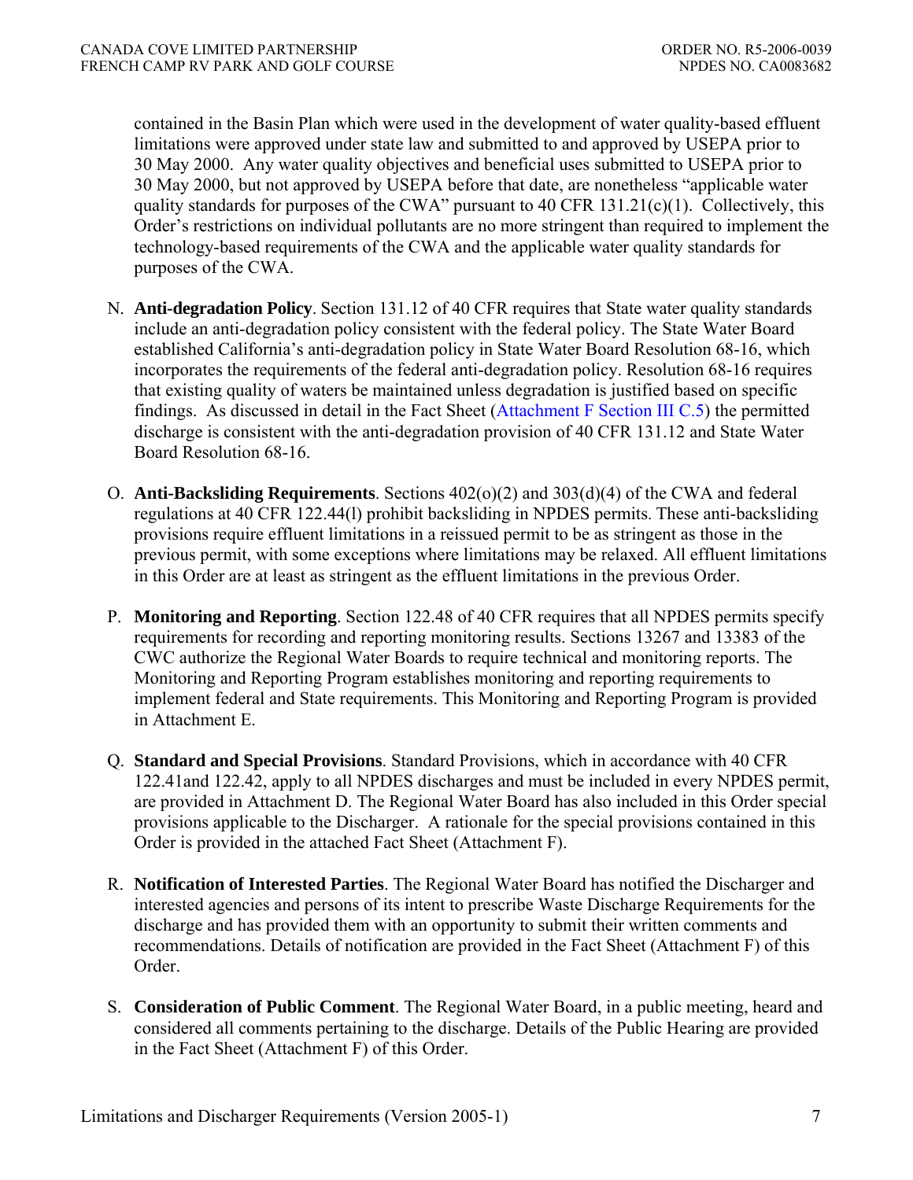contained in the Basin Plan which were used in the development of water quality-based effluent limitations were approved under state law and submitted to and approved by USEPA prior to 30 May 2000. Any water quality objectives and beneficial uses submitted to USEPA prior to 30 May 2000, but not approved by USEPA before that date, are nonetheless "applicable water quality standards for purposes of the CWA" pursuant to 40 CFR 131.21(c)(1). Collectively, this Order's restrictions on individual pollutants are no more stringent than required to implement the technology-based requirements of the CWA and the applicable water quality standards for purposes of the CWA.

N. **Anti-degradation Policy**. Section 131.12 of 40 CFR requires that State water quality standards include an anti-degradation policy consistent with the federal policy. The State Water Board established California's anti-degradation policy in State Water Board Resolution 68-16, which incorporates the requirements of the federal anti-degradation policy. Resolution 68-16 requires that existing quality of waters be maintained unless degradation is justified based on specific findings. As discussed in detail in the Fact Sheet (Attachment F Section III C.5) the permitted discharge is consistent with the anti-degradation provision of 40 CFR 131.12 and State Water Board Resolution 68-16.

O. **Anti-Backsliding Requirements**. Sections 402(o)(2) and 303(d)(4) of the CWA and federal regulations at 40 CFR 122.44(l) prohibit backsliding in NPDES permits. These anti-backsliding provisions require effluent limitations in a reissued permit to be as stringent as those in the previous permit, with some exceptions where limitations may be relaxed. All effluent limitations in this Order are at least as stringent as the effluent limitations in the previous Order.

P. **Monitoring and Reporting**. Section 122.48 of 40 CFR requires that all NPDES permits specify requirements for recording and reporting monitoring results. Sections 13267 and 13383 of the CWC authorize the Regional Water Boards to require technical and monitoring reports. The Monitoring and Reporting Program establishes monitoring and reporting requirements to implement federal and State requirements. This Monitoring and Reporting Program is provided in Attachment E.

Q. **Standard and Special Provisions**. Standard Provisions, which in accordance with 40 CFR 122.41and 122.42, apply to all NPDES discharges and must be included in every NPDES permit, are provided in Attachment D. The Regional Water Board has also included in this Order special provisions applicable to the Discharger. A rationale for the special provisions contained in this Order is provided in the attached Fact Sheet (Attachment F).

R. **Notification of Interested Parties**. The Regional Water Board has notified the Discharger and interested agencies and persons of its intent to prescribe Waste Discharge Requirements for the discharge and has provided them with an opportunity to submit their written comments and recommendations. Details of notification are provided in the Fact Sheet (Attachment F) of this Order.

S. **Consideration of Public Comment**. The Regional Water Board, in a public meeting, heard and considered all comments pertaining to the discharge. Details of the Public Hearing are provided in the Fact Sheet (Attachment F) of this Order.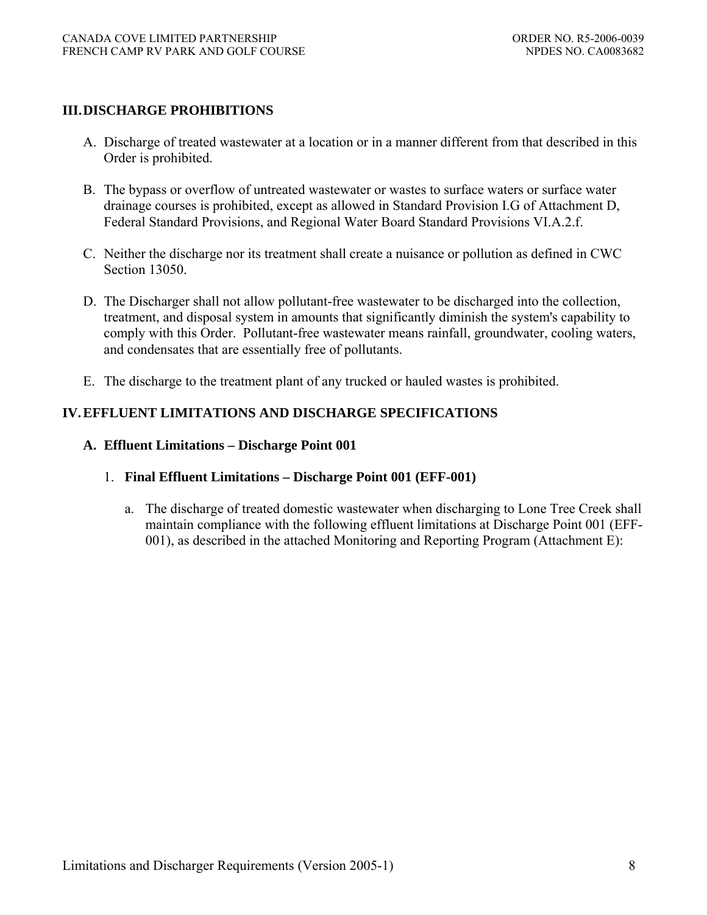## III. DISCHARGE PROHIBITIONS

A. Discharge of treated wastewater at a location or in a manner different from that described in this Order is prohibited.

B. The bypass or overflow of untreated wastewater or wastes to surface waters or surface water drainage courses is prohibited, except as allowed in Standard Provision I.G of Attachment D, Federal Standard Provisions, and Regional Water Board Standard Provisions VI.A.2.f.

C. Neither the discharge nor its treatment shall create a nuisance or pollution as defined in CWC Section 13050.

D. The Discharger shall not allow pollutant-free wastewater to be discharged into the collection, treatment, and disposal system in amounts that significantly diminish the system's capability to comply with this Order. Pollutant-free wastewater means rainfall, groundwater, cooling waters, and condensates that are essentially free of pollutants.

E. The discharge to the treatment plant of any trucked or hauled wastes is prohibited.

## IV. EFFLUENT LIMITATIONS AND DISCHARGE SPECIFICATIONS

### A. Effluent Limitations – Discharge Point 001

1. **Final Effluent Limitations – Discharge Point 001 (EFF-001)**

   a. The discharge of treated domestic wastewater when discharging to Lone Tree Creek shall maintain compliance with the following effluent limitations at Discharge Point 001 (EFF-001), as described in the attached Monitoring and Reporting Program (Attachment E):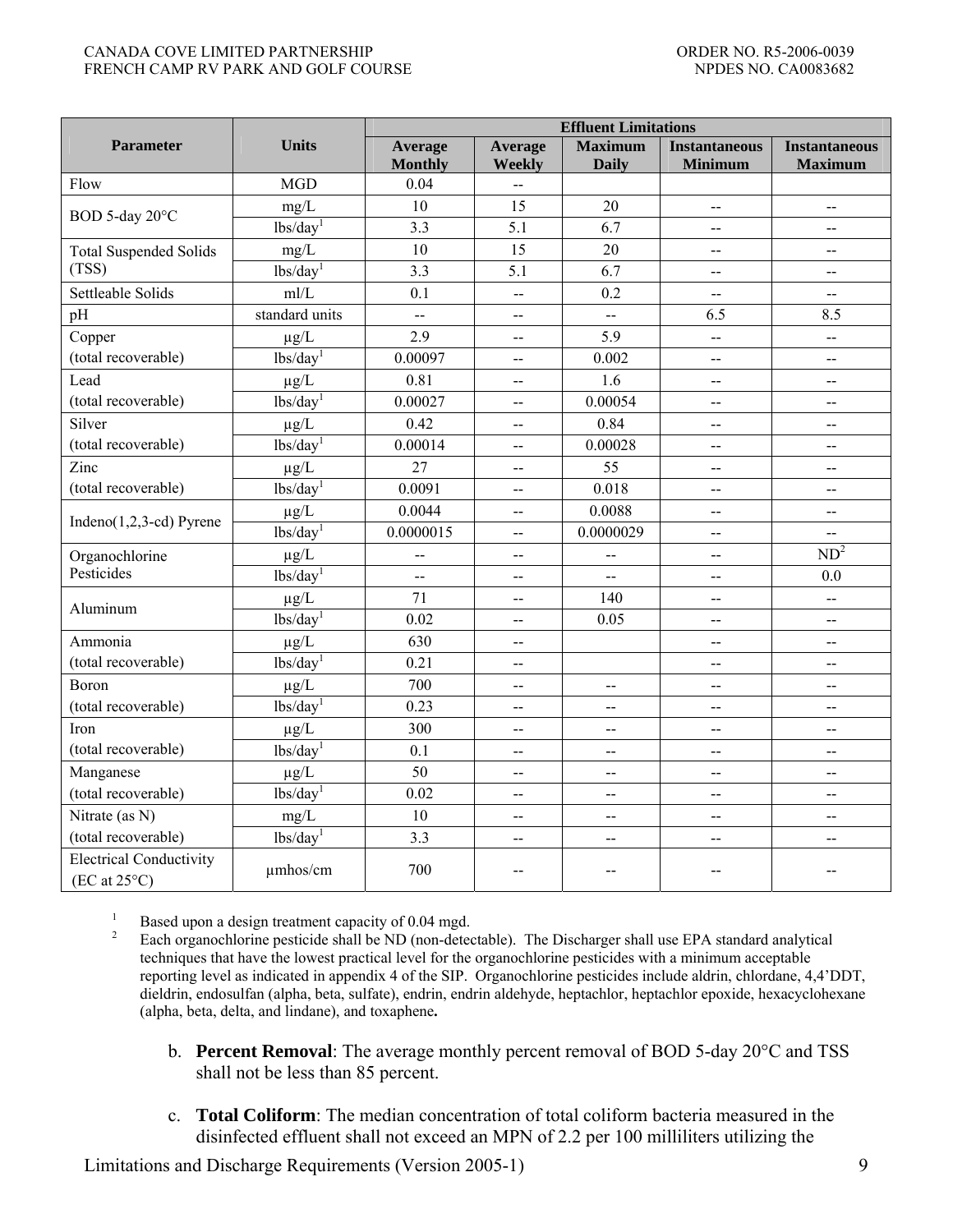| Parameter | Units | Effluent Limitations | | | | |
|---|---|---|---|---|---|---|
| | | Average Monthly | Average Weekly | Maximum Daily | Instantaneous Minimum | Instantaneous Maximum |
| Flow | MGD | 0.04 | -- | | | |
| BOD 5-day 20°C | mg/L | 10 | 15 | 20 | -- | -- |
| | lbs/day[1] | 3.3 | 5.1 | 6.7 | -- | -- |
| Total Suspended Solids (TSS) | mg/L | 10 | 15 | 20 | -- | -- |
| | lbs/day[1] | 3.3 | 5.1 | 6.7 | -- | -- |
| Settleable Solids | ml/L | 0.1 | -- | 0.2 | -- | -- |
| pH | standard units | -- | -- | -- | 6.5 | 8.5 |
| Copper (total recoverable) | µg/L | 2.9 | -- | 5.9 | -- | -- |
| | lbs/day[1] | 0.00097 | -- | 0.002 | -- | -- |
| Lead (total recoverable) | µg/L | 0.81 | -- | 1.6 | -- | -- |
| | lbs/day[1] | 0.00027 | -- | 0.00054 | -- | -- |
| Silver (total recoverable) | µg/L | 0.42 | -- | 0.84 | -- | -- |
| | lbs/day[1] | 0.00014 | -- | 0.00028 | -- | -- |
| Zinc (total recoverable) | µg/L | 27 | -- | 55 | -- | -- |
| | lbs/day[1] | 0.0091 | -- | 0.018 | -- | -- |
| Indeno(1,2,3-cd) Pyrene | µg/L | 0.0044 | -- | 0.0088 | -- | -- |
| | lbs/day[1] | 0.0000015 | -- | 0.0000029 | -- | -- |
| Organochlorine Pesticides | µg/L | -- | -- | -- | -- | ND[2] |
| | lbs/day[1] | -- | -- | -- | -- | 0.0 |
| Aluminum | µg/L | 71 | -- | 140 | -- | -- |
| | lbs/day[1] | 0.02 | -- | 0.05 | -- | -- |
| Ammonia (total recoverable) | µg/L | 630 | -- | | -- | -- |
| | lbs/day[1] | 0.21 | -- | | -- | -- |
| Boron (total recoverable) | µg/L | 700 | -- | -- | -- | -- |
| | lbs/day[1] | 0.23 | -- | -- | -- | -- |
| Iron (total recoverable) | µg/L | 300 | -- | -- | -- | -- |
| | lbs/day[1] | 0.1 | -- | -- | -- | -- |
| Manganese (total recoverable) | µg/L | 50 | -- | -- | -- | -- |
| | lbs/day[1] | 0.02 | -- | -- | -- | -- |
| Nitrate (as N) (total recoverable) | mg/L | 10 | -- | -- | -- | -- |
| | lbs/day[1] | 3.3 | -- | -- | -- | -- |
| Electrical Conductivity (EC at 25°C) | µmhos/cm | 700 | -- | -- | -- | -- |

[1] Based upon a design treatment capacity of 0.04 mgd.

[2] Each organochlorine pesticide shall be ND (non-detectable). The Discharger shall use EPA standard analytical techniques that have the lowest practical level for the organochlorine pesticides with a minimum acceptable reporting level as indicated in appendix 4 of the SIP. Organochlorine pesticides include aldrin, chlordane, 4,4'DDT, dieldrin, endosulfan (alpha, beta, sulfate), endrin, endrin aldehyde, heptachlor, heptachlor epoxide, hexacyclohexane (alpha, beta, delta, and lindane), and toxaphene**.**

b. **Percent Removal**: The average monthly percent removal of BOD 5-day 20°C and TSS shall not be less than 85 percent.

c. **Total Coliform**: The median concentration of total coliform bacteria measured in the disinfected effluent shall not exceed an MPN of 2.2 per 100 milliliters utilizing the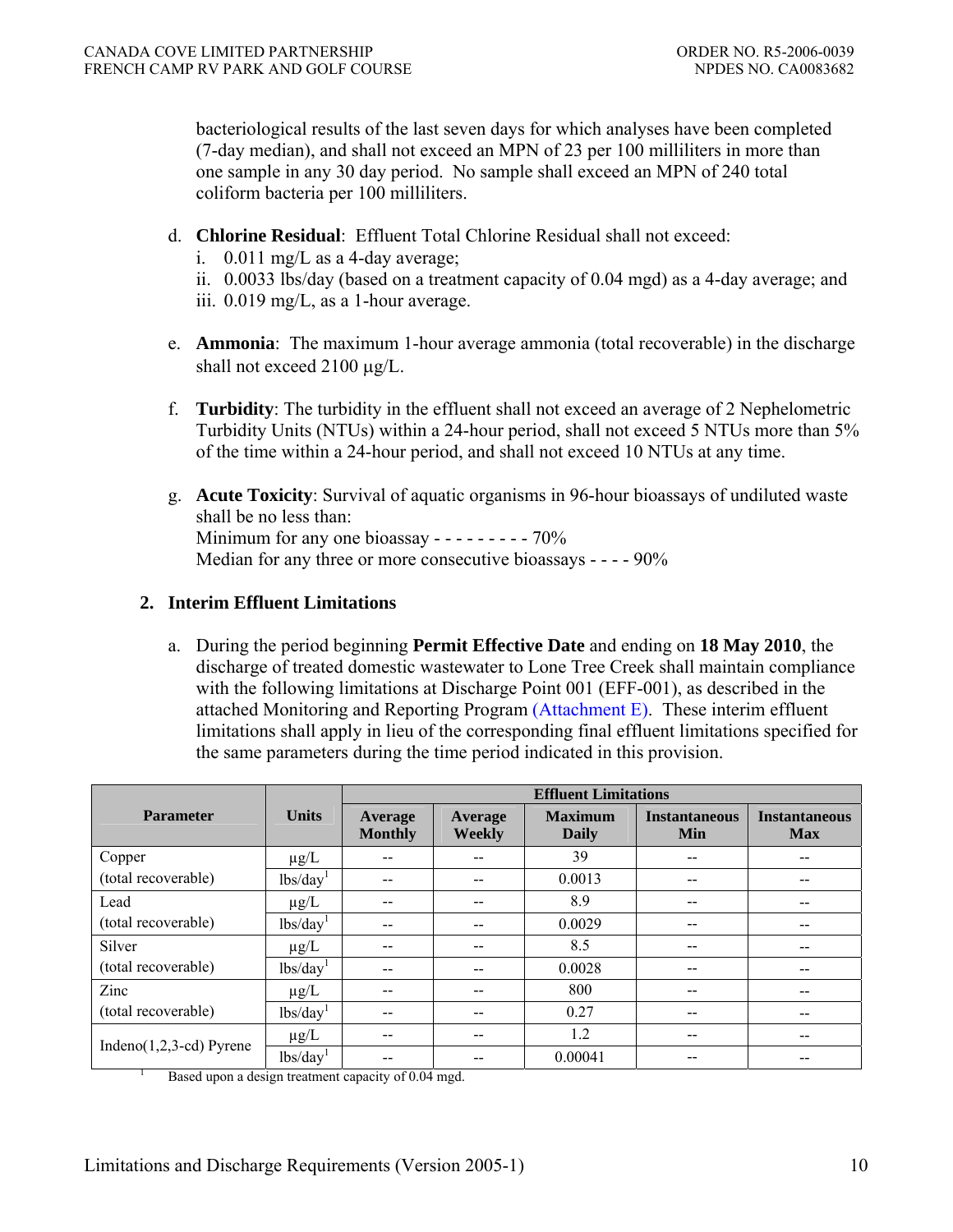bacteriological results of the last seven days for which analyses have been completed (7-day median), and shall not exceed an MPN of 23 per 100 milliliters in more than one sample in any 30 day period. No sample shall exceed an MPN of 240 total coliform bacteria per 100 milliliters.

d. **Chlorine Residual**: Effluent Total Chlorine Residual shall not exceed:
   i. 0.011 mg/L as a 4-day average;
   ii. 0.0033 lbs/day (based on a treatment capacity of 0.04 mgd) as a 4-day average; and
   iii. 0.019 mg/L, as a 1-hour average.

e. **Ammonia**: The maximum 1-hour average ammonia (total recoverable) in the discharge shall not exceed 2100 μg/L.

f. **Turbidity**: The turbidity in the effluent shall not exceed an average of 2 Nephelometric Turbidity Units (NTUs) within a 24-hour period, shall not exceed 5 NTUs more than 5% of the time within a 24-hour period, and shall not exceed 10 NTUs at any time.

g. **Acute Toxicity**: Survival of aquatic organisms in 96-hour bioassays of undiluted waste shall be no less than:
   Minimum for any one bioassay - - - - - - - - - 70%
   Median for any three or more consecutive bioassays - - - - 90%

## 2. Interim Effluent Limitations

a. During the period beginning **Permit Effective Date** and ending on **18 May 2010**, the discharge of treated domestic wastewater to Lone Tree Creek shall maintain compliance with the following limitations at Discharge Point 001 (EFF-001), as described in the attached Monitoring and Reporting Program (Attachment E). These interim effluent limitations shall apply in lieu of the corresponding final effluent limitations specified for the same parameters during the time period indicated in this provision.

| Parameter | Units | Effluent Limitations | | | | |
|---|---|---|---|---|---|---|
| | | Average Monthly | Average Weekly | Maximum Daily | Instantaneous Min | Instantaneous Max |
| Copper (total recoverable) | μg/L | -- | -- | 39 | -- | -- |
| | lbs/day[1] | -- | -- | 0.0013 | -- | -- |
| Lead (total recoverable) | μg/L | -- | -- | 8.9 | -- | -- |
| | lbs/day[1] | -- | -- | 0.0029 | -- | -- |
| Silver (total recoverable) | μg/L | -- | -- | 8.5 | -- | -- |
| | lbs/day[1] | -- | -- | 0.0028 | -- | -- |
| Zinc (total recoverable) | μg/L | -- | -- | 800 | -- | -- |
| | lbs/day[1] | -- | -- | 0.27 | -- | -- |
| Indeno(1,2,3-cd) Pyrene | μg/L | -- | -- | 1.2 | -- | -- |
| | lbs/day[1] | -- | -- | 0.00041 | -- | -- |

[1] Based upon a design treatment capacity of 0.04 mgd.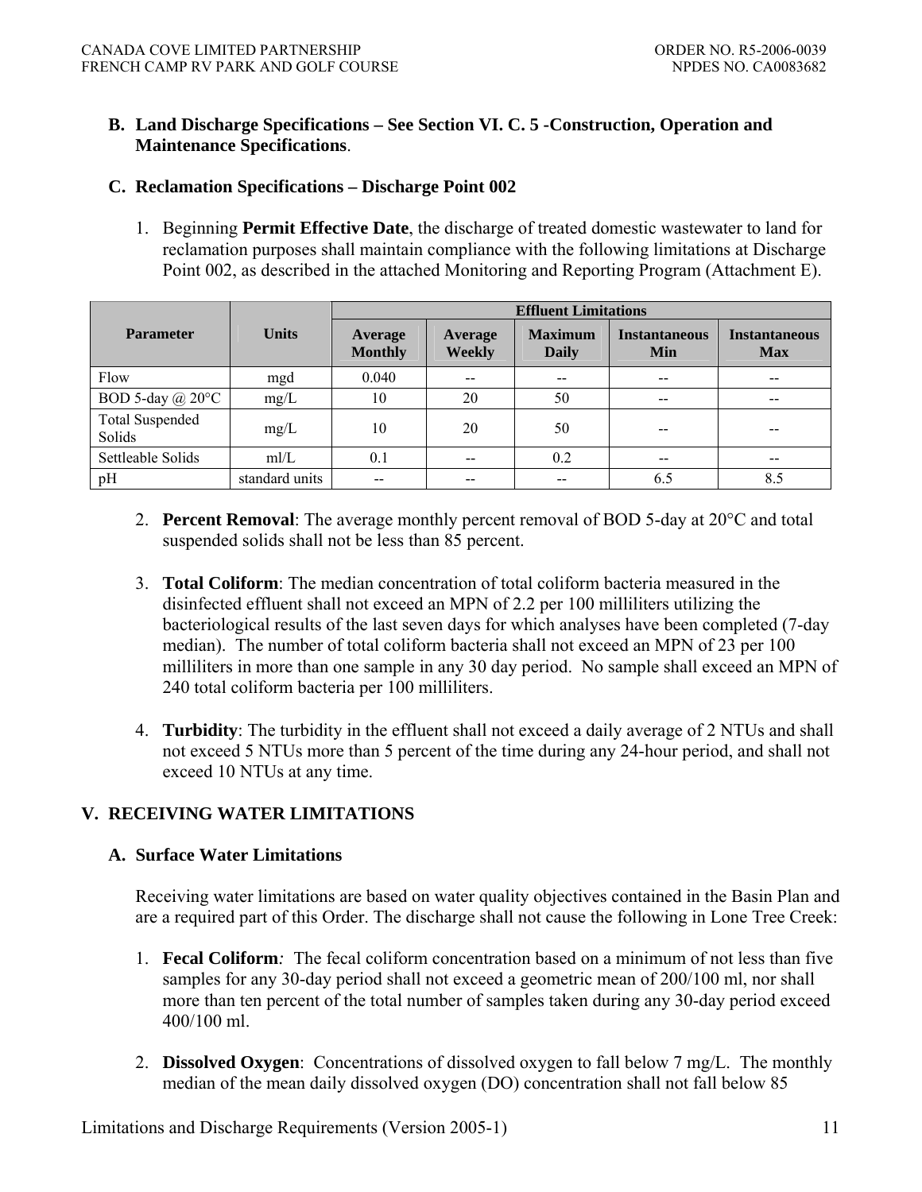## B. Land Discharge Specifications – See Section VI. C. 5 -Construction, Operation and Maintenance Specifications.

## C. Reclamation Specifications – Discharge Point 002

1. Beginning **Permit Effective Date**, the discharge of treated domestic wastewater to land for reclamation purposes shall maintain compliance with the following limitations at Discharge Point 002, as described in the attached Monitoring and Reporting Program (Attachment E).

| Parameter | Units | Effluent Limitations | | | | |
|---|---|---|---|---|---|---|
| | | Average Monthly | Average Weekly | Maximum Daily | Instantaneous Min | Instantaneous Max |
| Flow | mgd | 0.040 | -- | -- | -- | -- |
| BOD 5-day @ 20°C | mg/L | 10 | 20 | 50 | -- | -- |
| Total Suspended Solids | mg/L | 10 | 20 | 50 | -- | -- |
| Settleable Solids | ml/L | 0.1 | -- | 0.2 | -- | -- |
| pH | standard units | -- | -- | -- | 6.5 | 8.5 |

2. **Percent Removal**: The average monthly percent removal of BOD 5-day at 20°C and total suspended solids shall not be less than 85 percent.

3. **Total Coliform**: The median concentration of total coliform bacteria measured in the disinfected effluent shall not exceed an MPN of 2.2 per 100 milliliters utilizing the bacteriological results of the last seven days for which analyses have been completed (7-day median). The number of total coliform bacteria shall not exceed an MPN of 23 per 100 milliliters in more than one sample in any 30 day period. No sample shall exceed an MPN of 240 total coliform bacteria per 100 milliliters.

4. **Turbidity**: The turbidity in the effluent shall not exceed a daily average of 2 NTUs and shall not exceed 5 NTUs more than 5 percent of the time during any 24-hour period, and shall not exceed 10 NTUs at any time.

# V. RECEIVING WATER LIMITATIONS

## A. Surface Water Limitations

Receiving water limitations are based on water quality objectives contained in the Basin Plan and are a required part of this Order. The discharge shall not cause the following in Lone Tree Creek:

1. **Fecal Coliform***:* The fecal coliform concentration based on a minimum of not less than five samples for any 30-day period shall not exceed a geometric mean of 200/100 ml, nor shall more than ten percent of the total number of samples taken during any 30-day period exceed 400/100 ml.

2. **Dissolved Oxygen**: Concentrations of dissolved oxygen to fall below 7 mg/L. The monthly median of the mean daily dissolved oxygen (DO) concentration shall not fall below 85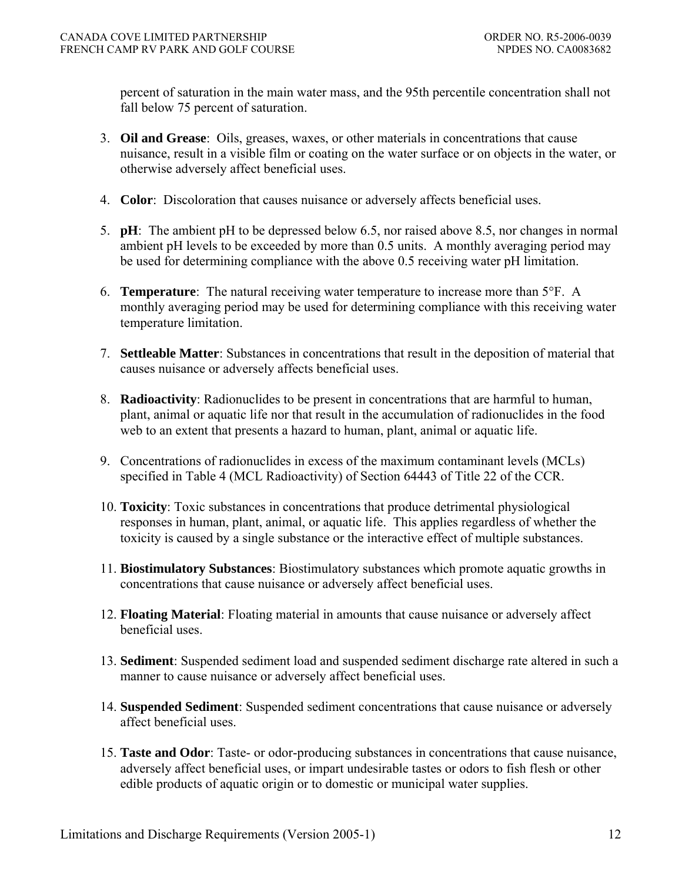percent of saturation in the main water mass, and the 95th percentile concentration shall not fall below 75 percent of saturation.

3. **Oil and Grease**: Oils, greases, waxes, or other materials in concentrations that cause nuisance, result in a visible film or coating on the water surface or on objects in the water, or otherwise adversely affect beneficial uses.

4. **Color**: Discoloration that causes nuisance or adversely affects beneficial uses.

5. **pH**: The ambient pH to be depressed below 6.5, nor raised above 8.5, nor changes in normal ambient pH levels to be exceeded by more than 0.5 units. A monthly averaging period may be used for determining compliance with the above 0.5 receiving water pH limitation.

6. **Temperature**: The natural receiving water temperature to increase more than 5°F. A monthly averaging period may be used for determining compliance with this receiving water temperature limitation.

7. **Settleable Matter**: Substances in concentrations that result in the deposition of material that causes nuisance or adversely affects beneficial uses.

8. **Radioactivity**: Radionuclides to be present in concentrations that are harmful to human, plant, animal or aquatic life nor that result in the accumulation of radionuclides in the food web to an extent that presents a hazard to human, plant, animal or aquatic life.

9. Concentrations of radionuclides in excess of the maximum contaminant levels (MCLs) specified in Table 4 (MCL Radioactivity) of Section 64443 of Title 22 of the CCR.

10. **Toxicity**: Toxic substances in concentrations that produce detrimental physiological responses in human, plant, animal, or aquatic life. This applies regardless of whether the toxicity is caused by a single substance or the interactive effect of multiple substances.

11. **Biostimulatory Substances**: Biostimulatory substances which promote aquatic growths in concentrations that cause nuisance or adversely affect beneficial uses.

12. **Floating Material**: Floating material in amounts that cause nuisance or adversely affect beneficial uses.

13. **Sediment**: Suspended sediment load and suspended sediment discharge rate altered in such a manner to cause nuisance or adversely affect beneficial uses.

14. **Suspended Sediment**: Suspended sediment concentrations that cause nuisance or adversely affect beneficial uses.

15. **Taste and Odor**: Taste- or odor-producing substances in concentrations that cause nuisance, adversely affect beneficial uses, or impart undesirable tastes or odors to fish flesh or other edible products of aquatic origin or to domestic or municipal water supplies.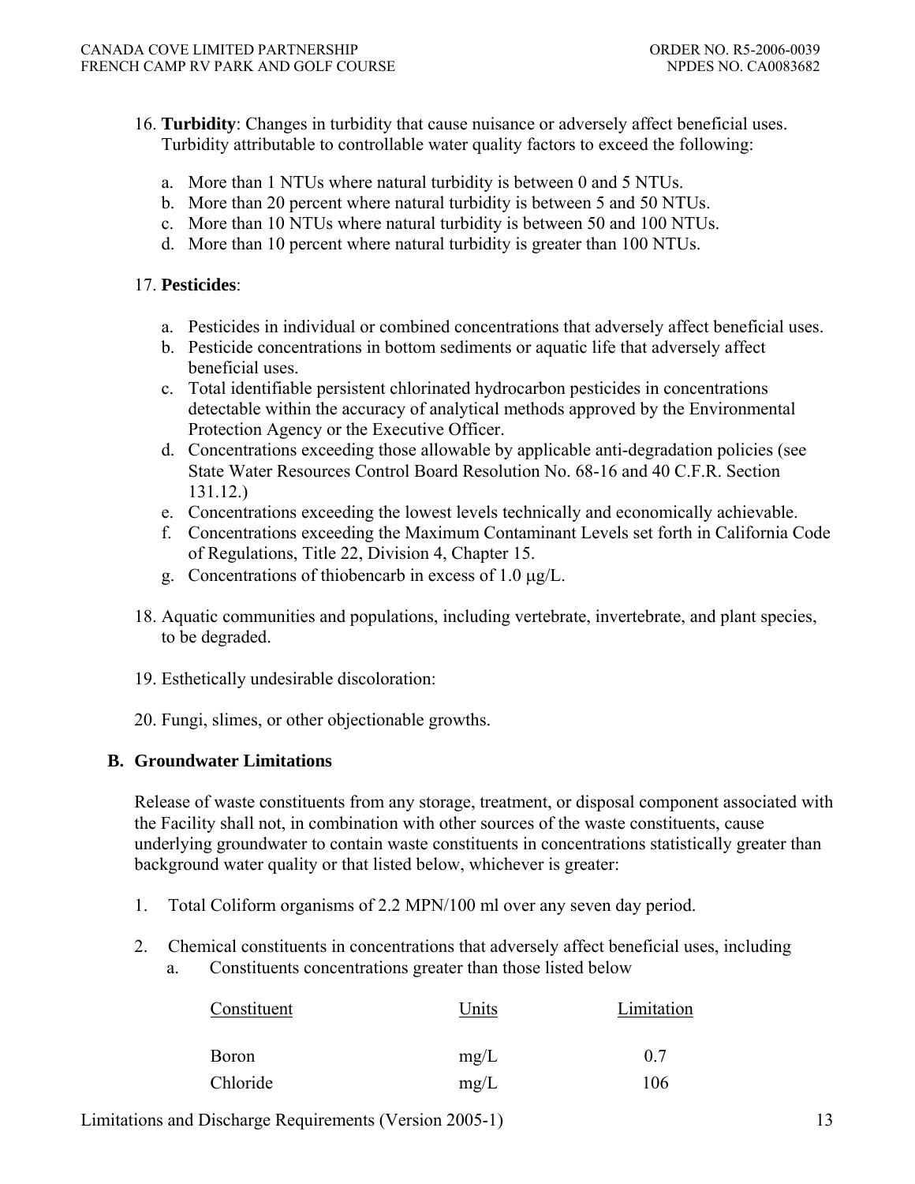16. **Turbidity**: Changes in turbidity that cause nuisance or adversely affect beneficial uses. Turbidity attributable to controllable water quality factors to exceed the following:

    a. More than 1 NTUs where natural turbidity is between 0 and 5 NTUs.
    b. More than 20 percent where natural turbidity is between 5 and 50 NTUs.
    c. More than 10 NTUs where natural turbidity is between 50 and 100 NTUs.
    d. More than 10 percent where natural turbidity is greater than 100 NTUs.

17. **Pesticides**:

    a. Pesticides in individual or combined concentrations that adversely affect beneficial uses.
    b. Pesticide concentrations in bottom sediments or aquatic life that adversely affect beneficial uses.
    c. Total identifiable persistent chlorinated hydrocarbon pesticides in concentrations detectable within the accuracy of analytical methods approved by the Environmental Protection Agency or the Executive Officer.
    d. Concentrations exceeding those allowable by applicable anti-degradation policies (see State Water Resources Control Board Resolution No. 68-16 and 40 C.F.R. Section 131.12.)
    e. Concentrations exceeding the lowest levels technically and economically achievable.
    f. Concentrations exceeding the Maximum Contaminant Levels set forth in California Code of Regulations, Title 22, Division 4, Chapter 15.
    g. Concentrations of thiobencarb in excess of 1.0 μg/L.

18. Aquatic communities and populations, including vertebrate, invertebrate, and plant species, to be degraded.

19. Esthetically undesirable discoloration:

20. Fungi, slimes, or other objectionable growths.

## B. Groundwater Limitations

Release of waste constituents from any storage, treatment, or disposal component associated with the Facility shall not, in combination with other sources of the waste constituents, cause underlying groundwater to contain waste constituents in concentrations statistically greater than background water quality or that listed below, whichever is greater:

1. Total Coliform organisms of 2.2 MPN/100 ml over any seven day period.

2. Chemical constituents in concentrations that adversely affect beneficial uses, including
   a. Constituents concentrations greater than those listed below

| Constituent | Units | Limitation |
|---|---|---|
| Boron | mg/L | 0.7 |
| Chloride | mg/L | 106 |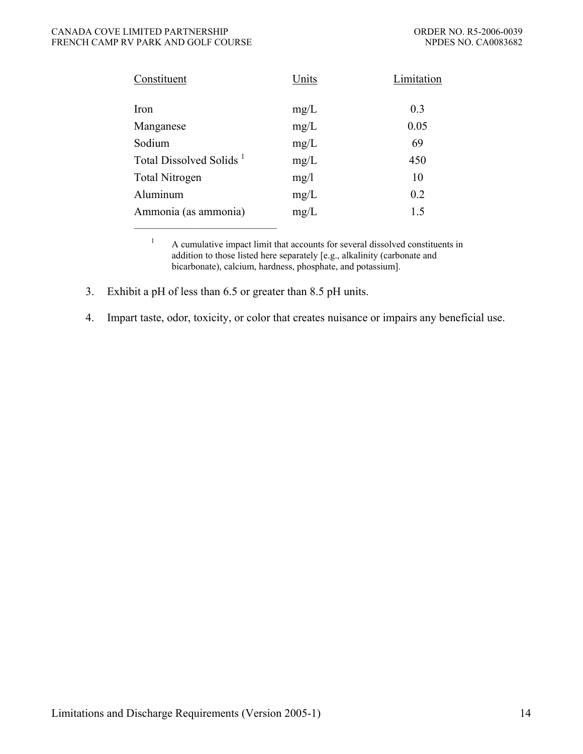| Constituent | Units | Limitation |
|---|---|---|
| Iron | mg/L | 0.3 |
| Manganese | mg/L | 0.05 |
| Sodium | mg/L | 69 |
| Total Dissolved Solids [1] | mg/L | 450 |
| Total Nitrogen | mg/l | 10 |
| Aluminum | mg/L | 0.2 |
| Ammonia (as ammonia) | mg/L | 1.5 |

[1] A cumulative impact limit that accounts for several dissolved constituents in addition to those listed here separately [e.g., alkalinity (carbonate and bicarbonate), calcium, hardness, phosphate, and potassium].

3. Exhibit a pH of less than 6.5 or greater than 8.5 pH units.

4. Impart taste, odor, toxicity, or color that creates nuisance or impairs any beneficial use.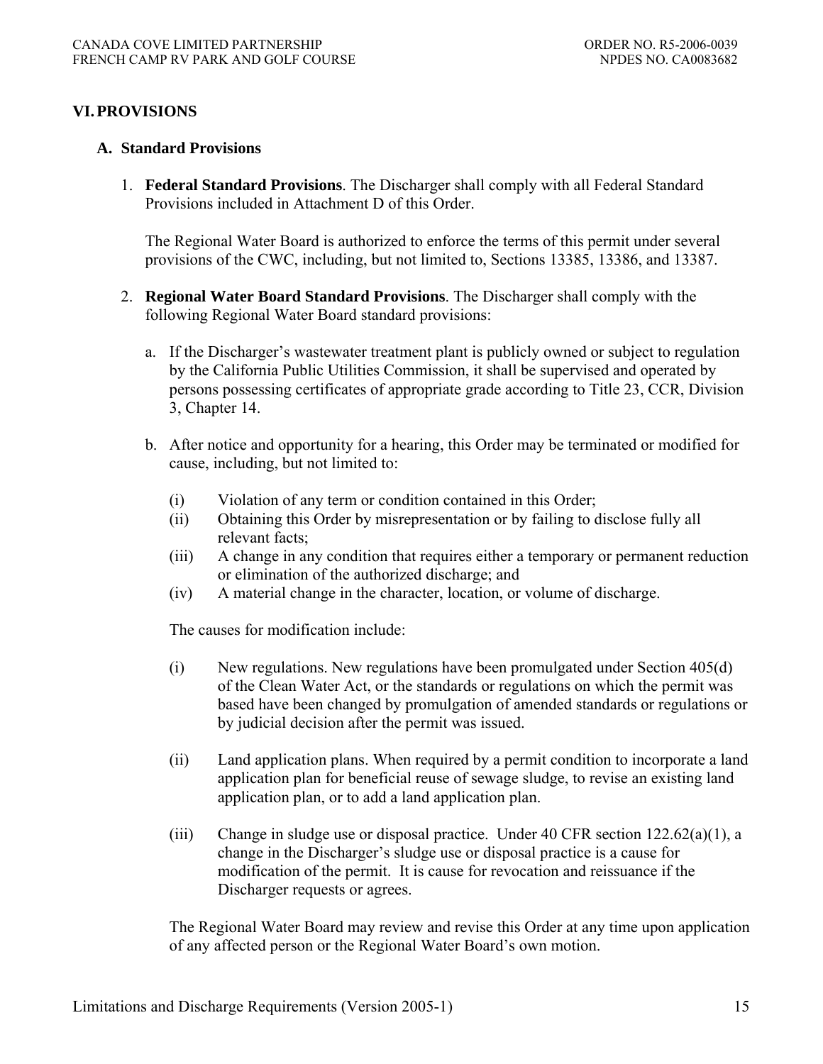## VI. PROVISIONS

### A. Standard Provisions

1. **Federal Standard Provisions**. The Discharger shall comply with all Federal Standard Provisions included in Attachment D of this Order.

   The Regional Water Board is authorized to enforce the terms of this permit under several provisions of the CWC, including, but not limited to, Sections 13385, 13386, and 13387.

2. **Regional Water Board Standard Provisions**. The Discharger shall comply with the following Regional Water Board standard provisions:

   a. If the Discharger's wastewater treatment plant is publicly owned or subject to regulation by the California Public Utilities Commission, it shall be supervised and operated by persons possessing certificates of appropriate grade according to Title 23, CCR, Division 3, Chapter 14.

   b. After notice and opportunity for a hearing, this Order may be terminated or modified for cause, including, but not limited to:

      (i) Violation of any term or condition contained in this Order;
      (ii) Obtaining this Order by misrepresentation or by failing to disclose fully all relevant facts;
      (iii) A change in any condition that requires either a temporary or permanent reduction or elimination of the authorized discharge; and
      (iv) A material change in the character, location, or volume of discharge.

      The causes for modification include:

      (i) New regulations. New regulations have been promulgated under Section 405(d) of the Clean Water Act, or the standards or regulations on which the permit was based have been changed by promulgation of amended standards or regulations or by judicial decision after the permit was issued.

      (ii) Land application plans. When required by a permit condition to incorporate a land application plan for beneficial reuse of sewage sludge, to revise an existing land application plan, or to add a land application plan.

      (iii) Change in sludge use or disposal practice. Under 40 CFR section 122.62(a)(1), a change in the Discharger's sludge use or disposal practice is a cause for modification of the permit. It is cause for revocation and reissuance if the Discharger requests or agrees.

      The Regional Water Board may review and revise this Order at any time upon application of any affected person or the Regional Water Board's own motion.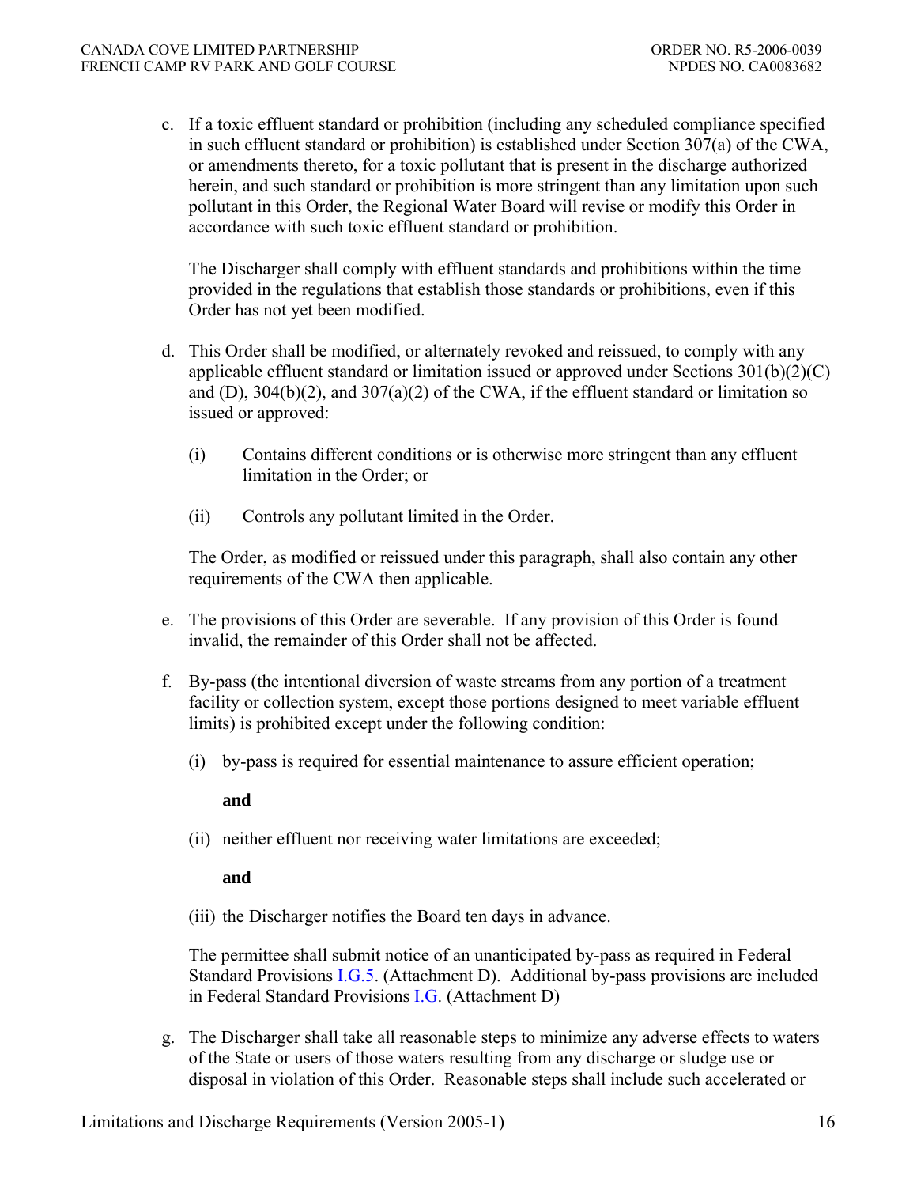c. If a toxic effluent standard or prohibition (including any scheduled compliance specified in such effluent standard or prohibition) is established under Section 307(a) of the CWA, or amendments thereto, for a toxic pollutant that is present in the discharge authorized herein, and such standard or prohibition is more stringent than any limitation upon such pollutant in this Order, the Regional Water Board will revise or modify this Order in accordance with such toxic effluent standard or prohibition.

   The Discharger shall comply with effluent standards and prohibitions within the time provided in the regulations that establish those standards or prohibitions, even if this Order has not yet been modified.

d. This Order shall be modified, or alternately revoked and reissued, to comply with any applicable effluent standard or limitation issued or approved under Sections 301(b)(2)(C) and (D), 304(b)(2), and 307(a)(2) of the CWA, if the effluent standard or limitation so issued or approved:

   (i) Contains different conditions or is otherwise more stringent than any effluent limitation in the Order; or

   (ii) Controls any pollutant limited in the Order.

   The Order, as modified or reissued under this paragraph, shall also contain any other requirements of the CWA then applicable.

e. The provisions of this Order are severable. If any provision of this Order is found invalid, the remainder of this Order shall not be affected.

f. By-pass (the intentional diversion of waste streams from any portion of a treatment facility or collection system, except those portions designed to meet variable effluent limits) is prohibited except under the following condition:

   (i) by-pass is required for essential maintenance to assure efficient operation;

   **and**

   (ii) neither effluent nor receiving water limitations are exceeded;

   **and**

   (iii) the Discharger notifies the Board ten days in advance.

   The permittee shall submit notice of an unanticipated by-pass as required in Federal Standard Provisions I.G.5. (Attachment D). Additional by-pass provisions are included in Federal Standard Provisions I.G. (Attachment D)

g. The Discharger shall take all reasonable steps to minimize any adverse effects to waters of the State or users of those waters resulting from any discharge or sludge use or disposal in violation of this Order. Reasonable steps shall include such accelerated or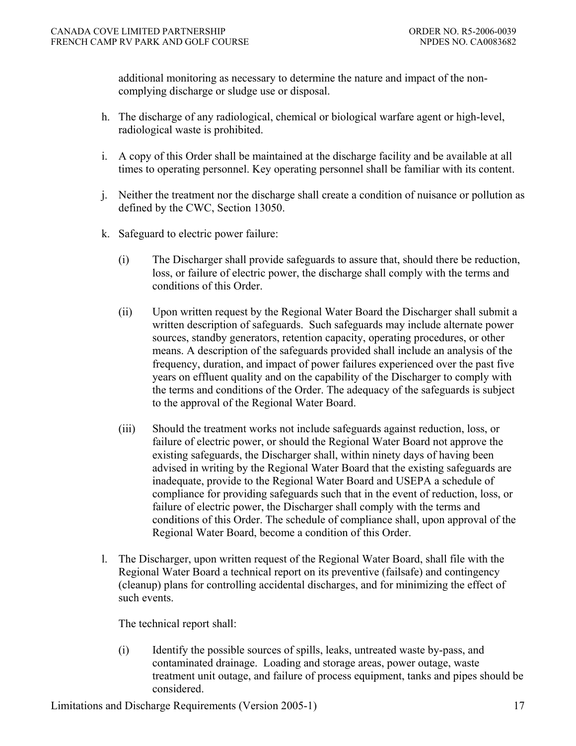additional monitoring as necessary to determine the nature and impact of the non-complying discharge or sludge use or disposal.

h. The discharge of any radiological, chemical or biological warfare agent or high-level, radiological waste is prohibited.

i. A copy of this Order shall be maintained at the discharge facility and be available at all times to operating personnel. Key operating personnel shall be familiar with its content.

j. Neither the treatment nor the discharge shall create a condition of nuisance or pollution as defined by the CWC, Section 13050.

k. Safeguard to electric power failure:

   (i) The Discharger shall provide safeguards to assure that, should there be reduction, loss, or failure of electric power, the discharge shall comply with the terms and conditions of this Order.

   (ii) Upon written request by the Regional Water Board the Discharger shall submit a written description of safeguards. Such safeguards may include alternate power sources, standby generators, retention capacity, operating procedures, or other means. A description of the safeguards provided shall include an analysis of the frequency, duration, and impact of power failures experienced over the past five years on effluent quality and on the capability of the Discharger to comply with the terms and conditions of the Order. The adequacy of the safeguards is subject to the approval of the Regional Water Board.

   (iii) Should the treatment works not include safeguards against reduction, loss, or failure of electric power, or should the Regional Water Board not approve the existing safeguards, the Discharger shall, within ninety days of having been advised in writing by the Regional Water Board that the existing safeguards are inadequate, provide to the Regional Water Board and USEPA a schedule of compliance for providing safeguards such that in the event of reduction, loss, or failure of electric power, the Discharger shall comply with the terms and conditions of this Order. The schedule of compliance shall, upon approval of the Regional Water Board, become a condition of this Order.

l. The Discharger, upon written request of the Regional Water Board, shall file with the Regional Water Board a technical report on its preventive (failsafe) and contingency (cleanup) plans for controlling accidental discharges, and for minimizing the effect of such events.

   The technical report shall:

   (i) Identify the possible sources of spills, leaks, untreated waste by-pass, and contaminated drainage. Loading and storage areas, power outage, waste treatment unit outage, and failure of process equipment, tanks and pipes should be considered.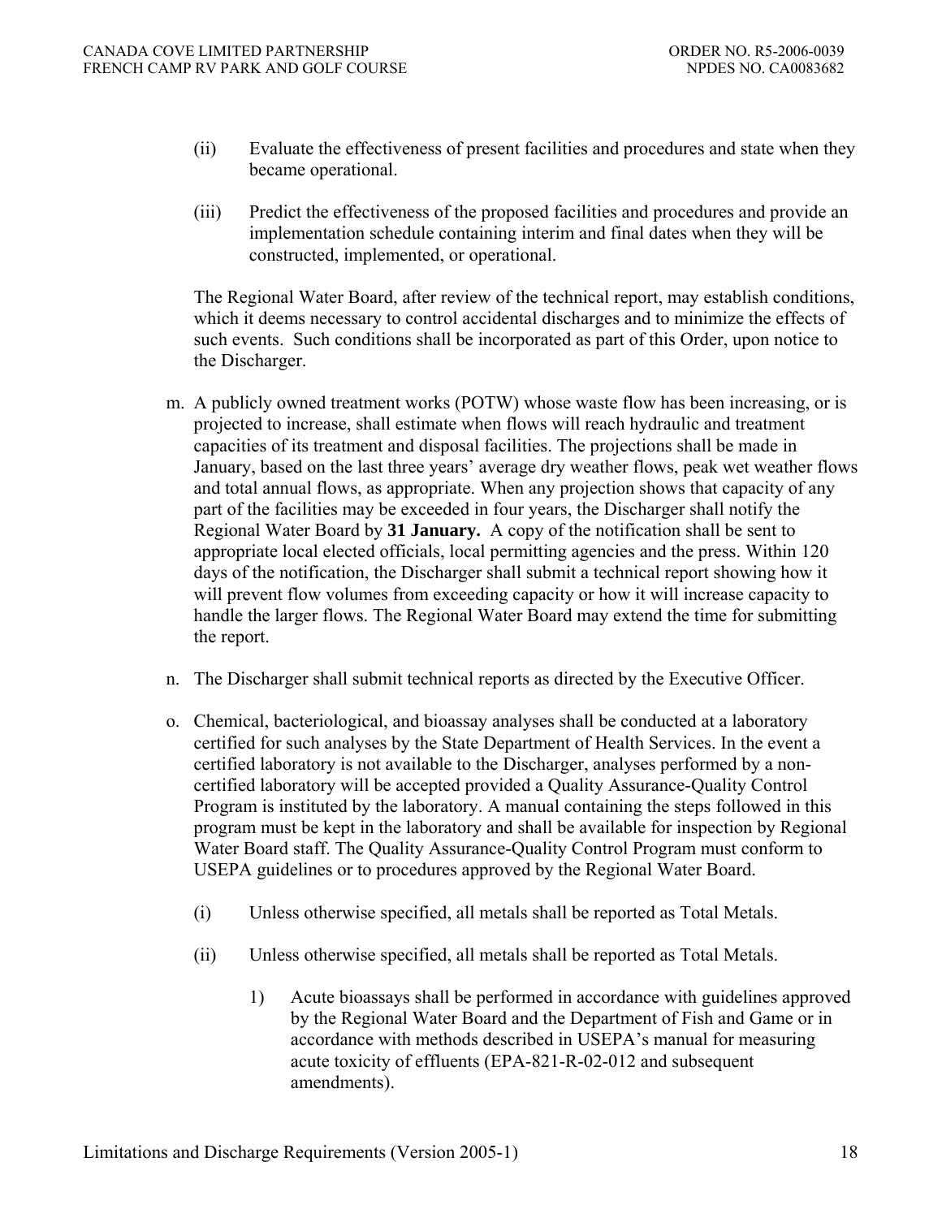(ii) Evaluate the effectiveness of present facilities and procedures and state when they became operational.

(iii) Predict the effectiveness of the proposed facilities and procedures and provide an implementation schedule containing interim and final dates when they will be constructed, implemented, or operational.

The Regional Water Board, after review of the technical report, may establish conditions, which it deems necessary to control accidental discharges and to minimize the effects of such events. Such conditions shall be incorporated as part of this Order, upon notice to the Discharger.

m. A publicly owned treatment works (POTW) whose waste flow has been increasing, or is projected to increase, shall estimate when flows will reach hydraulic and treatment capacities of its treatment and disposal facilities. The projections shall be made in January, based on the last three years' average dry weather flows, peak wet weather flows and total annual flows, as appropriate. When any projection shows that capacity of any part of the facilities may be exceeded in four years, the Discharger shall notify the Regional Water Board by **31 January.** A copy of the notification shall be sent to appropriate local elected officials, local permitting agencies and the press. Within 120 days of the notification, the Discharger shall submit a technical report showing how it will prevent flow volumes from exceeding capacity or how it will increase capacity to handle the larger flows. The Regional Water Board may extend the time for submitting the report.

n. The Discharger shall submit technical reports as directed by the Executive Officer.

o. Chemical, bacteriological, and bioassay analyses shall be conducted at a laboratory certified for such analyses by the State Department of Health Services. In the event a certified laboratory is not available to the Discharger, analyses performed by a non-certified laboratory will be accepted provided a Quality Assurance-Quality Control Program is instituted by the laboratory. A manual containing the steps followed in this program must be kept in the laboratory and shall be available for inspection by Regional Water Board staff. The Quality Assurance-Quality Control Program must conform to USEPA guidelines or to procedures approved by the Regional Water Board.

(i) Unless otherwise specified, all metals shall be reported as Total Metals.

(ii) Unless otherwise specified, all metals shall be reported as Total Metals.

1) Acute bioassays shall be performed in accordance with guidelines approved by the Regional Water Board and the Department of Fish and Game or in accordance with methods described in USEPA's manual for measuring acute toxicity of effluents (EPA-821-R-02-012 and subsequent amendments).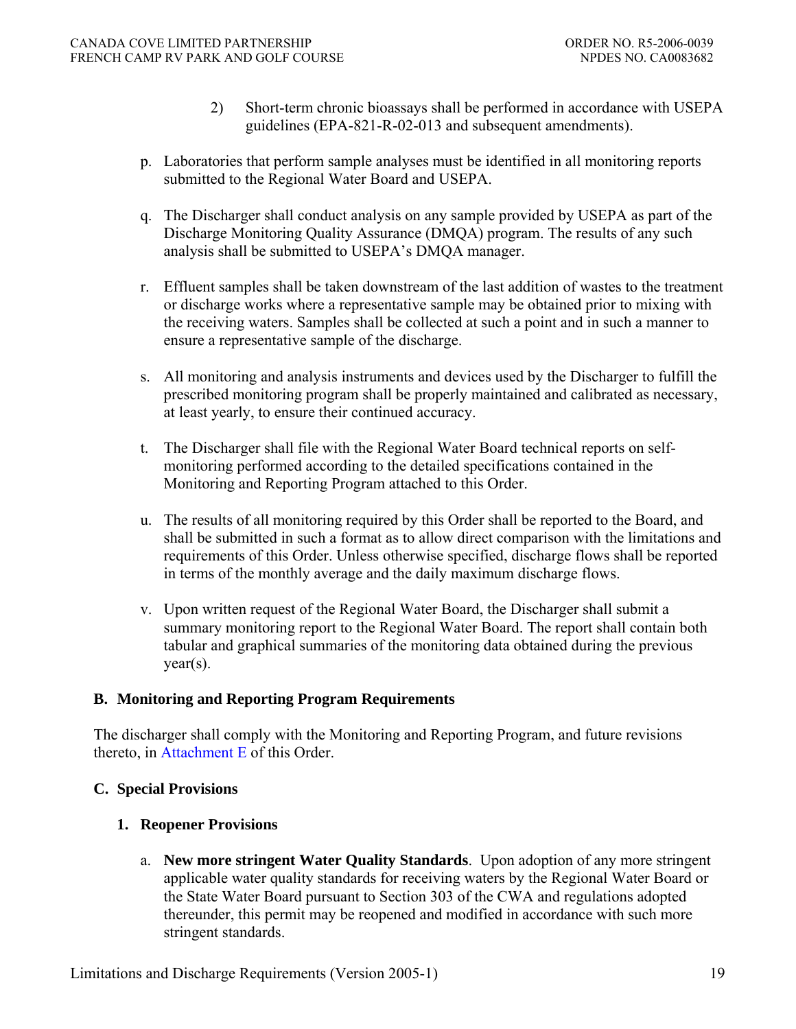2) Short-term chronic bioassays shall be performed in accordance with USEPA guidelines (EPA-821-R-02-013 and subsequent amendments).

p. Laboratories that perform sample analyses must be identified in all monitoring reports submitted to the Regional Water Board and USEPA.

q. The Discharger shall conduct analysis on any sample provided by USEPA as part of the Discharge Monitoring Quality Assurance (DMQA) program. The results of any such analysis shall be submitted to USEPA's DMQA manager.

r. Effluent samples shall be taken downstream of the last addition of wastes to the treatment or discharge works where a representative sample may be obtained prior to mixing with the receiving waters. Samples shall be collected at such a point and in such a manner to ensure a representative sample of the discharge.

s. All monitoring and analysis instruments and devices used by the Discharger to fulfill the prescribed monitoring program shall be properly maintained and calibrated as necessary, at least yearly, to ensure their continued accuracy.

t. The Discharger shall file with the Regional Water Board technical reports on self-monitoring performed according to the detailed specifications contained in the Monitoring and Reporting Program attached to this Order.

u. The results of all monitoring required by this Order shall be reported to the Board, and shall be submitted in such a format as to allow direct comparison with the limitations and requirements of this Order. Unless otherwise specified, discharge flows shall be reported in terms of the monthly average and the daily maximum discharge flows.

v. Upon written request of the Regional Water Board, the Discharger shall submit a summary monitoring report to the Regional Water Board. The report shall contain both tabular and graphical summaries of the monitoring data obtained during the previous year(s).

### B. Monitoring and Reporting Program Requirements

The discharger shall comply with the Monitoring and Reporting Program, and future revisions thereto, in Attachment E of this Order.

### C. Special Provisions

#### 1. Reopener Provisions

a. **New more stringent Water Quality Standards**. Upon adoption of any more stringent applicable water quality standards for receiving waters by the Regional Water Board or the State Water Board pursuant to Section 303 of the CWA and regulations adopted thereunder, this permit may be reopened and modified in accordance with such more stringent standards.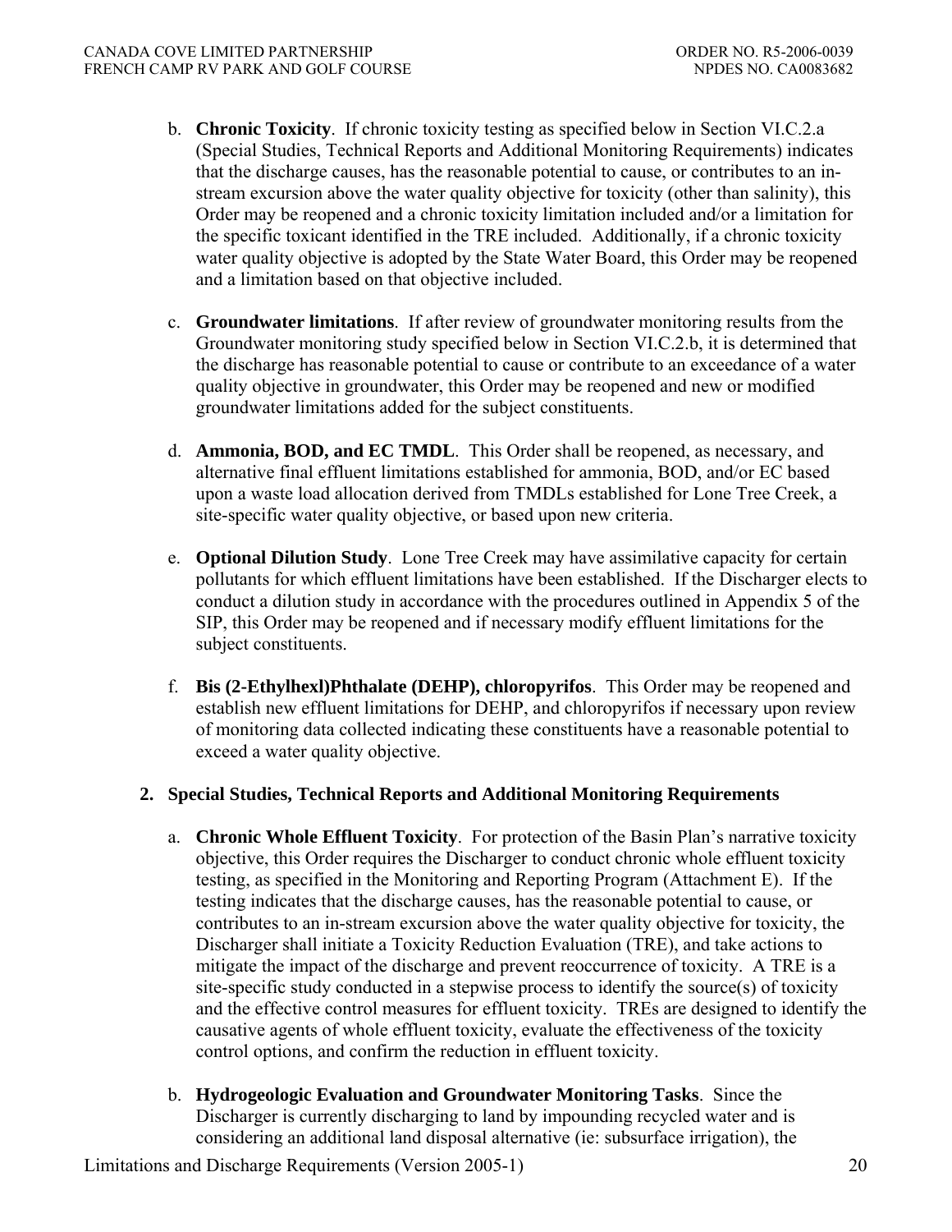b. **Chronic Toxicity**. If chronic toxicity testing as specified below in Section VI.C.2.a (Special Studies, Technical Reports and Additional Monitoring Requirements) indicates that the discharge causes, has the reasonable potential to cause, or contributes to an in-stream excursion above the water quality objective for toxicity (other than salinity), this Order may be reopened and a chronic toxicity limitation included and/or a limitation for the specific toxicant identified in the TRE included. Additionally, if a chronic toxicity water quality objective is adopted by the State Water Board, this Order may be reopened and a limitation based on that objective included.

c. **Groundwater limitations**. If after review of groundwater monitoring results from the Groundwater monitoring study specified below in Section VI.C.2.b, it is determined that the discharge has reasonable potential to cause or contribute to an exceedance of a water quality objective in groundwater, this Order may be reopened and new or modified groundwater limitations added for the subject constituents.

d. **Ammonia, BOD, and EC TMDL**. This Order shall be reopened, as necessary, and alternative final effluent limitations established for ammonia, BOD, and/or EC based upon a waste load allocation derived from TMDLs established for Lone Tree Creek, a site-specific water quality objective, or based upon new criteria.

e. **Optional Dilution Study**. Lone Tree Creek may have assimilative capacity for certain pollutants for which effluent limitations have been established. If the Discharger elects to conduct a dilution study in accordance with the procedures outlined in Appendix 5 of the SIP, this Order may be reopened and if necessary modify effluent limitations for the subject constituents.

f. **Bis (2-Ethylhexl)Phthalate (DEHP), chloropyrifos**. This Order may be reopened and establish new effluent limitations for DEHP, and chloropyrifos if necessary upon review of monitoring data collected indicating these constituents have a reasonable potential to exceed a water quality objective.

**2. Special Studies, Technical Reports and Additional Monitoring Requirements**

a. **Chronic Whole Effluent Toxicity**. For protection of the Basin Plan's narrative toxicity objective, this Order requires the Discharger to conduct chronic whole effluent toxicity testing, as specified in the Monitoring and Reporting Program (Attachment E). If the testing indicates that the discharge causes, has the reasonable potential to cause, or contributes to an in-stream excursion above the water quality objective for toxicity, the Discharger shall initiate a Toxicity Reduction Evaluation (TRE), and take actions to mitigate the impact of the discharge and prevent reoccurrence of toxicity. A TRE is a site-specific study conducted in a stepwise process to identify the source(s) of toxicity and the effective control measures for effluent toxicity. TREs are designed to identify the causative agents of whole effluent toxicity, evaluate the effectiveness of the toxicity control options, and confirm the reduction in effluent toxicity.

b. **Hydrogeologic Evaluation and Groundwater Monitoring Tasks**. Since the Discharger is currently discharging to land by impounding recycled water and is considering an additional land disposal alternative (ie: subsurface irrigation), the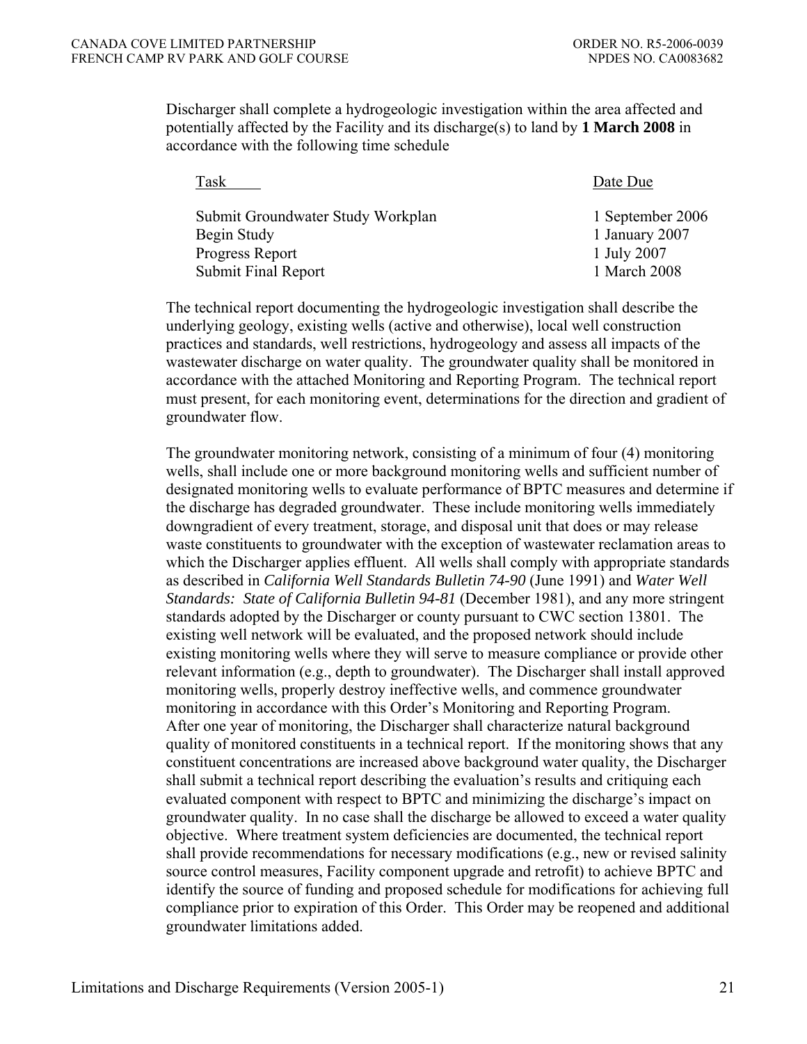Discharger shall complete a hydrogeologic investigation within the area affected and potentially affected by the Facility and its discharge(s) to land by **1 March 2008** in accordance with the following time schedule

| Task | Date Due |
| --- | --- |
| Submit Groundwater Study Workplan | 1 September 2006 |
| Begin Study | 1 January 2007 |
| Progress Report | 1 July 2007 |
| Submit Final Report | 1 March 2008 |

The technical report documenting the hydrogeologic investigation shall describe the underlying geology, existing wells (active and otherwise), local well construction practices and standards, well restrictions, hydrogeology and assess all impacts of the wastewater discharge on water quality. The groundwater quality shall be monitored in accordance with the attached Monitoring and Reporting Program. The technical report must present, for each monitoring event, determinations for the direction and gradient of groundwater flow.

The groundwater monitoring network, consisting of a minimum of four (4) monitoring wells, shall include one or more background monitoring wells and sufficient number of designated monitoring wells to evaluate performance of BPTC measures and determine if the discharge has degraded groundwater. These include monitoring wells immediately downgradient of every treatment, storage, and disposal unit that does or may release waste constituents to groundwater with the exception of wastewater reclamation areas to which the Discharger applies effluent. All wells shall comply with appropriate standards as described in *California Well Standards Bulletin 74-90* (June 1991) and *Water Well Standards: State of California Bulletin 94-81* (December 1981), and any more stringent standards adopted by the Discharger or county pursuant to CWC section 13801. The existing well network will be evaluated, and the proposed network should include existing monitoring wells where they will serve to measure compliance or provide other relevant information (e.g., depth to groundwater). The Discharger shall install approved monitoring wells, properly destroy ineffective wells, and commence groundwater monitoring in accordance with this Order's Monitoring and Reporting Program. After one year of monitoring, the Discharger shall characterize natural background quality of monitored constituents in a technical report. If the monitoring shows that any constituent concentrations are increased above background water quality, the Discharger shall submit a technical report describing the evaluation's results and critiquing each evaluated component with respect to BPTC and minimizing the discharge's impact on groundwater quality. In no case shall the discharge be allowed to exceed a water quality objective. Where treatment system deficiencies are documented, the technical report shall provide recommendations for necessary modifications (e.g., new or revised salinity source control measures, Facility component upgrade and retrofit) to achieve BPTC and identify the source of funding and proposed schedule for modifications for achieving full compliance prior to expiration of this Order. This Order may be reopened and additional groundwater limitations added.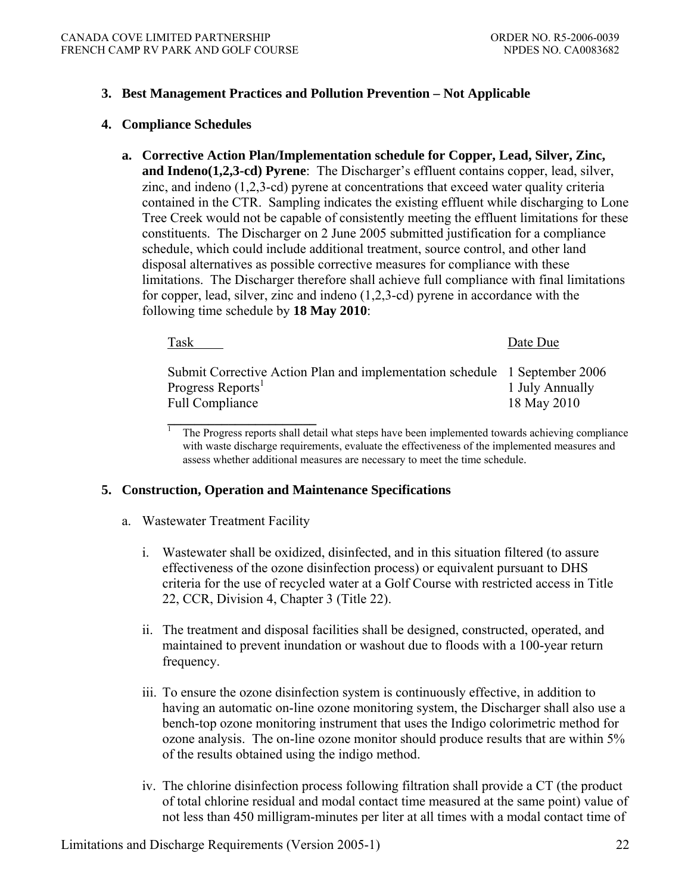### 3. Best Management Practices and Pollution Prevention – Not Applicable

### 4. Compliance Schedules

**a. Corrective Action Plan/Implementation schedule for Copper, Lead, Silver, Zinc, and Indeno(1,2,3-cd) Pyrene**: The Discharger's effluent contains copper, lead, silver, zinc, and indeno (1,2,3-cd) pyrene at concentrations that exceed water quality criteria contained in the CTR. Sampling indicates the existing effluent while discharging to Lone Tree Creek would not be capable of consistently meeting the effluent limitations for these constituents. The Discharger on 2 June 2005 submitted justification for a compliance schedule, which could include additional treatment, source control, and other land disposal alternatives as possible corrective measures for compliance with these limitations. The Discharger therefore shall achieve full compliance with final limitations for copper, lead, silver, zinc and indeno (1,2,3-cd) pyrene in accordance with the following time schedule by **18 May 2010**:

| Task | Date Due |
|---|---|
| Submit Corrective Action Plan and implementation schedule | 1 September 2006 |
| Progress Reports[1] | 1 July Annually |
| Full Compliance | 18 May 2010 |

[1] The Progress reports shall detail what steps have been implemented towards achieving compliance with waste discharge requirements, evaluate the effectiveness of the implemented measures and assess whether additional measures are necessary to meet the time schedule.

### 5. Construction, Operation and Maintenance Specifications

a. Wastewater Treatment Facility

i. Wastewater shall be oxidized, disinfected, and in this situation filtered (to assure effectiveness of the ozone disinfection process) or equivalent pursuant to DHS criteria for the use of recycled water at a Golf Course with restricted access in Title 22, CCR, Division 4, Chapter 3 (Title 22).

ii. The treatment and disposal facilities shall be designed, constructed, operated, and maintained to prevent inundation or washout due to floods with a 100-year return frequency.

iii. To ensure the ozone disinfection system is continuously effective, in addition to having an automatic on-line ozone monitoring system, the Discharger shall also use a bench-top ozone monitoring instrument that uses the Indigo colorimetric method for ozone analysis. The on-line ozone monitor should produce results that are within 5% of the results obtained using the indigo method.

iv. The chlorine disinfection process following filtration shall provide a CT (the product of total chlorine residual and modal contact time measured at the same point) value of not less than 450 milligram-minutes per liter at all times with a modal contact time of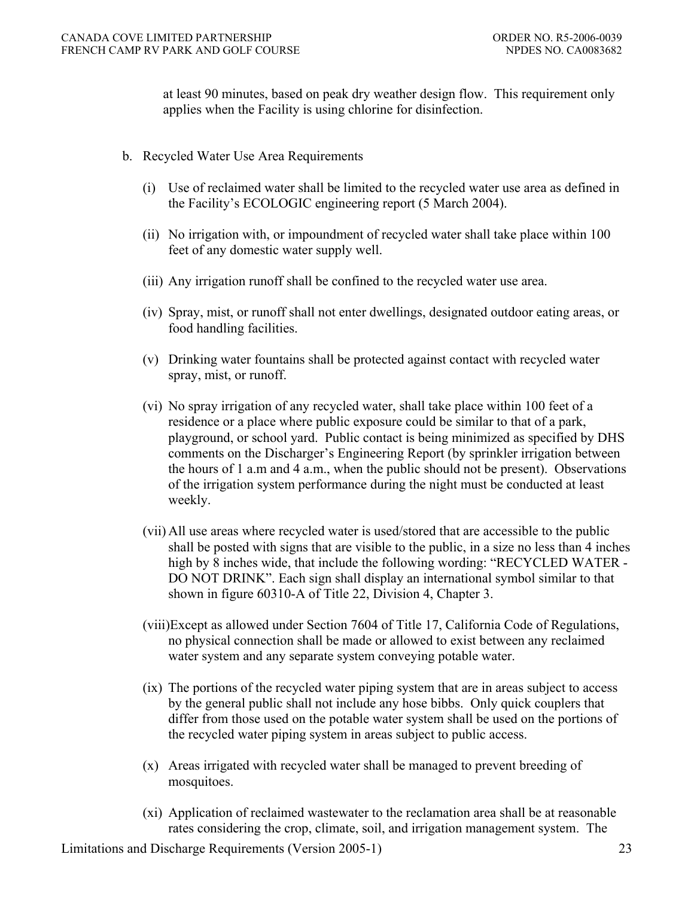at least 90 minutes, based on peak dry weather design flow. This requirement only applies when the Facility is using chlorine for disinfection.

b. Recycled Water Use Area Requirements

(i) Use of reclaimed water shall be limited to the recycled water use area as defined in the Facility's ECOLOGIC engineering report (5 March 2004).

(ii) No irrigation with, or impoundment of recycled water shall take place within 100 feet of any domestic water supply well.

(iii) Any irrigation runoff shall be confined to the recycled water use area.

(iv) Spray, mist, or runoff shall not enter dwellings, designated outdoor eating areas, or food handling facilities.

(v) Drinking water fountains shall be protected against contact with recycled water spray, mist, or runoff.

(vi) No spray irrigation of any recycled water, shall take place within 100 feet of a residence or a place where public exposure could be similar to that of a park, playground, or school yard. Public contact is being minimized as specified by DHS comments on the Discharger's Engineering Report (by sprinkler irrigation between the hours of 1 a.m and 4 a.m., when the public should not be present). Observations of the irrigation system performance during the night must be conducted at least weekly.

(vii) All use areas where recycled water is used/stored that are accessible to the public shall be posted with signs that are visible to the public, in a size no less than 4 inches high by 8 inches wide, that include the following wording: "RECYCLED WATER - DO NOT DRINK". Each sign shall display an international symbol similar to that shown in figure 60310-A of Title 22, Division 4, Chapter 3.

(viii) Except as allowed under Section 7604 of Title 17, California Code of Regulations, no physical connection shall be made or allowed to exist between any reclaimed water system and any separate system conveying potable water.

(ix) The portions of the recycled water piping system that are in areas subject to access by the general public shall not include any hose bibbs. Only quick couplers that differ from those used on the potable water system shall be used on the portions of the recycled water piping system in areas subject to public access.

(x) Areas irrigated with recycled water shall be managed to prevent breeding of mosquitoes.

(xi) Application of reclaimed wastewater to the reclamation area shall be at reasonable rates considering the crop, climate, soil, and irrigation management system. The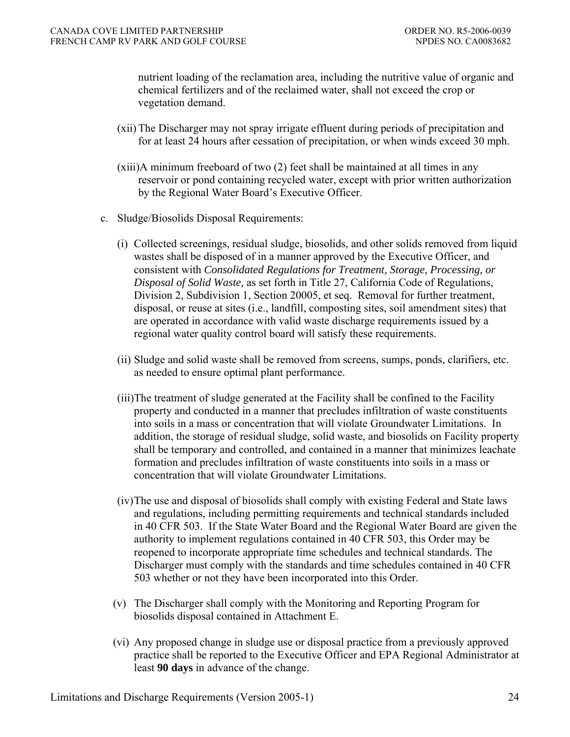nutrient loading of the reclamation area, including the nutritive value of organic and chemical fertilizers and of the reclaimed water, shall not exceed the crop or vegetation demand.

(xii) The Discharger may not spray irrigate effluent during periods of precipitation and for at least 24 hours after cessation of precipitation, or when winds exceed 30 mph.

(xiii) A minimum freeboard of two (2) feet shall be maintained at all times in any reservoir or pond containing recycled water, except with prior written authorization by the Regional Water Board's Executive Officer.

c. Sludge/Biosolids Disposal Requirements:

(i) Collected screenings, residual sludge, biosolids, and other solids removed from liquid wastes shall be disposed of in a manner approved by the Executive Officer, and consistent with *Consolidated Regulations for Treatment, Storage, Processing, or Disposal of Solid Waste,* as set forth in Title 27, California Code of Regulations, Division 2, Subdivision 1, Section 20005, et seq. Removal for further treatment, disposal, or reuse at sites (i.e., landfill, composting sites, soil amendment sites) that are operated in accordance with valid waste discharge requirements issued by a regional water quality control board will satisfy these requirements.

(ii) Sludge and solid waste shall be removed from screens, sumps, ponds, clarifiers, etc. as needed to ensure optimal plant performance.

(iii) The treatment of sludge generated at the Facility shall be confined to the Facility property and conducted in a manner that precludes infiltration of waste constituents into soils in a mass or concentration that will violate Groundwater Limitations. In addition, the storage of residual sludge, solid waste, and biosolids on Facility property shall be temporary and controlled, and contained in a manner that minimizes leachate formation and precludes infiltration of waste constituents into soils in a mass or concentration that will violate Groundwater Limitations.

(iv) The use and disposal of biosolids shall comply with existing Federal and State laws and regulations, including permitting requirements and technical standards included in 40 CFR 503. If the State Water Board and the Regional Water Board are given the authority to implement regulations contained in 40 CFR 503, this Order may be reopened to incorporate appropriate time schedules and technical standards. The Discharger must comply with the standards and time schedules contained in 40 CFR 503 whether or not they have been incorporated into this Order.

(v) The Discharger shall comply with the Monitoring and Reporting Program for biosolids disposal contained in Attachment E.

(vi) Any proposed change in sludge use or disposal practice from a previously approved practice shall be reported to the Executive Officer and EPA Regional Administrator at least **90 days** in advance of the change.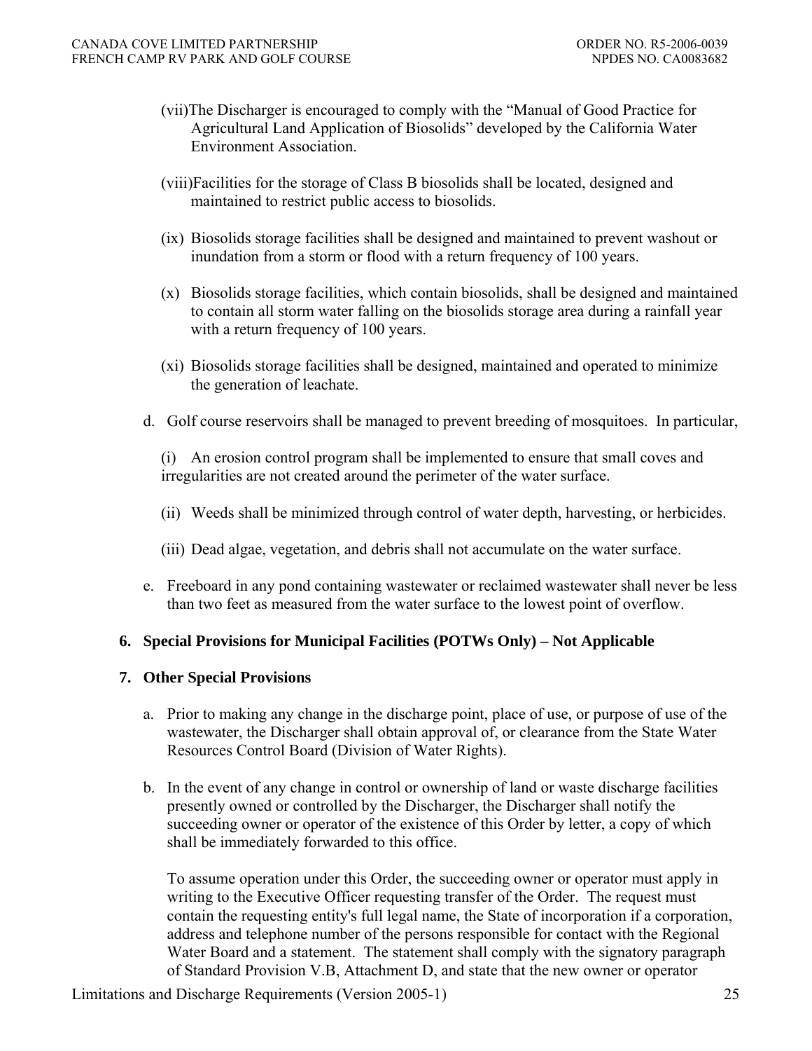(vii) The Discharger is encouraged to comply with the "Manual of Good Practice for Agricultural Land Application of Biosolids" developed by the California Water Environment Association.

(viii) Facilities for the storage of Class B biosolids shall be located, designed and maintained to restrict public access to biosolids.

(ix) Biosolids storage facilities shall be designed and maintained to prevent washout or inundation from a storm or flood with a return frequency of 100 years.

(x) Biosolids storage facilities, which contain biosolids, shall be designed and maintained to contain all storm water falling on the biosolids storage area during a rainfall year with a return frequency of 100 years.

(xi) Biosolids storage facilities shall be designed, maintained and operated to minimize the generation of leachate.

d. Golf course reservoirs shall be managed to prevent breeding of mosquitoes. In particular,

(i) An erosion control program shall be implemented to ensure that small coves and irregularities are not created around the perimeter of the water surface.

(ii) Weeds shall be minimized through control of water depth, harvesting, or herbicides.

(iii) Dead algae, vegetation, and debris shall not accumulate on the water surface.

e. Freeboard in any pond containing wastewater or reclaimed wastewater shall never be less than two feet as measured from the water surface to the lowest point of overflow.

**6. Special Provisions for Municipal Facilities (POTWs Only) – Not Applicable**

**7. Other Special Provisions**

a. Prior to making any change in the discharge point, place of use, or purpose of use of the wastewater, the Discharger shall obtain approval of, or clearance from the State Water Resources Control Board (Division of Water Rights).

b. In the event of any change in control or ownership of land or waste discharge facilities presently owned or controlled by the Discharger, the Discharger shall notify the succeeding owner or operator of the existence of this Order by letter, a copy of which shall be immediately forwarded to this office.

To assume operation under this Order, the succeeding owner or operator must apply in writing to the Executive Officer requesting transfer of the Order. The request must contain the requesting entity's full legal name, the State of incorporation if a corporation, address and telephone number of the persons responsible for contact with the Regional Water Board and a statement. The statement shall comply with the signatory paragraph of Standard Provision V.B, Attachment D, and state that the new owner or operator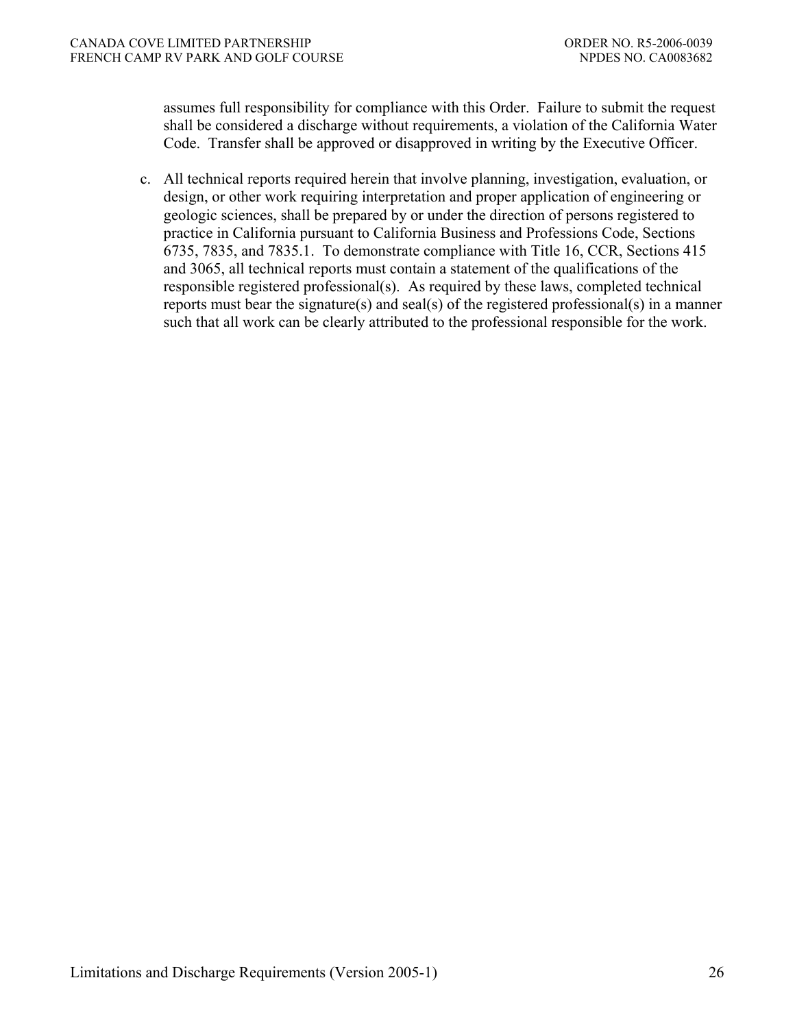assumes full responsibility for compliance with this Order. Failure to submit the request shall be considered a discharge without requirements, a violation of the California Water Code. Transfer shall be approved or disapproved in writing by the Executive Officer.

c. All technical reports required herein that involve planning, investigation, evaluation, or design, or other work requiring interpretation and proper application of engineering or geologic sciences, shall be prepared by or under the direction of persons registered to practice in California pursuant to California Business and Professions Code, Sections 6735, 7835, and 7835.1. To demonstrate compliance with Title 16, CCR, Sections 415 and 3065, all technical reports must contain a statement of the qualifications of the responsible registered professional(s). As required by these laws, completed technical reports must bear the signature(s) and seal(s) of the registered professional(s) in a manner such that all work can be clearly attributed to the professional responsible for the work.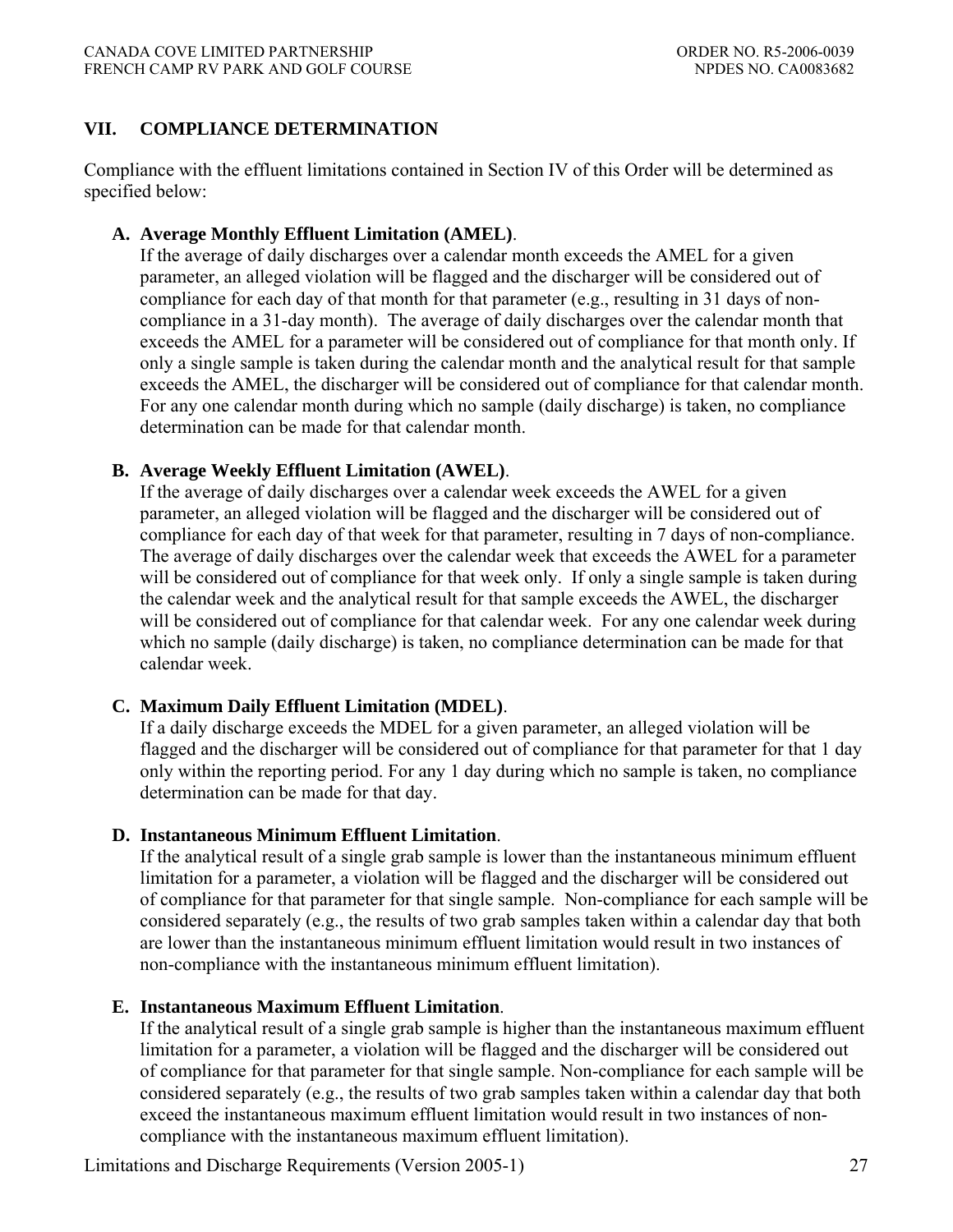## VII. COMPLIANCE DETERMINATION

Compliance with the effluent limitations contained in Section IV of this Order will be determined as specified below:

**A. Average Monthly Effluent Limitation (AMEL)**.
If the average of daily discharges over a calendar month exceeds the AMEL for a given parameter, an alleged violation will be flagged and the discharger will be considered out of compliance for each day of that month for that parameter (e.g., resulting in 31 days of non-compliance in a 31-day month). The average of daily discharges over the calendar month that exceeds the AMEL for a parameter will be considered out of compliance for that month only. If only a single sample is taken during the calendar month and the analytical result for that sample exceeds the AMEL, the discharger will be considered out of compliance for that calendar month. For any one calendar month during which no sample (daily discharge) is taken, no compliance determination can be made for that calendar month.

**B. Average Weekly Effluent Limitation (AWEL)**.
If the average of daily discharges over a calendar week exceeds the AWEL for a given parameter, an alleged violation will be flagged and the discharger will be considered out of compliance for each day of that week for that parameter, resulting in 7 days of non-compliance. The average of daily discharges over the calendar week that exceeds the AWEL for a parameter will be considered out of compliance for that week only. If only a single sample is taken during the calendar week and the analytical result for that sample exceeds the AWEL, the discharger will be considered out of compliance for that calendar week. For any one calendar week during which no sample (daily discharge) is taken, no compliance determination can be made for that calendar week.

**C. Maximum Daily Effluent Limitation (MDEL)**.
If a daily discharge exceeds the MDEL for a given parameter, an alleged violation will be flagged and the discharger will be considered out of compliance for that parameter for that 1 day only within the reporting period. For any 1 day during which no sample is taken, no compliance determination can be made for that day.

**D. Instantaneous Minimum Effluent Limitation**.
If the analytical result of a single grab sample is lower than the instantaneous minimum effluent limitation for a parameter, a violation will be flagged and the discharger will be considered out of compliance for that parameter for that single sample. Non-compliance for each sample will be considered separately (e.g., the results of two grab samples taken within a calendar day that both are lower than the instantaneous minimum effluent limitation would result in two instances of non-compliance with the instantaneous minimum effluent limitation).

**E. Instantaneous Maximum Effluent Limitation**.
If the analytical result of a single grab sample is higher than the instantaneous maximum effluent limitation for a parameter, a violation will be flagged and the discharger will be considered out of compliance for that parameter for that single sample. Non-compliance for each sample will be considered separately (e.g., the results of two grab samples taken within a calendar day that both exceed the instantaneous maximum effluent limitation would result in two instances of non-compliance with the instantaneous maximum effluent limitation).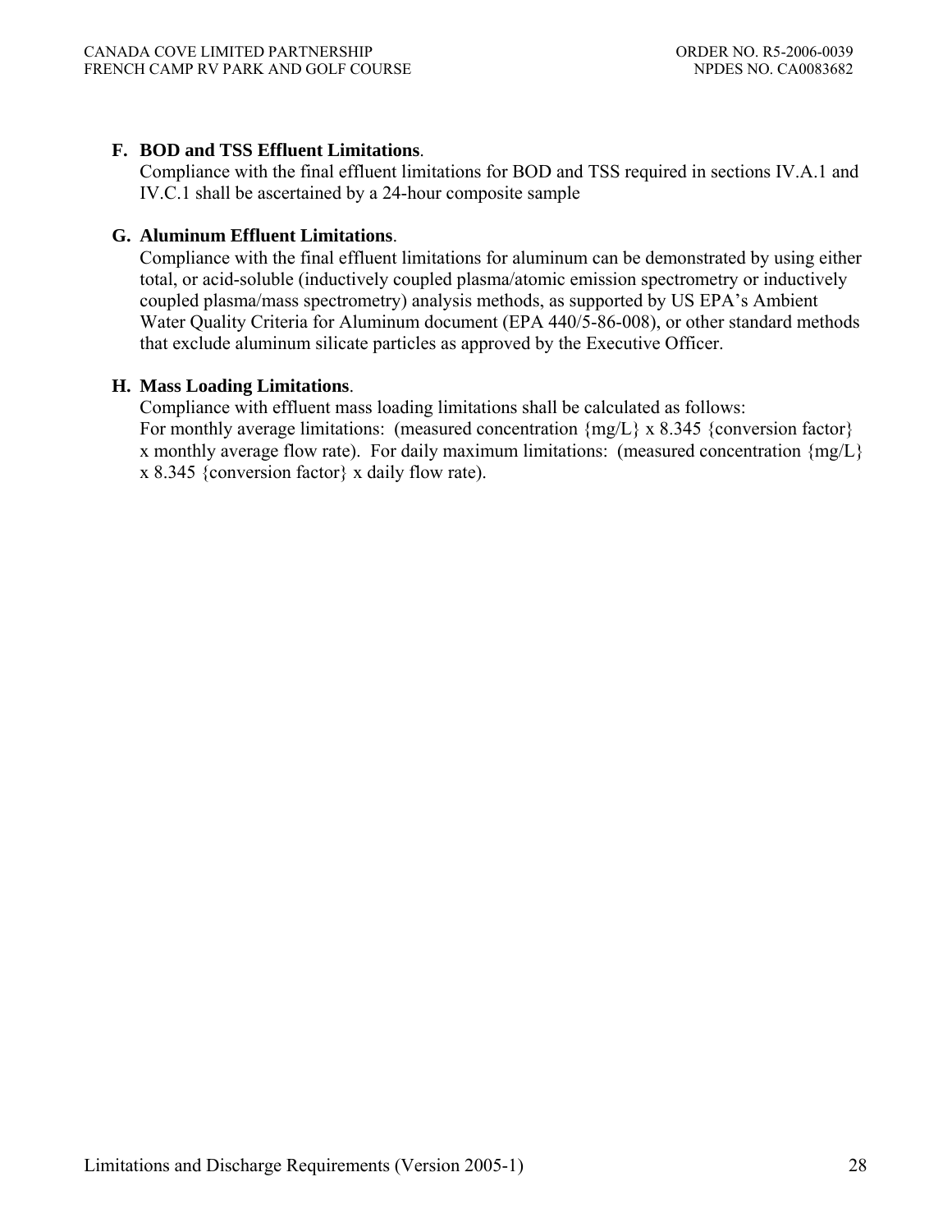**F. BOD and TSS Effluent Limitations**.

Compliance with the final effluent limitations for BOD and TSS required in sections IV.A.1 and IV.C.1 shall be ascertained by a 24-hour composite sample

**G. Aluminum Effluent Limitations**.

Compliance with the final effluent limitations for aluminum can be demonstrated by using either total, or acid-soluble (inductively coupled plasma/atomic emission spectrometry or inductively coupled plasma/mass spectrometry) analysis methods, as supported by US EPA's Ambient Water Quality Criteria for Aluminum document (EPA 440/5-86-008), or other standard methods that exclude aluminum silicate particles as approved by the Executive Officer.

**H. Mass Loading Limitations**.

Compliance with effluent mass loading limitations shall be calculated as follows:
For monthly average limitations: (measured concentration {mg/L} x 8.345 {conversion factor} x monthly average flow rate). For daily maximum limitations: (measured concentration {mg/L} x 8.345 {conversion factor} x daily flow rate).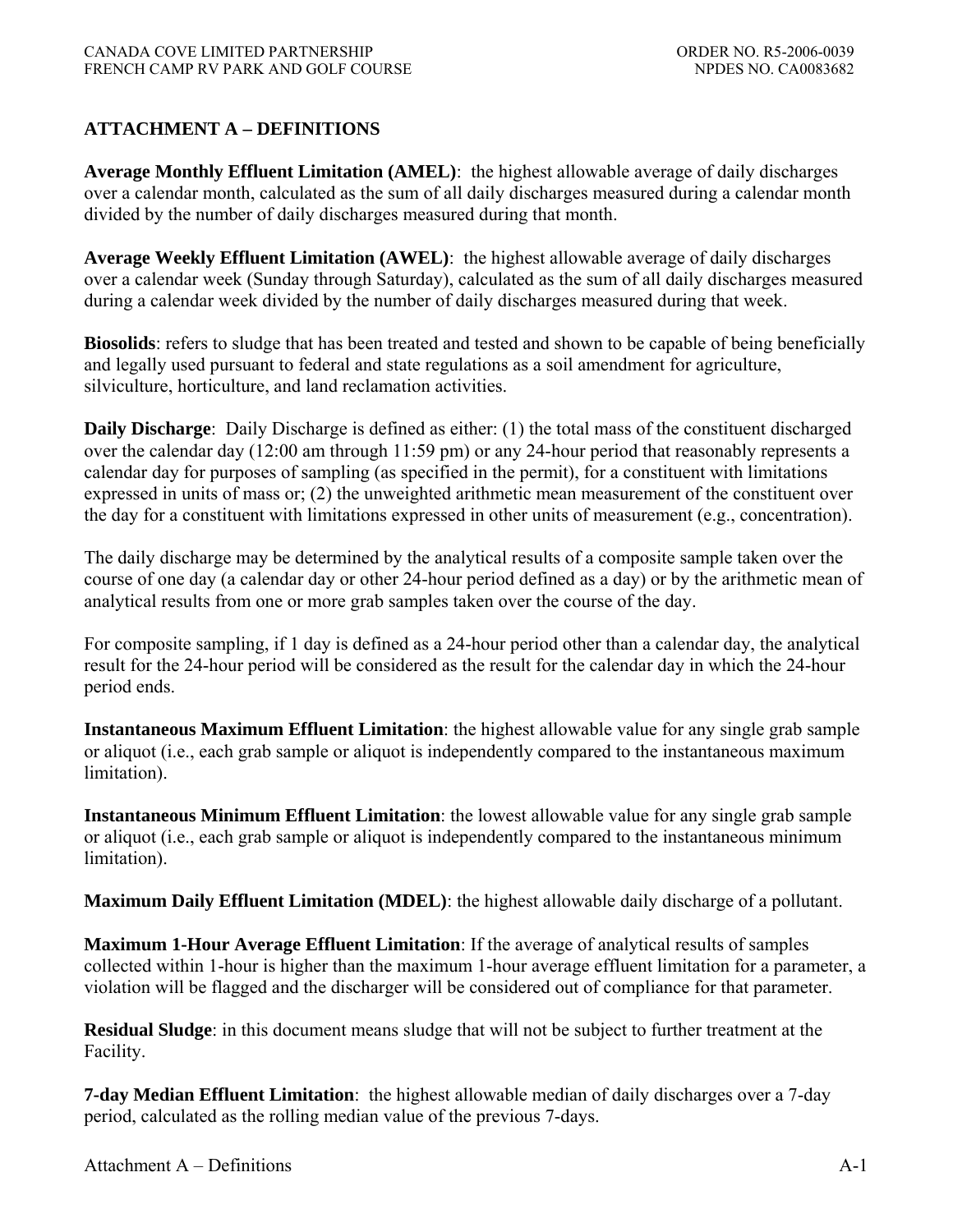## ATTACHMENT A – DEFINITIONS

**Average Monthly Effluent Limitation (AMEL)**: the highest allowable average of daily discharges over a calendar month, calculated as the sum of all daily discharges measured during a calendar month divided by the number of daily discharges measured during that month.

**Average Weekly Effluent Limitation (AWEL)**: the highest allowable average of daily discharges over a calendar week (Sunday through Saturday), calculated as the sum of all daily discharges measured during a calendar week divided by the number of daily discharges measured during that week.

**Biosolids**: refers to sludge that has been treated and tested and shown to be capable of being beneficially and legally used pursuant to federal and state regulations as a soil amendment for agriculture, silviculture, horticulture, and land reclamation activities.

**Daily Discharge**: Daily Discharge is defined as either: (1) the total mass of the constituent discharged over the calendar day (12:00 am through 11:59 pm) or any 24-hour period that reasonably represents a calendar day for purposes of sampling (as specified in the permit), for a constituent with limitations expressed in units of mass or; (2) the unweighted arithmetic mean measurement of the constituent over the day for a constituent with limitations expressed in other units of measurement (e.g., concentration).

The daily discharge may be determined by the analytical results of a composite sample taken over the course of one day (a calendar day or other 24-hour period defined as a day) or by the arithmetic mean of analytical results from one or more grab samples taken over the course of the day.

For composite sampling, if 1 day is defined as a 24-hour period other than a calendar day, the analytical result for the 24-hour period will be considered as the result for the calendar day in which the 24-hour period ends.

**Instantaneous Maximum Effluent Limitation**: the highest allowable value for any single grab sample or aliquot (i.e., each grab sample or aliquot is independently compared to the instantaneous maximum limitation).

**Instantaneous Minimum Effluent Limitation**: the lowest allowable value for any single grab sample or aliquot (i.e., each grab sample or aliquot is independently compared to the instantaneous minimum limitation).

**Maximum Daily Effluent Limitation (MDEL)**: the highest allowable daily discharge of a pollutant.

**Maximum 1-Hour Average Effluent Limitation**: If the average of analytical results of samples collected within 1-hour is higher than the maximum 1-hour average effluent limitation for a parameter, a violation will be flagged and the discharger will be considered out of compliance for that parameter.

**Residual Sludge**: in this document means sludge that will not be subject to further treatment at the Facility.

**7-day Median Effluent Limitation**: the highest allowable median of daily discharges over a 7-day period, calculated as the rolling median value of the previous 7-days.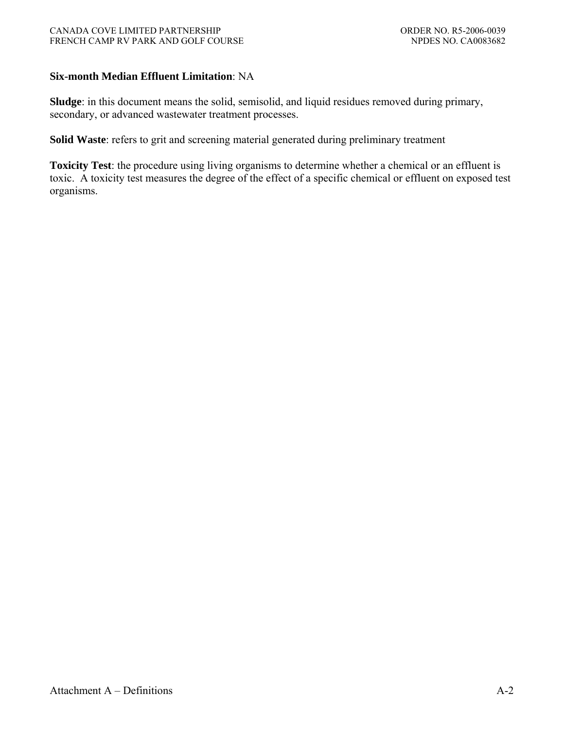**Six-month Median Effluent Limitation**: NA

**Sludge**: in this document means the solid, semisolid, and liquid residues removed during primary, secondary, or advanced wastewater treatment processes.

**Solid Waste**: refers to grit and screening material generated during preliminary treatment

**Toxicity Test**: the procedure using living organisms to determine whether a chemical or an effluent is toxic. A toxicity test measures the degree of the effect of a specific chemical or effluent on exposed test organisms.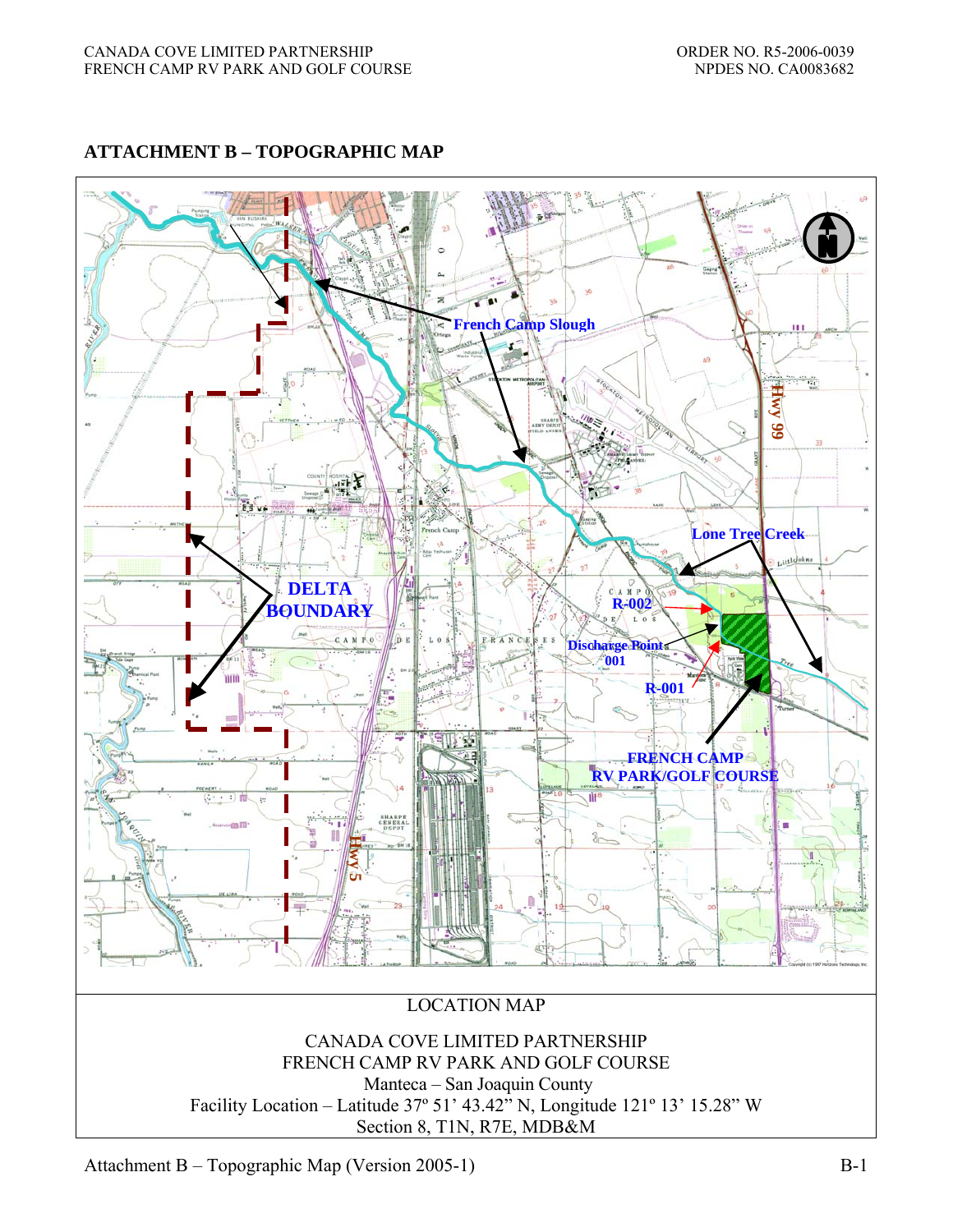## ATTACHMENT B – TOPOGRAPHIC MAP

French Camp Slough

Lone Tree Creek

DELTA BOUNDARY

R-002

Discharge Point 001

R-001

FRENCH CAMP RV PARK/GOLF COURSE

Hwy 99

Hwy 5

LOCATION MAP

CANADA COVE LIMITED PARTNERSHIP
FRENCH CAMP RV PARK AND GOLF COURSE
Manteca – San Joaquin County
Facility Location – Latitude 37º 51' 43.42" N, Longitude 121º 13' 15.28" W
Section 8, T1N, R7E, MDB&M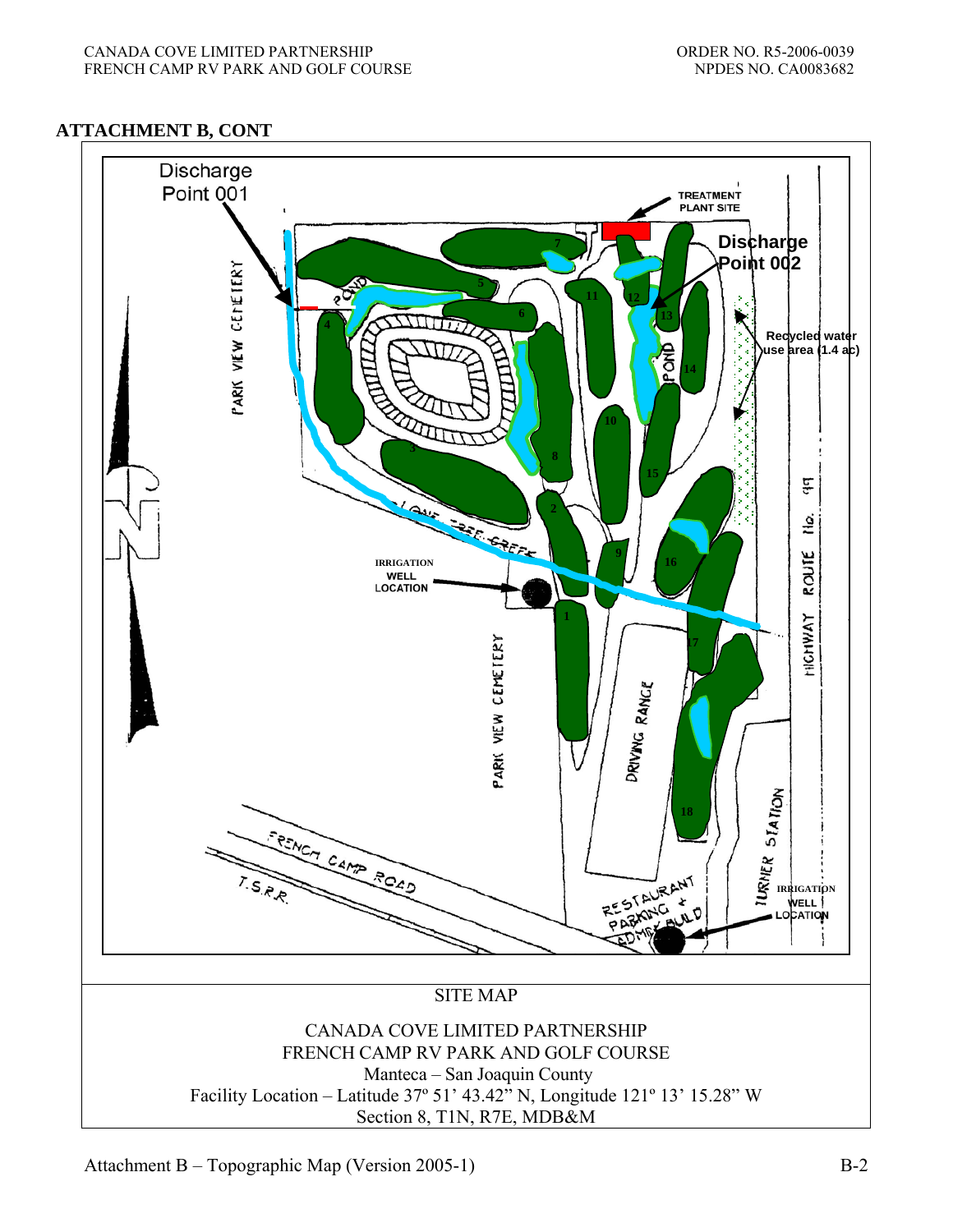## ATTACHMENT B, CONT

Discharge Point 001

TREATMENT PLANT SITE

Discharge Point 002

Recycled water use area (1.4 ac)

PARK VIEW CEMETERY

POND

LONE TREE CREEK

IRRIGATION WELL LOCATION

PARK VIEW CEMETERY

DRIVING RANGE

HIGHWAY ROUTE No. 99

FRENCH CAMP ROAD

T.S.R.R.

RESTAURANT PARKING + ADMIN BUILD

TURNER STATION

IRRIGATION WELL LOCATION

SITE MAP

CANADA COVE LIMITED PARTNERSHIP
FRENCH CAMP RV PARK AND GOLF COURSE
Manteca – San Joaquin County
Facility Location – Latitude 37º 51' 43.42" N, Longitude 121º 13' 15.28" W
Section 8, T1N, R7E, MDB&M

Attachment B – Topographic Map (Version 2005-1)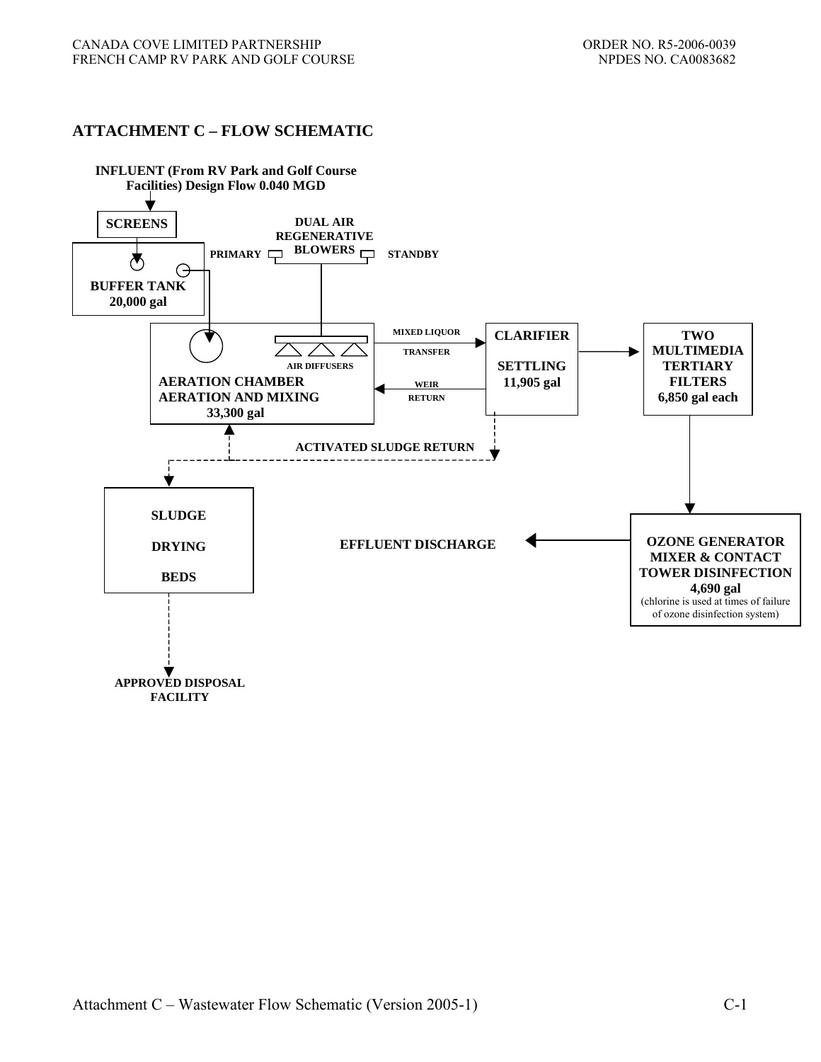## ATTACHMENT C – FLOW SCHEMATIC

INFLUENT (From RV Park and Golf Course Facilities) Design Flow 0.040 MGD

SCREENS

BUFFER TANK 20,000 gal

DUAL AIR REGENERATIVE BLOWERS

PRIMARY

STANDBY

AIR DIFFUSERS

AERATION CHAMBER AERATION AND MIXING 33,300 gal

MIXED LIQUOR TRANSFER

WEIR RETURN

CLARIFIER SETTLING 11,905 gal

TWO MULTIMEDIA TERTIARY FILTERS 6,850 gal each

ACTIVATED SLUDGE RETURN

SLUDGE DRYING BEDS

EFFLUENT DISCHARGE

OZONE GENERATOR MIXER & CONTACT TOWER DISINFECTION 4,690 gal (chlorine is used at times of failure of ozone disinfection system)

APPROVED DISPOSAL FACILITY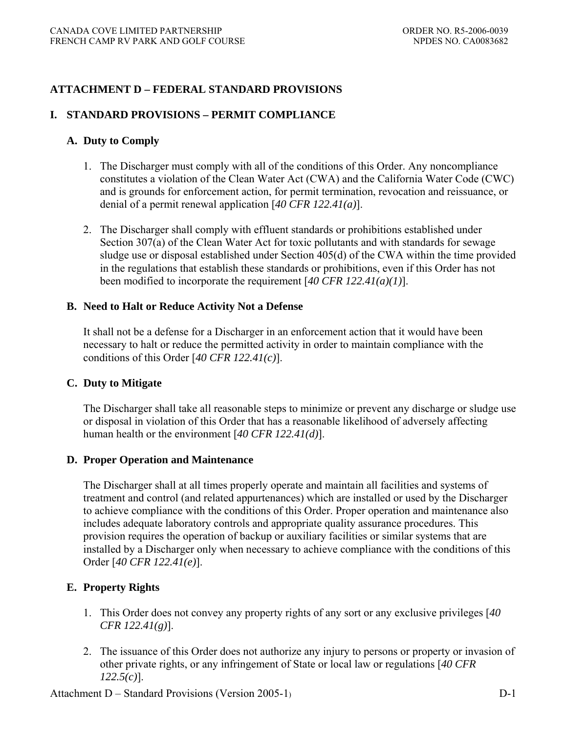# ATTACHMENT D – FEDERAL STANDARD PROVISIONS

## I. STANDARD PROVISIONS – PERMIT COMPLIANCE

### A. Duty to Comply

1. The Discharger must comply with all of the conditions of this Order. Any noncompliance constitutes a violation of the Clean Water Act (CWA) and the California Water Code (CWC) and is grounds for enforcement action, for permit termination, revocation and reissuance, or denial of a permit renewal application [*40 CFR 122.41(a)*].

2. The Discharger shall comply with effluent standards or prohibitions established under Section 307(a) of the Clean Water Act for toxic pollutants and with standards for sewage sludge use or disposal established under Section 405(d) of the CWA within the time provided in the regulations that establish these standards or prohibitions, even if this Order has not been modified to incorporate the requirement [*40 CFR 122.41(a)(1)*].

### B. Need to Halt or Reduce Activity Not a Defense

It shall not be a defense for a Discharger in an enforcement action that it would have been necessary to halt or reduce the permitted activity in order to maintain compliance with the conditions of this Order [*40 CFR 122.41(c)*].

### C. Duty to Mitigate

The Discharger shall take all reasonable steps to minimize or prevent any discharge or sludge use or disposal in violation of this Order that has a reasonable likelihood of adversely affecting human health or the environment [*40 CFR 122.41(d)*].

### D. Proper Operation and Maintenance

The Discharger shall at all times properly operate and maintain all facilities and systems of treatment and control (and related appurtenances) which are installed or used by the Discharger to achieve compliance with the conditions of this Order. Proper operation and maintenance also includes adequate laboratory controls and appropriate quality assurance procedures. This provision requires the operation of backup or auxiliary facilities or similar systems that are installed by a Discharger only when necessary to achieve compliance with the conditions of this Order [*40 CFR 122.41(e)*].

### E. Property Rights

1. This Order does not convey any property rights of any sort or any exclusive privileges [*40 CFR 122.41(g)*].

2. The issuance of this Order does not authorize any injury to persons or property or invasion of other private rights, or any infringement of State or local law or regulations [*40 CFR 122.5(c)*].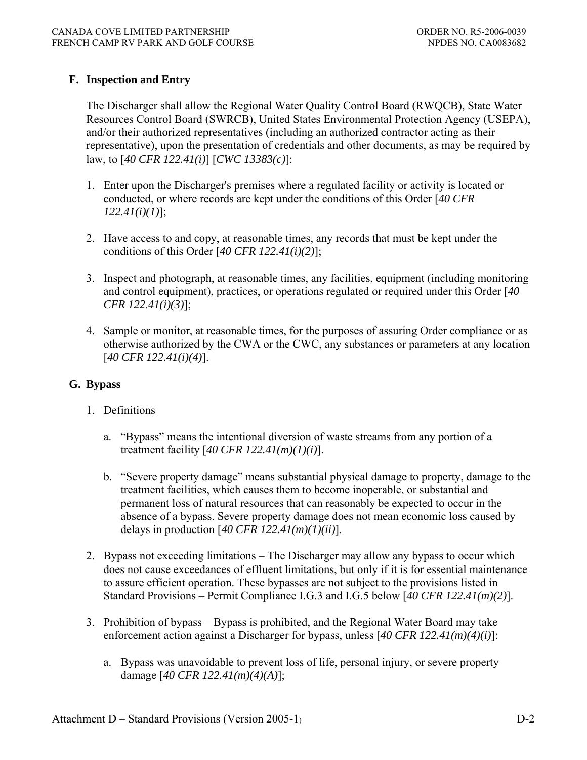## F. Inspection and Entry

The Discharger shall allow the Regional Water Quality Control Board (RWQCB), State Water Resources Control Board (SWRCB), United States Environmental Protection Agency (USEPA), and/or their authorized representatives (including an authorized contractor acting as their representative), upon the presentation of credentials and other documents, as may be required by law, to [*40 CFR 122.41(i)*] [*CWC 13383(c)*]:

1. Enter upon the Discharger's premises where a regulated facility or activity is located or conducted, or where records are kept under the conditions of this Order [*40 CFR 122.41(i)(1)*];

2. Have access to and copy, at reasonable times, any records that must be kept under the conditions of this Order [*40 CFR 122.41(i)(2)*];

3. Inspect and photograph, at reasonable times, any facilities, equipment (including monitoring and control equipment), practices, or operations regulated or required under this Order [*40 CFR 122.41(i)(3)*];

4. Sample or monitor, at reasonable times, for the purposes of assuring Order compliance or as otherwise authorized by the CWA or the CWC, any substances or parameters at any location [*40 CFR 122.41(i)(4)*].

## G. Bypass

1. Definitions

    a. "Bypass" means the intentional diversion of waste streams from any portion of a treatment facility [*40 CFR 122.41(m)(1)(i)*].

    b. "Severe property damage" means substantial physical damage to property, damage to the treatment facilities, which causes them to become inoperable, or substantial and permanent loss of natural resources that can reasonably be expected to occur in the absence of a bypass. Severe property damage does not mean economic loss caused by delays in production [*40 CFR 122.41(m)(1)(ii)*].

2. Bypass not exceeding limitations – The Discharger may allow any bypass to occur which does not cause exceedances of effluent limitations, but only if it is for essential maintenance to assure efficient operation. These bypasses are not subject to the provisions listed in Standard Provisions – Permit Compliance I.G.3 and I.G.5 below [*40 CFR 122.41(m)(2)*].

3. Prohibition of bypass – Bypass is prohibited, and the Regional Water Board may take enforcement action against a Discharger for bypass, unless [*40 CFR 122.41(m)(4)(i)*]:

    a. Bypass was unavoidable to prevent loss of life, personal injury, or severe property damage [*40 CFR 122.41(m)(4)(A)*];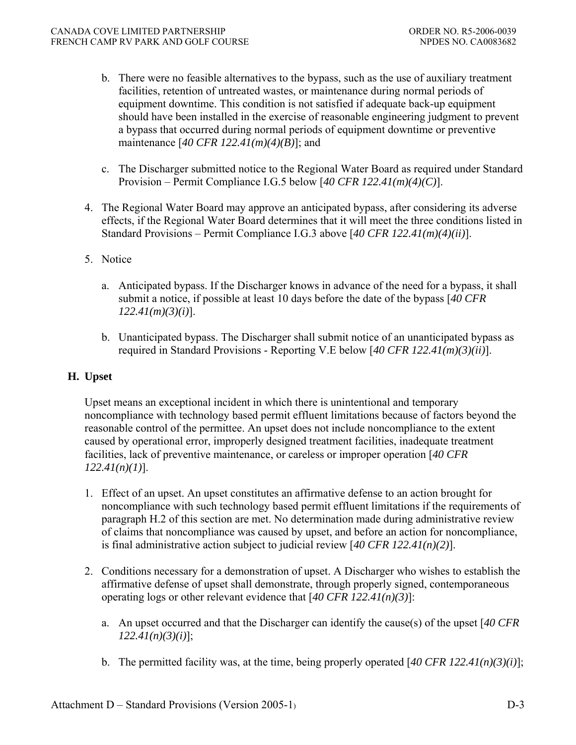b. There were no feasible alternatives to the bypass, such as the use of auxiliary treatment facilities, retention of untreated wastes, or maintenance during normal periods of equipment downtime. This condition is not satisfied if adequate back-up equipment should have been installed in the exercise of reasonable engineering judgment to prevent a bypass that occurred during normal periods of equipment downtime or preventive maintenance [*40 CFR 122.41(m)(4)(B)*]; and

c. The Discharger submitted notice to the Regional Water Board as required under Standard Provision – Permit Compliance I.G.5 below [*40 CFR 122.41(m)(4)(C)*].

4. The Regional Water Board may approve an anticipated bypass, after considering its adverse effects, if the Regional Water Board determines that it will meet the three conditions listed in Standard Provisions – Permit Compliance I.G.3 above [*40 CFR 122.41(m)(4)(ii)*].

5. Notice

   a. Anticipated bypass. If the Discharger knows in advance of the need for a bypass, it shall submit a notice, if possible at least 10 days before the date of the bypass [*40 CFR 122.41(m)(3)(i)*].

   b. Unanticipated bypass. The Discharger shall submit notice of an unanticipated bypass as required in Standard Provisions - Reporting V.E below [*40 CFR 122.41(m)(3)(ii)*].

## H. Upset

Upset means an exceptional incident in which there is unintentional and temporary noncompliance with technology based permit effluent limitations because of factors beyond the reasonable control of the permittee. An upset does not include noncompliance to the extent caused by operational error, improperly designed treatment facilities, inadequate treatment facilities, lack of preventive maintenance, or careless or improper operation [*40 CFR 122.41(n)(1)*].

1. Effect of an upset. An upset constitutes an affirmative defense to an action brought for noncompliance with such technology based permit effluent limitations if the requirements of paragraph H.2 of this section are met. No determination made during administrative review of claims that noncompliance was caused by upset, and before an action for noncompliance, is final administrative action subject to judicial review [*40 CFR 122.41(n)(2)*].

2. Conditions necessary for a demonstration of upset. A Discharger who wishes to establish the affirmative defense of upset shall demonstrate, through properly signed, contemporaneous operating logs or other relevant evidence that [*40 CFR 122.41(n)(3)*]:

   a. An upset occurred and that the Discharger can identify the cause(s) of the upset [*40 CFR 122.41(n)(3)(i)*];

   b. The permitted facility was, at the time, being properly operated [*40 CFR 122.41(n)(3)(i)*];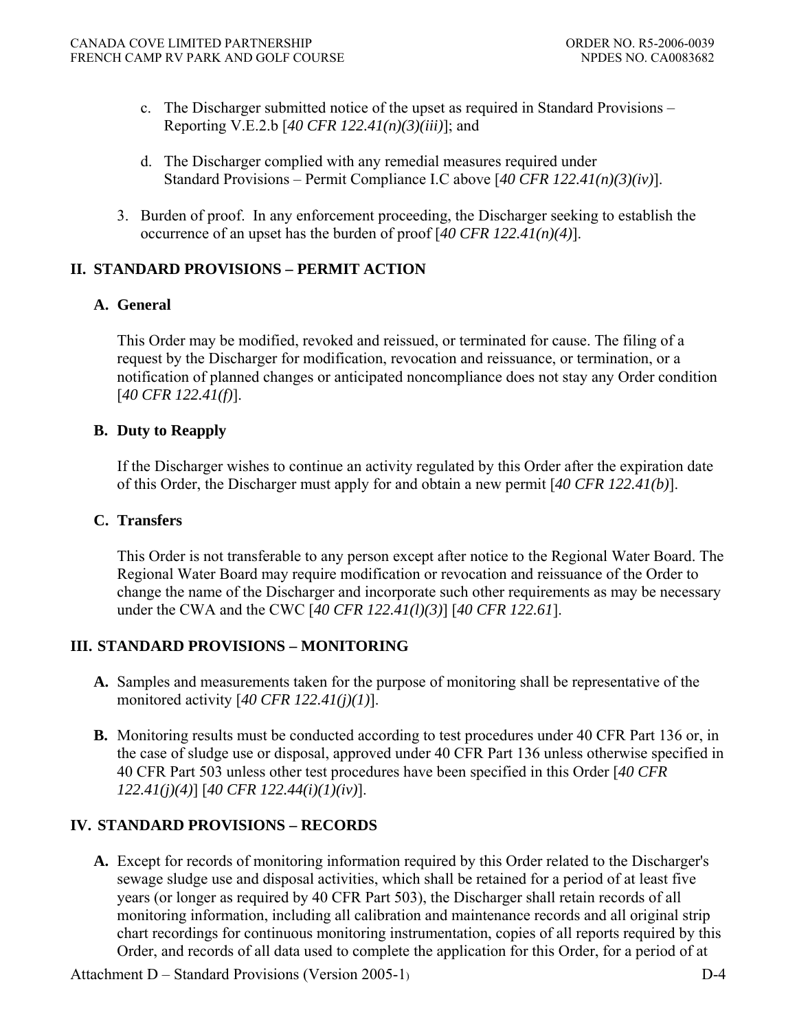c. The Discharger submitted notice of the upset as required in Standard Provisions – Reporting V.E.2.b [*40 CFR 122.41(n)(3)(iii)*]; and

d. The Discharger complied with any remedial measures required under Standard Provisions – Permit Compliance I.C above [*40 CFR 122.41(n)(3)(iv)*].

3. Burden of proof. In any enforcement proceeding, the Discharger seeking to establish the occurrence of an upset has the burden of proof [*40 CFR 122.41(n)(4)*].

## II. STANDARD PROVISIONS – PERMIT ACTION

### A. General

This Order may be modified, revoked and reissued, or terminated for cause. The filing of a request by the Discharger for modification, revocation and reissuance, or termination, or a notification of planned changes or anticipated noncompliance does not stay any Order condition [*40 CFR 122.41(f)*].

### B. Duty to Reapply

If the Discharger wishes to continue an activity regulated by this Order after the expiration date of this Order, the Discharger must apply for and obtain a new permit [*40 CFR 122.41(b)*].

### C. Transfers

This Order is not transferable to any person except after notice to the Regional Water Board. The Regional Water Board may require modification or revocation and reissuance of the Order to change the name of the Discharger and incorporate such other requirements as may be necessary under the CWA and the CWC [*40 CFR 122.41(l)(3)*] [*40 CFR 122.61*].

## III. STANDARD PROVISIONS – MONITORING

**A.** Samples and measurements taken for the purpose of monitoring shall be representative of the monitored activity [*40 CFR 122.41(j)(1)*].

**B.** Monitoring results must be conducted according to test procedures under 40 CFR Part 136 or, in the case of sludge use or disposal, approved under 40 CFR Part 136 unless otherwise specified in 40 CFR Part 503 unless other test procedures have been specified in this Order [*40 CFR 122.41(j)(4)*] [*40 CFR 122.44(i)(1)(iv)*].

## IV. STANDARD PROVISIONS – RECORDS

**A.** Except for records of monitoring information required by this Order related to the Discharger's sewage sludge use and disposal activities, which shall be retained for a period of at least five years (or longer as required by 40 CFR Part 503), the Discharger shall retain records of all monitoring information, including all calibration and maintenance records and all original strip chart recordings for continuous monitoring instrumentation, copies of all reports required by this Order, and records of all data used to complete the application for this Order, for a period of at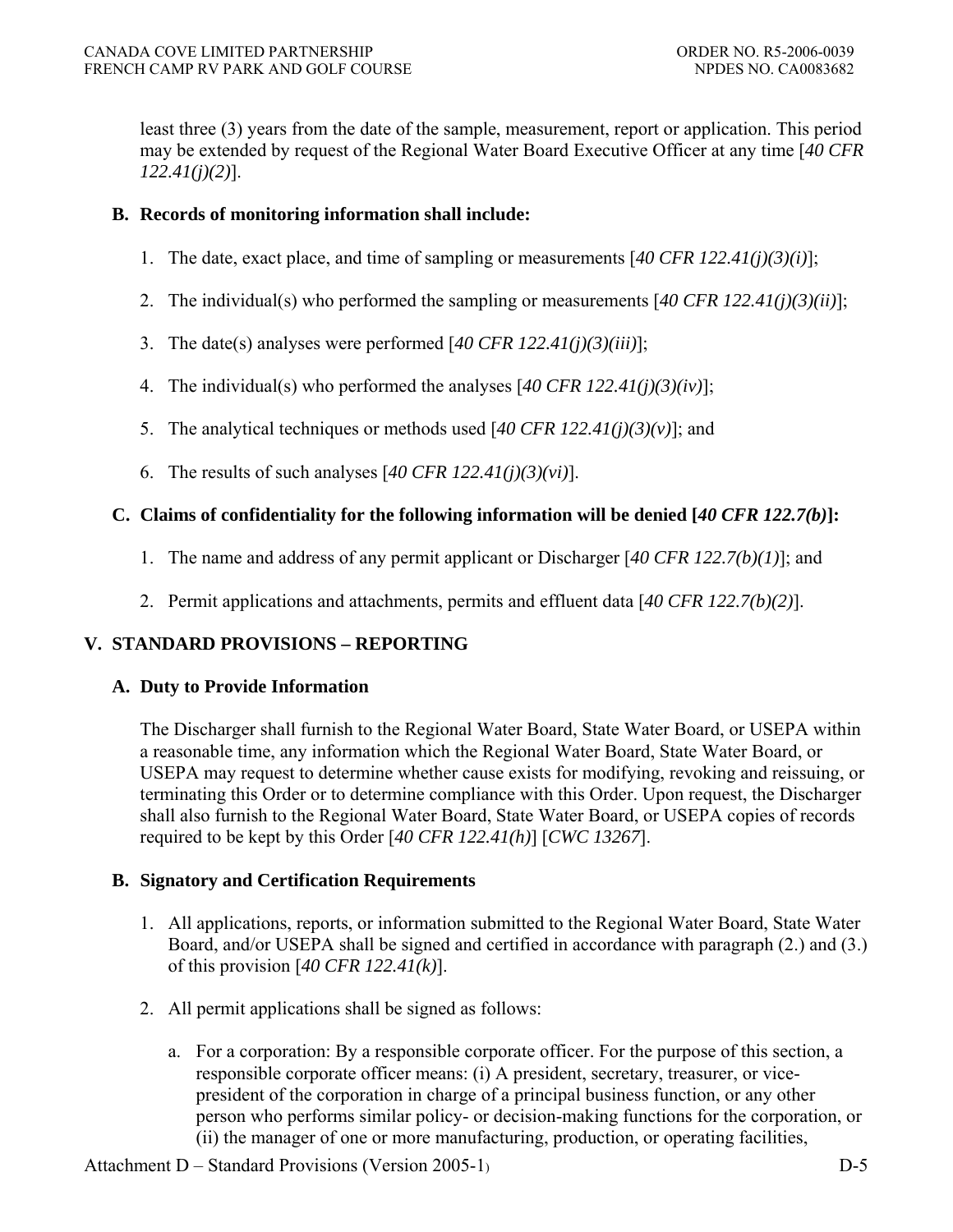least three (3) years from the date of the sample, measurement, report or application. This period may be extended by request of the Regional Water Board Executive Officer at any time [*40 CFR 122.41(j)(2)*].

**B. Records of monitoring information shall include:**

1. The date, exact place, and time of sampling or measurements [*40 CFR 122.41(j)(3)(i)*];

2. The individual(s) who performed the sampling or measurements [*40 CFR 122.41(j)(3)(ii)*];

3. The date(s) analyses were performed [*40 CFR 122.41(j)(3)(iii)*];

4. The individual(s) who performed the analyses [*40 CFR 122.41(j)(3)(iv)*];

5. The analytical techniques or methods used [*40 CFR 122.41(j)(3)(v)*]; and

6. The results of such analyses [*40 CFR 122.41(j)(3)(vi)*].

**C. Claims of confidentiality for the following information will be denied [*40 CFR 122.7(b)*]:**

1. The name and address of any permit applicant or Discharger [*40 CFR 122.7(b)(1)*]; and

2. Permit applications and attachments, permits and effluent data [*40 CFR 122.7(b)(2)*].

## V. STANDARD PROVISIONS – REPORTING

### A. Duty to Provide Information

The Discharger shall furnish to the Regional Water Board, State Water Board, or USEPA within a reasonable time, any information which the Regional Water Board, State Water Board, or USEPA may request to determine whether cause exists for modifying, revoking and reissuing, or terminating this Order or to determine compliance with this Order. Upon request, the Discharger shall also furnish to the Regional Water Board, State Water Board, or USEPA copies of records required to be kept by this Order [*40 CFR 122.41(h)*] [*CWC 13267*].

### B. Signatory and Certification Requirements

1. All applications, reports, or information submitted to the Regional Water Board, State Water Board, and/or USEPA shall be signed and certified in accordance with paragraph (2.) and (3.) of this provision [*40 CFR 122.41(k)*].

2. All permit applications shall be signed as follows:

   a. For a corporation: By a responsible corporate officer. For the purpose of this section, a responsible corporate officer means: (i) A president, secretary, treasurer, or vice-president of the corporation in charge of a principal business function, or any other person who performs similar policy- or decision-making functions for the corporation, or (ii) the manager of one or more manufacturing, production, or operating facilities,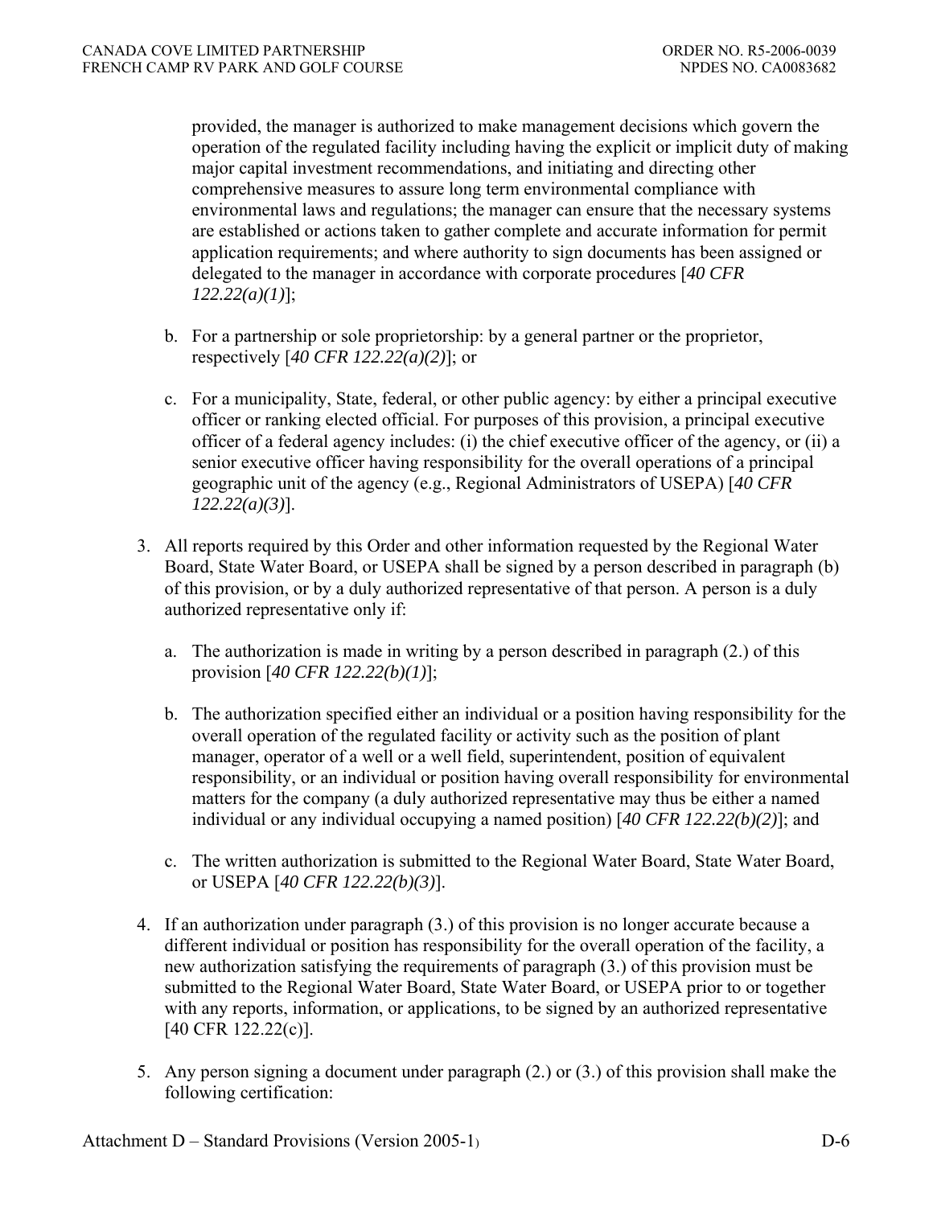provided, the manager is authorized to make management decisions which govern the operation of the regulated facility including having the explicit or implicit duty of making major capital investment recommendations, and initiating and directing other comprehensive measures to assure long term environmental compliance with environmental laws and regulations; the manager can ensure that the necessary systems are established or actions taken to gather complete and accurate information for permit application requirements; and where authority to sign documents has been assigned or delegated to the manager in accordance with corporate procedures [*40 CFR 122.22(a)(1)*];

b. For a partnership or sole proprietorship: by a general partner or the proprietor, respectively [*40 CFR 122.22(a)(2)*]; or

c. For a municipality, State, federal, or other public agency: by either a principal executive officer or ranking elected official. For purposes of this provision, a principal executive officer of a federal agency includes: (i) the chief executive officer of the agency, or (ii) a senior executive officer having responsibility for the overall operations of a principal geographic unit of the agency (e.g., Regional Administrators of USEPA) [*40 CFR 122.22(a)(3)*].

3. All reports required by this Order and other information requested by the Regional Water Board, State Water Board, or USEPA shall be signed by a person described in paragraph (b) of this provision, or by a duly authorized representative of that person. A person is a duly authorized representative only if:

   a. The authorization is made in writing by a person described in paragraph (2.) of this provision [*40 CFR 122.22(b)(1)*];

   b. The authorization specified either an individual or a position having responsibility for the overall operation of the regulated facility or activity such as the position of plant manager, operator of a well or a well field, superintendent, position of equivalent responsibility, or an individual or position having overall responsibility for environmental matters for the company (a duly authorized representative may thus be either a named individual or any individual occupying a named position) [*40 CFR 122.22(b)(2)*]; and

   c. The written authorization is submitted to the Regional Water Board, State Water Board, or USEPA [*40 CFR 122.22(b)(3)*].

4. If an authorization under paragraph (3.) of this provision is no longer accurate because a different individual or position has responsibility for the overall operation of the facility, a new authorization satisfying the requirements of paragraph (3.) of this provision must be submitted to the Regional Water Board, State Water Board, or USEPA prior to or together with any reports, information, or applications, to be signed by an authorized representative [40 CFR 122.22(c)].

5. Any person signing a document under paragraph (2.) or (3.) of this provision shall make the following certification: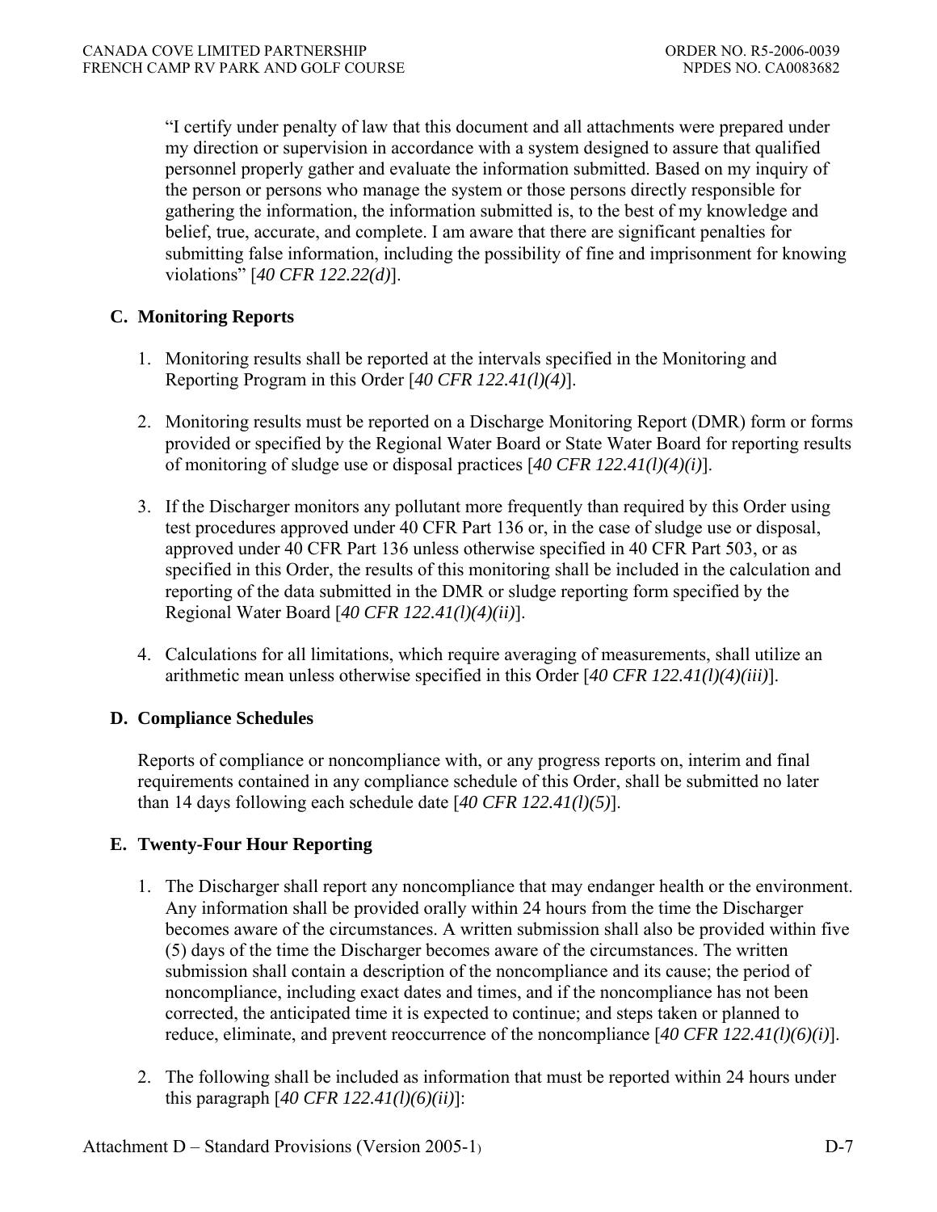"I certify under penalty of law that this document and all attachments were prepared under my direction or supervision in accordance with a system designed to assure that qualified personnel properly gather and evaluate the information submitted. Based on my inquiry of the person or persons who manage the system or those persons directly responsible for gathering the information, the information submitted is, to the best of my knowledge and belief, true, accurate, and complete. I am aware that there are significant penalties for submitting false information, including the possibility of fine and imprisonment for knowing violations" [*40 CFR 122.22(d)*].

## C. Monitoring Reports

1. Monitoring results shall be reported at the intervals specified in the Monitoring and Reporting Program in this Order [*40 CFR 122.41(l)(4)*].

2. Monitoring results must be reported on a Discharge Monitoring Report (DMR) form or forms provided or specified by the Regional Water Board or State Water Board for reporting results of monitoring of sludge use or disposal practices [*40 CFR 122.41(l)(4)(i)*].

3. If the Discharger monitors any pollutant more frequently than required by this Order using test procedures approved under 40 CFR Part 136 or, in the case of sludge use or disposal, approved under 40 CFR Part 136 unless otherwise specified in 40 CFR Part 503, or as specified in this Order, the results of this monitoring shall be included in the calculation and reporting of the data submitted in the DMR or sludge reporting form specified by the Regional Water Board [*40 CFR 122.41(l)(4)(ii)*].

4. Calculations for all limitations, which require averaging of measurements, shall utilize an arithmetic mean unless otherwise specified in this Order [*40 CFR 122.41(l)(4)(iii)*].

## D. Compliance Schedules

Reports of compliance or noncompliance with, or any progress reports on, interim and final requirements contained in any compliance schedule of this Order, shall be submitted no later than 14 days following each schedule date [*40 CFR 122.41(l)(5)*].

## E. Twenty-Four Hour Reporting

1. The Discharger shall report any noncompliance that may endanger health or the environment. Any information shall be provided orally within 24 hours from the time the Discharger becomes aware of the circumstances. A written submission shall also be provided within five (5) days of the time the Discharger becomes aware of the circumstances. The written submission shall contain a description of the noncompliance and its cause; the period of noncompliance, including exact dates and times, and if the noncompliance has not been corrected, the anticipated time it is expected to continue; and steps taken or planned to reduce, eliminate, and prevent reoccurrence of the noncompliance [*40 CFR 122.41(l)(6)(i)*].

2. The following shall be included as information that must be reported within 24 hours under this paragraph [*40 CFR 122.41(l)(6)(ii)*]: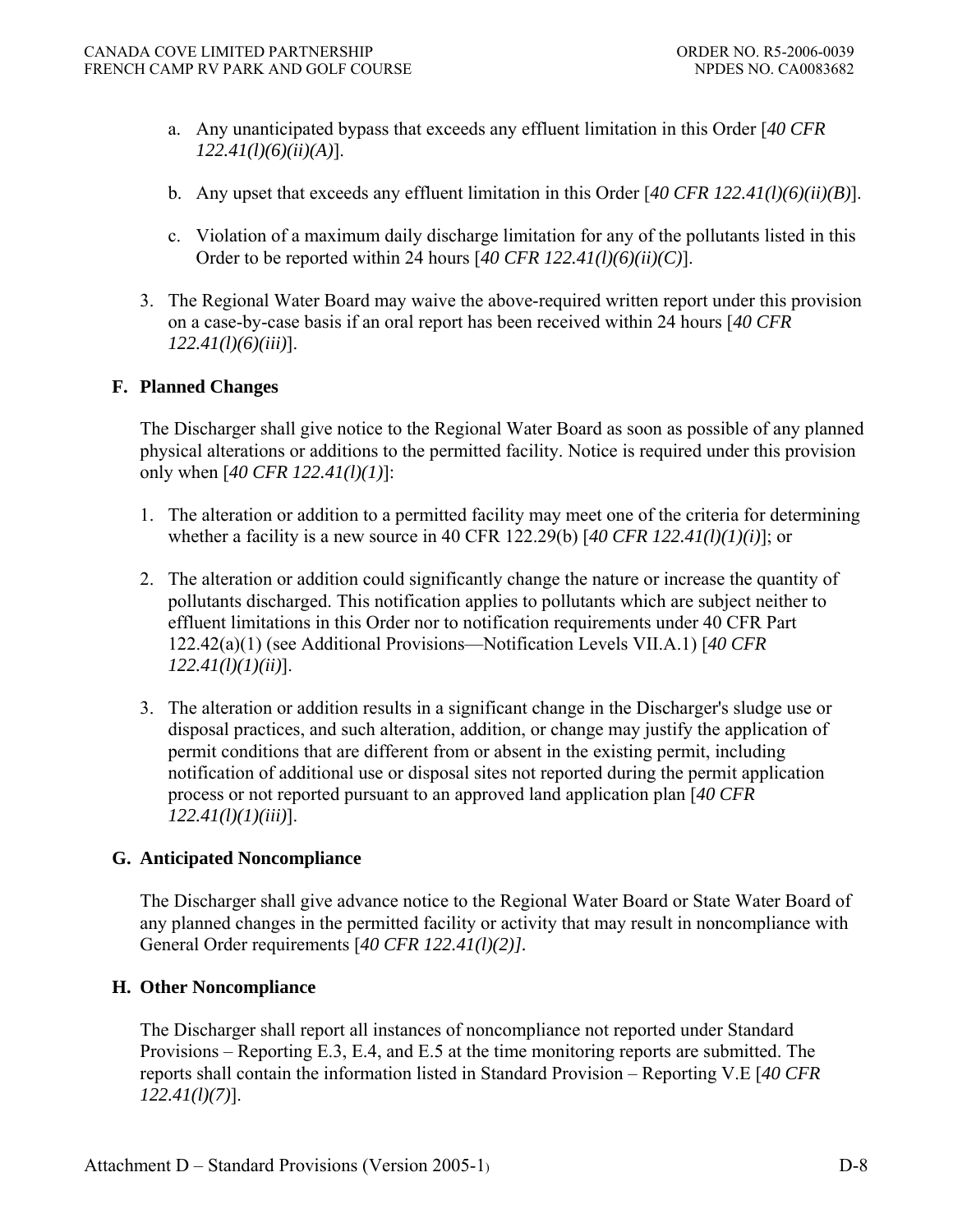a. Any unanticipated bypass that exceeds any effluent limitation in this Order [*40 CFR 122.41(l)(6)(ii)(A)*].

b. Any upset that exceeds any effluent limitation in this Order [*40 CFR 122.41(l)(6)(ii)(B)*].

c. Violation of a maximum daily discharge limitation for any of the pollutants listed in this Order to be reported within 24 hours [*40 CFR 122.41(l)(6)(ii)(C)*].

3. The Regional Water Board may waive the above-required written report under this provision on a case-by-case basis if an oral report has been received within 24 hours [*40 CFR 122.41(l)(6)(iii)*].

## F. Planned Changes

The Discharger shall give notice to the Regional Water Board as soon as possible of any planned physical alterations or additions to the permitted facility. Notice is required under this provision only when [*40 CFR 122.41(l)(1)*]:

1. The alteration or addition to a permitted facility may meet one of the criteria for determining whether a facility is a new source in 40 CFR 122.29(b) [*40 CFR 122.41(l)(1)(i)*]; or

2. The alteration or addition could significantly change the nature or increase the quantity of pollutants discharged. This notification applies to pollutants which are subject neither to effluent limitations in this Order nor to notification requirements under 40 CFR Part 122.42(a)(1) (see Additional Provisions—Notification Levels VII.A.1) [*40 CFR 122.41(l)(1)(ii)*].

3. The alteration or addition results in a significant change in the Discharger's sludge use or disposal practices, and such alteration, addition, or change may justify the application of permit conditions that are different from or absent in the existing permit, including notification of additional use or disposal sites not reported during the permit application process or not reported pursuant to an approved land application plan [*40 CFR 122.41(l)(1)(iii)*].

## G. Anticipated Noncompliance

The Discharger shall give advance notice to the Regional Water Board or State Water Board of any planned changes in the permitted facility or activity that may result in noncompliance with General Order requirements [*40 CFR 122.41(l)(2)]*.

## H. Other Noncompliance

The Discharger shall report all instances of noncompliance not reported under Standard Provisions – Reporting E.3, E.4, and E.5 at the time monitoring reports are submitted. The reports shall contain the information listed in Standard Provision – Reporting V.E [*40 CFR 122.41(l)(7)*].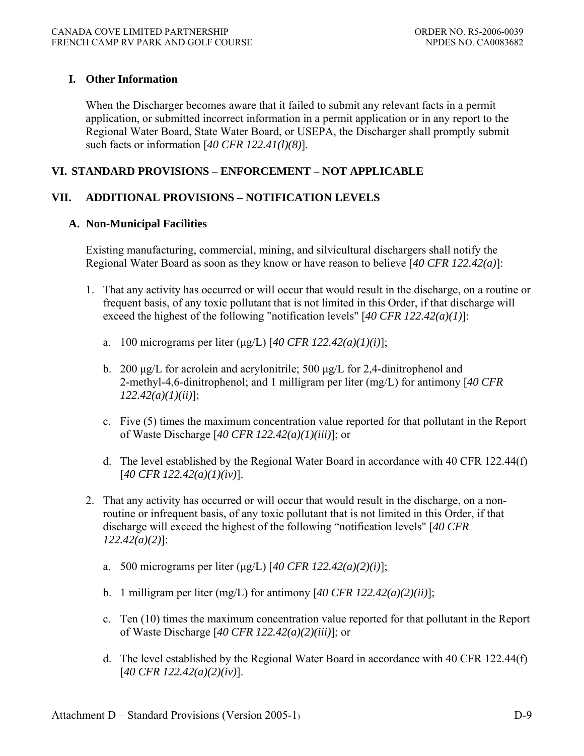### I. Other Information

When the Discharger becomes aware that it failed to submit any relevant facts in a permit application, or submitted incorrect information in a permit application or in any report to the Regional Water Board, State Water Board, or USEPA, the Discharger shall promptly submit such facts or information [*40 CFR 122.41(l)(8)*].

## VI. STANDARD PROVISIONS – ENFORCEMENT – NOT APPLICABLE

## VII. ADDITIONAL PROVISIONS – NOTIFICATION LEVELS

### A. Non-Municipal Facilities

Existing manufacturing, commercial, mining, and silvicultural dischargers shall notify the Regional Water Board as soon as they know or have reason to believe [*40 CFR 122.42(a)*]:

1. That any activity has occurred or will occur that would result in the discharge, on a routine or frequent basis, of any toxic pollutant that is not limited in this Order, if that discharge will exceed the highest of the following "notification levels" [*40 CFR 122.42(a)(1)*]:

   a. 100 micrograms per liter (μg/L) [*40 CFR 122.42(a)(1)(i)*];

   b. 200 μg/L for acrolein and acrylonitrile; 500 μg/L for 2,4-dinitrophenol and 2-methyl-4,6-dinitrophenol; and 1 milligram per liter (mg/L) for antimony [*40 CFR 122.42(a)(1)(ii)*];

   c. Five (5) times the maximum concentration value reported for that pollutant in the Report of Waste Discharge [*40 CFR 122.42(a)(1)(iii)*]; or

   d. The level established by the Regional Water Board in accordance with 40 CFR 122.44(f) [*40 CFR 122.42(a)(1)(iv)*].

2. That any activity has occurred or will occur that would result in the discharge, on a non-routine or infrequent basis, of any toxic pollutant that is not limited in this Order, if that discharge will exceed the highest of the following "notification levels" [*40 CFR 122.42(a)(2)*]:

   a. 500 micrograms per liter (μg/L) [*40 CFR 122.42(a)(2)(i)*];

   b. 1 milligram per liter (mg/L) for antimony [*40 CFR 122.42(a)(2)(ii)*];

   c. Ten (10) times the maximum concentration value reported for that pollutant in the Report of Waste Discharge [*40 CFR 122.42(a)(2)(iii)*]; or

   d. The level established by the Regional Water Board in accordance with 40 CFR 122.44(f) [*40 CFR 122.42(a)(2)(iv)*].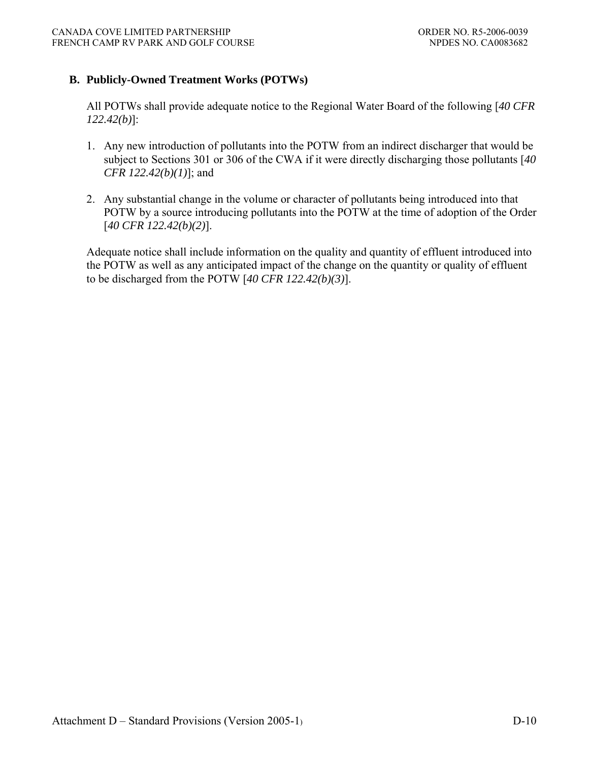### B. Publicly-Owned Treatment Works (POTWs)

All POTWs shall provide adequate notice to the Regional Water Board of the following [*40 CFR 122.42(b)*]:

1. Any new introduction of pollutants into the POTW from an indirect discharger that would be subject to Sections 301 or 306 of the CWA if it were directly discharging those pollutants [*40 CFR 122.42(b)(1)*]; and

2. Any substantial change in the volume or character of pollutants being introduced into that POTW by a source introducing pollutants into the POTW at the time of adoption of the Order [*40 CFR 122.42(b)(2)*].

Adequate notice shall include information on the quality and quantity of effluent introduced into the POTW as well as any anticipated impact of the change on the quantity or quality of effluent to be discharged from the POTW [*40 CFR 122.42(b)(3)*].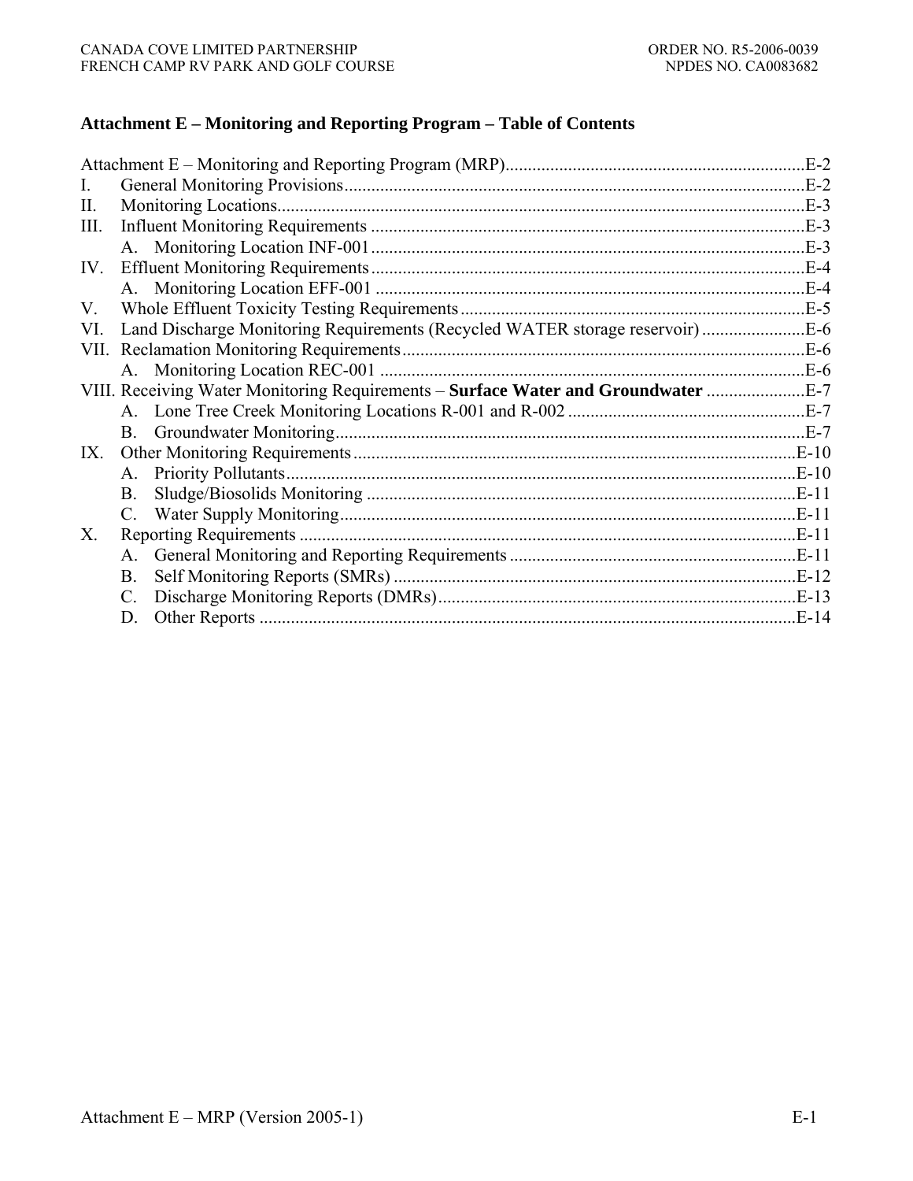## Attachment E – Monitoring and Reporting Program – Table of Contents

Attachment E – Monitoring and Reporting Program (MRP)....................................................................E-2
I. General Monitoring Provisions.......................................................................................................E-2
II. Monitoring Locations.......................................................................................................................E-3
III. Influent Monitoring Requirements ..................................................................................................E-3
   A. Monitoring Location INF-001..................................................................................................E-3
IV. Effluent Monitoring Requirements..................................................................................................E-4
   A. Monitoring Location EFF-001 .................................................................................................E-4
V. Whole Effluent Toxicity Testing Requirements.............................................................................E-5
VI. Land Discharge Monitoring Requirements (Recycled WATER storage reservoir) .......................E-6
VII. Reclamation Monitoring Requirements..........................................................................................E-6
   A. Monitoring Location REC-001 ................................................................................................E-6
VIII. Receiving Water Monitoring Requirements – **Surface Water and Groundwater** ......................E-7
   A. Lone Tree Creek Monitoring Locations R-001 and R-002 ......................................................E-7
   B. Groundwater Monitoring..........................................................................................................E-7
IX. Other Monitoring Requirements...................................................................................................E-10
   A. Priority Pollutants..................................................................................................................E-10
   B. Sludge/Biosolids Monitoring .................................................................................................E-11
   C. Water Supply Monitoring.......................................................................................................E-11
X. Reporting Requirements ...............................................................................................................E-11
   A. General Monitoring and Reporting Requirements .................................................................E-11
   B. Self Monitoring Reports (SMRs) ...........................................................................................E-12
   C. Discharge Monitoring Reports (DMRs).................................................................................E-13
   D. Other Reports ........................................................................................................................E-14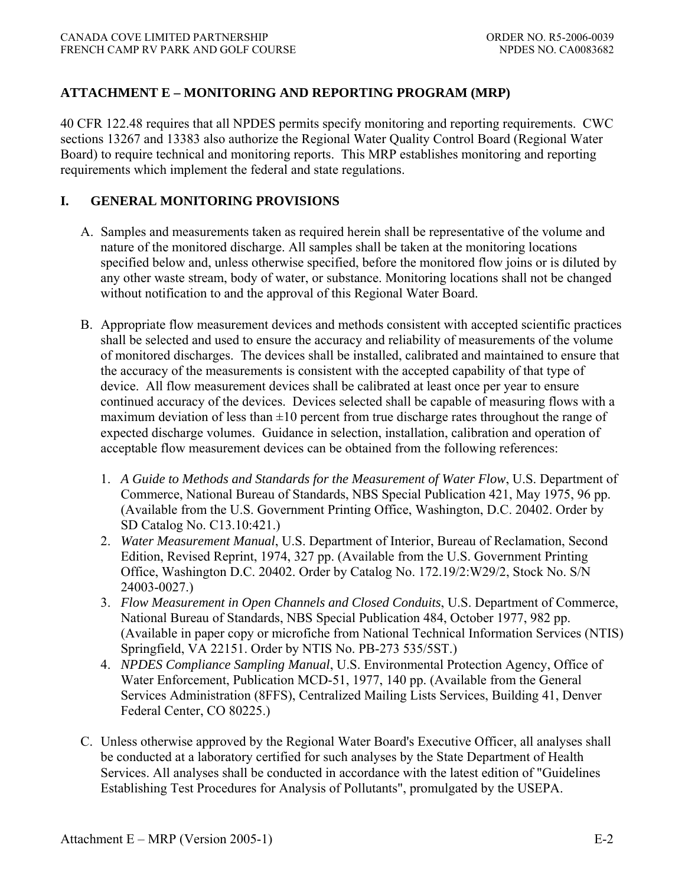## ATTACHMENT E – MONITORING AND REPORTING PROGRAM (MRP)

40 CFR 122.48 requires that all NPDES permits specify monitoring and reporting requirements. CWC sections 13267 and 13383 also authorize the Regional Water Quality Control Board (Regional Water Board) to require technical and monitoring reports. This MRP establishes monitoring and reporting requirements which implement the federal and state regulations.

### I. GENERAL MONITORING PROVISIONS

A. Samples and measurements taken as required herein shall be representative of the volume and nature of the monitored discharge. All samples shall be taken at the monitoring locations specified below and, unless otherwise specified, before the monitored flow joins or is diluted by any other waste stream, body of water, or substance. Monitoring locations shall not be changed without notification to and the approval of this Regional Water Board.

B. Appropriate flow measurement devices and methods consistent with accepted scientific practices shall be selected and used to ensure the accuracy and reliability of measurements of the volume of monitored discharges. The devices shall be installed, calibrated and maintained to ensure that the accuracy of the measurements is consistent with the accepted capability of that type of device. All flow measurement devices shall be calibrated at least once per year to ensure continued accuracy of the devices. Devices selected shall be capable of measuring flows with a maximum deviation of less than ±10 percent from true discharge rates throughout the range of expected discharge volumes. Guidance in selection, installation, calibration and operation of acceptable flow measurement devices can be obtained from the following references:

   1. *A Guide to Methods and Standards for the Measurement of Water Flow*, U.S. Department of Commerce, National Bureau of Standards, NBS Special Publication 421, May 1975, 96 pp. (Available from the U.S. Government Printing Office, Washington, D.C. 20402. Order by SD Catalog No. C13.10:421.)
   2. *Water Measurement Manual*, U.S. Department of Interior, Bureau of Reclamation, Second Edition, Revised Reprint, 1974, 327 pp. (Available from the U.S. Government Printing Office, Washington D.C. 20402. Order by Catalog No. 172.19/2:W29/2, Stock No. S/N 24003-0027.)
   3. *Flow Measurement in Open Channels and Closed Conduits*, U.S. Department of Commerce, National Bureau of Standards, NBS Special Publication 484, October 1977, 982 pp. (Available in paper copy or microfiche from National Technical Information Services (NTIS) Springfield, VA 22151. Order by NTIS No. PB-273 535/5ST.)
   4. *NPDES Compliance Sampling Manual*, U.S. Environmental Protection Agency, Office of Water Enforcement, Publication MCD-51, 1977, 140 pp. (Available from the General Services Administration (8FFS), Centralized Mailing Lists Services, Building 41, Denver Federal Center, CO 80225.)

C. Unless otherwise approved by the Regional Water Board's Executive Officer, all analyses shall be conducted at a laboratory certified for such analyses by the State Department of Health Services. All analyses shall be conducted in accordance with the latest edition of "Guidelines Establishing Test Procedures for Analysis of Pollutants", promulgated by the USEPA.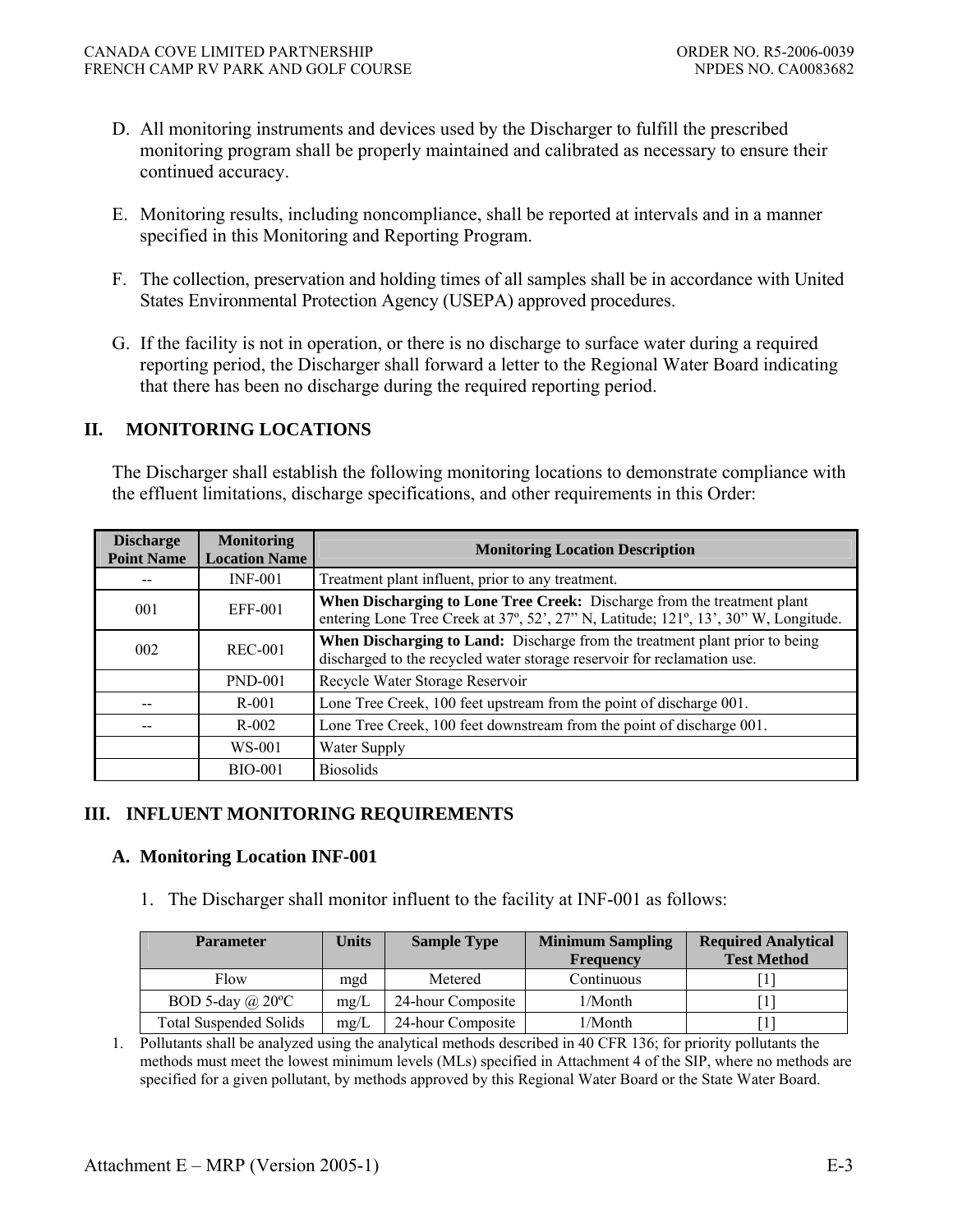D. All monitoring instruments and devices used by the Discharger to fulfill the prescribed monitoring program shall be properly maintained and calibrated as necessary to ensure their continued accuracy.

E. Monitoring results, including noncompliance, shall be reported at intervals and in a manner specified in this Monitoring and Reporting Program.

F. The collection, preservation and holding times of all samples shall be in accordance with United States Environmental Protection Agency (USEPA) approved procedures.

G. If the facility is not in operation, or there is no discharge to surface water during a required reporting period, the Discharger shall forward a letter to the Regional Water Board indicating that there has been no discharge during the required reporting period.

## II. MONITORING LOCATIONS

The Discharger shall establish the following monitoring locations to demonstrate compliance with the effluent limitations, discharge specifications, and other requirements in this Order:

| Discharge Point Name | Monitoring Location Name | Monitoring Location Description |
|---|---|---|
| -- | INF-001 | Treatment plant influent, prior to any treatment. |
| 001 | EFF-001 | **When Discharging to Lone Tree Creek:** Discharge from the treatment plant entering Lone Tree Creek at 37º, 52', 27" N, Latitude; 121º, 13', 30" W, Longitude. |
| 002 | REC-001 | **When Discharging to Land:** Discharge from the treatment plant prior to being discharged to the recycled water storage reservoir for reclamation use. |
| | PND-001 | Recycle Water Storage Reservoir |
| -- | R-001 | Lone Tree Creek, 100 feet upstream from the point of discharge 001. |
| -- | R-002 | Lone Tree Creek, 100 feet downstream from the point of discharge 001. |
| | WS-001 | Water Supply |
| | BIO-001 | Biosolids |

## III. INFLUENT MONITORING REQUIREMENTS

### A. Monitoring Location INF-001

1. The Discharger shall monitor influent to the facility at INF-001 as follows:

| Parameter | Units | Sample Type | Minimum Sampling Frequency | Required Analytical Test Method |
|---|---|---|---|---|
| Flow | mgd | Metered | Continuous | [1] |
| BOD 5-day @ 20ºC | mg/L | 24-hour Composite | 1/Month | [1] |
| Total Suspended Solids | mg/L | 24-hour Composite | 1/Month | [1] |

1. Pollutants shall be analyzed using the analytical methods described in 40 CFR 136; for priority pollutants the methods must meet the lowest minimum levels (MLs) specified in Attachment 4 of the SIP, where no methods are specified for a given pollutant, by methods approved by this Regional Water Board or the State Water Board.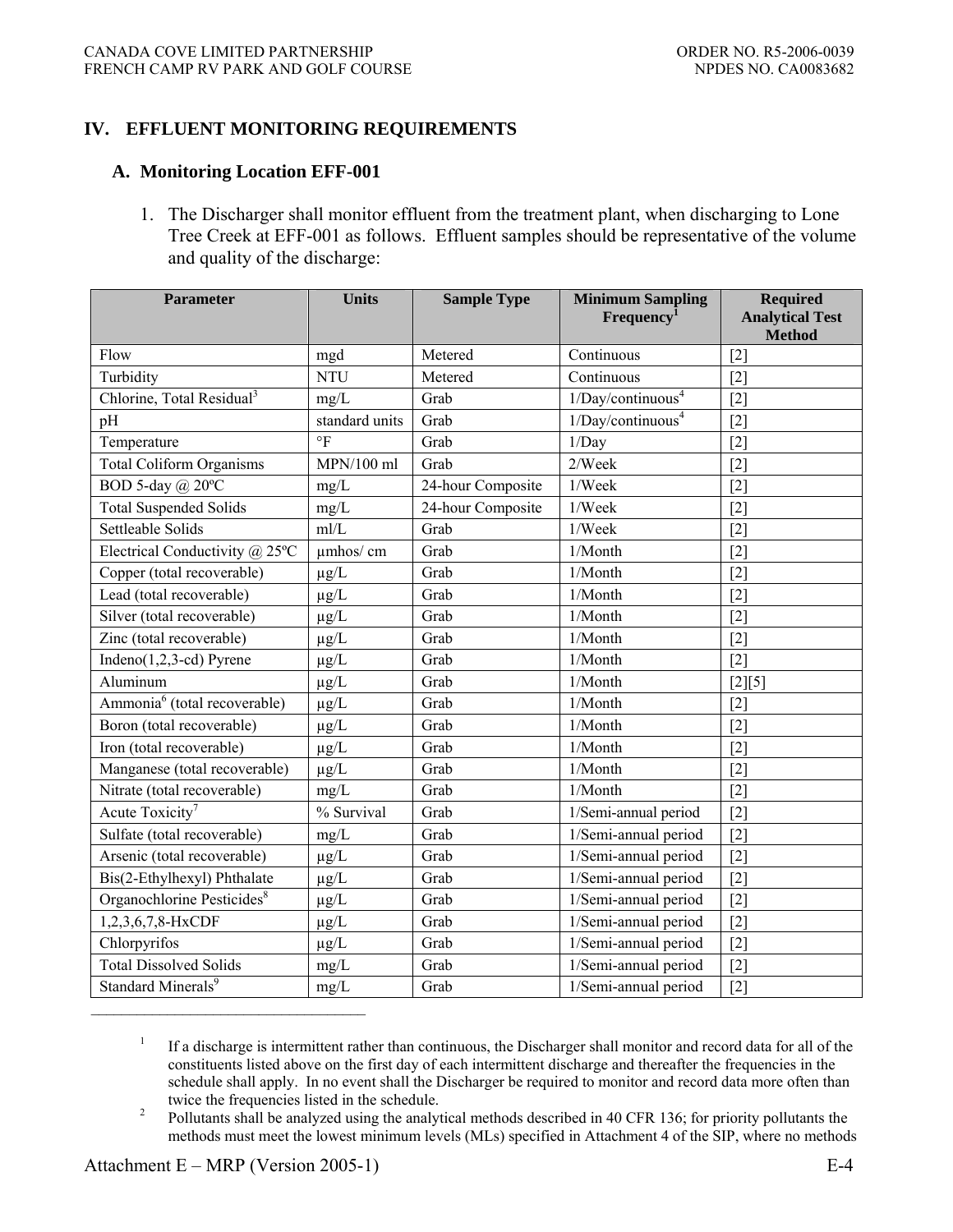## IV. EFFLUENT MONITORING REQUIREMENTS

### A. Monitoring Location EFF-001

1. The Discharger shall monitor effluent from the treatment plant, when discharging to Lone Tree Creek at EFF-001 as follows. Effluent samples should be representative of the volume and quality of the discharge:

| Parameter | Units | Sample Type | Minimum Sampling Frequency[1] | Required Analytical Test Method |
|---|---|---|---|---|
| Flow | mgd | Metered | Continuous | [2] |
| Turbidity | NTU | Metered | Continuous | [2] |
| Chlorine, Total Residual[3] | mg/L | Grab | 1/Day/continuous[4] | [2] |
| pH | standard units | Grab | 1/Day/continuous[4] | [2] |
| Temperature | °F | Grab | 1/Day | [2] |
| Total Coliform Organisms | MPN/100 ml | Grab | 2/Week | [2] |
| BOD 5-day @ 20ºC | mg/L | 24-hour Composite | 1/Week | [2] |
| Total Suspended Solids | mg/L | 24-hour Composite | 1/Week | [2] |
| Settleable Solids | ml/L | Grab | 1/Week | [2] |
| Electrical Conductivity @ 25ºC | µmhos/ cm | Grab | 1/Month | [2] |
| Copper (total recoverable) | µg/L | Grab | 1/Month | [2] |
| Lead (total recoverable) | µg/L | Grab | 1/Month | [2] |
| Silver (total recoverable) | µg/L | Grab | 1/Month | [2] |
| Zinc (total recoverable) | µg/L | Grab | 1/Month | [2] |
| Indeno(1,2,3-cd) Pyrene | µg/L | Grab | 1/Month | [2] |
| Aluminum | µg/L | Grab | 1/Month | [2][5] |
| Ammonia[6] (total recoverable) | µg/L | Grab | 1/Month | [2] |
| Boron (total recoverable) | µg/L | Grab | 1/Month | [2] |
| Iron (total recoverable) | µg/L | Grab | 1/Month | [2] |
| Manganese (total recoverable) | µg/L | Grab | 1/Month | [2] |
| Nitrate (total recoverable) | mg/L | Grab | 1/Month | [2] |
| Acute Toxicity[7] | % Survival | Grab | 1/Semi-annual period | [2] |
| Sulfate (total recoverable) | mg/L | Grab | 1/Semi-annual period | [2] |
| Arsenic (total recoverable) | µg/L | Grab | 1/Semi-annual period | [2] |
| Bis(2-Ethylhexyl) Phthalate | µg/L | Grab | 1/Semi-annual period | [2] |
| Organochlorine Pesticides[8] | µg/L | Grab | 1/Semi-annual period | [2] |
| 1,2,3,6,7,8-HxCDF | µg/L | Grab | 1/Semi-annual period | [2] |
| Chlorpyrifos | µg/L | Grab | 1/Semi-annual period | [2] |
| Total Dissolved Solids | mg/L | Grab | 1/Semi-annual period | [2] |
| Standard Minerals[9] | mg/L | Grab | 1/Semi-annual period | [2] |

---

[1] If a discharge is intermittent rather than continuous, the Discharger shall monitor and record data for all of the constituents listed above on the first day of each intermittent discharge and thereafter the frequencies in the schedule shall apply. In no event shall the Discharger be required to monitor and record data more often than twice the frequencies listed in the schedule.

[2] Pollutants shall be analyzed using the analytical methods described in 40 CFR 136; for priority pollutants the methods must meet the lowest minimum levels (MLs) specified in Attachment 4 of the SIP, where no methods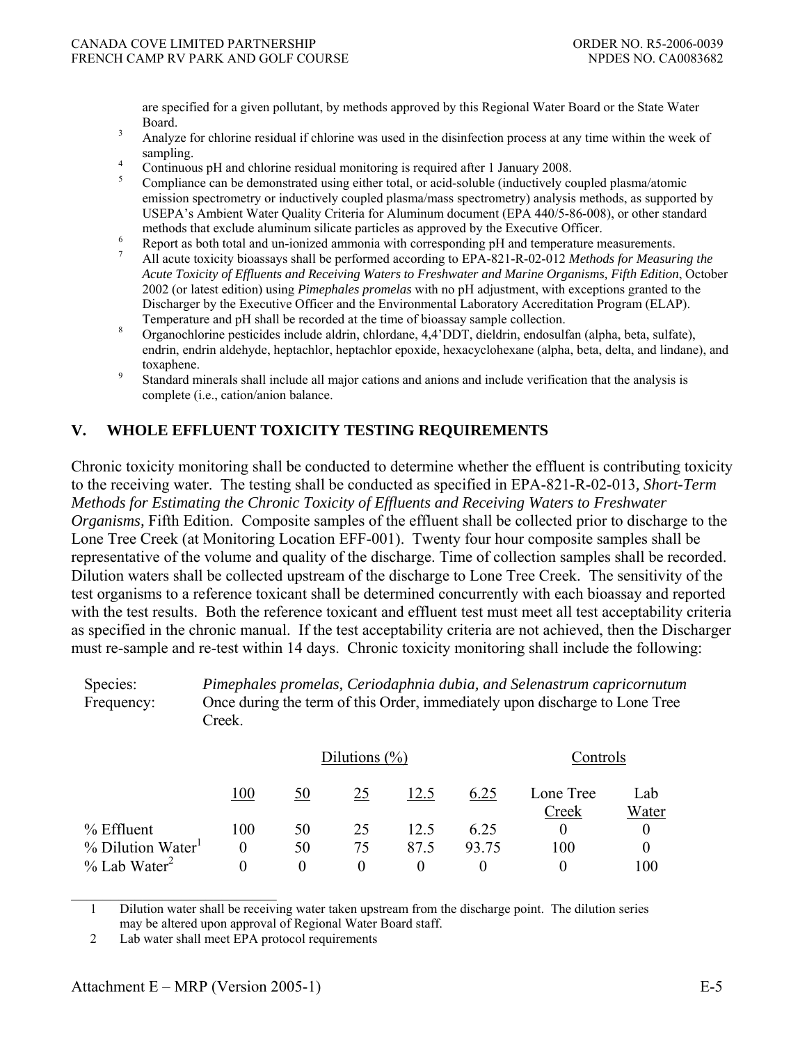are specified for a given pollutant, by methods approved by this Regional Water Board or the State Water Board.

[3] Analyze for chlorine residual if chlorine was used in the disinfection process at any time within the week of sampling.

[4] Continuous pH and chlorine residual monitoring is required after 1 January 2008.

[5] Compliance can be demonstrated using either total, or acid-soluble (inductively coupled plasma/atomic emission spectrometry or inductively coupled plasma/mass spectrometry) analysis methods, as supported by USEPA's Ambient Water Quality Criteria for Aluminum document (EPA 440/5-86-008), or other standard methods that exclude aluminum silicate particles as approved by the Executive Officer.

[6] Report as both total and un-ionized ammonia with corresponding pH and temperature measurements.

[7] All acute toxicity bioassays shall be performed according to EPA-821-R-02-012 *Methods for Measuring the Acute Toxicity of Effluents and Receiving Waters to Freshwater and Marine Organisms, Fifth Edition*, October 2002 (or latest edition) using *Pimephales promelas* with no pH adjustment, with exceptions granted to the Discharger by the Executive Officer and the Environmental Laboratory Accreditation Program (ELAP). Temperature and pH shall be recorded at the time of bioassay sample collection.

[8] Organochlorine pesticides include aldrin, chlordane, 4,4'DDT, dieldrin, endosulfan (alpha, beta, sulfate), endrin, endrin aldehyde, heptachlor, heptachlor epoxide, hexacyclohexane (alpha, beta, delta, and lindane), and toxaphene.

[9] Standard minerals shall include all major cations and anions and include verification that the analysis is complete (i.e., cation/anion balance.

## V. WHOLE EFFLUENT TOXICITY TESTING REQUIREMENTS

Chronic toxicity monitoring shall be conducted to determine whether the effluent is contributing toxicity to the receiving water. The testing shall be conducted as specified in EPA-821-R-02-013, *Short-Term Methods for Estimating the Chronic Toxicity of Effluents and Receiving Waters to Freshwater Organisms,* Fifth Edition. Composite samples of the effluent shall be collected prior to discharge to the Lone Tree Creek (at Monitoring Location EFF-001). Twenty four hour composite samples shall be representative of the volume and quality of the discharge. Time of collection samples shall be recorded. Dilution waters shall be collected upstream of the discharge to Lone Tree Creek. The sensitivity of the test organisms to a reference toxicant shall be determined concurrently with each bioassay and reported with the test results. Both the reference toxicant and effluent test must meet all test acceptability criteria as specified in the chronic manual. If the test acceptability criteria are not achieved, then the Discharger must re-sample and re-test within 14 days. Chronic toxicity monitoring shall include the following:

Species: *Pimephales promelas, Ceriodaphnia dubia, and Selenastrum capricornutum*

Frequency: Once during the term of this Order, immediately upon discharge to Lone Tree Creek.

| | Dilutions (%) | | | | | Controls | |
|---|---|---|---|---|---|---|---|
| | 100 | 50 | 25 | 12.5 | 6.25 | Lone Tree Creek | Lab Water |
| % Effluent | 100 | 50 | 25 | 12.5 | 6.25 | 0 | 0 |
| % Dilution Water[1] | 0 | 50 | 75 | 87.5 | 93.75 | 100 | 0 |
| % Lab Water[2] | 0 | 0 | 0 | 0 | 0 | 0 | 100 |

1 Dilution water shall be receiving water taken upstream from the discharge point. The dilution series may be altered upon approval of Regional Water Board staff.

2 Lab water shall meet EPA protocol requirements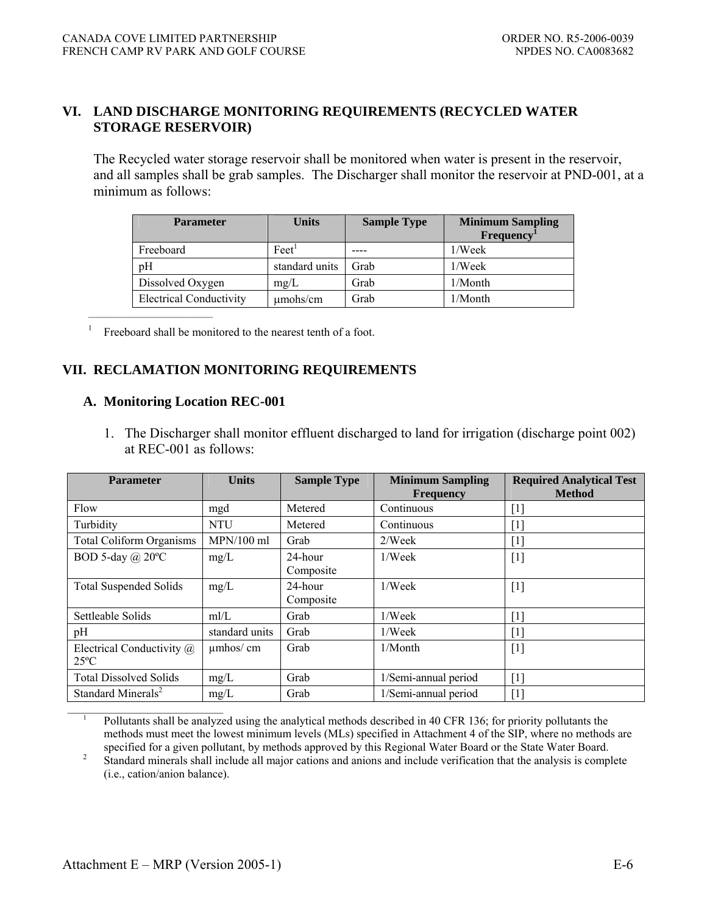## VI. LAND DISCHARGE MONITORING REQUIREMENTS (RECYCLED WATER STORAGE RESERVOIR)

The Recycled water storage reservoir shall be monitored when water is present in the reservoir, and all samples shall be grab samples. The Discharger shall monitor the reservoir at PND-001, at a minimum as follows:

| Parameter | Units | Sample Type | Minimum Sampling Frequency[1] |
|---|---|---|---|
| Freeboard | Feet[1] | ---- | 1/Week |
| pH | standard units | Grab | 1/Week |
| Dissolved Oxygen | mg/L | Grab | 1/Month |
| Electrical Conductivity | μmohs/cm | Grab | 1/Month |

[1] Freeboard shall be monitored to the nearest tenth of a foot.

## VII. RECLAMATION MONITORING REQUIREMENTS

### A. Monitoring Location REC-001

1. The Discharger shall monitor effluent discharged to land for irrigation (discharge point 002) at REC-001 as follows:

| Parameter | Units | Sample Type | Minimum Sampling Frequency | Required Analytical Test Method |
|---|---|---|---|---|
| Flow | mgd | Metered | Continuous | [1] |
| Turbidity | NTU | Metered | Continuous | [1] |
| Total Coliform Organisms | MPN/100 ml | Grab | 2/Week | [1] |
| BOD 5-day @ 20ºC | mg/L | 24-hour Composite | 1/Week | [1] |
| Total Suspended Solids | mg/L | 24-hour Composite | 1/Week | [1] |
| Settleable Solids | ml/L | Grab | 1/Week | [1] |
| pH | standard units | Grab | 1/Week | [1] |
| Electrical Conductivity @ 25ºC | μmhos/ cm | Grab | 1/Month | [1] |
| Total Dissolved Solids | mg/L | Grab | 1/Semi-annual period | [1] |
| Standard Minerals[2] | mg/L | Grab | 1/Semi-annual period | [1] |

[1] Pollutants shall be analyzed using the analytical methods described in 40 CFR 136; for priority pollutants the methods must meet the lowest minimum levels (MLs) specified in Attachment 4 of the SIP, where no methods are specified for a given pollutant, by methods approved by this Regional Water Board or the State Water Board.

[2] Standard minerals shall include all major cations and anions and include verification that the analysis is complete (i.e., cation/anion balance).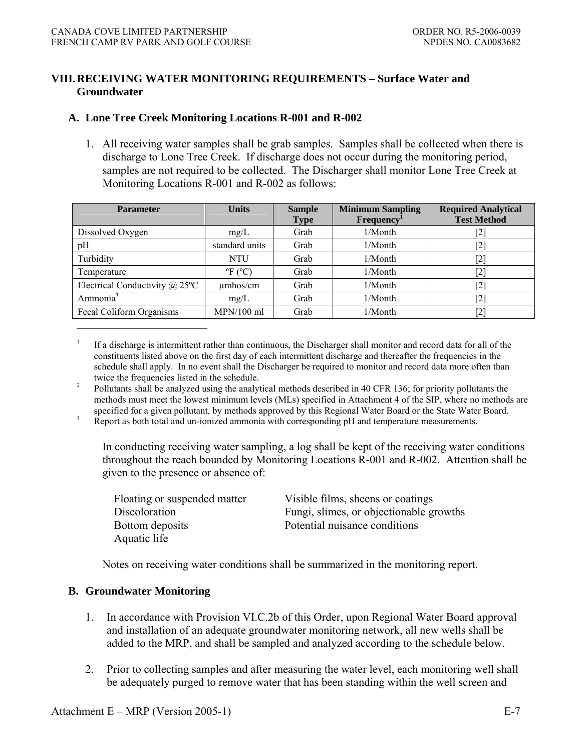## VIII. RECEIVING WATER MONITORING REQUIREMENTS – Surface Water and Groundwater

### A. Lone Tree Creek Monitoring Locations R-001 and R-002

1. All receiving water samples shall be grab samples. Samples shall be collected when there is discharge to Lone Tree Creek. If discharge does not occur during the monitoring period, samples are not required to be collected. The Discharger shall monitor Lone Tree Creek at Monitoring Locations R-001 and R-002 as follows:

| Parameter | Units | Sample Type | Minimum Sampling Frequency[1] | Required Analytical Test Method |
|---|---|---|---|---|
| Dissolved Oxygen | mg/L | Grab | 1/Month | [2] |
| pH | standard units | Grab | 1/Month | [2] |
| Turbidity | NTU | Grab | 1/Month | [2] |
| Temperature | ºF (ºC) | Grab | 1/Month | [2] |
| Electrical Conductivity @ 25ºC | µmhos/cm | Grab | 1/Month | [2] |
| Ammonia[3] | mg/L | Grab | 1/Month | [2] |
| Fecal Coliform Organisms | MPN/100 ml | Grab | 1/Month | [2] |

[1] If a discharge is intermittent rather than continuous, the Discharger shall monitor and record data for all of the constituents listed above on the first day of each intermittent discharge and thereafter the frequencies in the schedule shall apply. In no event shall the Discharger be required to monitor and record data more often than twice the frequencies listed in the schedule.

[2] Pollutants shall be analyzed using the analytical methods described in 40 CFR 136; for priority pollutants the methods must meet the lowest minimum levels (MLs) specified in Attachment 4 of the SIP, where no methods are specified for a given pollutant, by methods approved by this Regional Water Board or the State Water Board.

[3] Report as both total and un-ionized ammonia with corresponding pH and temperature measurements.

In conducting receiving water sampling, a log shall be kept of the receiving water conditions throughout the reach bounded by Monitoring Locations R-001 and R-002. Attention shall be given to the presence or absence of:

- Floating or suspended matter
- Discoloration
- Bottom deposits
- Aquatic life
- Visible films, sheens or coatings
- Fungi, slimes, or objectionable growths
- Potential nuisance conditions

Notes on receiving water conditions shall be summarized in the monitoring report.

### B. Groundwater Monitoring

1. In accordance with Provision VI.C.2b of this Order, upon Regional Water Board approval and installation of an adequate groundwater monitoring network, all new wells shall be added to the MRP, and shall be sampled and analyzed according to the schedule below.

2. Prior to collecting samples and after measuring the water level, each monitoring well shall be adequately purged to remove water that has been standing within the well screen and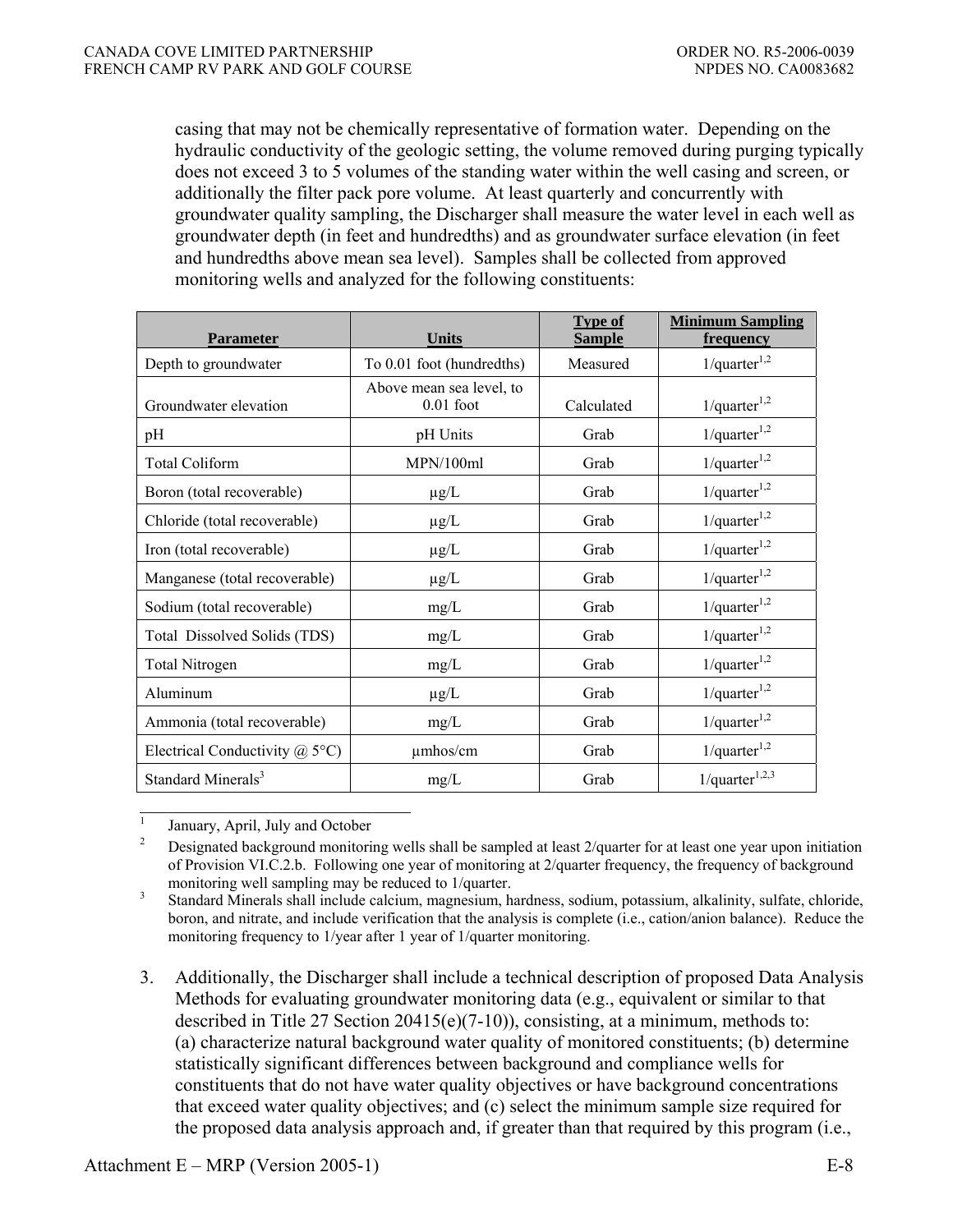casing that may not be chemically representative of formation water. Depending on the hydraulic conductivity of the geologic setting, the volume removed during purging typically does not exceed 3 to 5 volumes of the standing water within the well casing and screen, or additionally the filter pack pore volume. At least quarterly and concurrently with groundwater quality sampling, the Discharger shall measure the water level in each well as groundwater depth (in feet and hundredths) and as groundwater surface elevation (in feet and hundredths above mean sea level). Samples shall be collected from approved monitoring wells and analyzed for the following constituents:

| Parameter | Units | Type of Sample | Minimum Sampling frequency |
|---|---|---|---|
| Depth to groundwater | To 0.01 foot (hundredths) | Measured | 1/quarter[1,2] |
| Groundwater elevation | Above mean sea level, to 0.01 foot | Calculated | 1/quarter[1,2] |
| pH | pH Units | Grab | 1/quarter[1,2] |
| Total Coliform | MPN/100ml | Grab | 1/quarter[1,2] |
| Boron (total recoverable) | µg/L | Grab | 1/quarter[1,2] |
| Chloride (total recoverable) | µg/L | Grab | 1/quarter[1,2] |
| Iron (total recoverable) | µg/L | Grab | 1/quarter[1,2] |
| Manganese (total recoverable) | µg/L | Grab | 1/quarter[1,2] |
| Sodium (total recoverable) | mg/L | Grab | 1/quarter[1,2] |
| Total Dissolved Solids (TDS) | mg/L | Grab | 1/quarter[1,2] |
| Total Nitrogen | mg/L | Grab | 1/quarter[1,2] |
| Aluminum | µg/L | Grab | 1/quarter[1,2] |
| Ammonia (total recoverable) | mg/L | Grab | 1/quarter[1,2] |
| Electrical Conductivity @ 5°C) | µmhos/cm | Grab | 1/quarter[1,2] |
| Standard Minerals[3] | mg/L | Grab | 1/quarter[1,2,3] |

[1] January, April, July and October

[2] Designated background monitoring wells shall be sampled at least 2/quarter for at least one year upon initiation of Provision VI.C.2.b. Following one year of monitoring at 2/quarter frequency, the frequency of background monitoring well sampling may be reduced to 1/quarter.

[3] Standard Minerals shall include calcium, magnesium, hardness, sodium, potassium, alkalinity, sulfate, chloride, boron, and nitrate, and include verification that the analysis is complete (i.e., cation/anion balance). Reduce the monitoring frequency to 1/year after 1 year of 1/quarter monitoring.

3. Additionally, the Discharger shall include a technical description of proposed Data Analysis Methods for evaluating groundwater monitoring data (e.g., equivalent or similar to that described in Title 27 Section 20415(e)(7-10)), consisting, at a minimum, methods to: (a) characterize natural background water quality of monitored constituents; (b) determine statistically significant differences between background and compliance wells for constituents that do not have water quality objectives or have background concentrations that exceed water quality objectives; and (c) select the minimum sample size required for the proposed data analysis approach and, if greater than that required by this program (i.e.,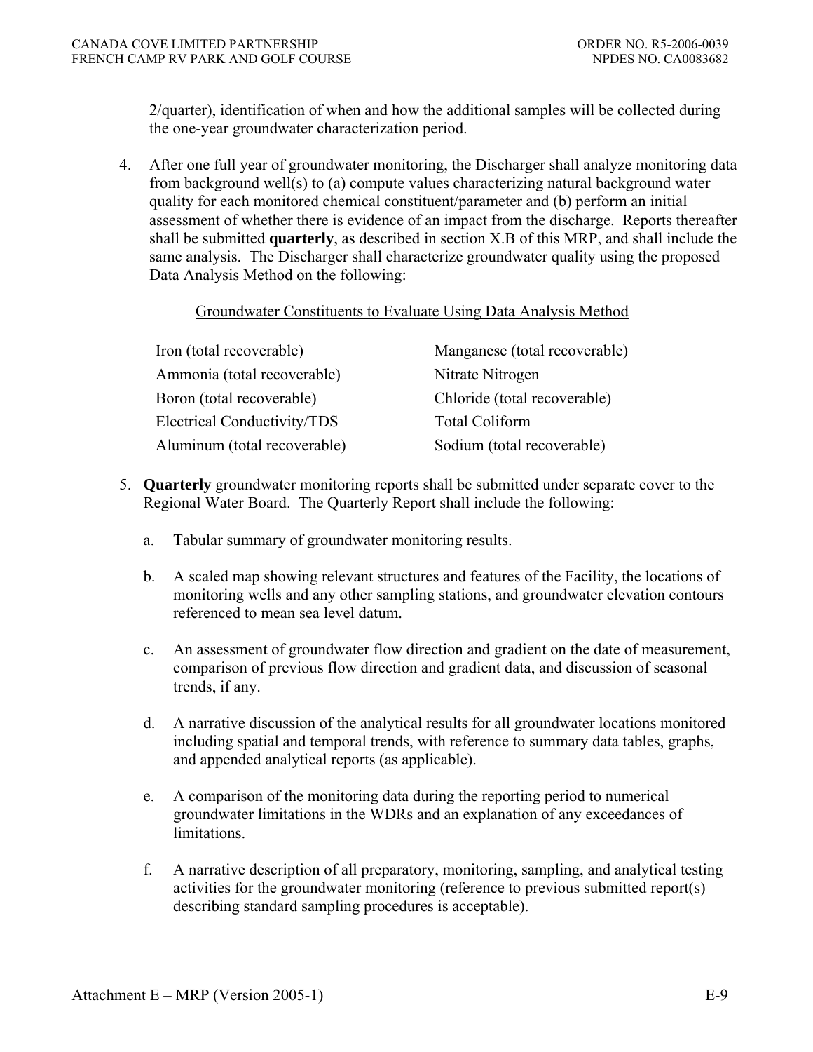2/quarter), identification of when and how the additional samples will be collected during the one-year groundwater characterization period.

4. After one full year of groundwater monitoring, the Discharger shall analyze monitoring data from background well(s) to (a) compute values characterizing natural background water quality for each monitored chemical constituent/parameter and (b) perform an initial assessment of whether there is evidence of an impact from the discharge. Reports thereafter shall be submitted **quarterly**, as described in section X.B of this MRP, and shall include the same analysis. The Discharger shall characterize groundwater quality using the proposed Data Analysis Method on the following:

<u>Groundwater Constituents to Evaluate Using Data Analysis Method</u>

| | |
|---|---|
| Iron (total recoverable) | Manganese (total recoverable) |
| Ammonia (total recoverable) | Nitrate Nitrogen |
| Boron (total recoverable) | Chloride (total recoverable) |
| Electrical Conductivity/TDS | Total Coliform |
| Aluminum (total recoverable) | Sodium (total recoverable) |

5. **Quarterly** groundwater monitoring reports shall be submitted under separate cover to the Regional Water Board. The Quarterly Report shall include the following:

   a. Tabular summary of groundwater monitoring results.

   b. A scaled map showing relevant structures and features of the Facility, the locations of monitoring wells and any other sampling stations, and groundwater elevation contours referenced to mean sea level datum.

   c. An assessment of groundwater flow direction and gradient on the date of measurement, comparison of previous flow direction and gradient data, and discussion of seasonal trends, if any.

   d. A narrative discussion of the analytical results for all groundwater locations monitored including spatial and temporal trends, with reference to summary data tables, graphs, and appended analytical reports (as applicable).

   e. A comparison of the monitoring data during the reporting period to numerical groundwater limitations in the WDRs and an explanation of any exceedances of limitations.

   f. A narrative description of all preparatory, monitoring, sampling, and analytical testing activities for the groundwater monitoring (reference to previous submitted report(s) describing standard sampling procedures is acceptable).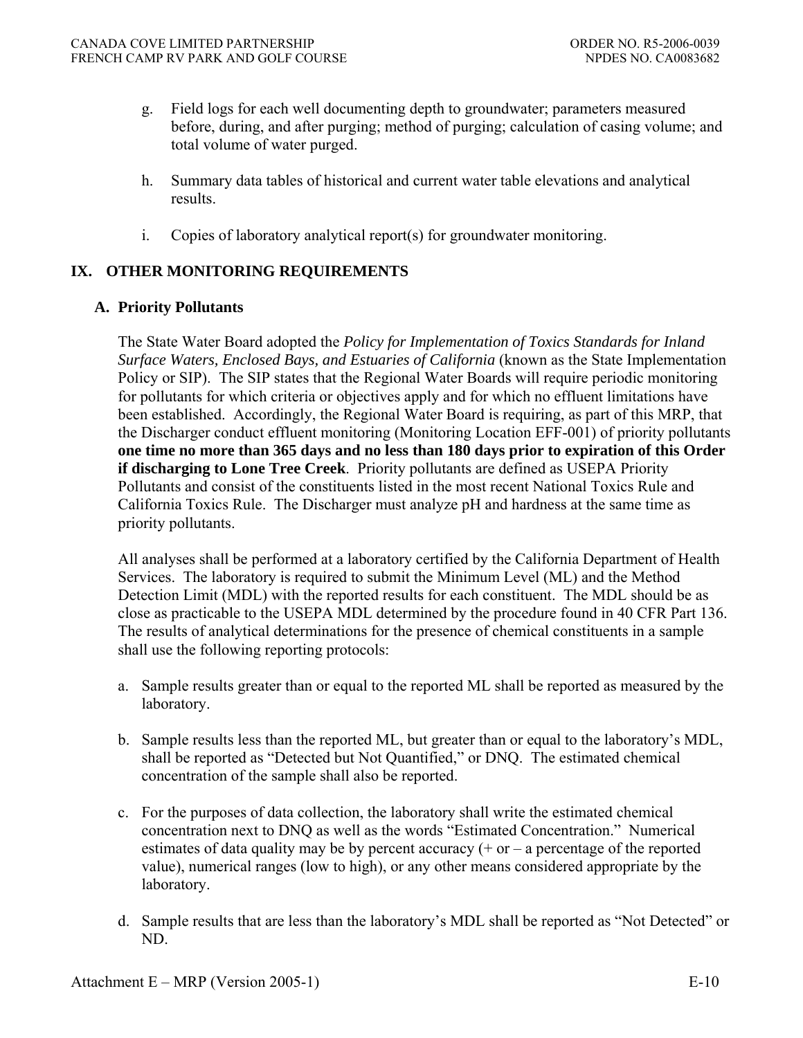g. Field logs for each well documenting depth to groundwater; parameters measured before, during, and after purging; method of purging; calculation of casing volume; and total volume of water purged.

h. Summary data tables of historical and current water table elevations and analytical results.

i. Copies of laboratory analytical report(s) for groundwater monitoring.

## IX. OTHER MONITORING REQUIREMENTS

### A. Priority Pollutants

The State Water Board adopted the *Policy for Implementation of Toxics Standards for Inland Surface Waters, Enclosed Bays, and Estuaries of California* (known as the State Implementation Policy or SIP). The SIP states that the Regional Water Boards will require periodic monitoring for pollutants for which criteria or objectives apply and for which no effluent limitations have been established. Accordingly, the Regional Water Board is requiring, as part of this MRP, that the Discharger conduct effluent monitoring (Monitoring Location EFF-001) of priority pollutants **one time no more than 365 days and no less than 180 days prior to expiration of this Order if discharging to Lone Tree Creek**. Priority pollutants are defined as USEPA Priority Pollutants and consist of the constituents listed in the most recent National Toxics Rule and California Toxics Rule. The Discharger must analyze pH and hardness at the same time as priority pollutants.

All analyses shall be performed at a laboratory certified by the California Department of Health Services. The laboratory is required to submit the Minimum Level (ML) and the Method Detection Limit (MDL) with the reported results for each constituent. The MDL should be as close as practicable to the USEPA MDL determined by the procedure found in 40 CFR Part 136. The results of analytical determinations for the presence of chemical constituents in a sample shall use the following reporting protocols:

a. Sample results greater than or equal to the reported ML shall be reported as measured by the laboratory.

b. Sample results less than the reported ML, but greater than or equal to the laboratory's MDL, shall be reported as "Detected but Not Quantified," or DNQ. The estimated chemical concentration of the sample shall also be reported.

c. For the purposes of data collection, the laboratory shall write the estimated chemical concentration next to DNQ as well as the words "Estimated Concentration." Numerical estimates of data quality may be by percent accuracy (+ or – a percentage of the reported value), numerical ranges (low to high), or any other means considered appropriate by the laboratory.

d. Sample results that are less than the laboratory's MDL shall be reported as "Not Detected" or ND.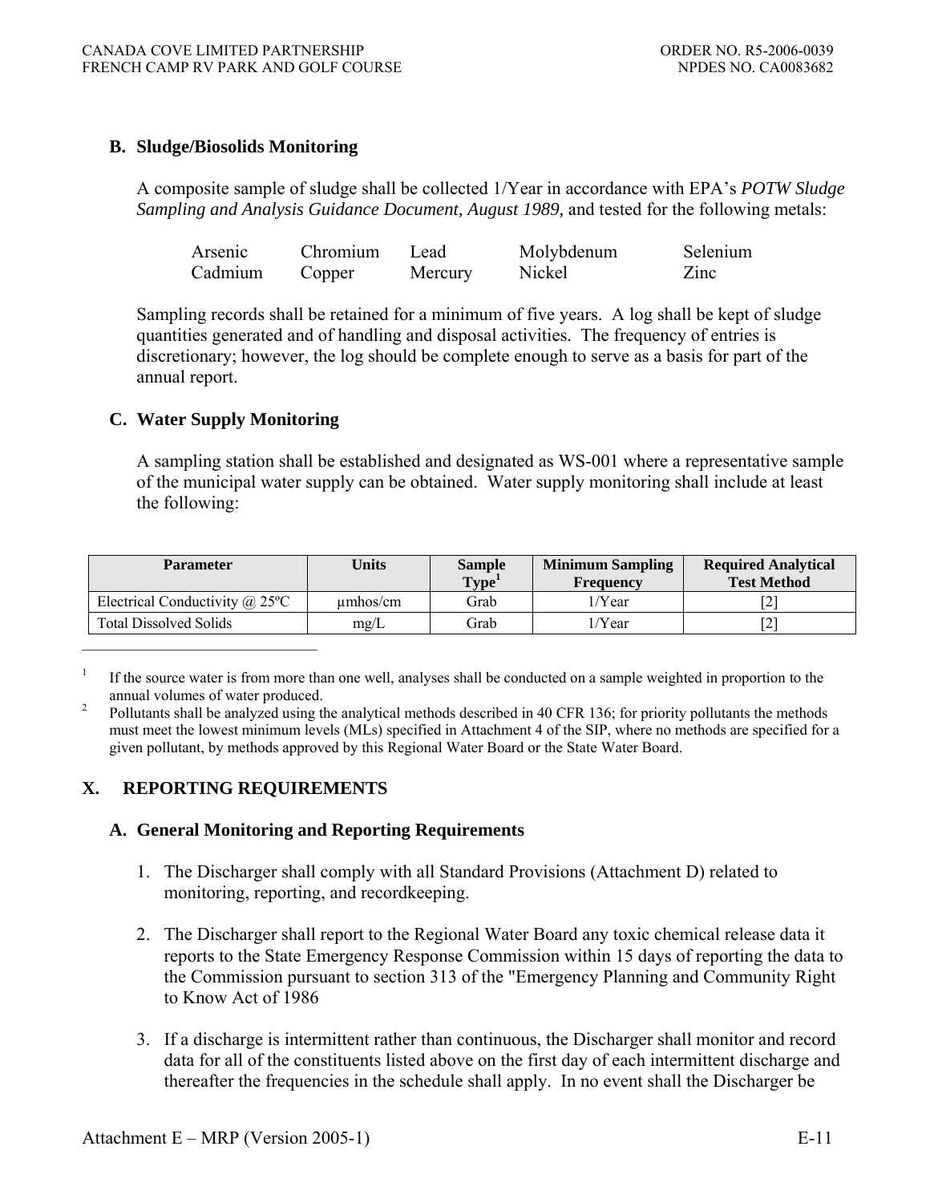### B. Sludge/Biosolids Monitoring

A composite sample of sludge shall be collected 1/Year in accordance with EPA's *POTW Sludge Sampling and Analysis Guidance Document, August 1989,* and tested for the following metals:

| Arsenic | Chromium | Lead | Molybdenum | Selenium |
|---|---|---|---|---|
| Cadmium | Copper | Mercury | Nickel | Zinc |

Sampling records shall be retained for a minimum of five years. A log shall be kept of sludge quantities generated and of handling and disposal activities. The frequency of entries is discretionary; however, the log should be complete enough to serve as a basis for part of the annual report.

### C. Water Supply Monitoring

A sampling station shall be established and designated as WS-001 where a representative sample of the municipal water supply can be obtained. Water supply monitoring shall include at least the following:

| Parameter | Units | Sample Type[1] | Minimum Sampling Frequency | Required Analytical Test Method |
|---|---|---|---|---|
| Electrical Conductivity @ 25ºC | µmhos/cm | Grab | 1/Year | [2] |
| Total Dissolved Solids | mg/L | Grab | 1/Year | [2] |

[1] If the source water is from more than one well, analyses shall be conducted on a sample weighted in proportion to the annual volumes of water produced.

[2] Pollutants shall be analyzed using the analytical methods described in 40 CFR 136; for priority pollutants the methods must meet the lowest minimum levels (MLs) specified in Attachment 4 of the SIP, where no methods are specified for a given pollutant, by methods approved by this Regional Water Board or the State Water Board.

## X. REPORTING REQUIREMENTS

### A. General Monitoring and Reporting Requirements

1. The Discharger shall comply with all Standard Provisions (Attachment D) related to monitoring, reporting, and recordkeeping.

2. The Discharger shall report to the Regional Water Board any toxic chemical release data it reports to the State Emergency Response Commission within 15 days of reporting the data to the Commission pursuant to section 313 of the "Emergency Planning and Community Right to Know Act of 1986

3. If a discharge is intermittent rather than continuous, the Discharger shall monitor and record data for all of the constituents listed above on the first day of each intermittent discharge and thereafter the frequencies in the schedule shall apply. In no event shall the Discharger be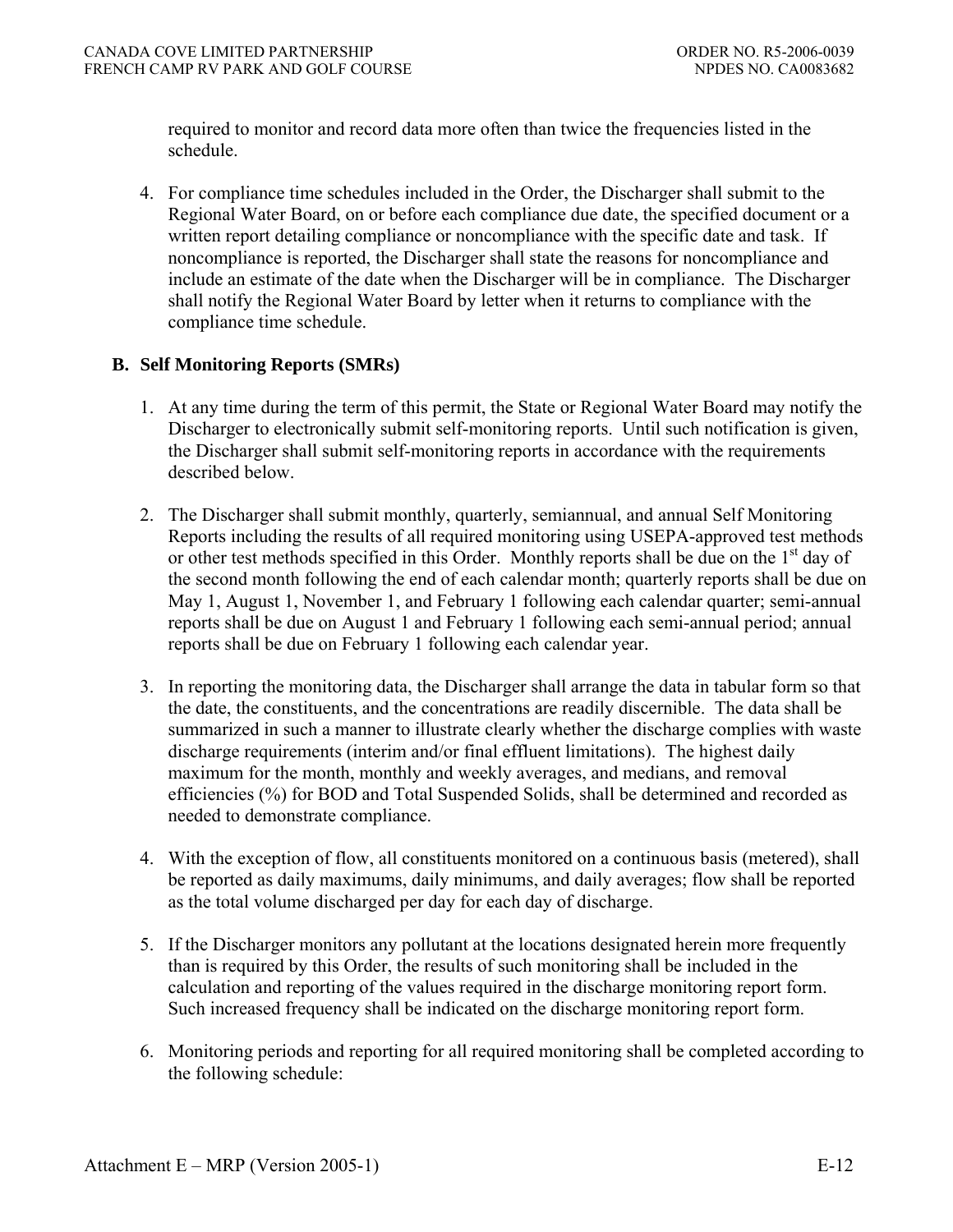required to monitor and record data more often than twice the frequencies listed in the schedule.

4. For compliance time schedules included in the Order, the Discharger shall submit to the Regional Water Board, on or before each compliance due date, the specified document or a written report detailing compliance or noncompliance with the specific date and task. If noncompliance is reported, the Discharger shall state the reasons for noncompliance and include an estimate of the date when the Discharger will be in compliance. The Discharger shall notify the Regional Water Board by letter when it returns to compliance with the compliance time schedule.

**B. Self Monitoring Reports (SMRs)**

1. At any time during the term of this permit, the State or Regional Water Board may notify the Discharger to electronically submit self-monitoring reports. Until such notification is given, the Discharger shall submit self-monitoring reports in accordance with the requirements described below.

2. The Discharger shall submit monthly, quarterly, semiannual, and annual Self Monitoring Reports including the results of all required monitoring using USEPA-approved test methods or other test methods specified in this Order. Monthly reports shall be due on the 1st day of the second month following the end of each calendar month; quarterly reports shall be due on May 1, August 1, November 1, and February 1 following each calendar quarter; semi-annual reports shall be due on August 1 and February 1 following each semi-annual period; annual reports shall be due on February 1 following each calendar year.

3. In reporting the monitoring data, the Discharger shall arrange the data in tabular form so that the date, the constituents, and the concentrations are readily discernible. The data shall be summarized in such a manner to illustrate clearly whether the discharge complies with waste discharge requirements (interim and/or final effluent limitations). The highest daily maximum for the month, monthly and weekly averages, and medians, and removal efficiencies (%) for BOD and Total Suspended Solids, shall be determined and recorded as needed to demonstrate compliance.

4. With the exception of flow, all constituents monitored on a continuous basis (metered), shall be reported as daily maximums, daily minimums, and daily averages; flow shall be reported as the total volume discharged per day for each day of discharge.

5. If the Discharger monitors any pollutant at the locations designated herein more frequently than is required by this Order, the results of such monitoring shall be included in the calculation and reporting of the values required in the discharge monitoring report form. Such increased frequency shall be indicated on the discharge monitoring report form.

6. Monitoring periods and reporting for all required monitoring shall be completed according to the following schedule: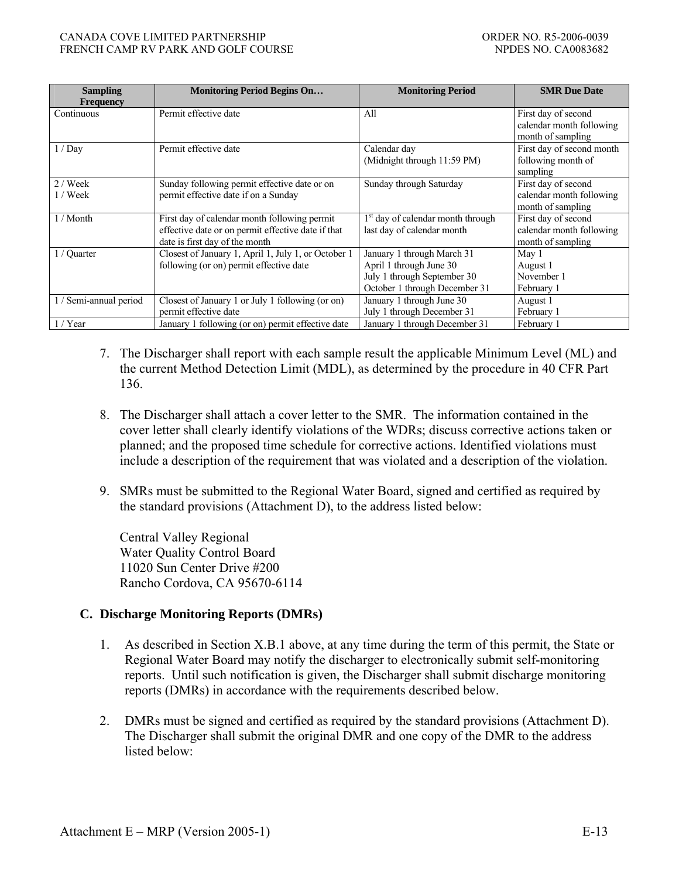| Sampling Frequency | Monitoring Period Begins On… | Monitoring Period | SMR Due Date |
|---|---|---|---|
| Continuous | Permit effective date | All | First day of second calendar month following month of sampling |
| 1 / Day | Permit effective date | Calendar day (Midnight through 11:59 PM) | First day of second month following month of sampling |
| 2 / Week<br>1 / Week | Sunday following permit effective date or on permit effective date if on a Sunday | Sunday through Saturday | First day of second calendar month following month of sampling |
| 1 / Month | First day of calendar month following permit effective date or on permit effective date if that date is first day of the month | 1st day of calendar month through last day of calendar month | First day of second calendar month following month of sampling |
| 1 / Quarter | Closest of January 1, April 1, July 1, or October 1 following (or on) permit effective date | January 1 through March 31<br>April 1 through June 30<br>July 1 through September 30<br>October 1 through December 31 | May 1<br>August 1<br>November 1<br>February 1 |
| 1 / Semi-annual period | Closest of January 1 or July 1 following (or on) permit effective date | January 1 through June 30<br>July 1 through December 31 | August 1<br>February 1 |
| 1 / Year | January 1 following (or on) permit effective date | January 1 through December 31 | February 1 |

7. The Discharger shall report with each sample result the applicable Minimum Level (ML) and the current Method Detection Limit (MDL), as determined by the procedure in 40 CFR Part 136.

8. The Discharger shall attach a cover letter to the SMR. The information contained in the cover letter shall clearly identify violations of the WDRs; discuss corrective actions taken or planned; and the proposed time schedule for corrective actions. Identified violations must include a description of the requirement that was violated and a description of the violation.

9. SMRs must be submitted to the Regional Water Board, signed and certified as required by the standard provisions (Attachment D), to the address listed below:

   Central Valley Regional
   Water Quality Control Board
   11020 Sun Center Drive #200
   Rancho Cordova, CA 95670-6114

### C. Discharge Monitoring Reports (DMRs)

1. As described in Section X.B.1 above, at any time during the term of this permit, the State or Regional Water Board may notify the discharger to electronically submit self-monitoring reports. Until such notification is given, the Discharger shall submit discharge monitoring reports (DMRs) in accordance with the requirements described below.

2. DMRs must be signed and certified as required by the standard provisions (Attachment D). The Discharger shall submit the original DMR and one copy of the DMR to the address listed below: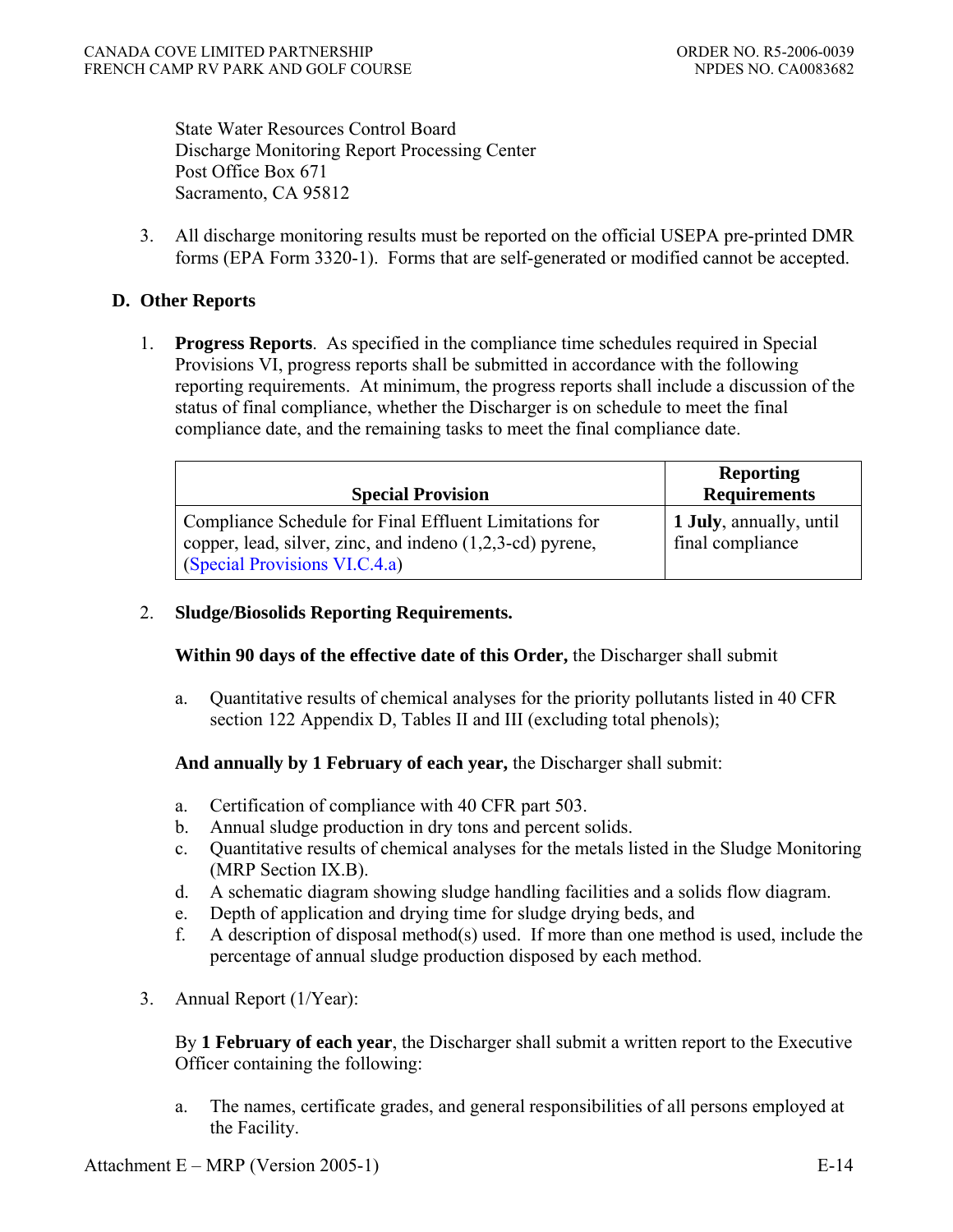State Water Resources Control Board
Discharge Monitoring Report Processing Center
Post Office Box 671
Sacramento, CA 95812

3. All discharge monitoring results must be reported on the official USEPA pre-printed DMR forms (EPA Form 3320-1). Forms that are self-generated or modified cannot be accepted.

## D. Other Reports

1. **Progress Reports**. As specified in the compliance time schedules required in Special Provisions VI, progress reports shall be submitted in accordance with the following reporting requirements. At minimum, the progress reports shall include a discussion of the status of final compliance, whether the Discharger is on schedule to meet the final compliance date, and the remaining tasks to meet the final compliance date.

| Special Provision | Reporting Requirements |
|---|---|
| Compliance Schedule for Final Effluent Limitations for copper, lead, silver, zinc, and indeno (1,2,3-cd) pyrene, (Special Provisions VI.C.4.a) | **1 July**, annually, until final compliance |

2. **Sludge/Biosolids Reporting Requirements.**

   **Within 90 days of the effective date of this Order,** the Discharger shall submit

   a. Quantitative results of chemical analyses for the priority pollutants listed in 40 CFR section 122 Appendix D, Tables II and III (excluding total phenols);

   **And annually by 1 February of each year,** the Discharger shall submit:

   a. Certification of compliance with 40 CFR part 503.
   b. Annual sludge production in dry tons and percent solids.
   c. Quantitative results of chemical analyses for the metals listed in the Sludge Monitoring (MRP Section IX.B).
   d. A schematic diagram showing sludge handling facilities and a solids flow diagram.
   e. Depth of application and drying time for sludge drying beds, and
   f. A description of disposal method(s) used. If more than one method is used, include the percentage of annual sludge production disposed by each method.

3. Annual Report (1/Year):

   By **1 February of each year**, the Discharger shall submit a written report to the Executive Officer containing the following:

   a. The names, certificate grades, and general responsibilities of all persons employed at the Facility.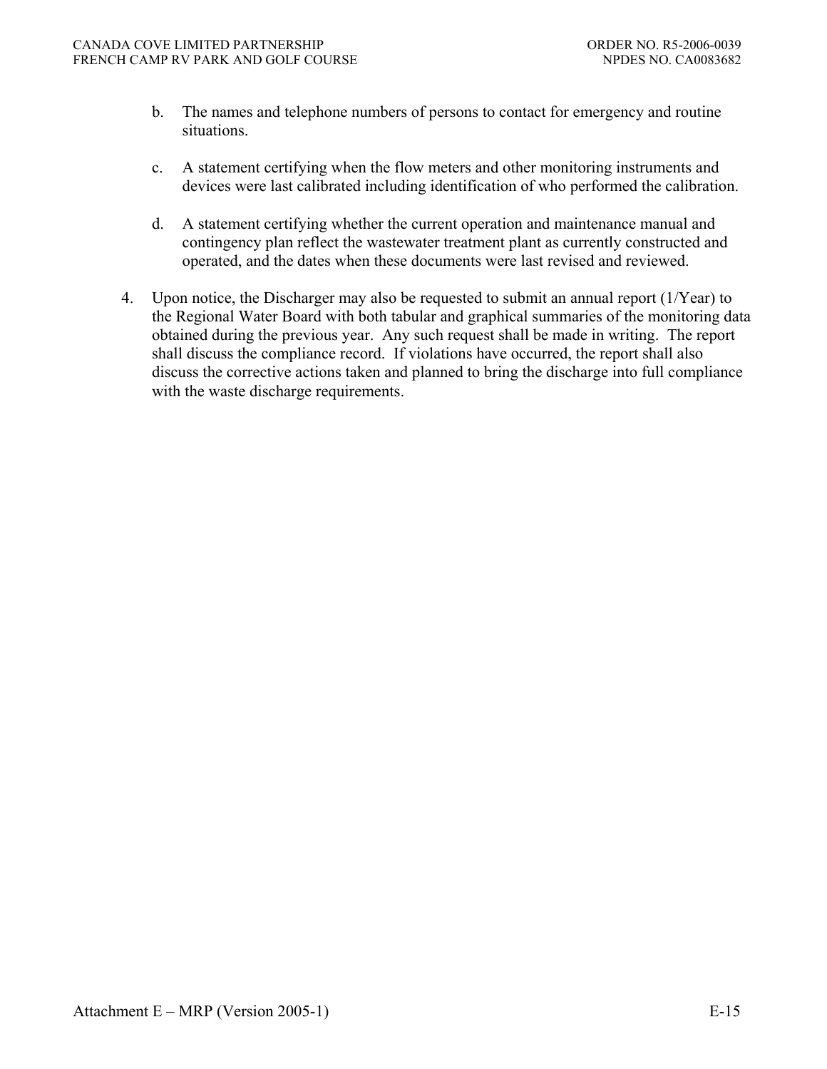b. The names and telephone numbers of persons to contact for emergency and routine situations.

c. A statement certifying when the flow meters and other monitoring instruments and devices were last calibrated including identification of who performed the calibration.

d. A statement certifying whether the current operation and maintenance manual and contingency plan reflect the wastewater treatment plant as currently constructed and operated, and the dates when these documents were last revised and reviewed.

4. Upon notice, the Discharger may also be requested to submit an annual report (1/Year) to the Regional Water Board with both tabular and graphical summaries of the monitoring data obtained during the previous year. Any such request shall be made in writing. The report shall discuss the compliance record. If violations have occurred, the report shall also discuss the corrective actions taken and planned to bring the discharge into full compliance with the waste discharge requirements.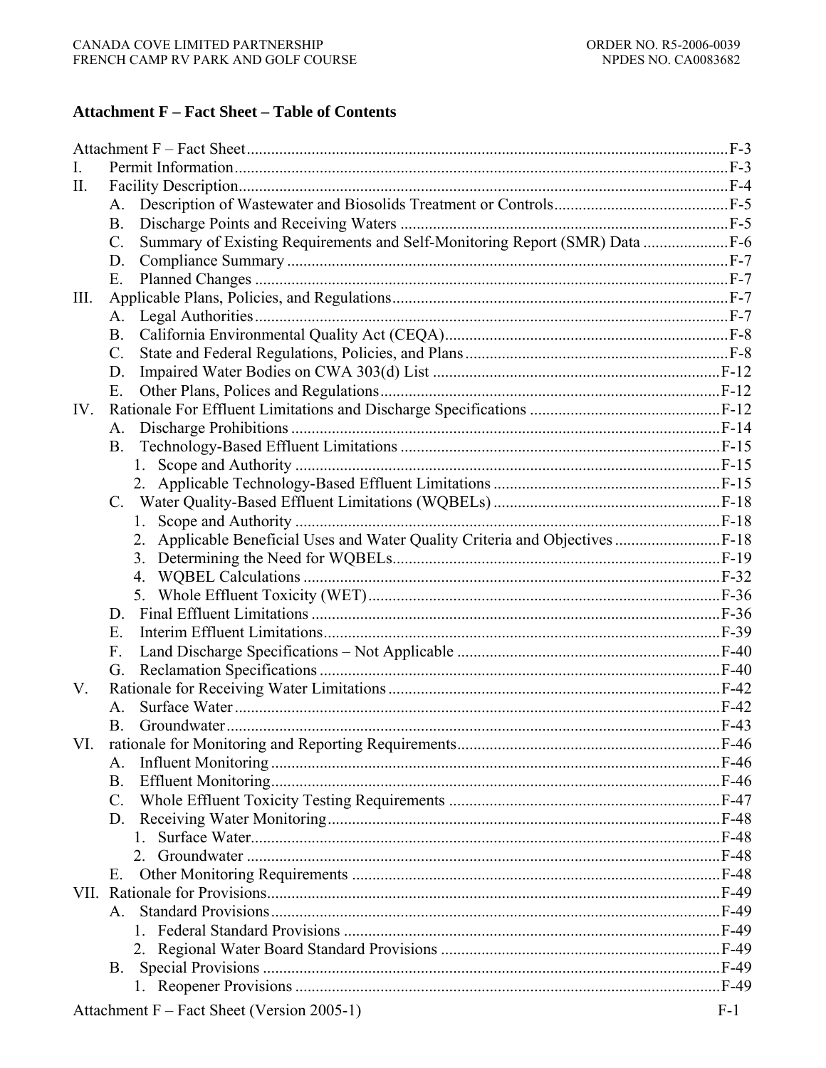## Attachment F – Fact Sheet – Table of Contents

Attachment F – Fact Sheet ..... F-3

I. Permit Information ..... F-3

II. Facility Description ..... F-4

- A. Description of Wastewater and Biosolids Treatment or Controls ..... F-5
- B. Discharge Points and Receiving Waters ..... F-5
- C. Summary of Existing Requirements and Self-Monitoring Report (SMR) Data ..... F-6
- D. Compliance Summary ..... F-7
- E. Planned Changes ..... F-7

III. Applicable Plans, Policies, and Regulations ..... F-7

- A. Legal Authorities ..... F-7
- B. California Environmental Quality Act (CEQA) ..... F-8
- C. State and Federal Regulations, Policies, and Plans ..... F-8
- D. Impaired Water Bodies on CWA 303(d) List ..... F-12
- E. Other Plans, Polices and Regulations ..... F-12

IV. Rationale For Effluent Limitations and Discharge Specifications ..... F-12

- A. Discharge Prohibitions ..... F-14
- B. Technology-Based Effluent Limitations ..... F-15
  1. Scope and Authority ..... F-15
  2. Applicable Technology-Based Effluent Limitations ..... F-15
- C. Water Quality-Based Effluent Limitations (WQBELs) ..... F-18
  1. Scope and Authority ..... F-18
  2. Applicable Beneficial Uses and Water Quality Criteria and Objectives ..... F-18
  3. Determining the Need for WQBELs ..... F-19
  4. WQBEL Calculations ..... F-32
  5. Whole Effluent Toxicity (WET) ..... F-36
- D. Final Effluent Limitations ..... F-36
- E. Interim Effluent Limitations ..... F-39
- F. Land Discharge Specifications – Not Applicable ..... F-40
- G. Reclamation Specifications ..... F-40

V. Rationale for Receiving Water Limitations ..... F-42

- A. Surface Water ..... F-42
- B. Groundwater ..... F-43

VI. rationale for Monitoring and Reporting Requirements ..... F-46

- A. Influent Monitoring ..... F-46
- B. Effluent Monitoring ..... F-46
- C. Whole Effluent Toxicity Testing Requirements ..... F-47
- D. Receiving Water Monitoring ..... F-48
  1. Surface Water ..... F-48
  2. Groundwater ..... F-48
- E. Other Monitoring Requirements ..... F-48

VII. Rationale for Provisions ..... F-49

- A. Standard Provisions ..... F-49
  1. Federal Standard Provisions ..... F-49
  2. Regional Water Board Standard Provisions ..... F-49
- B. Special Provisions ..... F-49
  1. Reopener Provisions ..... F-49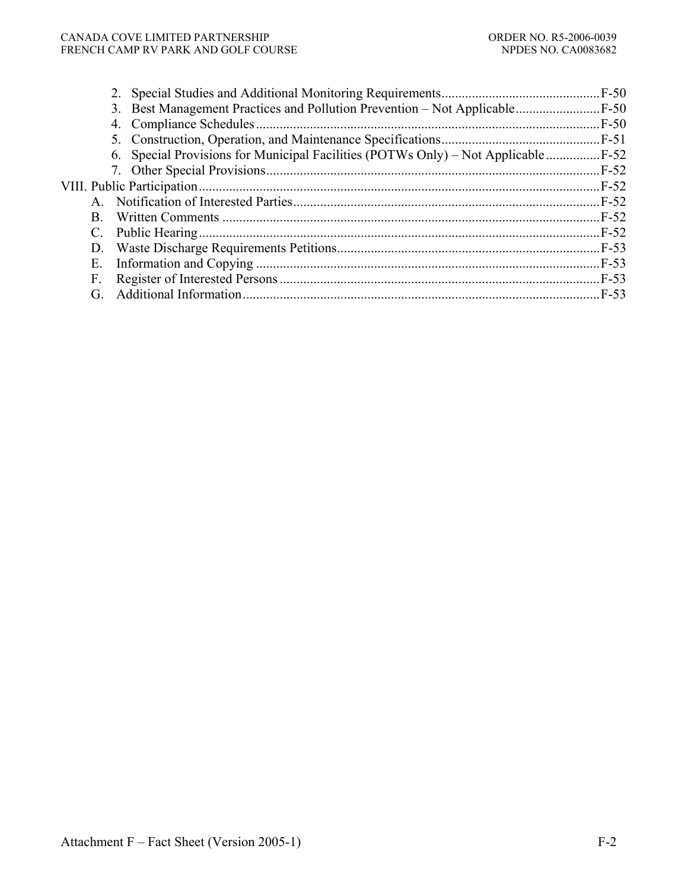- 2. Special Studies and Additional Monitoring Requirements ... F-50
- 3. Best Management Practices and Pollution Prevention – Not Applicable ... F-50
- 4. Compliance Schedules ... F-50
- 5. Construction, Operation, and Maintenance Specifications ... F-51
- 6. Special Provisions for Municipal Facilities (POTWs Only) – Not Applicable ... F-52
- 7. Other Special Provisions ... F-52

VIII. Public Participation ... F-52

- A. Notification of Interested Parties ... F-52
- B. Written Comments ... F-52
- C. Public Hearing ... F-52
- D. Waste Discharge Requirements Petitions ... F-53
- E. Information and Copying ... F-53
- F. Register of Interested Persons ... F-53
- G. Additional Information ... F-53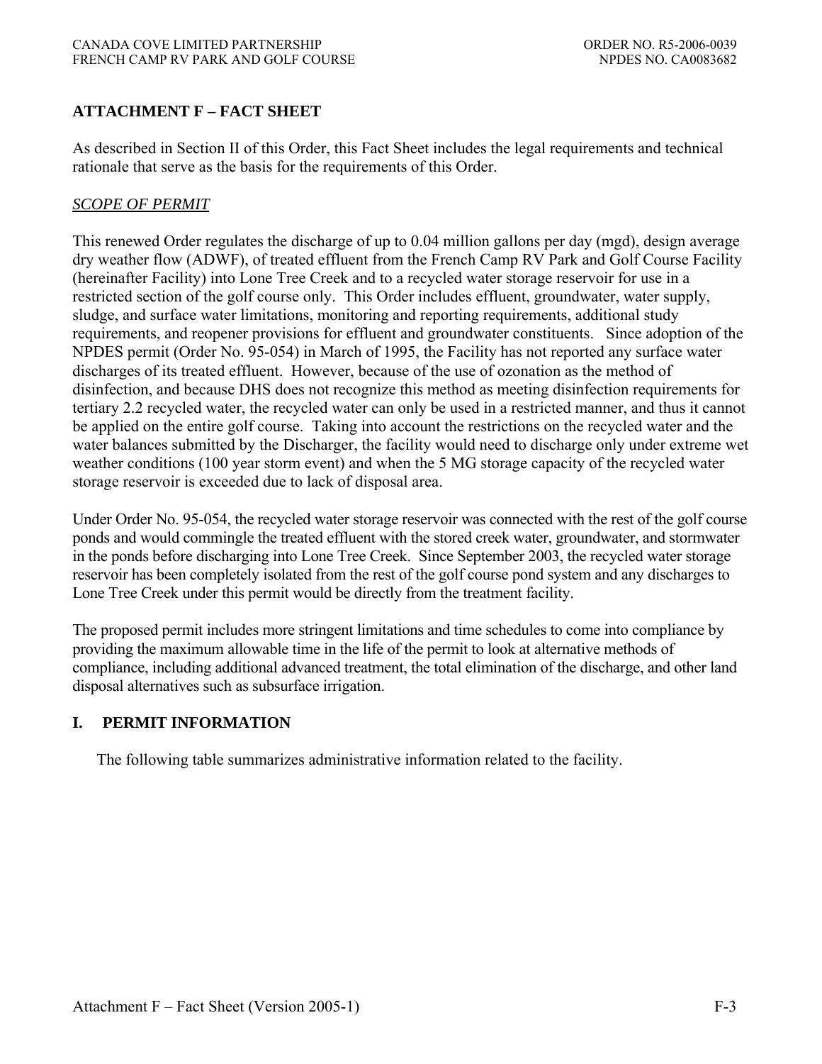## ATTACHMENT F – FACT SHEET

As described in Section II of this Order, this Fact Sheet includes the legal requirements and technical rationale that serve as the basis for the requirements of this Order.

*SCOPE OF PERMIT*

This renewed Order regulates the discharge of up to 0.04 million gallons per day (mgd), design average dry weather flow (ADWF), of treated effluent from the French Camp RV Park and Golf Course Facility (hereinafter Facility) into Lone Tree Creek and to a recycled water storage reservoir for use in a restricted section of the golf course only. This Order includes effluent, groundwater, water supply, sludge, and surface water limitations, monitoring and reporting requirements, additional study requirements, and reopener provisions for effluent and groundwater constituents. Since adoption of the NPDES permit (Order No. 95-054) in March of 1995, the Facility has not reported any surface water discharges of its treated effluent. However, because of the use of ozonation as the method of disinfection, and because DHS does not recognize this method as meeting disinfection requirements for tertiary 2.2 recycled water, the recycled water can only be used in a restricted manner, and thus it cannot be applied on the entire golf course. Taking into account the restrictions on the recycled water and the water balances submitted by the Discharger, the facility would need to discharge only under extreme wet weather conditions (100 year storm event) and when the 5 MG storage capacity of the recycled water storage reservoir is exceeded due to lack of disposal area.

Under Order No. 95-054, the recycled water storage reservoir was connected with the rest of the golf course ponds and would commingle the treated effluent with the stored creek water, groundwater, and stormwater in the ponds before discharging into Lone Tree Creek. Since September 2003, the recycled water storage reservoir has been completely isolated from the rest of the golf course pond system and any discharges to Lone Tree Creek under this permit would be directly from the treatment facility.

The proposed permit includes more stringent limitations and time schedules to come into compliance by providing the maximum allowable time in the life of the permit to look at alternative methods of compliance, including additional advanced treatment, the total elimination of the discharge, and other land disposal alternatives such as subsurface irrigation.

### I. PERMIT INFORMATION

The following table summarizes administrative information related to the facility.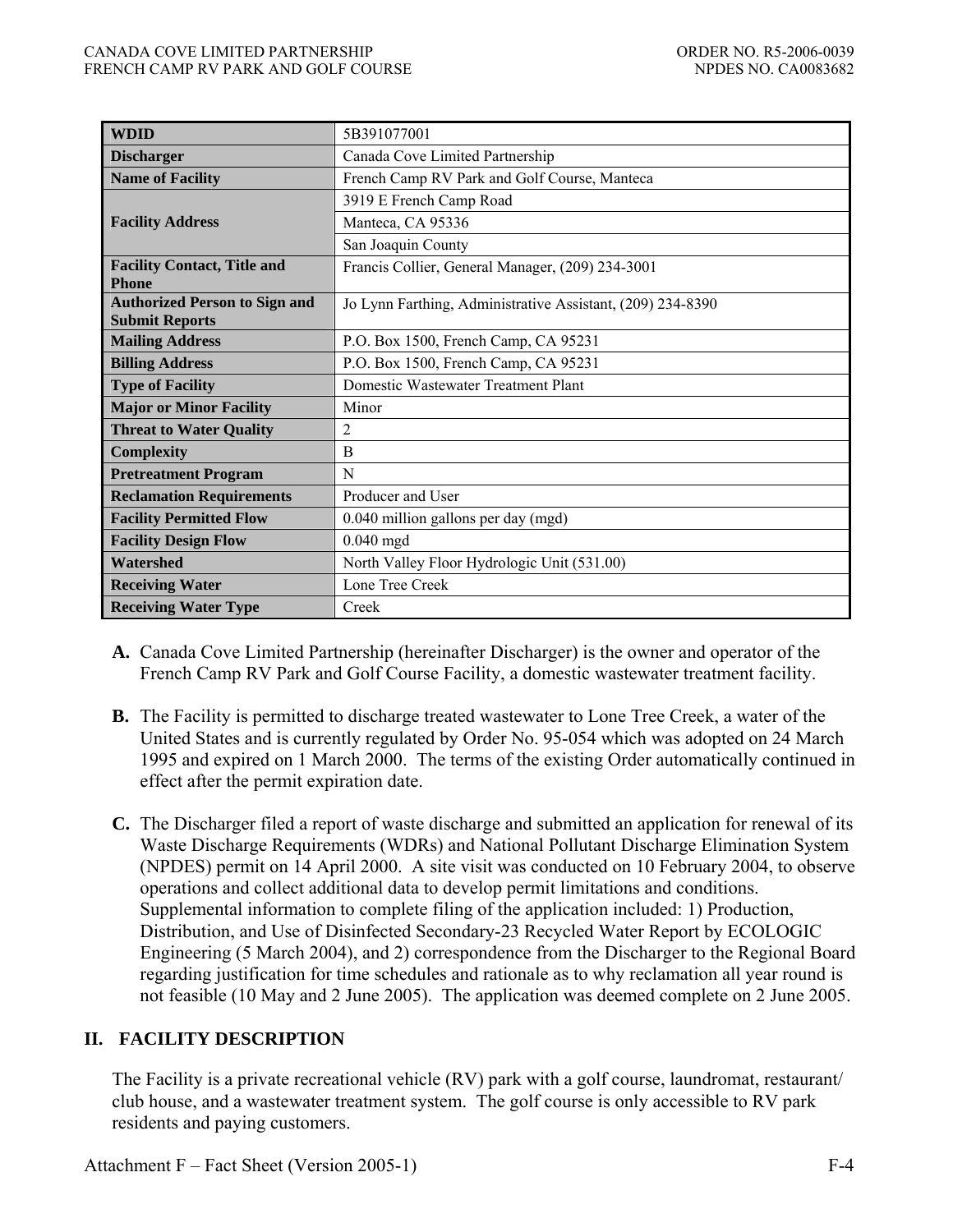| WDID | 5B391077001 |
| --- | --- |
| **Discharger** | Canada Cove Limited Partnership |
| **Name of Facility** | French Camp RV Park and Golf Course, Manteca |
| **Facility Address** | 3919 E French Camp Road |
| | Manteca, CA 95336 |
| | San Joaquin County |
| **Facility Contact, Title and Phone** | Francis Collier, General Manager, (209) 234-3001 |
| **Authorized Person to Sign and Submit Reports** | Jo Lynn Farthing, Administrative Assistant, (209) 234-8390 |
| **Mailing Address** | P.O. Box 1500, French Camp, CA 95231 |
| **Billing Address** | P.O. Box 1500, French Camp, CA 95231 |
| **Type of Facility** | Domestic Wastewater Treatment Plant |
| **Major or Minor Facility** | Minor |
| **Threat to Water Quality** | 2 |
| **Complexity** | B |
| **Pretreatment Program** | N |
| **Reclamation Requirements** | Producer and User |
| **Facility Permitted Flow** | 0.040 million gallons per day (mgd) |
| **Facility Design Flow** | 0.040 mgd |
| **Watershed** | North Valley Floor Hydrologic Unit (531.00) |
| **Receiving Water** | Lone Tree Creek |
| **Receiving Water Type** | Creek |

**A.** Canada Cove Limited Partnership (hereinafter Discharger) is the owner and operator of the French Camp RV Park and Golf Course Facility, a domestic wastewater treatment facility.

**B.** The Facility is permitted to discharge treated wastewater to Lone Tree Creek, a water of the United States and is currently regulated by Order No. 95-054 which was adopted on 24 March 1995 and expired on 1 March 2000. The terms of the existing Order automatically continued in effect after the permit expiration date.

**C.** The Discharger filed a report of waste discharge and submitted an application for renewal of its Waste Discharge Requirements (WDRs) and National Pollutant Discharge Elimination System (NPDES) permit on 14 April 2000. A site visit was conducted on 10 February 2004, to observe operations and collect additional data to develop permit limitations and conditions. Supplemental information to complete filing of the application included: 1) Production, Distribution, and Use of Disinfected Secondary-23 Recycled Water Report by ECOLOGIC Engineering (5 March 2004), and 2) correspondence from the Discharger to the Regional Board regarding justification for time schedules and rationale as to why reclamation all year round is not feasible (10 May and 2 June 2005). The application was deemed complete on 2 June 2005.

## II. FACILITY DESCRIPTION

The Facility is a private recreational vehicle (RV) park with a golf course, laundromat, restaurant/club house, and a wastewater treatment system. The golf course is only accessible to RV park residents and paying customers.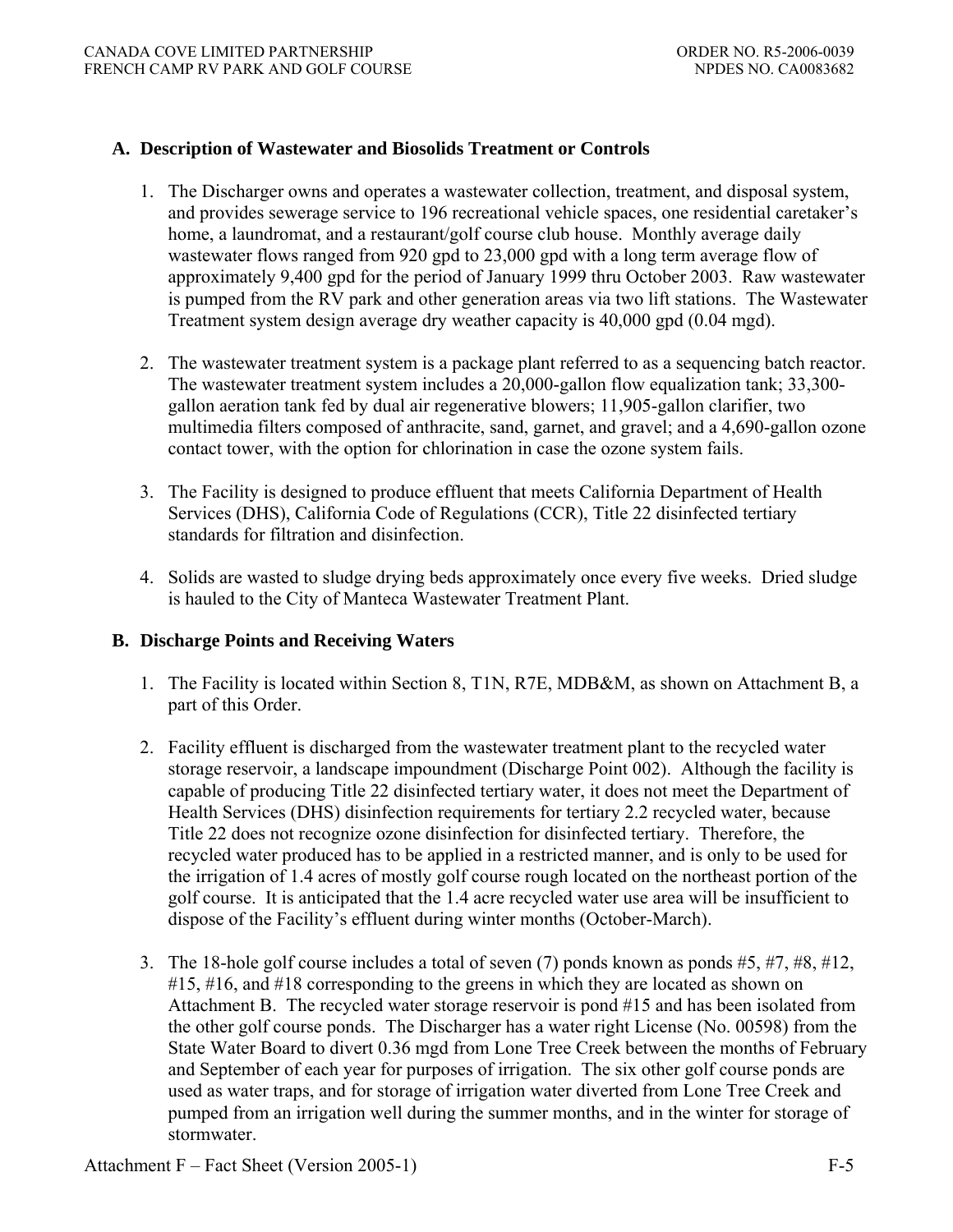## A. Description of Wastewater and Biosolids Treatment or Controls

1. The Discharger owns and operates a wastewater collection, treatment, and disposal system, and provides sewerage service to 196 recreational vehicle spaces, one residential caretaker's home, a laundromat, and a restaurant/golf course club house. Monthly average daily wastewater flows ranged from 920 gpd to 23,000 gpd with a long term average flow of approximately 9,400 gpd for the period of January 1999 thru October 2003. Raw wastewater is pumped from the RV park and other generation areas via two lift stations. The Wastewater Treatment system design average dry weather capacity is 40,000 gpd (0.04 mgd).

2. The wastewater treatment system is a package plant referred to as a sequencing batch reactor. The wastewater treatment system includes a 20,000-gallon flow equalization tank; 33,300-gallon aeration tank fed by dual air regenerative blowers; 11,905-gallon clarifier, two multimedia filters composed of anthracite, sand, garnet, and gravel; and a 4,690-gallon ozone contact tower, with the option for chlorination in case the ozone system fails.

3. The Facility is designed to produce effluent that meets California Department of Health Services (DHS), California Code of Regulations (CCR), Title 22 disinfected tertiary standards for filtration and disinfection.

4. Solids are wasted to sludge drying beds approximately once every five weeks. Dried sludge is hauled to the City of Manteca Wastewater Treatment Plant.

## B. Discharge Points and Receiving Waters

1. The Facility is located within Section 8, T1N, R7E, MDB&M, as shown on Attachment B, a part of this Order.

2. Facility effluent is discharged from the wastewater treatment plant to the recycled water storage reservoir, a landscape impoundment (Discharge Point 002). Although the facility is capable of producing Title 22 disinfected tertiary water, it does not meet the Department of Health Services (DHS) disinfection requirements for tertiary 2.2 recycled water, because Title 22 does not recognize ozone disinfection for disinfected tertiary. Therefore, the recycled water produced has to be applied in a restricted manner, and is only to be used for the irrigation of 1.4 acres of mostly golf course rough located on the northeast portion of the golf course. It is anticipated that the 1.4 acre recycled water use area will be insufficient to dispose of the Facility's effluent during winter months (October-March).

3. The 18-hole golf course includes a total of seven (7) ponds known as ponds #5, #7, #8, #12, #15, #16, and #18 corresponding to the greens in which they are located as shown on Attachment B. The recycled water storage reservoir is pond #15 and has been isolated from the other golf course ponds. The Discharger has a water right License (No. 00598) from the State Water Board to divert 0.36 mgd from Lone Tree Creek between the months of February and September of each year for purposes of irrigation. The six other golf course ponds are used as water traps, and for storage of irrigation water diverted from Lone Tree Creek and pumped from an irrigation well during the summer months, and in the winter for storage of stormwater.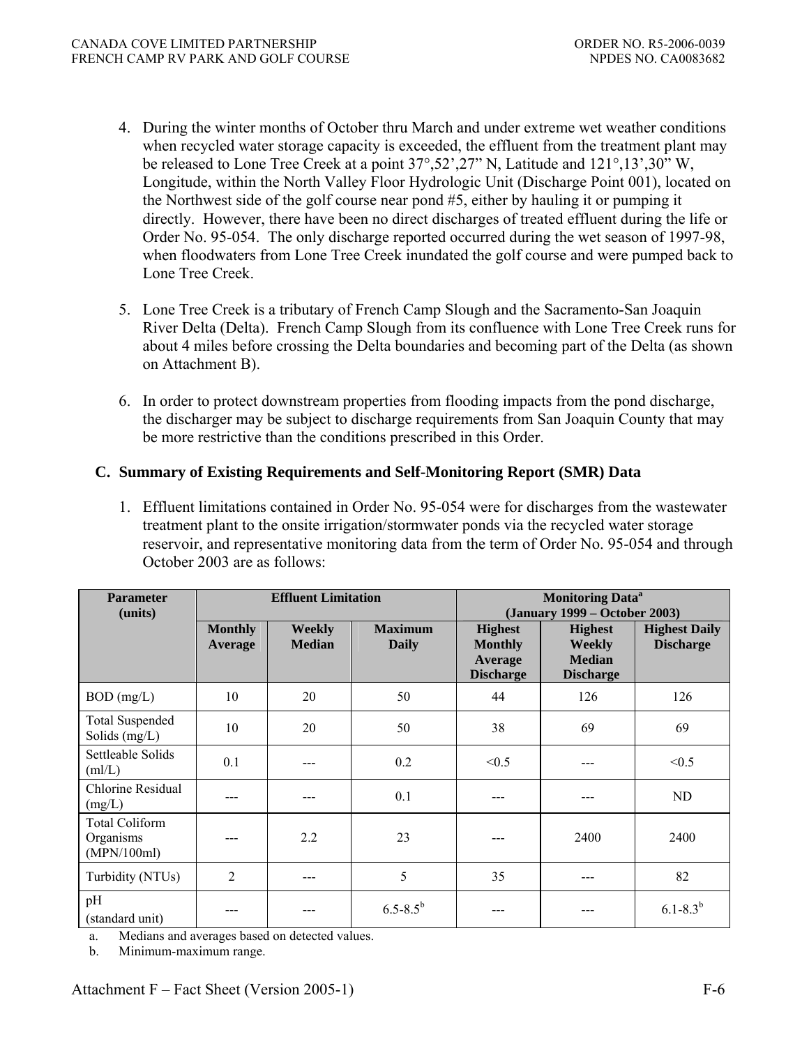4. During the winter months of October thru March and under extreme wet weather conditions when recycled water storage capacity is exceeded, the effluent from the treatment plant may be released to Lone Tree Creek at a point 37°,52',27" N, Latitude and 121°,13',30" W, Longitude, within the North Valley Floor Hydrologic Unit (Discharge Point 001), located on the Northwest side of the golf course near pond #5, either by hauling it or pumping it directly. However, there have been no direct discharges of treated effluent during the life or Order No. 95-054. The only discharge reported occurred during the wet season of 1997-98, when floodwaters from Lone Tree Creek inundated the golf course and were pumped back to Lone Tree Creek.

5. Lone Tree Creek is a tributary of French Camp Slough and the Sacramento-San Joaquin River Delta (Delta). French Camp Slough from its confluence with Lone Tree Creek runs for about 4 miles before crossing the Delta boundaries and becoming part of the Delta (as shown on Attachment B).

6. In order to protect downstream properties from flooding impacts from the pond discharge, the discharger may be subject to discharge requirements from San Joaquin County that may be more restrictive than the conditions prescribed in this Order.

## C. Summary of Existing Requirements and Self-Monitoring Report (SMR) Data

1. Effluent limitations contained in Order No. 95-054 were for discharges from the wastewater treatment plant to the onsite irrigation/stormwater ponds via the recycled water storage reservoir, and representative monitoring data from the term of Order No. 95-054 and through October 2003 are as follows:

| Parameter (units) | Effluent Limitation | | | Monitoring Data[a] (January 1999 – October 2003) | | |
|---|---|---|---|---|---|---|
| | Monthly Average | Weekly Median | Maximum Daily | Highest Monthly Average Discharge | Highest Weekly Median Discharge | Highest Daily Discharge |
| BOD (mg/L) | 10 | 20 | 50 | 44 | 126 | 126 |
| Total Suspended Solids (mg/L) | 10 | 20 | 50 | 38 | 69 | 69 |
| Settleable Solids (ml/L) | 0.1 | --- | 0.2 | <0.5 | --- | <0.5 |
| Chlorine Residual (mg/L) | --- | --- | 0.1 | --- | --- | ND |
| Total Coliform Organisms (MPN/100ml) | --- | 2.2 | 23 | --- | 2400 | 2400 |
| Turbidity (NTUs) | 2 | --- | 5 | 35 | --- | 82 |
| pH (standard unit) | --- | --- | 6.5-8.5[b] | --- | --- | 6.1-8.3[b] |

a. Medians and averages based on detected values.

b. Minimum-maximum range.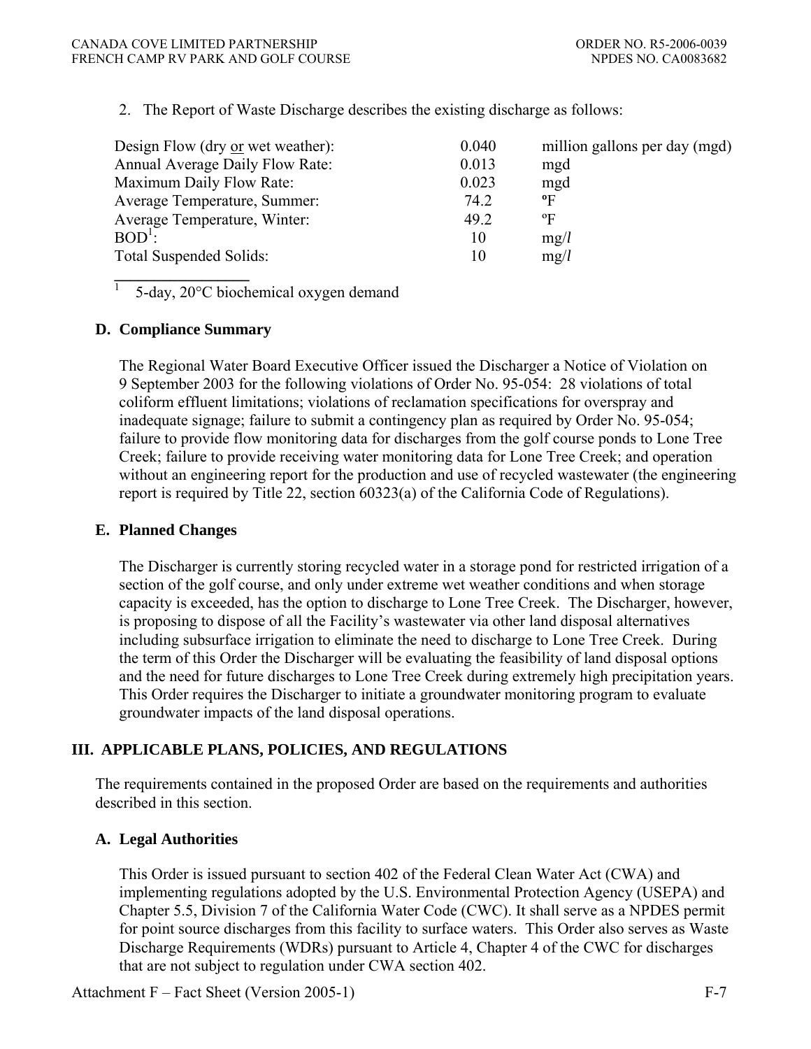2. The Report of Waste Discharge describes the existing discharge as follows:

| | | |
|---|---|---|
| Design Flow (dry <u>or</u> wet weather): | 0.040 | million gallons per day (mgd) |
| Annual Average Daily Flow Rate: | 0.013 | mgd |
| Maximum Daily Flow Rate: | 0.023 | mgd |
| Average Temperature, Summer: | 74.2 | ºF |
| Average Temperature, Winter: | 49.2 | ºF |
| BOD[1]: | 10 | mg/*l* |
| Total Suspended Solids: | 10 | mg/*l* |

[1] 5-day, 20°C biochemical oxygen demand

### D. Compliance Summary

The Regional Water Board Executive Officer issued the Discharger a Notice of Violation on 9 September 2003 for the following violations of Order No. 95-054: 28 violations of total coliform effluent limitations; violations of reclamation specifications for overspray and inadequate signage; failure to submit a contingency plan as required by Order No. 95-054; failure to provide flow monitoring data for discharges from the golf course ponds to Lone Tree Creek; failure to provide receiving water monitoring data for Lone Tree Creek; and operation without an engineering report for the production and use of recycled wastewater (the engineering report is required by Title 22, section 60323(a) of the California Code of Regulations).

### E. Planned Changes

The Discharger is currently storing recycled water in a storage pond for restricted irrigation of a section of the golf course, and only under extreme wet weather conditions and when storage capacity is exceeded, has the option to discharge to Lone Tree Creek. The Discharger, however, is proposing to dispose of all the Facility's wastewater via other land disposal alternatives including subsurface irrigation to eliminate the need to discharge to Lone Tree Creek. During the term of this Order the Discharger will be evaluating the feasibility of land disposal options and the need for future discharges to Lone Tree Creek during extremely high precipitation years. This Order requires the Discharger to initiate a groundwater monitoring program to evaluate groundwater impacts of the land disposal operations.

## III. APPLICABLE PLANS, POLICIES, AND REGULATIONS

The requirements contained in the proposed Order are based on the requirements and authorities described in this section.

### A. Legal Authorities

This Order is issued pursuant to section 402 of the Federal Clean Water Act (CWA) and implementing regulations adopted by the U.S. Environmental Protection Agency (USEPA) and Chapter 5.5, Division 7 of the California Water Code (CWC). It shall serve as a NPDES permit for point source discharges from this facility to surface waters. This Order also serves as Waste Discharge Requirements (WDRs) pursuant to Article 4, Chapter 4 of the CWC for discharges that are not subject to regulation under CWA section 402.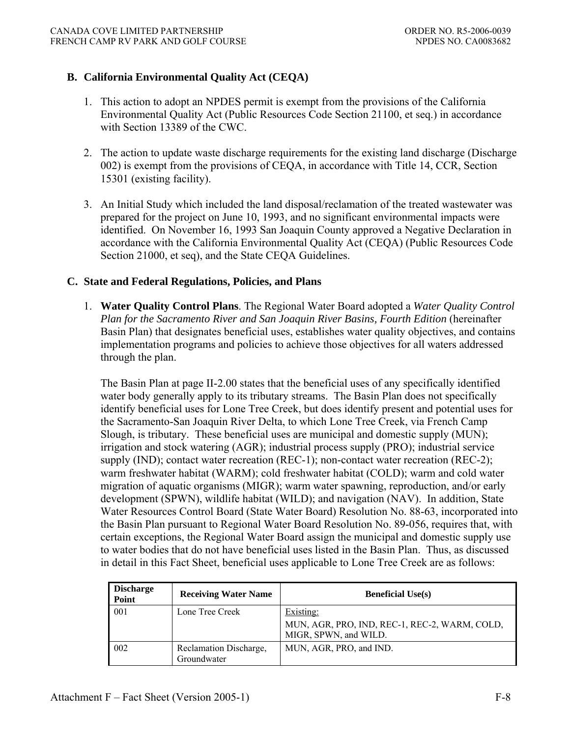### B. California Environmental Quality Act (CEQA)

1. This action to adopt an NPDES permit is exempt from the provisions of the California Environmental Quality Act (Public Resources Code Section 21100, et seq.) in accordance with Section 13389 of the CWC.

2. The action to update waste discharge requirements for the existing land discharge (Discharge 002) is exempt from the provisions of CEQA, in accordance with Title 14, CCR, Section 15301 (existing facility).

3. An Initial Study which included the land disposal/reclamation of the treated wastewater was prepared for the project on June 10, 1993, and no significant environmental impacts were identified. On November 16, 1993 San Joaquin County approved a Negative Declaration in accordance with the California Environmental Quality Act (CEQA) (Public Resources Code Section 21000, et seq), and the State CEQA Guidelines.

### C. State and Federal Regulations, Policies, and Plans

1. **Water Quality Control Plans**. The Regional Water Board adopted a *Water Quality Control Plan for the Sacramento River and San Joaquin River Basins, Fourth Edition* (hereinafter Basin Plan) that designates beneficial uses, establishes water quality objectives, and contains implementation programs and policies to achieve those objectives for all waters addressed through the plan.

   The Basin Plan at page II-2.00 states that the beneficial uses of any specifically identified water body generally apply to its tributary streams. The Basin Plan does not specifically identify beneficial uses for Lone Tree Creek, but does identify present and potential uses for the Sacramento-San Joaquin River Delta, to which Lone Tree Creek, via French Camp Slough, is tributary. These beneficial uses are municipal and domestic supply (MUN); irrigation and stock watering (AGR); industrial process supply (PRO); industrial service supply (IND); contact water recreation (REC-1); non-contact water recreation (REC-2); warm freshwater habitat (WARM); cold freshwater habitat (COLD); warm and cold water migration of aquatic organisms (MIGR); warm water spawning, reproduction, and/or early development (SPWN), wildlife habitat (WILD); and navigation (NAV). In addition, State Water Resources Control Board (State Water Board) Resolution No. 88-63, incorporated into the Basin Plan pursuant to Regional Water Board Resolution No. 89-056, requires that, with certain exceptions, the Regional Water Board assign the municipal and domestic supply use to water bodies that do not have beneficial uses listed in the Basin Plan. Thus, as discussed in detail in this Fact Sheet, beneficial uses applicable to Lone Tree Creek are as follows:

| Discharge Point | Receiving Water Name | Beneficial Use(s) |
|---|---|---|
| 001 | Lone Tree Creek | Existing: MUN, AGR, PRO, IND, REC-1, REC-2, WARM, COLD, MIGR, SPWN, and WILD. |
| 002 | Reclamation Discharge, Groundwater | MUN, AGR, PRO, and IND. |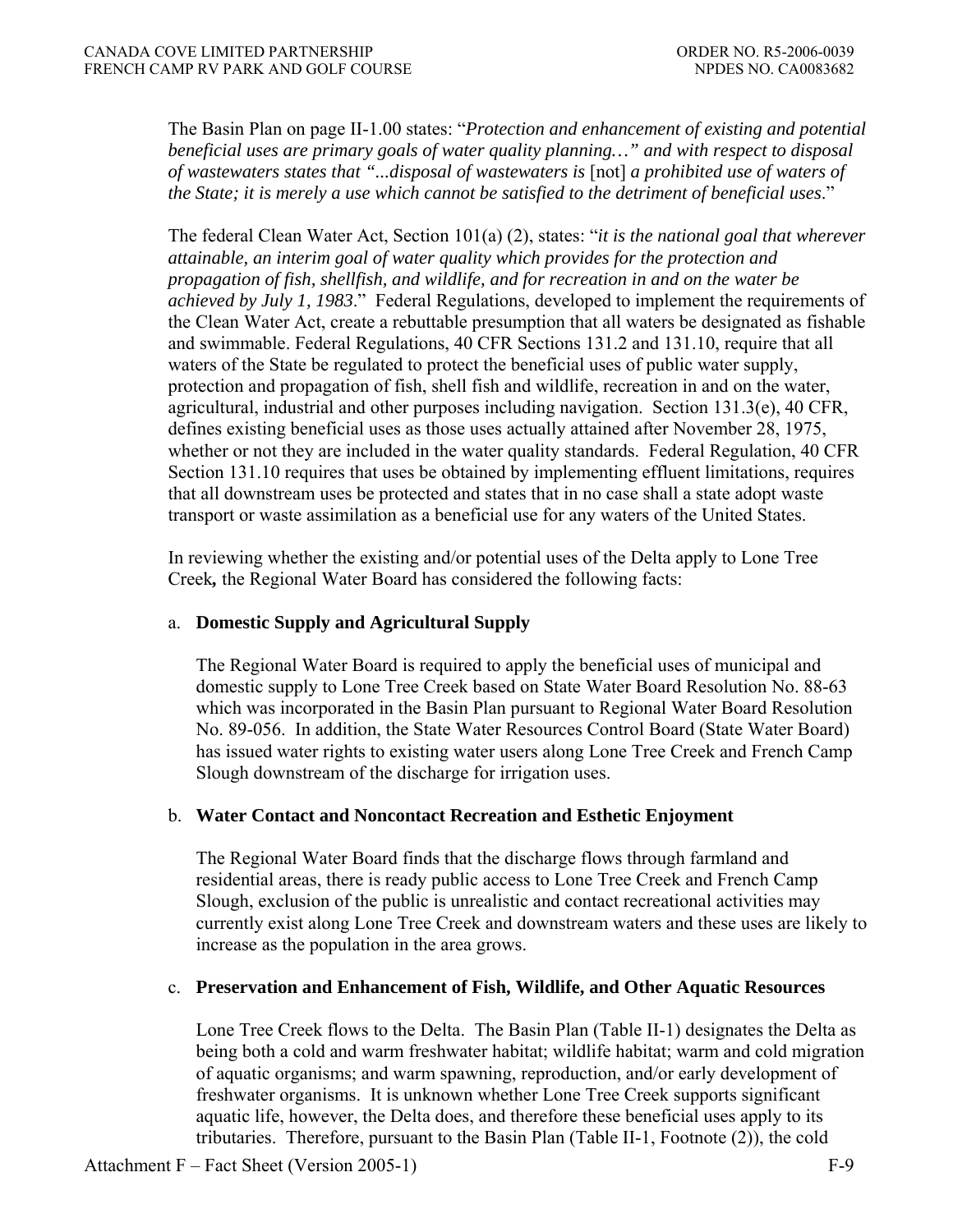The Basin Plan on page II-1.00 states: "*Protection and enhancement of existing and potential beneficial uses are primary goals of water quality planning…" and with respect to disposal of wastewaters states that "...disposal of wastewaters is* [not] *a prohibited use of waters of the State; it is merely a use which cannot be satisfied to the detriment of beneficial uses*."

The federal Clean Water Act, Section 101(a) (2), states: "*it is the national goal that wherever attainable, an interim goal of water quality which provides for the protection and propagation of fish, shellfish, and wildlife, and for recreation in and on the water be achieved by July 1, 1983*." Federal Regulations, developed to implement the requirements of the Clean Water Act, create a rebuttable presumption that all waters be designated as fishable and swimmable. Federal Regulations, 40 CFR Sections 131.2 and 131.10, require that all waters of the State be regulated to protect the beneficial uses of public water supply, protection and propagation of fish, shell fish and wildlife, recreation in and on the water, agricultural, industrial and other purposes including navigation. Section 131.3(e), 40 CFR, defines existing beneficial uses as those uses actually attained after November 28, 1975, whether or not they are included in the water quality standards. Federal Regulation, 40 CFR Section 131.10 requires that uses be obtained by implementing effluent limitations, requires that all downstream uses be protected and states that in no case shall a state adopt waste transport or waste assimilation as a beneficial use for any waters of the United States.

In reviewing whether the existing and/or potential uses of the Delta apply to Lone Tree Creek**,** the Regional Water Board has considered the following facts:

a. **Domestic Supply and Agricultural Supply**

   The Regional Water Board is required to apply the beneficial uses of municipal and domestic supply to Lone Tree Creek based on State Water Board Resolution No. 88-63 which was incorporated in the Basin Plan pursuant to Regional Water Board Resolution No. 89-056. In addition, the State Water Resources Control Board (State Water Board) has issued water rights to existing water users along Lone Tree Creek and French Camp Slough downstream of the discharge for irrigation uses.

b. **Water Contact and Noncontact Recreation and Esthetic Enjoyment**

   The Regional Water Board finds that the discharge flows through farmland and residential areas, there is ready public access to Lone Tree Creek and French Camp Slough, exclusion of the public is unrealistic and contact recreational activities may currently exist along Lone Tree Creek and downstream waters and these uses are likely to increase as the population in the area grows.

c. **Preservation and Enhancement of Fish, Wildlife, and Other Aquatic Resources**

   Lone Tree Creek flows to the Delta. The Basin Plan (Table II-1) designates the Delta as being both a cold and warm freshwater habitat; wildlife habitat; warm and cold migration of aquatic organisms; and warm spawning, reproduction, and/or early development of freshwater organisms. It is unknown whether Lone Tree Creek supports significant aquatic life, however, the Delta does, and therefore these beneficial uses apply to its tributaries. Therefore, pursuant to the Basin Plan (Table II-1, Footnote (2)), the cold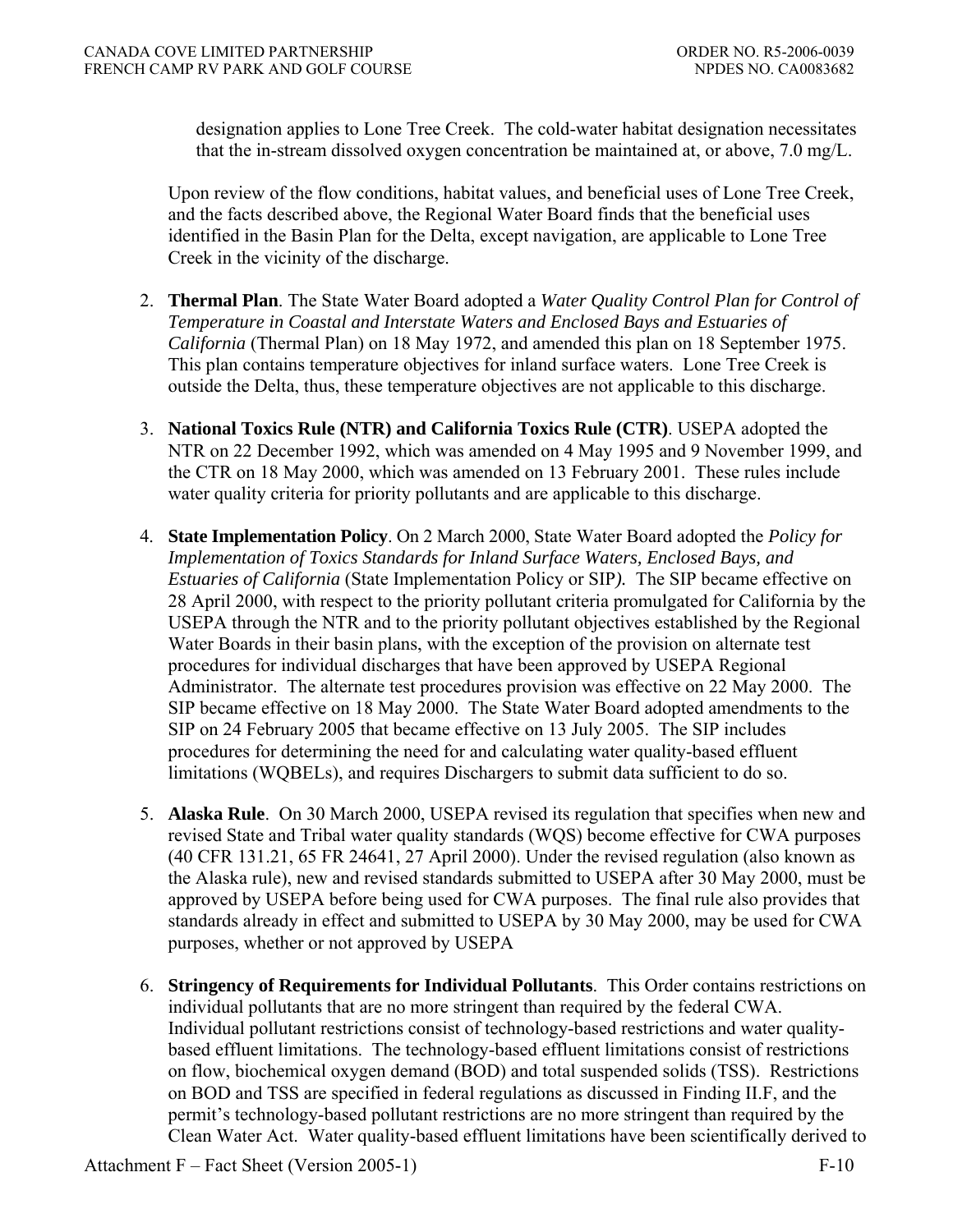designation applies to Lone Tree Creek. The cold-water habitat designation necessitates that the in-stream dissolved oxygen concentration be maintained at, or above, 7.0 mg/L.

Upon review of the flow conditions, habitat values, and beneficial uses of Lone Tree Creek, and the facts described above, the Regional Water Board finds that the beneficial uses identified in the Basin Plan for the Delta, except navigation, are applicable to Lone Tree Creek in the vicinity of the discharge.

2. **Thermal Plan**. The State Water Board adopted a *Water Quality Control Plan for Control of Temperature in Coastal and Interstate Waters and Enclosed Bays and Estuaries of California* (Thermal Plan) on 18 May 1972, and amended this plan on 18 September 1975. This plan contains temperature objectives for inland surface waters. Lone Tree Creek is outside the Delta, thus, these temperature objectives are not applicable to this discharge.

3. **National Toxics Rule (NTR) and California Toxics Rule (CTR)**. USEPA adopted the NTR on 22 December 1992, which was amended on 4 May 1995 and 9 November 1999, and the CTR on 18 May 2000, which was amended on 13 February 2001. These rules include water quality criteria for priority pollutants and are applicable to this discharge.

4. **State Implementation Policy**. On 2 March 2000, State Water Board adopted the *Policy for Implementation of Toxics Standards for Inland Surface Waters, Enclosed Bays, and Estuaries of California* (State Implementation Policy or SIP*).* The SIP became effective on 28 April 2000, with respect to the priority pollutant criteria promulgated for California by the USEPA through the NTR and to the priority pollutant objectives established by the Regional Water Boards in their basin plans, with the exception of the provision on alternate test procedures for individual discharges that have been approved by USEPA Regional Administrator. The alternate test procedures provision was effective on 22 May 2000. The SIP became effective on 18 May 2000. The State Water Board adopted amendments to the SIP on 24 February 2005 that became effective on 13 July 2005. The SIP includes procedures for determining the need for and calculating water quality-based effluent limitations (WQBELs), and requires Dischargers to submit data sufficient to do so.

5. **Alaska Rule**. On 30 March 2000, USEPA revised its regulation that specifies when new and revised State and Tribal water quality standards (WQS) become effective for CWA purposes (40 CFR 131.21, 65 FR 24641, 27 April 2000). Under the revised regulation (also known as the Alaska rule), new and revised standards submitted to USEPA after 30 May 2000, must be approved by USEPA before being used for CWA purposes. The final rule also provides that standards already in effect and submitted to USEPA by 30 May 2000, may be used for CWA purposes, whether or not approved by USEPA

6. **Stringency of Requirements for Individual Pollutants**. This Order contains restrictions on individual pollutants that are no more stringent than required by the federal CWA. Individual pollutant restrictions consist of technology-based restrictions and water quality-based effluent limitations. The technology-based effluent limitations consist of restrictions on flow, biochemical oxygen demand (BOD) and total suspended solids (TSS). Restrictions on BOD and TSS are specified in federal regulations as discussed in Finding II.F, and the permit's technology-based pollutant restrictions are no more stringent than required by the Clean Water Act. Water quality-based effluent limitations have been scientifically derived to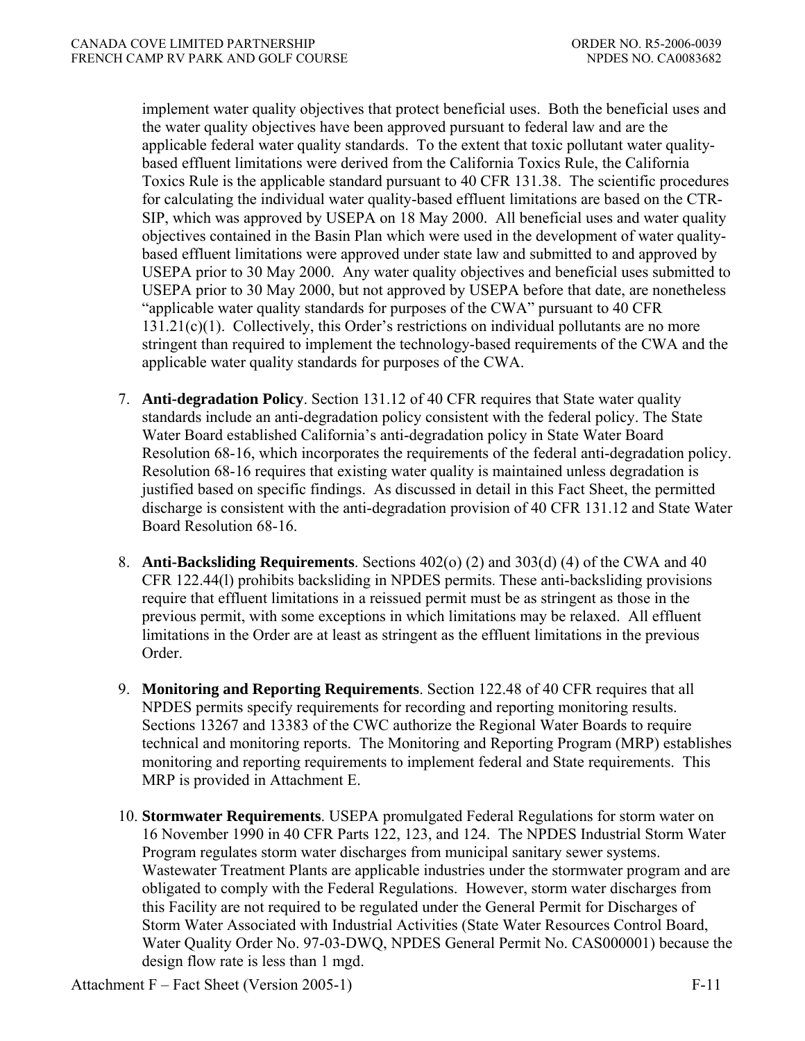implement water quality objectives that protect beneficial uses. Both the beneficial uses and the water quality objectives have been approved pursuant to federal law and are the applicable federal water quality standards. To the extent that toxic pollutant water quality-based effluent limitations were derived from the California Toxics Rule, the California Toxics Rule is the applicable standard pursuant to 40 CFR 131.38. The scientific procedures for calculating the individual water quality-based effluent limitations are based on the CTR-SIP, which was approved by USEPA on 18 May 2000. All beneficial uses and water quality objectives contained in the Basin Plan which were used in the development of water quality-based effluent limitations were approved under state law and submitted to and approved by USEPA prior to 30 May 2000. Any water quality objectives and beneficial uses submitted to USEPA prior to 30 May 2000, but not approved by USEPA before that date, are nonetheless "applicable water quality standards for purposes of the CWA" pursuant to 40 CFR 131.21(c)(1). Collectively, this Order's restrictions on individual pollutants are no more stringent than required to implement the technology-based requirements of the CWA and the applicable water quality standards for purposes of the CWA.

7. **Anti-degradation Policy**. Section 131.12 of 40 CFR requires that State water quality standards include an anti-degradation policy consistent with the federal policy. The State Water Board established California's anti-degradation policy in State Water Board Resolution 68-16, which incorporates the requirements of the federal anti-degradation policy. Resolution 68-16 requires that existing water quality is maintained unless degradation is justified based on specific findings. As discussed in detail in this Fact Sheet, the permitted discharge is consistent with the anti-degradation provision of 40 CFR 131.12 and State Water Board Resolution 68-16.

8. **Anti-Backsliding Requirements**. Sections 402(o) (2) and 303(d) (4) of the CWA and 40 CFR 122.44(l) prohibits backsliding in NPDES permits. These anti-backsliding provisions require that effluent limitations in a reissued permit must be as stringent as those in the previous permit, with some exceptions in which limitations may be relaxed. All effluent limitations in the Order are at least as stringent as the effluent limitations in the previous Order.

9. **Monitoring and Reporting Requirements**. Section 122.48 of 40 CFR requires that all NPDES permits specify requirements for recording and reporting monitoring results. Sections 13267 and 13383 of the CWC authorize the Regional Water Boards to require technical and monitoring reports. The Monitoring and Reporting Program (MRP) establishes monitoring and reporting requirements to implement federal and State requirements. This MRP is provided in Attachment E.

10. **Stormwater Requirements**. USEPA promulgated Federal Regulations for storm water on 16 November 1990 in 40 CFR Parts 122, 123, and 124. The NPDES Industrial Storm Water Program regulates storm water discharges from municipal sanitary sewer systems. Wastewater Treatment Plants are applicable industries under the stormwater program and are obligated to comply with the Federal Regulations. However, storm water discharges from this Facility are not required to be regulated under the General Permit for Discharges of Storm Water Associated with Industrial Activities (State Water Resources Control Board, Water Quality Order No. 97-03-DWQ, NPDES General Permit No. CAS000001) because the design flow rate is less than 1 mgd.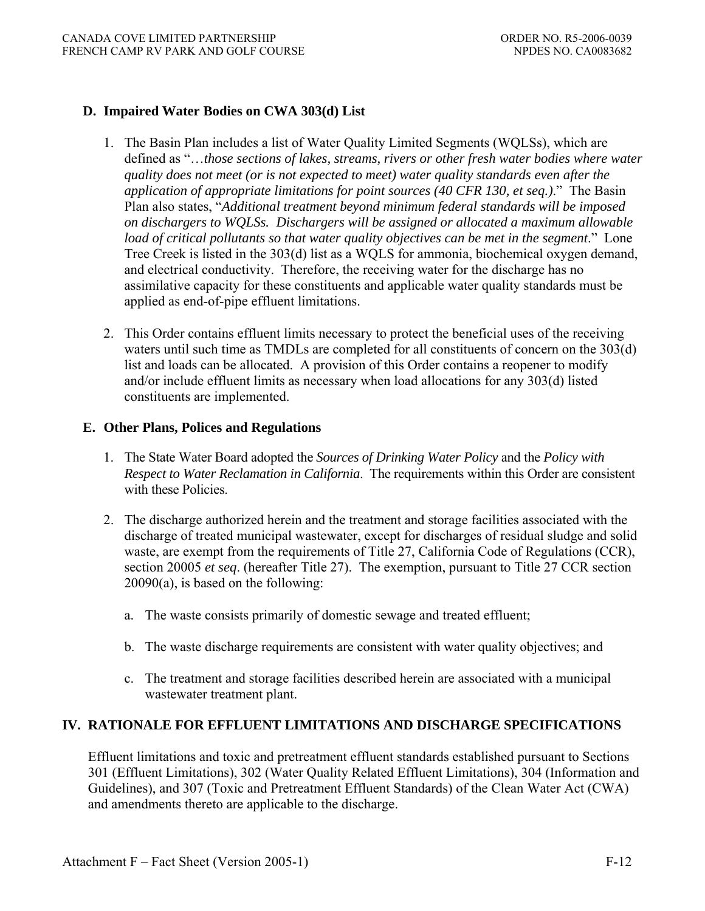## D. Impaired Water Bodies on CWA 303(d) List

1. The Basin Plan includes a list of Water Quality Limited Segments (WQLSs), which are defined as "*…those sections of lakes, streams, rivers or other fresh water bodies where water quality does not meet (or is not expected to meet) water quality standards even after the application of appropriate limitations for point sources (40 CFR 130, et seq.)*." The Basin Plan also states, "*Additional treatment beyond minimum federal standards will be imposed on dischargers to WQLSs. Dischargers will be assigned or allocated a maximum allowable load of critical pollutants so that water quality objectives can be met in the segment*." Lone Tree Creek is listed in the 303(d) list as a WQLS for ammonia, biochemical oxygen demand, and electrical conductivity. Therefore, the receiving water for the discharge has no assimilative capacity for these constituents and applicable water quality standards must be applied as end-of-pipe effluent limitations.

2. This Order contains effluent limits necessary to protect the beneficial uses of the receiving waters until such time as TMDLs are completed for all constituents of concern on the 303(d) list and loads can be allocated. A provision of this Order contains a reopener to modify and/or include effluent limits as necessary when load allocations for any 303(d) listed constituents are implemented.

## E. Other Plans, Polices and Regulations

1. The State Water Board adopted the *Sources of Drinking Water Policy* and the *Policy with Respect to Water Reclamation in California*. The requirements within this Order are consistent with these Policies.

2. The discharge authorized herein and the treatment and storage facilities associated with the discharge of treated municipal wastewater, except for discharges of residual sludge and solid waste, are exempt from the requirements of Title 27, California Code of Regulations (CCR), section 20005 *et seq*. (hereafter Title 27). The exemption, pursuant to Title 27 CCR section 20090(a), is based on the following:

   a. The waste consists primarily of domestic sewage and treated effluent;

   b. The waste discharge requirements are consistent with water quality objectives; and

   c. The treatment and storage facilities described herein are associated with a municipal wastewater treatment plant.

# IV. RATIONALE FOR EFFLUENT LIMITATIONS AND DISCHARGE SPECIFICATIONS

Effluent limitations and toxic and pretreatment effluent standards established pursuant to Sections 301 (Effluent Limitations), 302 (Water Quality Related Effluent Limitations), 304 (Information and Guidelines), and 307 (Toxic and Pretreatment Effluent Standards) of the Clean Water Act (CWA) and amendments thereto are applicable to the discharge.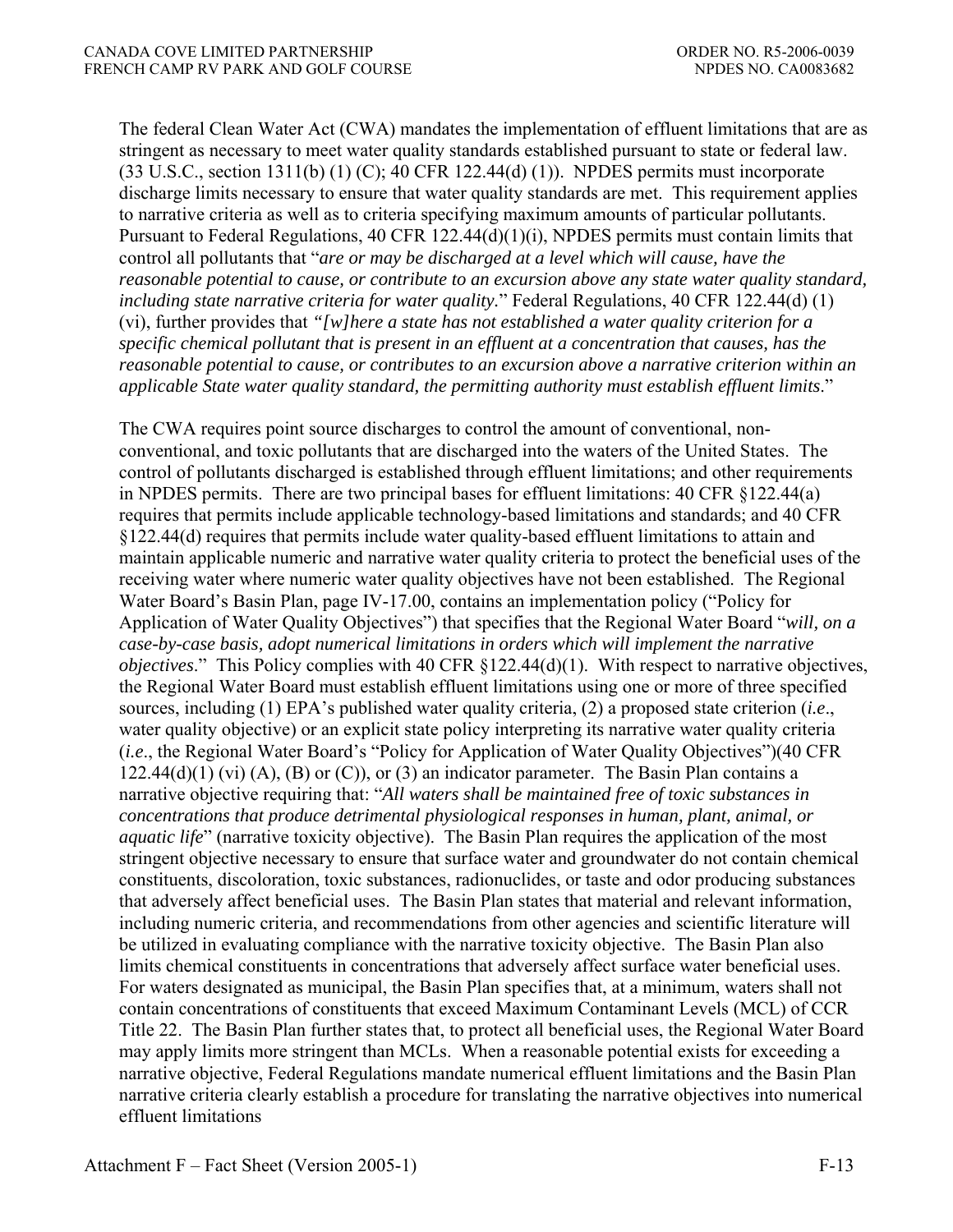The federal Clean Water Act (CWA) mandates the implementation of effluent limitations that are as stringent as necessary to meet water quality standards established pursuant to state or federal law. (33 U.S.C., section 1311(b) (1) (C); 40 CFR 122.44(d) (1)). NPDES permits must incorporate discharge limits necessary to ensure that water quality standards are met. This requirement applies to narrative criteria as well as to criteria specifying maximum amounts of particular pollutants. Pursuant to Federal Regulations, 40 CFR 122.44(d)(1)(i), NPDES permits must contain limits that control all pollutants that "*are or may be discharged at a level which will cause, have the reasonable potential to cause, or contribute to an excursion above any state water quality standard, including state narrative criteria for water quality.*" Federal Regulations, 40 CFR 122.44(d) (1) (vi), further provides that *"[w]here a state has not established a water quality criterion for a specific chemical pollutant that is present in an effluent at a concentration that causes, has the reasonable potential to cause, or contributes to an excursion above a narrative criterion within an applicable State water quality standard, the permitting authority must establish effluent limits*."

The CWA requires point source discharges to control the amount of conventional, non-conventional, and toxic pollutants that are discharged into the waters of the United States. The control of pollutants discharged is established through effluent limitations; and other requirements in NPDES permits. There are two principal bases for effluent limitations: 40 CFR §122.44(a) requires that permits include applicable technology-based limitations and standards; and 40 CFR §122.44(d) requires that permits include water quality-based effluent limitations to attain and maintain applicable numeric and narrative water quality criteria to protect the beneficial uses of the receiving water where numeric water quality objectives have not been established. The Regional Water Board's Basin Plan, page IV-17.00, contains an implementation policy ("Policy for Application of Water Quality Objectives") that specifies that the Regional Water Board "*will, on a case-by-case basis, adopt numerical limitations in orders which will implement the narrative objectives*." This Policy complies with 40 CFR §122.44(d)(1). With respect to narrative objectives, the Regional Water Board must establish effluent limitations using one or more of three specified sources, including (1) EPA's published water quality criteria, (2) a proposed state criterion (*i.e*., water quality objective) or an explicit state policy interpreting its narrative water quality criteria (*i.e*., the Regional Water Board's "Policy for Application of Water Quality Objectives")(40 CFR 122.44(d)(1) (vi) (A), (B) or (C)), or (3) an indicator parameter. The Basin Plan contains a narrative objective requiring that: "*All waters shall be maintained free of toxic substances in concentrations that produce detrimental physiological responses in human, plant, animal, or aquatic life*" (narrative toxicity objective). The Basin Plan requires the application of the most stringent objective necessary to ensure that surface water and groundwater do not contain chemical constituents, discoloration, toxic substances, radionuclides, or taste and odor producing substances that adversely affect beneficial uses. The Basin Plan states that material and relevant information, including numeric criteria, and recommendations from other agencies and scientific literature will be utilized in evaluating compliance with the narrative toxicity objective. The Basin Plan also limits chemical constituents in concentrations that adversely affect surface water beneficial uses. For waters designated as municipal, the Basin Plan specifies that, at a minimum, waters shall not contain concentrations of constituents that exceed Maximum Contaminant Levels (MCL) of CCR Title 22. The Basin Plan further states that, to protect all beneficial uses, the Regional Water Board may apply limits more stringent than MCLs. When a reasonable potential exists for exceeding a narrative objective, Federal Regulations mandate numerical effluent limitations and the Basin Plan narrative criteria clearly establish a procedure for translating the narrative objectives into numerical effluent limitations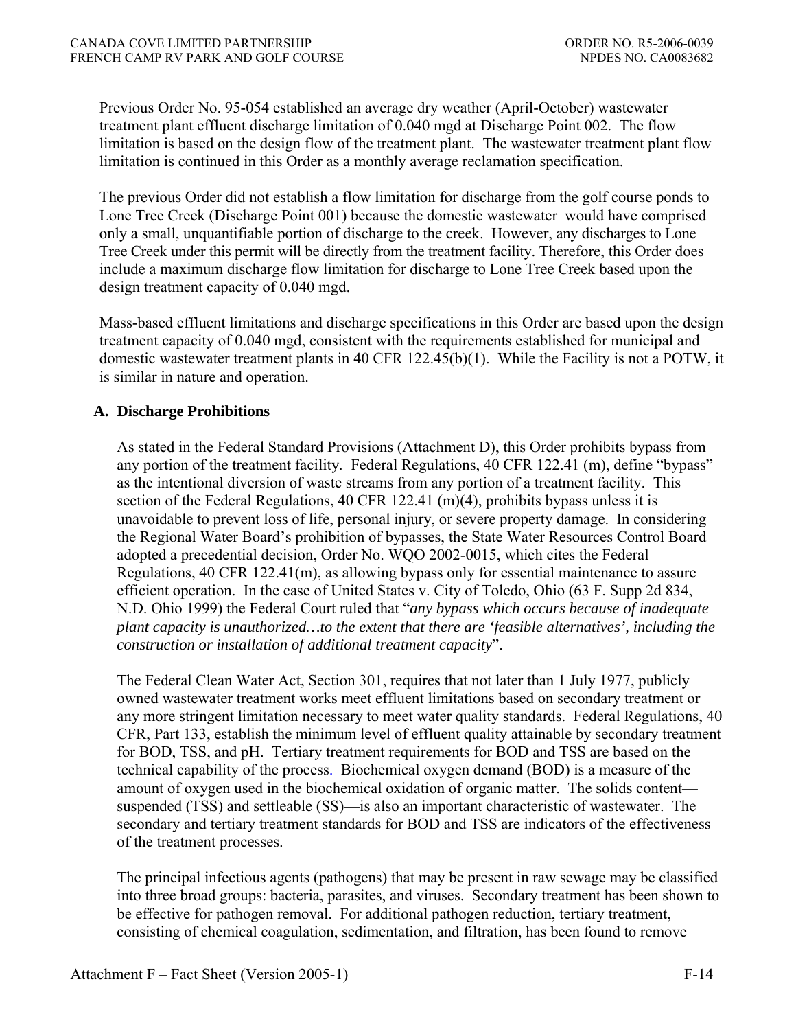Previous Order No. 95-054 established an average dry weather (April-October) wastewater treatment plant effluent discharge limitation of 0.040 mgd at Discharge Point 002. The flow limitation is based on the design flow of the treatment plant. The wastewater treatment plant flow limitation is continued in this Order as a monthly average reclamation specification.

The previous Order did not establish a flow limitation for discharge from the golf course ponds to Lone Tree Creek (Discharge Point 001) because the domestic wastewater would have comprised only a small, unquantifiable portion of discharge to the creek. However, any discharges to Lone Tree Creek under this permit will be directly from the treatment facility. Therefore, this Order does include a maximum discharge flow limitation for discharge to Lone Tree Creek based upon the design treatment capacity of 0.040 mgd.

Mass-based effluent limitations and discharge specifications in this Order are based upon the design treatment capacity of 0.040 mgd, consistent with the requirements established for municipal and domestic wastewater treatment plants in 40 CFR 122.45(b)(1). While the Facility is not a POTW, it is similar in nature and operation.

### A. Discharge Prohibitions

As stated in the Federal Standard Provisions (Attachment D), this Order prohibits bypass from any portion of the treatment facility. Federal Regulations, 40 CFR 122.41 (m), define "bypass" as the intentional diversion of waste streams from any portion of a treatment facility. This section of the Federal Regulations, 40 CFR 122.41 (m)(4), prohibits bypass unless it is unavoidable to prevent loss of life, personal injury, or severe property damage. In considering the Regional Water Board's prohibition of bypasses, the State Water Resources Control Board adopted a precedential decision, Order No. WQO 2002-0015, which cites the Federal Regulations, 40 CFR 122.41(m), as allowing bypass only for essential maintenance to assure efficient operation. In the case of United States v. City of Toledo, Ohio (63 F. Supp 2d 834, N.D. Ohio 1999) the Federal Court ruled that "*any bypass which occurs because of inadequate plant capacity is unauthorized…to the extent that there are 'feasible alternatives', including the construction or installation of additional treatment capacity*".

The Federal Clean Water Act, Section 301, requires that not later than 1 July 1977, publicly owned wastewater treatment works meet effluent limitations based on secondary treatment or any more stringent limitation necessary to meet water quality standards. Federal Regulations, 40 CFR, Part 133, establish the minimum level of effluent quality attainable by secondary treatment for BOD, TSS, and pH. Tertiary treatment requirements for BOD and TSS are based on the technical capability of the process. Biochemical oxygen demand (BOD) is a measure of the amount of oxygen used in the biochemical oxidation of organic matter. The solids content—suspended (TSS) and settleable (SS)—is also an important characteristic of wastewater. The secondary and tertiary treatment standards for BOD and TSS are indicators of the effectiveness of the treatment processes.

The principal infectious agents (pathogens) that may be present in raw sewage may be classified into three broad groups: bacteria, parasites, and viruses. Secondary treatment has been shown to be effective for pathogen removal. For additional pathogen reduction, tertiary treatment, consisting of chemical coagulation, sedimentation, and filtration, has been found to remove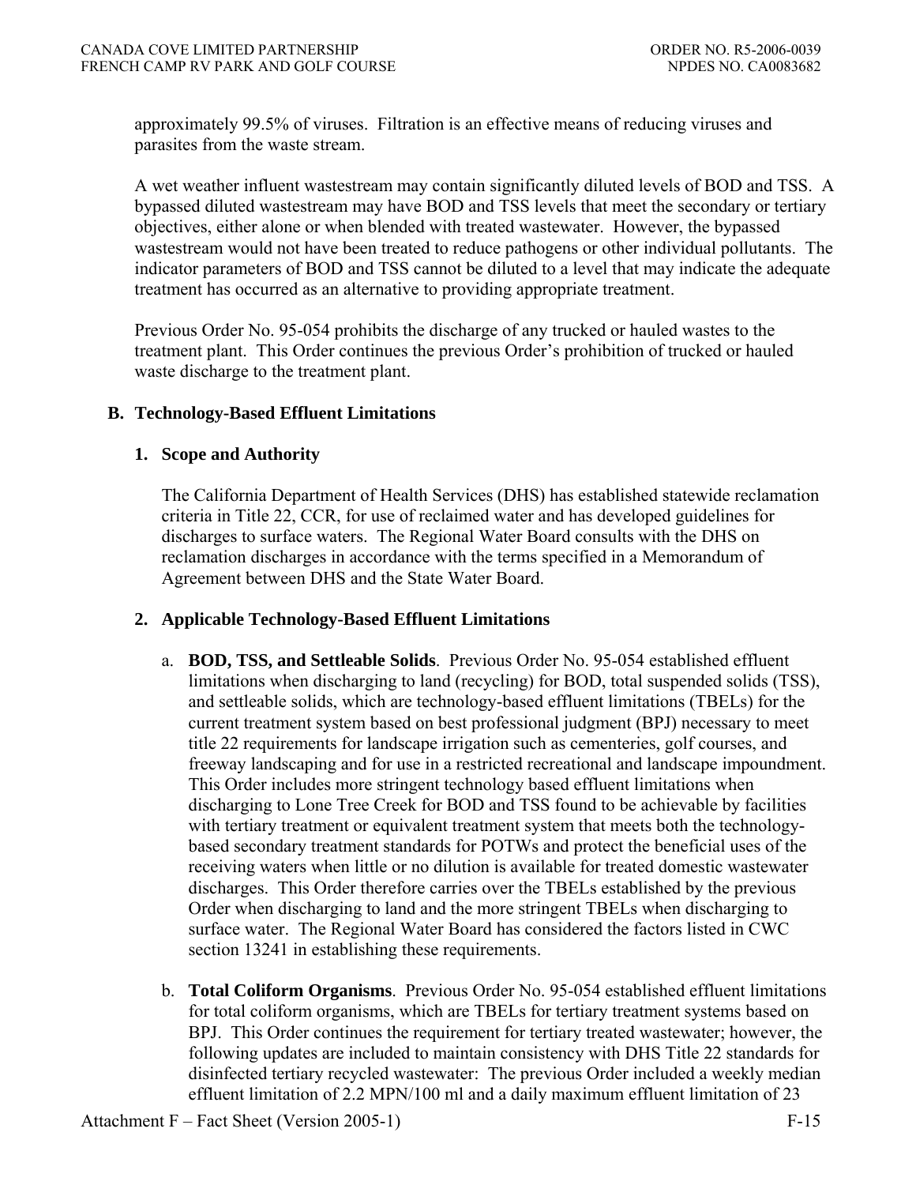approximately 99.5% of viruses. Filtration is an effective means of reducing viruses and parasites from the waste stream.

A wet weather influent wastestream may contain significantly diluted levels of BOD and TSS. A bypassed diluted wastestream may have BOD and TSS levels that meet the secondary or tertiary objectives, either alone or when blended with treated wastewater. However, the bypassed wastestream would not have been treated to reduce pathogens or other individual pollutants. The indicator parameters of BOD and TSS cannot be diluted to a level that may indicate the adequate treatment has occurred as an alternative to providing appropriate treatment.

Previous Order No. 95-054 prohibits the discharge of any trucked or hauled wastes to the treatment plant. This Order continues the previous Order's prohibition of trucked or hauled waste discharge to the treatment plant.

## B. Technology-Based Effluent Limitations

### 1. Scope and Authority

The California Department of Health Services (DHS) has established statewide reclamation criteria in Title 22, CCR, for use of reclaimed water and has developed guidelines for discharges to surface waters. The Regional Water Board consults with the DHS on reclamation discharges in accordance with the terms specified in a Memorandum of Agreement between DHS and the State Water Board.

### 2. Applicable Technology-Based Effluent Limitations

a. **BOD, TSS, and Settleable Solids**. Previous Order No. 95-054 established effluent limitations when discharging to land (recycling) for BOD, total suspended solids (TSS), and settleable solids, which are technology-based effluent limitations (TBELs) for the current treatment system based on best professional judgment (BPJ) necessary to meet title 22 requirements for landscape irrigation such as cementeries, golf courses, and freeway landscaping and for use in a restricted recreational and landscape impoundment. This Order includes more stringent technology based effluent limitations when discharging to Lone Tree Creek for BOD and TSS found to be achievable by facilities with tertiary treatment or equivalent treatment system that meets both the technology-based secondary treatment standards for POTWs and protect the beneficial uses of the receiving waters when little or no dilution is available for treated domestic wastewater discharges. This Order therefore carries over the TBELs established by the previous Order when discharging to land and the more stringent TBELs when discharging to surface water. The Regional Water Board has considered the factors listed in CWC section 13241 in establishing these requirements.

b. **Total Coliform Organisms**. Previous Order No. 95-054 established effluent limitations for total coliform organisms, which are TBELs for tertiary treatment systems based on BPJ. This Order continues the requirement for tertiary treated wastewater; however, the following updates are included to maintain consistency with DHS Title 22 standards for disinfected tertiary recycled wastewater: The previous Order included a weekly median effluent limitation of 2.2 MPN/100 ml and a daily maximum effluent limitation of 23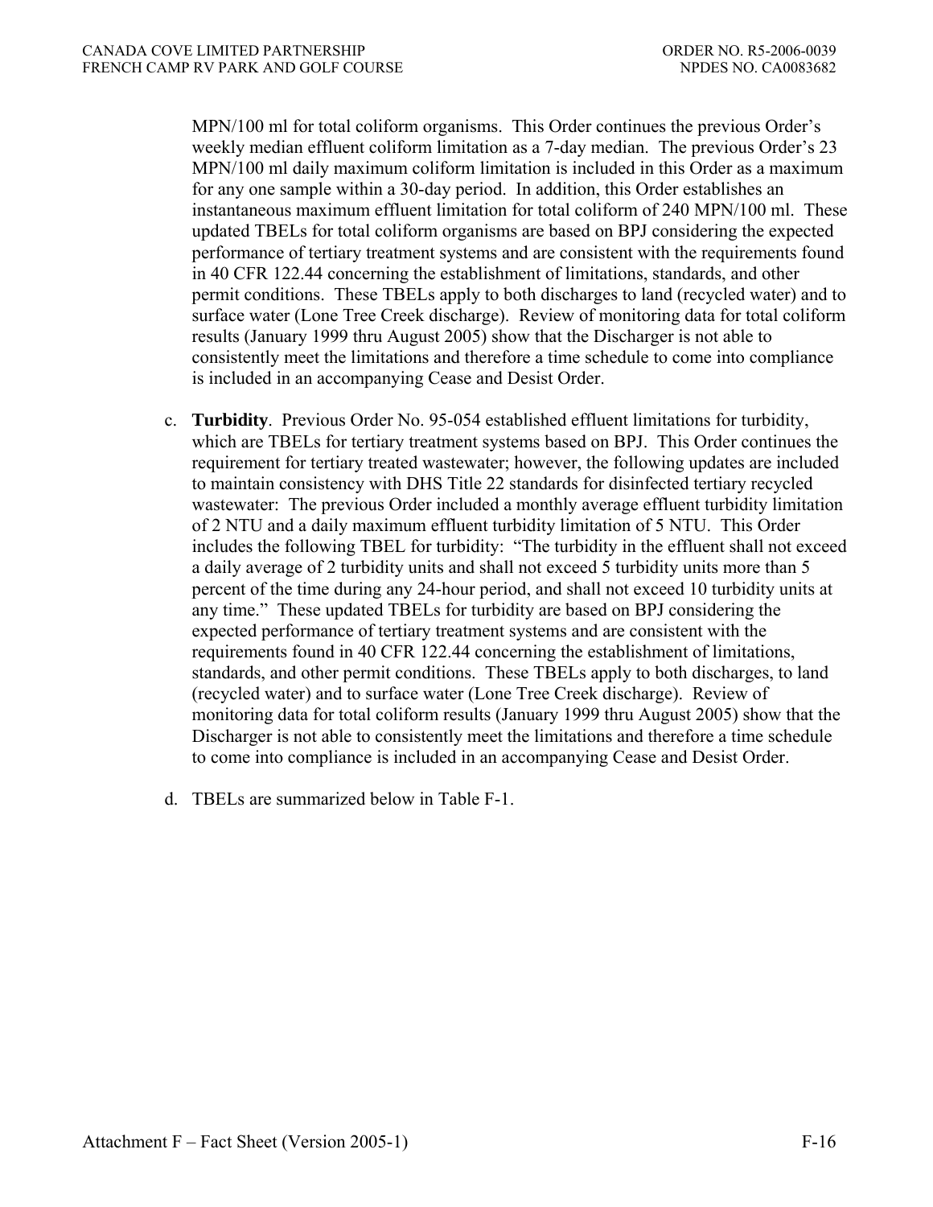MPN/100 ml for total coliform organisms. This Order continues the previous Order's weekly median effluent coliform limitation as a 7-day median. The previous Order's 23 MPN/100 ml daily maximum coliform limitation is included in this Order as a maximum for any one sample within a 30-day period. In addition, this Order establishes an instantaneous maximum effluent limitation for total coliform of 240 MPN/100 ml. These updated TBELs for total coliform organisms are based on BPJ considering the expected performance of tertiary treatment systems and are consistent with the requirements found in 40 CFR 122.44 concerning the establishment of limitations, standards, and other permit conditions. These TBELs apply to both discharges to land (recycled water) and to surface water (Lone Tree Creek discharge). Review of monitoring data for total coliform results (January 1999 thru August 2005) show that the Discharger is not able to consistently meet the limitations and therefore a time schedule to come into compliance is included in an accompanying Cease and Desist Order.

c. **Turbidity**. Previous Order No. 95-054 established effluent limitations for turbidity, which are TBELs for tertiary treatment systems based on BPJ. This Order continues the requirement for tertiary treated wastewater; however, the following updates are included to maintain consistency with DHS Title 22 standards for disinfected tertiary recycled wastewater: The previous Order included a monthly average effluent turbidity limitation of 2 NTU and a daily maximum effluent turbidity limitation of 5 NTU. This Order includes the following TBEL for turbidity: "The turbidity in the effluent shall not exceed a daily average of 2 turbidity units and shall not exceed 5 turbidity units more than 5 percent of the time during any 24-hour period, and shall not exceed 10 turbidity units at any time." These updated TBELs for turbidity are based on BPJ considering the expected performance of tertiary treatment systems and are consistent with the requirements found in 40 CFR 122.44 concerning the establishment of limitations, standards, and other permit conditions. These TBELs apply to both discharges, to land (recycled water) and to surface water (Lone Tree Creek discharge). Review of monitoring data for total coliform results (January 1999 thru August 2005) show that the Discharger is not able to consistently meet the limitations and therefore a time schedule to come into compliance is included in an accompanying Cease and Desist Order.

d. TBELs are summarized below in Table F-1.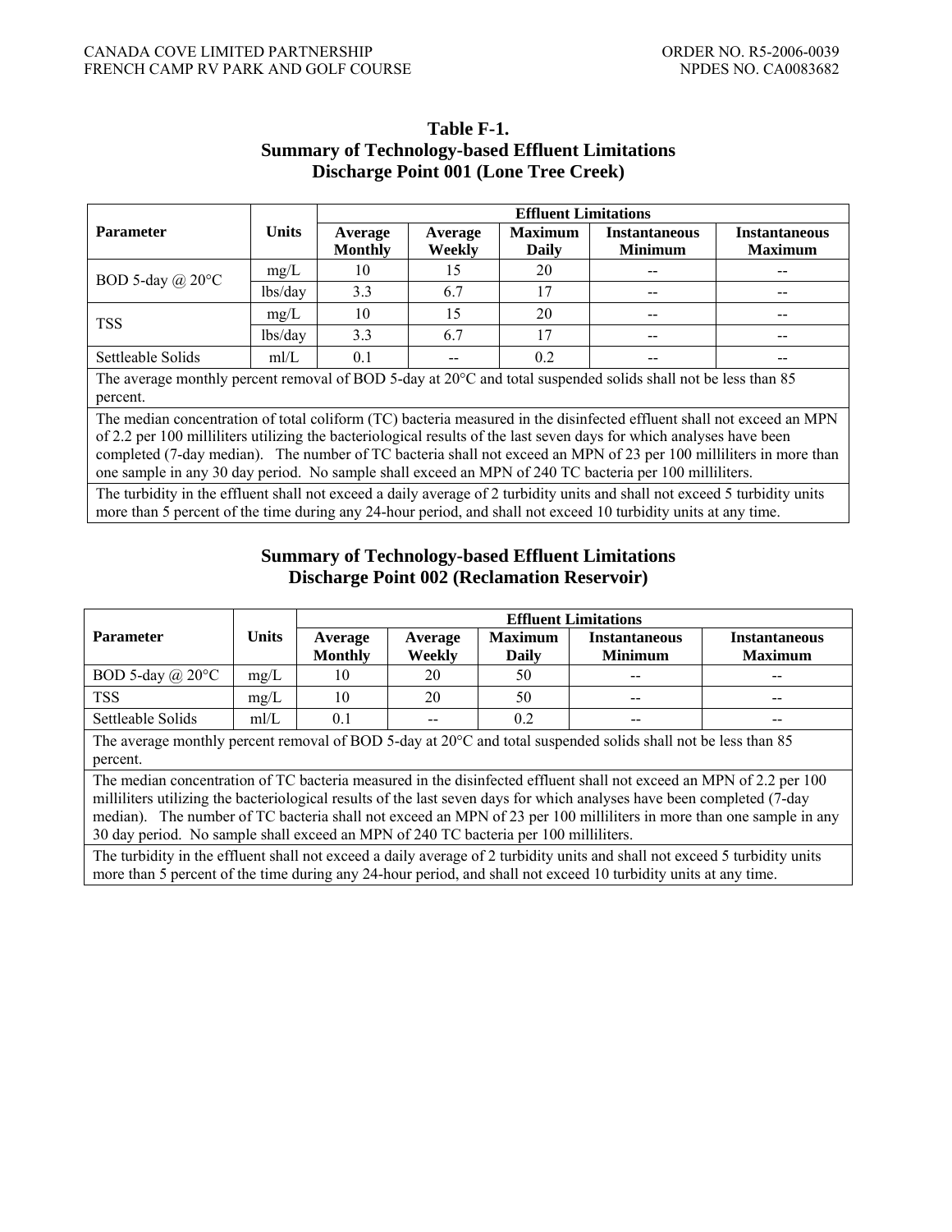**Table F-1.**
**Summary of Technology-based Effluent Limitations**
**Discharge Point 001 (Lone Tree Creek)**

| Parameter | Units | Effluent Limitations | | | | |
|---|---|---|---|---|---|---|
| | | Average Monthly | Average Weekly | Maximum Daily | Instantaneous Minimum | Instantaneous Maximum |
| BOD 5-day @ 20°C | mg/L | 10 | 15 | 20 | -- | -- |
| | lbs/day | 3.3 | 6.7 | 17 | -- | -- |
| TSS | mg/L | 10 | 15 | 20 | -- | -- |
| | lbs/day | 3.3 | 6.7 | 17 | -- | -- |
| Settleable Solids | ml/L | 0.1 | -- | 0.2 | -- | -- |
| The average monthly percent removal of BOD 5-day at 20°C and total suspended solids shall not be less than 85 percent. | | | | | | |
| The median concentration of total coliform (TC) bacteria measured in the disinfected effluent shall not exceed an MPN of 2.2 per 100 milliliters utilizing the bacteriological results of the last seven days for which analyses have been completed (7-day median). The number of TC bacteria shall not exceed an MPN of 23 per 100 milliliters in more than one sample in any 30 day period. No sample shall exceed an MPN of 240 TC bacteria per 100 milliliters. | | | | | | |
| The turbidity in the effluent shall not exceed a daily average of 2 turbidity units and shall not exceed 5 turbidity units more than 5 percent of the time during any 24-hour period, and shall not exceed 10 turbidity units at any time. | | | | | | |

**Summary of Technology-based Effluent Limitations**
**Discharge Point 002 (Reclamation Reservoir)**

| Parameter | Units | Effluent Limitations | | | | |
|---|---|---|---|---|---|---|
| | | Average Monthly | Average Weekly | Maximum Daily | Instantaneous Minimum | Instantaneous Maximum |
| BOD 5-day @ 20°C | mg/L | 10 | 20 | 50 | -- | -- |
| TSS | mg/L | 10 | 20 | 50 | -- | -- |
| Settleable Solids | ml/L | 0.1 | -- | 0.2 | -- | -- |
| The average monthly percent removal of BOD 5-day at 20°C and total suspended solids shall not be less than 85 percent. | | | | | | |
| The median concentration of TC bacteria measured in the disinfected effluent shall not exceed an MPN of 2.2 per 100 milliliters utilizing the bacteriological results of the last seven days for which analyses have been completed (7-day median). The number of TC bacteria shall not exceed an MPN of 23 per 100 milliliters in more than one sample in any 30 day period. No sample shall exceed an MPN of 240 TC bacteria per 100 milliliters. | | | | | | |
| The turbidity in the effluent shall not exceed a daily average of 2 turbidity units and shall not exceed 5 turbidity units more than 5 percent of the time during any 24-hour period, and shall not exceed 10 turbidity units at any time. | | | | | | |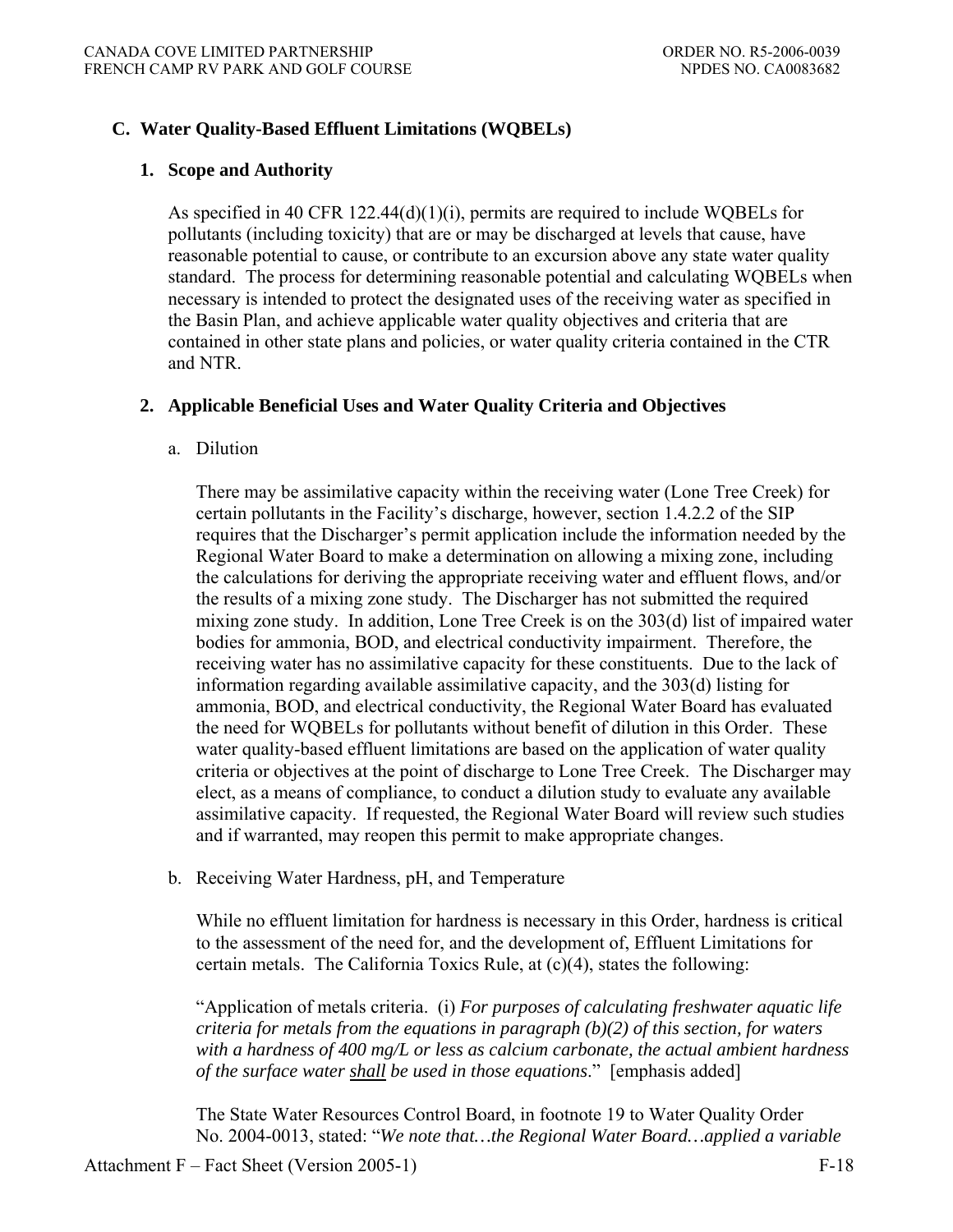## C. Water Quality-Based Effluent Limitations (WQBELs)

### 1. Scope and Authority

As specified in 40 CFR 122.44(d)(1)(i), permits are required to include WQBELs for pollutants (including toxicity) that are or may be discharged at levels that cause, have reasonable potential to cause, or contribute to an excursion above any state water quality standard. The process for determining reasonable potential and calculating WQBELs when necessary is intended to protect the designated uses of the receiving water as specified in the Basin Plan, and achieve applicable water quality objectives and criteria that are contained in other state plans and policies, or water quality criteria contained in the CTR and NTR.

### 2. Applicable Beneficial Uses and Water Quality Criteria and Objectives

a. Dilution

There may be assimilative capacity within the receiving water (Lone Tree Creek) for certain pollutants in the Facility's discharge, however, section 1.4.2.2 of the SIP requires that the Discharger's permit application include the information needed by the Regional Water Board to make a determination on allowing a mixing zone, including the calculations for deriving the appropriate receiving water and effluent flows, and/or the results of a mixing zone study. The Discharger has not submitted the required mixing zone study. In addition, Lone Tree Creek is on the 303(d) list of impaired water bodies for ammonia, BOD, and electrical conductivity impairment. Therefore, the receiving water has no assimilative capacity for these constituents. Due to the lack of information regarding available assimilative capacity, and the 303(d) listing for ammonia, BOD, and electrical conductivity, the Regional Water Board has evaluated the need for WQBELs for pollutants without benefit of dilution in this Order. These water quality-based effluent limitations are based on the application of water quality criteria or objectives at the point of discharge to Lone Tree Creek. The Discharger may elect, as a means of compliance, to conduct a dilution study to evaluate any available assimilative capacity. If requested, the Regional Water Board will review such studies and if warranted, may reopen this permit to make appropriate changes.

b. Receiving Water Hardness, pH, and Temperature

While no effluent limitation for hardness is necessary in this Order, hardness is critical to the assessment of the need for, and the development of, Effluent Limitations for certain metals. The California Toxics Rule, at (c)(4), states the following:

"Application of metals criteria. (i) *For purposes of calculating freshwater aquatic life criteria for metals from the equations in paragraph (b)(2) of this section, for waters with a hardness of 400 mg/L or less as calcium carbonate, the actual ambient hardness of the surface water* ***shall*** *be used in those equations*." [emphasis added]

The State Water Resources Control Board, in footnote 19 to Water Quality Order No. 2004-0013, stated: "*We note that…the Regional Water Board…applied a variable*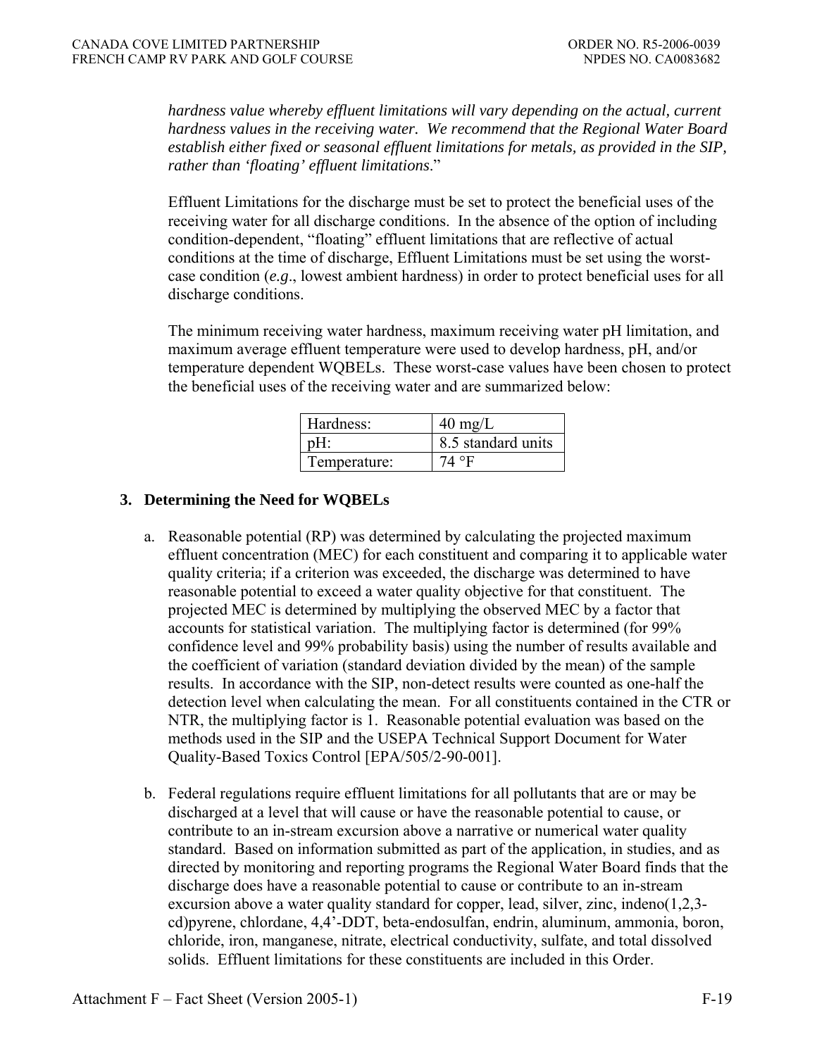*hardness value whereby effluent limitations will vary depending on the actual, current hardness values in the receiving water. We recommend that the Regional Water Board establish either fixed or seasonal effluent limitations for metals, as provided in the SIP, rather than 'floating' effluent limitations*."

Effluent Limitations for the discharge must be set to protect the beneficial uses of the receiving water for all discharge conditions. In the absence of the option of including condition-dependent, "floating" effluent limitations that are reflective of actual conditions at the time of discharge, Effluent Limitations must be set using the worst-case condition (*e.g*., lowest ambient hardness) in order to protect beneficial uses for all discharge conditions.

The minimum receiving water hardness, maximum receiving water pH limitation, and maximum average effluent temperature were used to develop hardness, pH, and/or temperature dependent WQBELs. These worst-case values have been chosen to protect the beneficial uses of the receiving water and are summarized below:

| Hardness: | 40 mg/L |
|---|---|
| pH: | 8.5 standard units |
| Temperature: | 74 °F |

### 3. Determining the Need for WQBELs

a. Reasonable potential (RP) was determined by calculating the projected maximum effluent concentration (MEC) for each constituent and comparing it to applicable water quality criteria; if a criterion was exceeded, the discharge was determined to have reasonable potential to exceed a water quality objective for that constituent. The projected MEC is determined by multiplying the observed MEC by a factor that accounts for statistical variation. The multiplying factor is determined (for 99% confidence level and 99% probability basis) using the number of results available and the coefficient of variation (standard deviation divided by the mean) of the sample results. In accordance with the SIP, non-detect results were counted as one-half the detection level when calculating the mean. For all constituents contained in the CTR or NTR, the multiplying factor is 1. Reasonable potential evaluation was based on the methods used in the SIP and the USEPA Technical Support Document for Water Quality-Based Toxics Control [EPA/505/2-90-001].

b. Federal regulations require effluent limitations for all pollutants that are or may be discharged at a level that will cause or have the reasonable potential to cause, or contribute to an in-stream excursion above a narrative or numerical water quality standard. Based on information submitted as part of the application, in studies, and as directed by monitoring and reporting programs the Regional Water Board finds that the discharge does have a reasonable potential to cause or contribute to an in-stream excursion above a water quality standard for copper, lead, silver, zinc, indeno(1,2,3-cd)pyrene, chlordane, 4,4'-DDT, beta-endosulfan, endrin, aluminum, ammonia, boron, chloride, iron, manganese, nitrate, electrical conductivity, sulfate, and total dissolved solids. Effluent limitations for these constituents are included in this Order.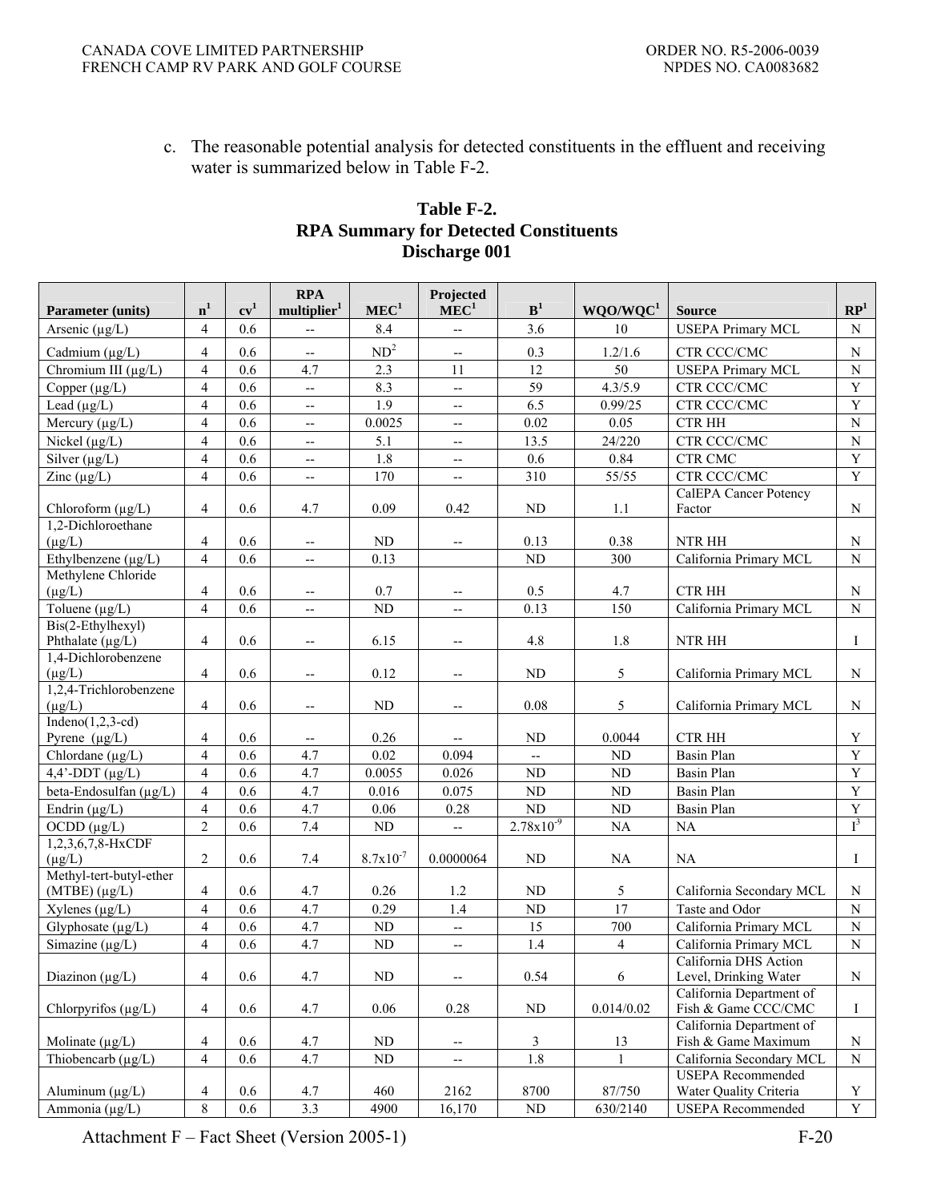c. The reasonable potential analysis for detected constituents in the effluent and receiving water is summarized below in Table F-2.

**Table F-2.**
**RPA Summary for Detected Constituents**
**Discharge 001**

| Parameter (units) | n[1] | cv[1] | RPA multiplier[1] | MEC[1] | Projected MEC[1] | B[1] | WQO/WQC[1] | Source | RP[1] |
|---|---|---|---|---|---|---|---|---|---|
| Arsenic (µg/L) | 4 | 0.6 | -- | 8.4 | -- | 3.6 | 10 | USEPA Primary MCL | N |
| Cadmium (µg/L) | 4 | 0.6 | -- | ND[2] | -- | 0.3 | 1.2/1.6 | CTR CCC/CMC | N |
| Chromium III (µg/L) | 4 | 0.6 | 4.7 | 2.3 | 11 | 12 | 50 | USEPA Primary MCL | N |
| Copper (µg/L) | 4 | 0.6 | -- | 8.3 | -- | 59 | 4.3/5.9 | CTR CCC/CMC | Y |
| Lead (µg/L) | 4 | 0.6 | -- | 1.9 | -- | 6.5 | 0.99/25 | CTR CCC/CMC | Y |
| Mercury (µg/L) | 4 | 0.6 | -- | 0.0025 | -- | 0.02 | 0.05 | CTR HH | N |
| Nickel (µg/L) | 4 | 0.6 | -- | 5.1 | -- | 13.5 | 24/220 | CTR CCC/CMC | N |
| Silver (µg/L) | 4 | 0.6 | -- | 1.8 | -- | 0.6 | 0.84 | CTR CMC | Y |
| Zinc (µg/L) | 4 | 0.6 | -- | 170 | -- | 310 | 55/55 | CTR CCC/CMC | Y |
| Chloroform (µg/L) | 4 | 0.6 | 4.7 | 0.09 | 0.42 | ND | 1.1 | CalEPA Cancer Potency Factor | N |
| 1,2-Dichloroethane (µg/L) | 4 | 0.6 | -- | ND | -- | 0.13 | 0.38 | NTR HH | N |
| Ethylbenzene (µg/L) | 4 | 0.6 | -- | 0.13 | | ND | 300 | California Primary MCL | N |
| Methylene Chloride (µg/L) | 4 | 0.6 | -- | 0.7 | -- | 0.5 | 4.7 | CTR HH | N |
| Toluene (µg/L) | 4 | 0.6 | -- | ND | -- | 0.13 | 150 | California Primary MCL | N |
| Bis(2-Ethylhexyl) Phthalate (µg/L) | 4 | 0.6 | -- | 6.15 | -- | 4.8 | 1.8 | NTR HH | I |
| 1,4-Dichlorobenzene (µg/L) | 4 | 0.6 | -- | 0.12 | -- | ND | 5 | California Primary MCL | N |
| 1,2,4-Trichlorobenzene (µg/L) | 4 | 0.6 | -- | ND | -- | 0.08 | 5 | California Primary MCL | N |
| Indeno(1,2,3-cd) Pyrene (µg/L) | 4 | 0.6 | -- | 0.26 | -- | ND | 0.0044 | CTR HH | Y |
| Chlordane (µg/L) | 4 | 0.6 | 4.7 | 0.02 | 0.094 | -- | ND | Basin Plan | Y |
| 4,4'-DDT (µg/L) | 4 | 0.6 | 4.7 | 0.0055 | 0.026 | ND | ND | Basin Plan | Y |
| beta-Endosulfan (µg/L) | 4 | 0.6 | 4.7 | 0.016 | 0.075 | ND | ND | Basin Plan | Y |
| Endrin (µg/L) | 4 | 0.6 | 4.7 | 0.06 | 0.28 | ND | ND | Basin Plan | Y |
| OCDD (µg/L) | 2 | 0.6 | 7.4 | ND | -- | $2.78 \times 10^{-9}$ | NA | NA | I[3] |
| 1,2,3,6,7,8-HxCDF (µg/L) | 2 | 0.6 | 7.4 | $8.7 \times 10^{-7}$ | 0.0000064 | ND | NA | NA | I |
| Methyl-tert-butyl-ether (MTBE) (µg/L) | 4 | 0.6 | 4.7 | 0.26 | 1.2 | ND | 5 | California Secondary MCL | N |
| Xylenes (µg/L) | 4 | 0.6 | 4.7 | 0.29 | 1.4 | ND | 17 | Taste and Odor | N |
| Glyphosate (µg/L) | 4 | 0.6 | 4.7 | ND | -- | 15 | 700 | California Primary MCL | N |
| Simazine (µg/L) | 4 | 0.6 | 4.7 | ND | -- | 1.4 | 4 | California Primary MCL | N |
| Diazinon (µg/L) | 4 | 0.6 | 4.7 | ND | -- | 0.54 | 6 | California DHS Action Level, Drinking Water | N |
| Chlorpyrifos (µg/L) | 4 | 0.6 | 4.7 | 0.06 | 0.28 | ND | 0.014/0.02 | California Department of Fish & Game CCC/CMC | I |
| Molinate (µg/L) | 4 | 0.6 | 4.7 | ND | -- | 3 | 13 | California Department of Fish & Game Maximum | N |
| Thiobencarb (µg/L) | 4 | 0.6 | 4.7 | ND | -- | 1.8 | 1 | California Secondary MCL | N |
| Aluminum (µg/L) | 4 | 0.6 | 4.7 | 460 | 2162 | 8700 | 87/750 | USEPA Recommended Water Quality Criteria | Y |
| Ammonia (µg/L) | 8 | 0.6 | 3.3 | 4900 | 16,170 | ND | 630/2140 | USEPA Recommended | Y |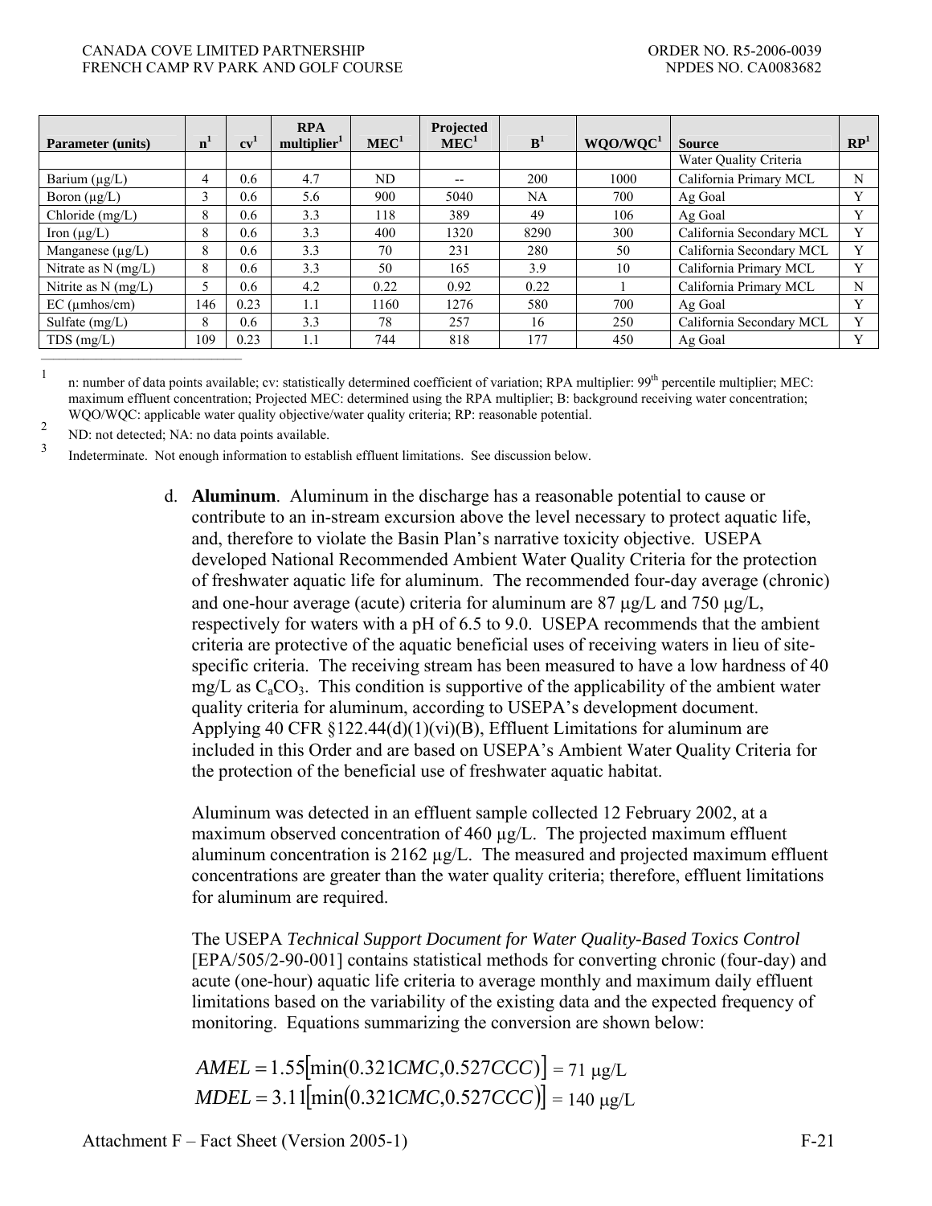| Parameter (units) | n[1] | cv[1] | RPA multiplier[1] | MEC[1] | Projected MEC[1] | B[1] | WQO/WQC[1] | Source | RP[1] |
|---|---|---|---|---|---|---|---|---|---|
| | | | | | | | | Water Quality Criteria | |
| Barium (μg/L) | 4 | 0.6 | 4.7 | ND | -- | 200 | 1000 | California Primary MCL | N |
| Boron (μg/L) | 3 | 0.6 | 5.6 | 900 | 5040 | NA | 700 | Ag Goal | Y |
| Chloride (mg/L) | 8 | 0.6 | 3.3 | 118 | 389 | 49 | 106 | Ag Goal | Y |
| Iron (μg/L) | 8 | 0.6 | 3.3 | 400 | 1320 | 8290 | 300 | California Secondary MCL | Y |
| Manganese (μg/L) | 8 | 0.6 | 3.3 | 70 | 231 | 280 | 50 | California Secondary MCL | Y |
| Nitrate as N (mg/L) | 8 | 0.6 | 3.3 | 50 | 165 | 3.9 | 10 | California Primary MCL | Y |
| Nitrite as N (mg/L) | 5 | 0.6 | 4.2 | 0.22 | 0.92 | 0.22 | 1 | California Primary MCL | N |
| EC (μmhos/cm) | 146 | 0.23 | 1.1 | 1160 | 1276 | 580 | 700 | Ag Goal | Y |
| Sulfate (mg/L) | 8 | 0.6 | 3.3 | 78 | 257 | 16 | 250 | California Secondary MCL | Y |
| TDS (mg/L) | 109 | 0.23 | 1.1 | 744 | 818 | 177 | 450 | Ag Goal | Y |

[1] n: number of data points available; cv: statistically determined coefficient of variation; RPA multiplier: 99th percentile multiplier; MEC: maximum effluent concentration; Projected MEC: determined using the RPA multiplier; B: background receiving water concentration; WQO/WQC: applicable water quality objective/water quality criteria; RP: reasonable potential.

[2] ND: not detected; NA: no data points available.

[3] Indeterminate. Not enough information to establish effluent limitations. See discussion below.

d. **Aluminum**. Aluminum in the discharge has a reasonable potential to cause or contribute to an in-stream excursion above the level necessary to protect aquatic life, and, therefore to violate the Basin Plan's narrative toxicity objective. USEPA developed National Recommended Ambient Water Quality Criteria for the protection of freshwater aquatic life for aluminum. The recommended four-day average (chronic) and one-hour average (acute) criteria for aluminum are 87 μg/L and 750 μg/L, respectively for waters with a pH of 6.5 to 9.0. USEPA recommends that the ambient criteria are protective of the aquatic beneficial uses of receiving waters in lieu of site-specific criteria. The receiving stream has been measured to have a low hardness of 40 mg/L as $C_aCO_3$. This condition is supportive of the applicability of the ambient water quality criteria for aluminum, according to USEPA's development document. Applying 40 CFR §122.44(d)(1)(vi)(B), Effluent Limitations for aluminum are included in this Order and are based on USEPA's Ambient Water Quality Criteria for the protection of the beneficial use of freshwater aquatic habitat.

Aluminum was detected in an effluent sample collected 12 February 2002, at a maximum observed concentration of 460 μg/L. The projected maximum effluent aluminum concentration is 2162 μg/L. The measured and projected maximum effluent concentrations are greater than the water quality criteria; therefore, effluent limitations for aluminum are required.

The USEPA *Technical Support Document for Water Quality-Based Toxics Control* [EPA/505/2-90-001] contains statistical methods for converting chronic (four-day) and acute (one-hour) aquatic life criteria to average monthly and maximum daily effluent limitations based on the variability of the existing data and the expected frequency of monitoring. Equations summarizing the conversion are shown below:

$$AMEL = 1.55[\min(0.321CMC, 0.527CCC)] = 71 \ \mu g/L$$

$$MDEL = 3.11[\min(0.321CMC, 0.527CCC)] = 140 \ \mu g/L$$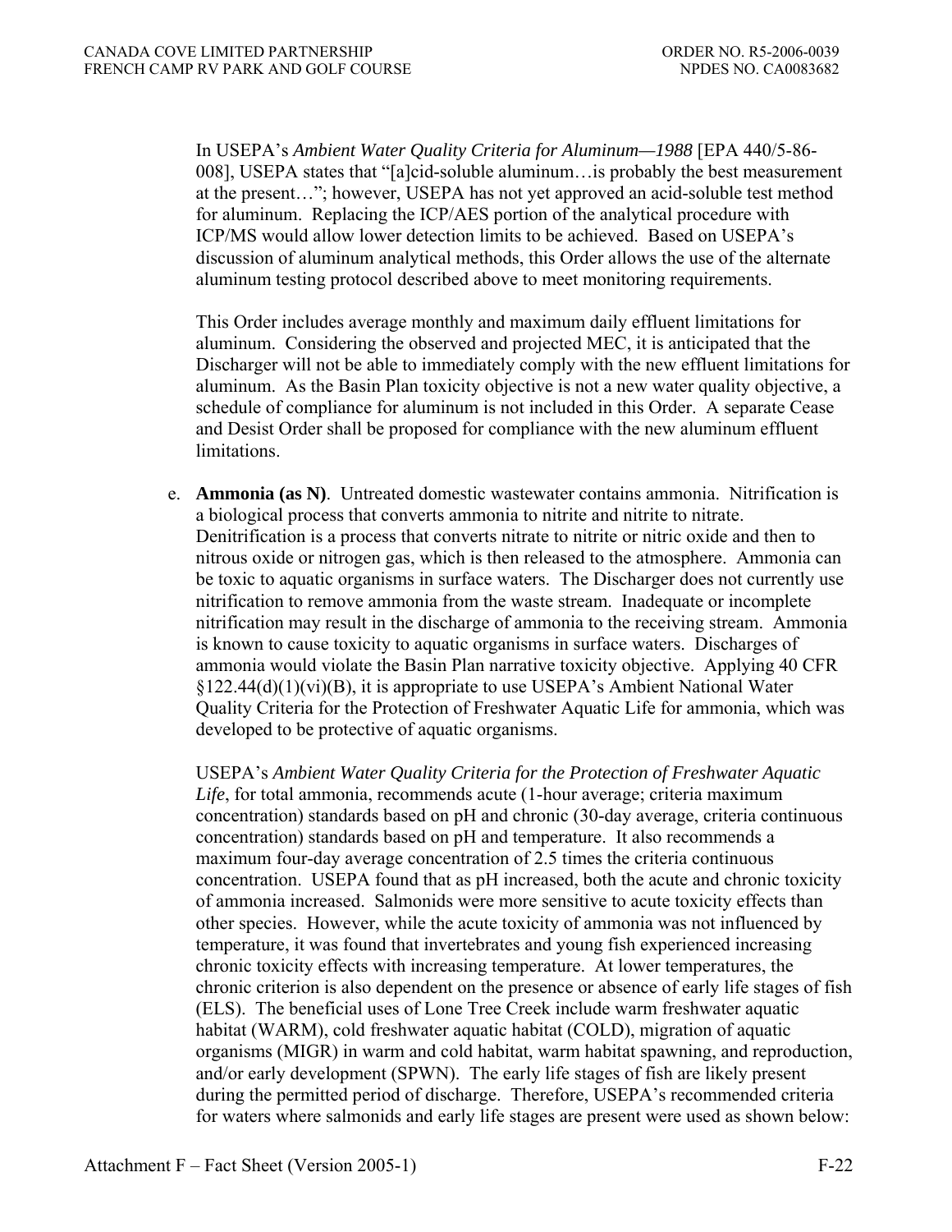In USEPA's *Ambient Water Quality Criteria for Aluminum—1988* [EPA 440/5-86-008], USEPA states that "[a]cid-soluble aluminum…is probably the best measurement at the present…"; however, USEPA has not yet approved an acid-soluble test method for aluminum. Replacing the ICP/AES portion of the analytical procedure with ICP/MS would allow lower detection limits to be achieved. Based on USEPA's discussion of aluminum analytical methods, this Order allows the use of the alternate aluminum testing protocol described above to meet monitoring requirements.

This Order includes average monthly and maximum daily effluent limitations for aluminum. Considering the observed and projected MEC, it is anticipated that the Discharger will not be able to immediately comply with the new effluent limitations for aluminum. As the Basin Plan toxicity objective is not a new water quality objective, a schedule of compliance for aluminum is not included in this Order. A separate Cease and Desist Order shall be proposed for compliance with the new aluminum effluent limitations.

e. **Ammonia (as N)**. Untreated domestic wastewater contains ammonia. Nitrification is a biological process that converts ammonia to nitrite and nitrite to nitrate. Denitrification is a process that converts nitrate to nitrite or nitric oxide and then to nitrous oxide or nitrogen gas, which is then released to the atmosphere. Ammonia can be toxic to aquatic organisms in surface waters. The Discharger does not currently use nitrification to remove ammonia from the waste stream. Inadequate or incomplete nitrification may result in the discharge of ammonia to the receiving stream. Ammonia is known to cause toxicity to aquatic organisms in surface waters. Discharges of ammonia would violate the Basin Plan narrative toxicity objective. Applying 40 CFR §122.44(d)(1)(vi)(B), it is appropriate to use USEPA's Ambient National Water Quality Criteria for the Protection of Freshwater Aquatic Life for ammonia, which was developed to be protective of aquatic organisms.

USEPA's *Ambient Water Quality Criteria for the Protection of Freshwater Aquatic Life*, for total ammonia, recommends acute (1-hour average; criteria maximum concentration) standards based on pH and chronic (30-day average, criteria continuous concentration) standards based on pH and temperature. It also recommends a maximum four-day average concentration of 2.5 times the criteria continuous concentration. USEPA found that as pH increased, both the acute and chronic toxicity of ammonia increased. Salmonids were more sensitive to acute toxicity effects than other species. However, while the acute toxicity of ammonia was not influenced by temperature, it was found that invertebrates and young fish experienced increasing chronic toxicity effects with increasing temperature. At lower temperatures, the chronic criterion is also dependent on the presence or absence of early life stages of fish (ELS). The beneficial uses of Lone Tree Creek include warm freshwater aquatic habitat (WARM), cold freshwater aquatic habitat (COLD), migration of aquatic organisms (MIGR) in warm and cold habitat, warm habitat spawning, and reproduction, and/or early development (SPWN). The early life stages of fish are likely present during the permitted period of discharge. Therefore, USEPA's recommended criteria for waters where salmonids and early life stages are present were used as shown below: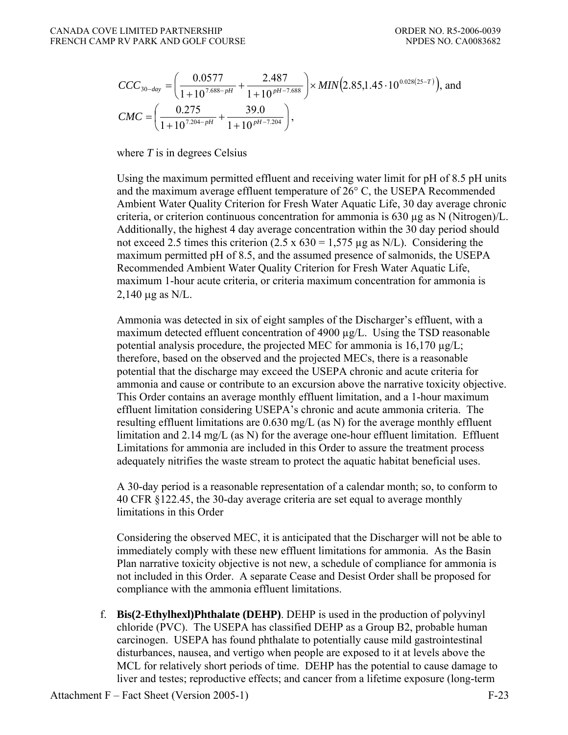$$CCC_{30-day} = \left( \frac{0.0577}{1+10^{7.688-pH}} + \frac{2.487}{1+10^{pH-7.688}} \right) \times MIN\left(2.85, 1.45 \cdot 10^{0.028(25-T)}\right), \text{ and}$$

$$CMC = \left( \frac{0.275}{1+10^{7.204-pH}} + \frac{39.0}{1+10^{pH-7.204}} \right),$$

where $T$ is in degrees Celsius

Using the maximum permitted effluent and receiving water limit for pH of 8.5 pH units and the maximum average effluent temperature of 26° C, the USEPA Recommended Ambient Water Quality Criterion for Fresh Water Aquatic Life, 30 day average chronic criteria, or criterion continuous concentration for ammonia is 630 µg as N (Nitrogen)/L. Additionally, the highest 4 day average concentration within the 30 day period should not exceed 2.5 times this criterion (2.5 x 630 = 1,575 µg as N/L). Considering the maximum permitted pH of 8.5, and the assumed presence of salmonids, the USEPA Recommended Ambient Water Quality Criterion for Fresh Water Aquatic Life, maximum 1-hour acute criteria, or criteria maximum concentration for ammonia is 2,140 µg as N/L.

Ammonia was detected in six of eight samples of the Discharger's effluent, with a maximum detected effluent concentration of 4900 µg/L. Using the TSD reasonable potential analysis procedure, the projected MEC for ammonia is 16,170 µg/L; therefore, based on the observed and the projected MECs, there is a reasonable potential that the discharge may exceed the USEPA chronic and acute criteria for ammonia and cause or contribute to an excursion above the narrative toxicity objective. This Order contains an average monthly effluent limitation, and a 1-hour maximum effluent limitation considering USEPA's chronic and acute ammonia criteria. The resulting effluent limitations are 0.630 mg/L (as N) for the average monthly effluent limitation and 2.14 mg/L (as N) for the average one-hour effluent limitation. Effluent Limitations for ammonia are included in this Order to assure the treatment process adequately nitrifies the waste stream to protect the aquatic habitat beneficial uses.

A 30-day period is a reasonable representation of a calendar month; so, to conform to 40 CFR §122.45, the 30-day average criteria are set equal to average monthly limitations in this Order

Considering the observed MEC, it is anticipated that the Discharger will not be able to immediately comply with these new effluent limitations for ammonia. As the Basin Plan narrative toxicity objective is not new, a schedule of compliance for ammonia is not included in this Order. A separate Cease and Desist Order shall be proposed for compliance with the ammonia effluent limitations.

f. **Bis(2-Ethylhexl)Phthalate (DEHP)**. DEHP is used in the production of polyvinyl chloride (PVC). The USEPA has classified DEHP as a Group B2, probable human carcinogen. USEPA has found phthalate to potentially cause mild gastrointestinal disturbances, nausea, and vertigo when people are exposed to it at levels above the MCL for relatively short periods of time. DEHP has the potential to cause damage to liver and testes; reproductive effects; and cancer from a lifetime exposure (long-term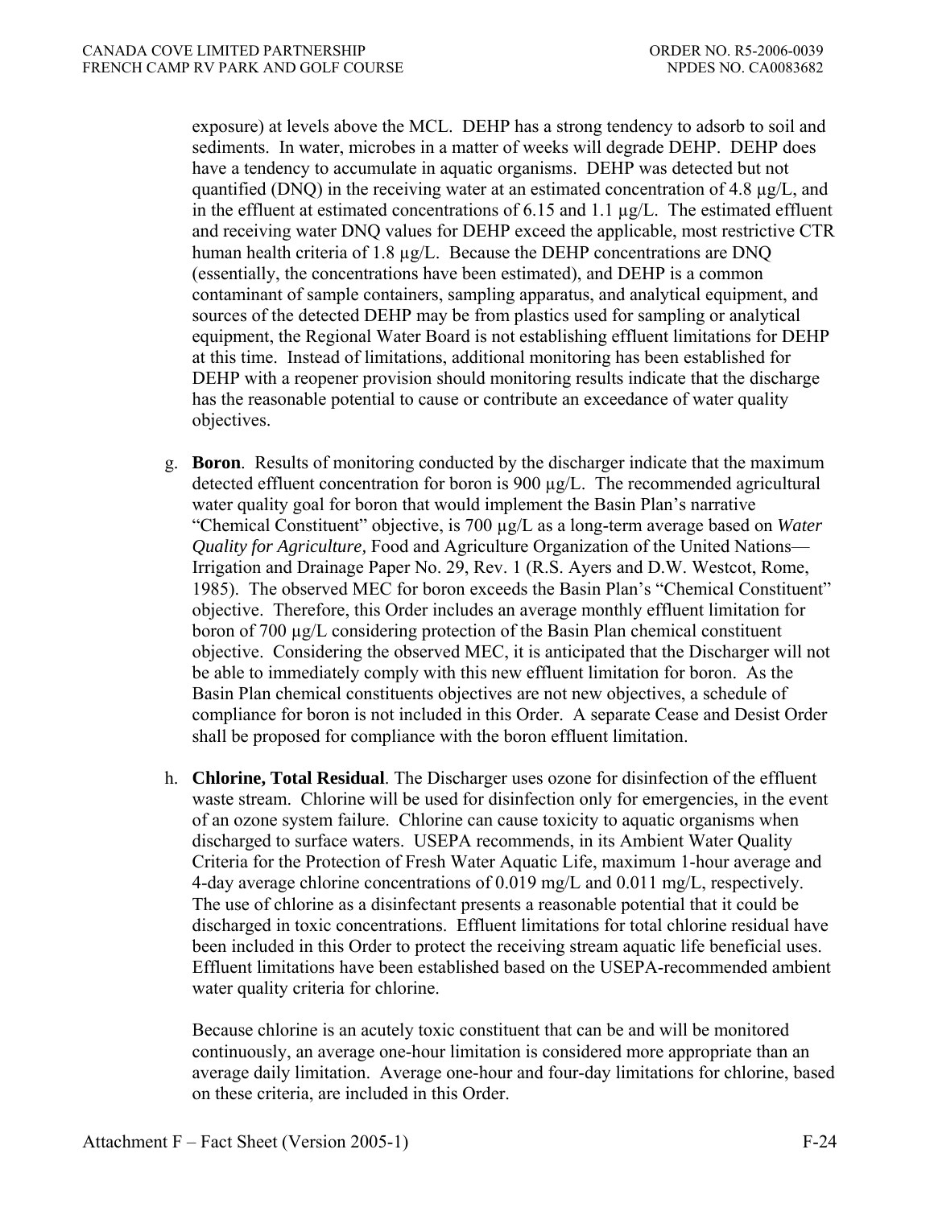exposure) at levels above the MCL. DEHP has a strong tendency to adsorb to soil and sediments. In water, microbes in a matter of weeks will degrade DEHP. DEHP does have a tendency to accumulate in aquatic organisms. DEHP was detected but not quantified (DNQ) in the receiving water at an estimated concentration of 4.8 µg/L, and in the effluent at estimated concentrations of 6.15 and 1.1 µg/L. The estimated effluent and receiving water DNQ values for DEHP exceed the applicable, most restrictive CTR human health criteria of 1.8 µg/L. Because the DEHP concentrations are DNQ (essentially, the concentrations have been estimated), and DEHP is a common contaminant of sample containers, sampling apparatus, and analytical equipment, and sources of the detected DEHP may be from plastics used for sampling or analytical equipment, the Regional Water Board is not establishing effluent limitations for DEHP at this time. Instead of limitations, additional monitoring has been established for DEHP with a reopener provision should monitoring results indicate that the discharge has the reasonable potential to cause or contribute an exceedance of water quality objectives.

g. **Boron**. Results of monitoring conducted by the discharger indicate that the maximum detected effluent concentration for boron is 900 µg/L. The recommended agricultural water quality goal for boron that would implement the Basin Plan's narrative "Chemical Constituent" objective, is 700 µg/L as a long-term average based on *Water Quality for Agriculture,* Food and Agriculture Organization of the United Nations—Irrigation and Drainage Paper No. 29, Rev. 1 (R.S. Ayers and D.W. Westcot, Rome, 1985). The observed MEC for boron exceeds the Basin Plan's "Chemical Constituent" objective. Therefore, this Order includes an average monthly effluent limitation for boron of 700 µg/L considering protection of the Basin Plan chemical constituent objective. Considering the observed MEC, it is anticipated that the Discharger will not be able to immediately comply with this new effluent limitation for boron. As the Basin Plan chemical constituents objectives are not new objectives, a schedule of compliance for boron is not included in this Order. A separate Cease and Desist Order shall be proposed for compliance with the boron effluent limitation.

h. **Chlorine, Total Residual**. The Discharger uses ozone for disinfection of the effluent waste stream. Chlorine will be used for disinfection only for emergencies, in the event of an ozone system failure. Chlorine can cause toxicity to aquatic organisms when discharged to surface waters. USEPA recommends, in its Ambient Water Quality Criteria for the Protection of Fresh Water Aquatic Life, maximum 1-hour average and 4-day average chlorine concentrations of 0.019 mg/L and 0.011 mg/L, respectively. The use of chlorine as a disinfectant presents a reasonable potential that it could be discharged in toxic concentrations. Effluent limitations for total chlorine residual have been included in this Order to protect the receiving stream aquatic life beneficial uses. Effluent limitations have been established based on the USEPA-recommended ambient water quality criteria for chlorine.

Because chlorine is an acutely toxic constituent that can be and will be monitored continuously, an average one-hour limitation is considered more appropriate than an average daily limitation. Average one-hour and four-day limitations for chlorine, based on these criteria, are included in this Order.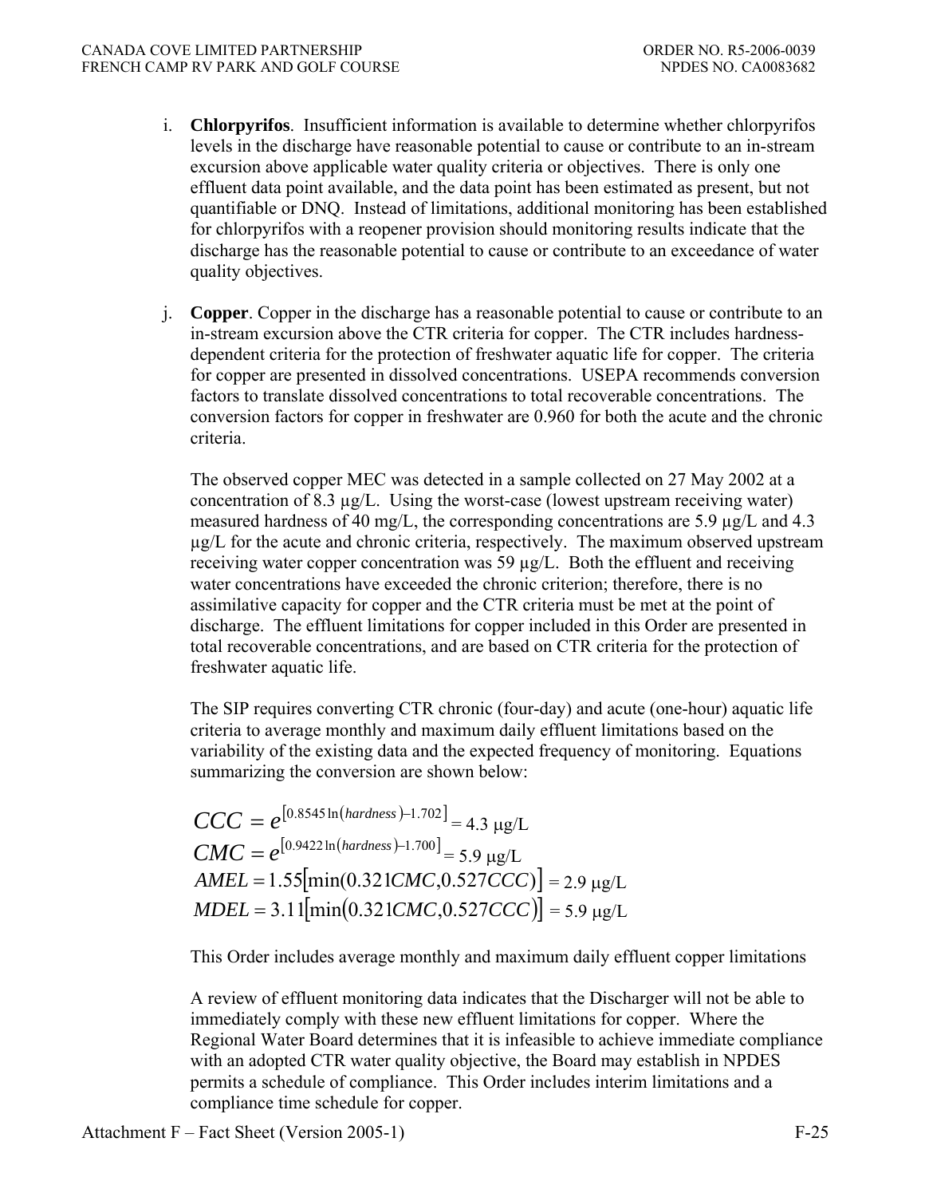i. **Chlorpyrifos**. Insufficient information is available to determine whether chlorpyrifos levels in the discharge have reasonable potential to cause or contribute to an in-stream excursion above applicable water quality criteria or objectives. There is only one effluent data point available, and the data point has been estimated as present, but not quantifiable or DNQ. Instead of limitations, additional monitoring has been established for chlorpyrifos with a reopener provision should monitoring results indicate that the discharge has the reasonable potential to cause or contribute to an exceedance of water quality objectives.

j. **Copper**. Copper in the discharge has a reasonable potential to cause or contribute to an in-stream excursion above the CTR criteria for copper. The CTR includes hardness-dependent criteria for the protection of freshwater aquatic life for copper. The criteria for copper are presented in dissolved concentrations. USEPA recommends conversion factors to translate dissolved concentrations to total recoverable concentrations. The conversion factors for copper in freshwater are 0.960 for both the acute and the chronic criteria.

   The observed copper MEC was detected in a sample collected on 27 May 2002 at a concentration of 8.3 μg/L. Using the worst-case (lowest upstream receiving water) measured hardness of 40 mg/L, the corresponding concentrations are 5.9 μg/L and 4.3 μg/L for the acute and chronic criteria, respectively. The maximum observed upstream receiving water copper concentration was 59 μg/L. Both the effluent and receiving water concentrations have exceeded the chronic criterion; therefore, there is no assimilative capacity for copper and the CTR criteria must be met at the point of discharge. The effluent limitations for copper included in this Order are presented in total recoverable concentrations, and are based on CTR criteria for the protection of freshwater aquatic life.

   The SIP requires converting CTR chronic (four-day) and acute (one-hour) aquatic life criteria to average monthly and maximum daily effluent limitations based on the variability of the existing data and the expected frequency of monitoring. Equations summarizing the conversion are shown below:

$$CCC = e^{[0.8545\ln(hardness) - 1.702]} = 4.3\ \mu\text{g/L}$$
$$CMC = e^{[0.9422\ln(hardness) - 1.700]} = 5.9\ \mu\text{g/L}$$
$$AMEL = 1.55[\min(0.321CMC, 0.527CCC)] = 2.9\ \mu\text{g/L}$$
$$MDEL = 3.11[\min(0.321CMC, 0.527CCC)] = 5.9\ \mu\text{g/L}$$

   This Order includes average monthly and maximum daily effluent copper limitations

   A review of effluent monitoring data indicates that the Discharger will not be able to immediately comply with these new effluent limitations for copper. Where the Regional Water Board determines that it is infeasible to achieve immediate compliance with an adopted CTR water quality objective, the Board may establish in NPDES permits a schedule of compliance. This Order includes interim limitations and a compliance time schedule for copper.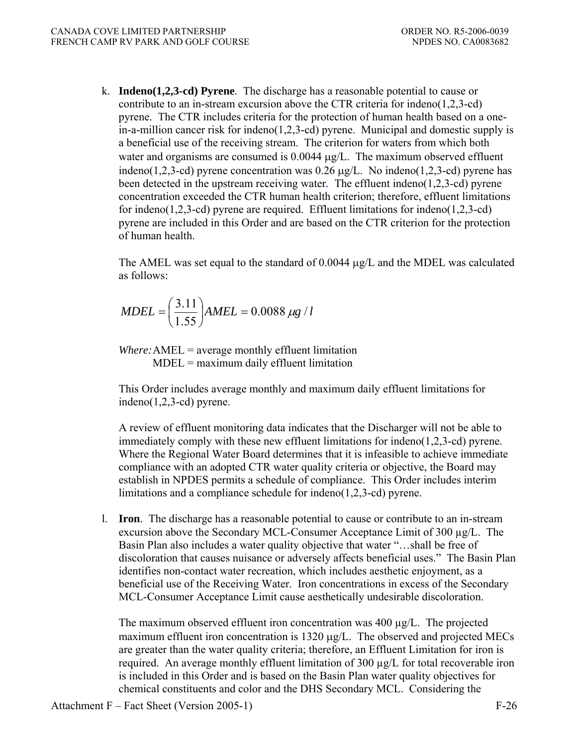k. **Indeno(1,2,3-cd) Pyrene**. The discharge has a reasonable potential to cause or contribute to an in-stream excursion above the CTR criteria for indeno(1,2,3-cd) pyrene. The CTR includes criteria for the protection of human health based on a one-in-a-million cancer risk for indeno(1,2,3-cd) pyrene. Municipal and domestic supply is a beneficial use of the receiving stream. The criterion for waters from which both water and organisms are consumed is 0.0044 μg/L. The maximum observed effluent indeno(1,2,3-cd) pyrene concentration was 0.26 μg/L. No indeno(1,2,3-cd) pyrene has been detected in the upstream receiving water. The effluent indeno(1,2,3-cd) pyrene concentration exceeded the CTR human health criterion; therefore, effluent limitations for indeno(1,2,3-cd) pyrene are required. Effluent limitations for indeno(1,2,3-cd) pyrene are included in this Order and are based on the CTR criterion for the protection of human health.

   The AMEL was set equal to the standard of 0.0044 μg/L and the MDEL was calculated as follows:

$$MDEL = \left(\frac{3.11}{1.55}\right) AMEL = 0.0088\ \mu g/l$$

   *Where:* AMEL = average monthly effluent limitation
   MDEL = maximum daily effluent limitation

   This Order includes average monthly and maximum daily effluent limitations for indeno(1,2,3-cd) pyrene.

   A review of effluent monitoring data indicates that the Discharger will not be able to immediately comply with these new effluent limitations for indeno(1,2,3-cd) pyrene. Where the Regional Water Board determines that it is infeasible to achieve immediate compliance with an adopted CTR water quality criteria or objective, the Board may establish in NPDES permits a schedule of compliance. This Order includes interim limitations and a compliance schedule for indeno(1,2,3-cd) pyrene.

l. **Iron**. The discharge has a reasonable potential to cause or contribute to an in-stream excursion above the Secondary MCL-Consumer Acceptance Limit of 300 μg/L. The Basin Plan also includes a water quality objective that water "…shall be free of discoloration that causes nuisance or adversely affects beneficial uses." The Basin Plan identifies non-contact water recreation, which includes aesthetic enjoyment, as a beneficial use of the Receiving Water. Iron concentrations in excess of the Secondary MCL-Consumer Acceptance Limit cause aesthetically undesirable discoloration.

   The maximum observed effluent iron concentration was 400 μg/L. The projected maximum effluent iron concentration is 1320 μg/L. The observed and projected MECs are greater than the water quality criteria; therefore, an Effluent Limitation for iron is required. An average monthly effluent limitation of 300 μg/L for total recoverable iron is included in this Order and is based on the Basin Plan water quality objectives for chemical constituents and color and the DHS Secondary MCL. Considering the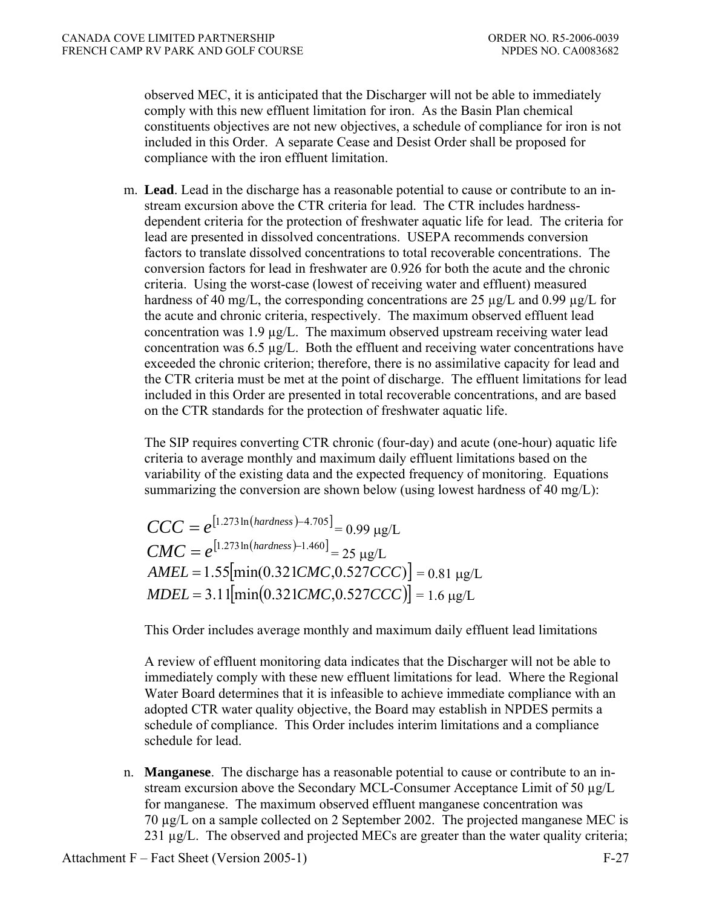observed MEC, it is anticipated that the Discharger will not be able to immediately comply with this new effluent limitation for iron. As the Basin Plan chemical constituents objectives are not new objectives, a schedule of compliance for iron is not included in this Order. A separate Cease and Desist Order shall be proposed for compliance with the iron effluent limitation.

m. **Lead**. Lead in the discharge has a reasonable potential to cause or contribute to an in-stream excursion above the CTR criteria for lead. The CTR includes hardness-dependent criteria for the protection of freshwater aquatic life for lead. The criteria for lead are presented in dissolved concentrations. USEPA recommends conversion factors to translate dissolved concentrations to total recoverable concentrations. The conversion factors for lead in freshwater are 0.926 for both the acute and the chronic criteria. Using the worst-case (lowest of receiving water and effluent) measured hardness of 40 mg/L, the corresponding concentrations are 25 µg/L and 0.99 µg/L for the acute and chronic criteria, respectively. The maximum observed effluent lead concentration was 1.9 µg/L. The maximum observed upstream receiving water lead concentration was 6.5 µg/L. Both the effluent and receiving water concentrations have exceeded the chronic criterion; therefore, there is no assimilative capacity for lead and the CTR criteria must be met at the point of discharge. The effluent limitations for lead included in this Order are presented in total recoverable concentrations, and are based on the CTR standards for the protection of freshwater aquatic life.

   The SIP requires converting CTR chronic (four-day) and acute (one-hour) aquatic life criteria to average monthly and maximum daily effluent limitations based on the variability of the existing data and the expected frequency of monitoring. Equations summarizing the conversion are shown below (using lowest hardness of 40 mg/L):

$$CCC = e^{[1.273\ln(hardness)-4.705]} = 0.99\ \mu\text{g/L}$$

$$CMC = e^{[1.273\ln(hardness)-1.460]} = 25\ \mu\text{g/L}$$

$$AMEL = 1.55[\min(0.321CMC, 0.527CCC)] = 0.81\ \mu\text{g/L}$$

$$MDEL = 3.11[\min(0.321CMC, 0.527CCC)] = 1.6\ \mu\text{g/L}$$

   This Order includes average monthly and maximum daily effluent lead limitations

   A review of effluent monitoring data indicates that the Discharger will not be able to immediately comply with these new effluent limitations for lead. Where the Regional Water Board determines that it is infeasible to achieve immediate compliance with an adopted CTR water quality objective, the Board may establish in NPDES permits a schedule of compliance. This Order includes interim limitations and a compliance schedule for lead.

n. **Manganese**. The discharge has a reasonable potential to cause or contribute to an in-stream excursion above the Secondary MCL-Consumer Acceptance Limit of 50 µg/L for manganese. The maximum observed effluent manganese concentration was 70 µg/L on a sample collected on 2 September 2002. The projected manganese MEC is 231 µg/L. The observed and projected MECs are greater than the water quality criteria;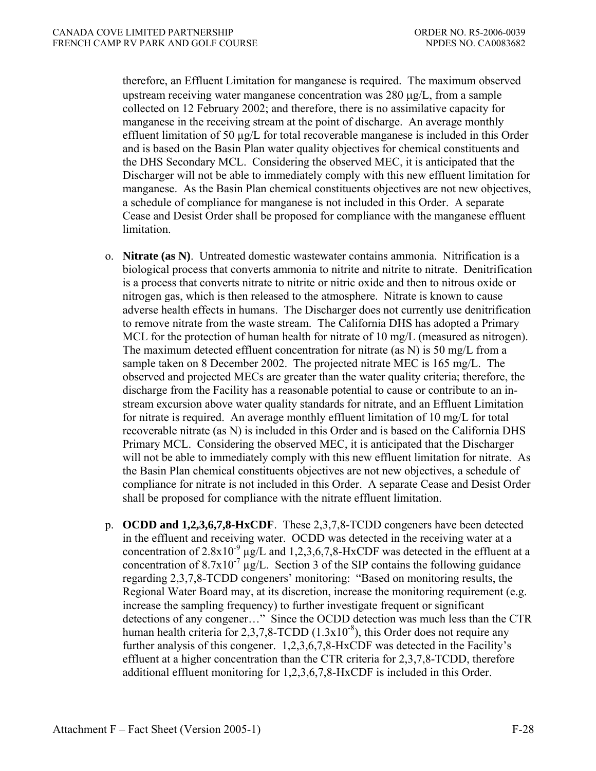therefore, an Effluent Limitation for manganese is required. The maximum observed upstream receiving water manganese concentration was 280 μg/L, from a sample collected on 12 February 2002; and therefore, there is no assimilative capacity for manganese in the receiving stream at the point of discharge. An average monthly effluent limitation of 50 μg/L for total recoverable manganese is included in this Order and is based on the Basin Plan water quality objectives for chemical constituents and the DHS Secondary MCL. Considering the observed MEC, it is anticipated that the Discharger will not be able to immediately comply with this new effluent limitation for manganese. As the Basin Plan chemical constituents objectives are not new objectives, a schedule of compliance for manganese is not included in this Order. A separate Cease and Desist Order shall be proposed for compliance with the manganese effluent limitation.

o. **Nitrate (as N)**. Untreated domestic wastewater contains ammonia. Nitrification is a biological process that converts ammonia to nitrite and nitrite to nitrate. Denitrification is a process that converts nitrate to nitrite or nitric oxide and then to nitrous oxide or nitrogen gas, which is then released to the atmosphere. Nitrate is known to cause adverse health effects in humans. The Discharger does not currently use denitrification to remove nitrate from the waste stream. The California DHS has adopted a Primary MCL for the protection of human health for nitrate of 10 mg/L (measured as nitrogen). The maximum detected effluent concentration for nitrate (as N) is 50 mg/L from a sample taken on 8 December 2002. The projected nitrate MEC is 165 mg/L. The observed and projected MECs are greater than the water quality criteria; therefore, the discharge from the Facility has a reasonable potential to cause or contribute to an in-stream excursion above water quality standards for nitrate, and an Effluent Limitation for nitrate is required. An average monthly effluent limitation of 10 mg/L for total recoverable nitrate (as N) is included in this Order and is based on the California DHS Primary MCL. Considering the observed MEC, it is anticipated that the Discharger will not be able to immediately comply with this new effluent limitation for nitrate. As the Basin Plan chemical constituents objectives are not new objectives, a schedule of compliance for nitrate is not included in this Order. A separate Cease and Desist Order shall be proposed for compliance with the nitrate effluent limitation.

p. **OCDD and 1,2,3,6,7,8-HxCDF**. These 2,3,7,8-TCDD congeners have been detected in the effluent and receiving water. OCDD was detected in the receiving water at a concentration of $2.8 \times 10^{-9}$ μg/L and 1,2,3,6,7,8-HxCDF was detected in the effluent at a concentration of $8.7 \times 10^{-7}$ μg/L. Section 3 of the SIP contains the following guidance regarding 2,3,7,8-TCDD congeners' monitoring: "Based on monitoring results, the Regional Water Board may, at its discretion, increase the monitoring requirement (e.g. increase the sampling frequency) to further investigate frequent or significant detections of any congener…" Since the OCDD detection was much less than the CTR human health criteria for 2,3,7,8-TCDD ($1.3 \times 10^{-8}$), this Order does not require any further analysis of this congener. 1,2,3,6,7,8-HxCDF was detected in the Facility's effluent at a higher concentration than the CTR criteria for 2,3,7,8-TCDD, therefore additional effluent monitoring for 1,2,3,6,7,8-HxCDF is included in this Order.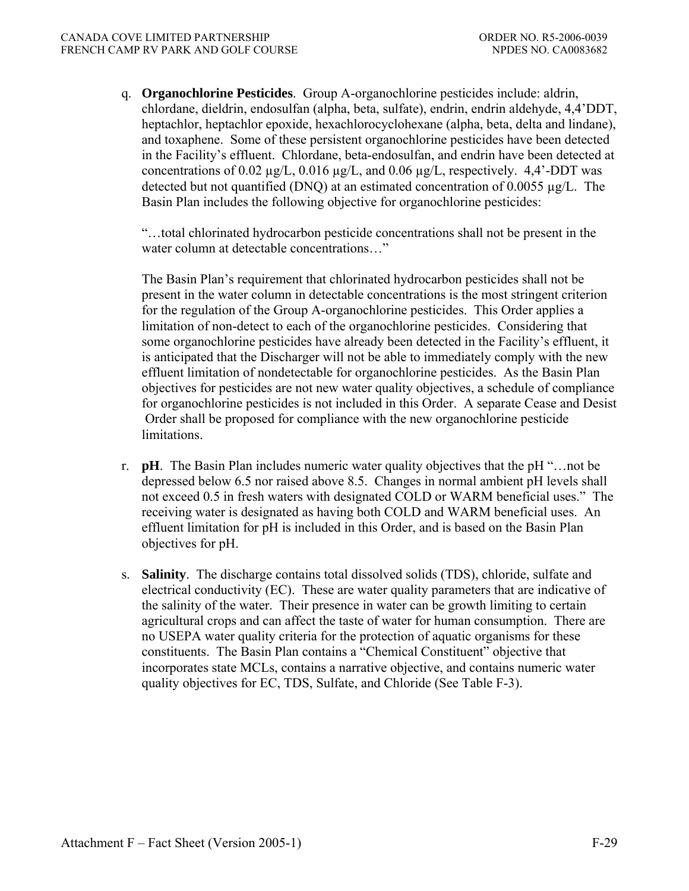q. **Organochlorine Pesticides**. Group A-organochlorine pesticides include: aldrin, chlordane, dieldrin, endosulfan (alpha, beta, sulfate), endrin, endrin aldehyde, 4,4'DDT, heptachlor, heptachlor epoxide, hexachlorocyclohexane (alpha, beta, delta and lindane), and toxaphene. Some of these persistent organochlorine pesticides have been detected in the Facility's effluent. Chlordane, beta-endosulfan, and endrin have been detected at concentrations of 0.02 μg/L, 0.016 μg/L, and 0.06 μg/L, respectively. 4,4'-DDT was detected but not quantified (DNQ) at an estimated concentration of 0.0055 μg/L. The Basin Plan includes the following objective for organochlorine pesticides:

   "…total chlorinated hydrocarbon pesticide concentrations shall not be present in the water column at detectable concentrations…"

   The Basin Plan's requirement that chlorinated hydrocarbon pesticides shall not be present in the water column in detectable concentrations is the most stringent criterion for the regulation of the Group A-organochlorine pesticides. This Order applies a limitation of non-detect to each of the organochlorine pesticides. Considering that some organochlorine pesticides have already been detected in the Facility's effluent, it is anticipated that the Discharger will not be able to immediately comply with the new effluent limitation of nondetectable for organochlorine pesticides. As the Basin Plan objectives for pesticides are not new water quality objectives, a schedule of compliance for organochlorine pesticides is not included in this Order. A separate Cease and Desist Order shall be proposed for compliance with the new organochlorine pesticide limitations.

r. **pH**. The Basin Plan includes numeric water quality objectives that the pH "…not be depressed below 6.5 nor raised above 8.5. Changes in normal ambient pH levels shall not exceed 0.5 in fresh waters with designated COLD or WARM beneficial uses." The receiving water is designated as having both COLD and WARM beneficial uses. An effluent limitation for pH is included in this Order, and is based on the Basin Plan objectives for pH.

s. **Salinity**. The discharge contains total dissolved solids (TDS), chloride, sulfate and electrical conductivity (EC). These are water quality parameters that are indicative of the salinity of the water. Their presence in water can be growth limiting to certain agricultural crops and can affect the taste of water for human consumption. There are no USEPA water quality criteria for the protection of aquatic organisms for these constituents. The Basin Plan contains a "Chemical Constituent" objective that incorporates state MCLs, contains a narrative objective, and contains numeric water quality objectives for EC, TDS, Sulfate, and Chloride (See Table F-3).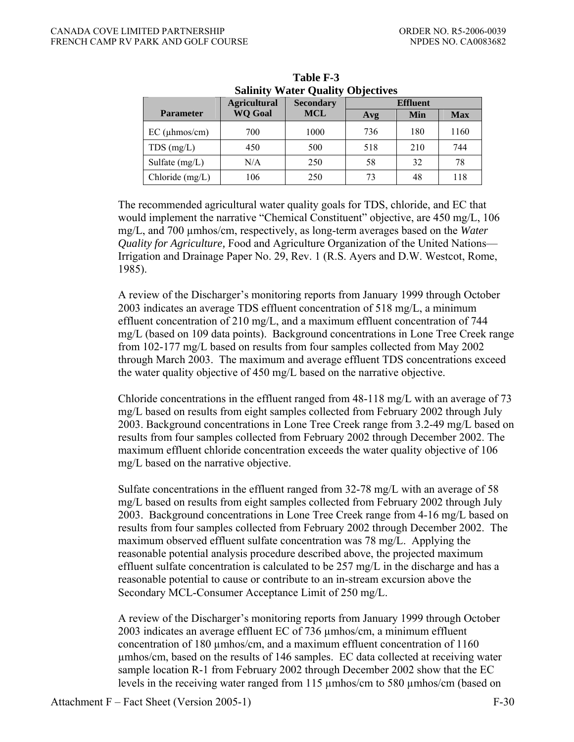**Table F-3**
**Salinity Water Quality Objectives**

| Parameter | Agricultural WQ Goal | Secondary MCL | Effluent | | |
|---|---|---|---|---|---|
| | | | Avg | Min | Max |
| EC (µhmos/cm) | 700 | 1000 | 736 | 180 | 1160 |
| TDS (mg/L) | 450 | 500 | 518 | 210 | 744 |
| Sulfate (mg/L) | N/A | 250 | 58 | 32 | 78 |
| Chloride (mg/L) | 106 | 250 | 73 | 48 | 118 |

The recommended agricultural water quality goals for TDS, chloride, and EC that would implement the narrative "Chemical Constituent" objective, are 450 mg/L, 106 mg/L, and 700 µmhos/cm, respectively, as long-term averages based on the *Water Quality for Agriculture,* Food and Agriculture Organization of the United Nations—Irrigation and Drainage Paper No. 29, Rev. 1 (R.S. Ayers and D.W. Westcot, Rome, 1985).

A review of the Discharger's monitoring reports from January 1999 through October 2003 indicates an average TDS effluent concentration of 518 mg/L, a minimum effluent concentration of 210 mg/L, and a maximum effluent concentration of 744 mg/L (based on 109 data points). Background concentrations in Lone Tree Creek range from 102-177 mg/L based on results from four samples collected from May 2002 through March 2003. The maximum and average effluent TDS concentrations exceed the water quality objective of 450 mg/L based on the narrative objective.

Chloride concentrations in the effluent ranged from 48-118 mg/L with an average of 73 mg/L based on results from eight samples collected from February 2002 through July 2003. Background concentrations in Lone Tree Creek range from 3.2-49 mg/L based on results from four samples collected from February 2002 through December 2002. The maximum effluent chloride concentration exceeds the water quality objective of 106 mg/L based on the narrative objective.

Sulfate concentrations in the effluent ranged from 32-78 mg/L with an average of 58 mg/L based on results from eight samples collected from February 2002 through July 2003. Background concentrations in Lone Tree Creek range from 4-16 mg/L based on results from four samples collected from February 2002 through December 2002. The maximum observed effluent sulfate concentration was 78 mg/L. Applying the reasonable potential analysis procedure described above, the projected maximum effluent sulfate concentration is calculated to be 257 mg/L in the discharge and has a reasonable potential to cause or contribute to an in-stream excursion above the Secondary MCL-Consumer Acceptance Limit of 250 mg/L.

A review of the Discharger's monitoring reports from January 1999 through October 2003 indicates an average effluent EC of 736 µmhos/cm, a minimum effluent concentration of 180 µmhos/cm, and a maximum effluent concentration of 1160 µmhos/cm, based on the results of 146 samples. EC data collected at receiving water sample location R-1 from February 2002 through December 2002 show that the EC levels in the receiving water ranged from 115 µmhos/cm to 580 µmhos/cm (based on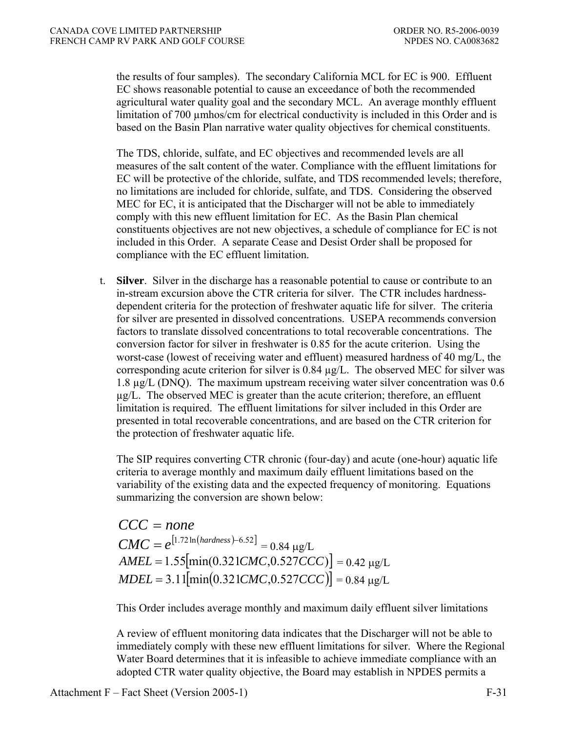the results of four samples). The secondary California MCL for EC is 900. Effluent EC shows reasonable potential to cause an exceedance of both the recommended agricultural water quality goal and the secondary MCL. An average monthly effluent limitation of 700 µmhos/cm for electrical conductivity is included in this Order and is based on the Basin Plan narrative water quality objectives for chemical constituents.

The TDS, chloride, sulfate, and EC objectives and recommended levels are all measures of the salt content of the water. Compliance with the effluent limitations for EC will be protective of the chloride, sulfate, and TDS recommended levels; therefore, no limitations are included for chloride, sulfate, and TDS. Considering the observed MEC for EC, it is anticipated that the Discharger will not be able to immediately comply with this new effluent limitation for EC. As the Basin Plan chemical constituents objectives are not new objectives, a schedule of compliance for EC is not included in this Order. A separate Cease and Desist Order shall be proposed for compliance with the EC effluent limitation.

t. **Silver**. Silver in the discharge has a reasonable potential to cause or contribute to an in-stream excursion above the CTR criteria for silver. The CTR includes hardness-dependent criteria for the protection of freshwater aquatic life for silver. The criteria for silver are presented in dissolved concentrations. USEPA recommends conversion factors to translate dissolved concentrations to total recoverable concentrations. The conversion factor for silver in freshwater is 0.85 for the acute criterion. Using the worst-case (lowest of receiving water and effluent) measured hardness of 40 mg/L, the corresponding acute criterion for silver is 0.84 µg/L. The observed MEC for silver was 1.8 µg/L (DNQ). The maximum upstream receiving water silver concentration was 0.6 µg/L. The observed MEC is greater than the acute criterion; therefore, an effluent limitation is required. The effluent limitations for silver included in this Order are presented in total recoverable concentrations, and are based on the CTR criterion for the protection of freshwater aquatic life.

The SIP requires converting CTR chronic (four-day) and acute (one-hour) aquatic life criteria to average monthly and maximum daily effluent limitations based on the variability of the existing data and the expected frequency of monitoring. Equations summarizing the conversion are shown below:

$$CCC = none$$

$$CMC = e^{[1.72\ln(hardness)-6.52]} = 0.84\ \mu g/L$$

$$AMEL = 1.55[\min(0.321CMC, 0.527CCC)] = 0.42\ \mu g/L$$

$$MDEL = 3.11[\min(0.321CMC, 0.527CCC)] = 0.84\ \mu g/L$$

This Order includes average monthly and maximum daily effluent silver limitations

A review of effluent monitoring data indicates that the Discharger will not be able to immediately comply with these new effluent limitations for silver. Where the Regional Water Board determines that it is infeasible to achieve immediate compliance with an adopted CTR water quality objective, the Board may establish in NPDES permits a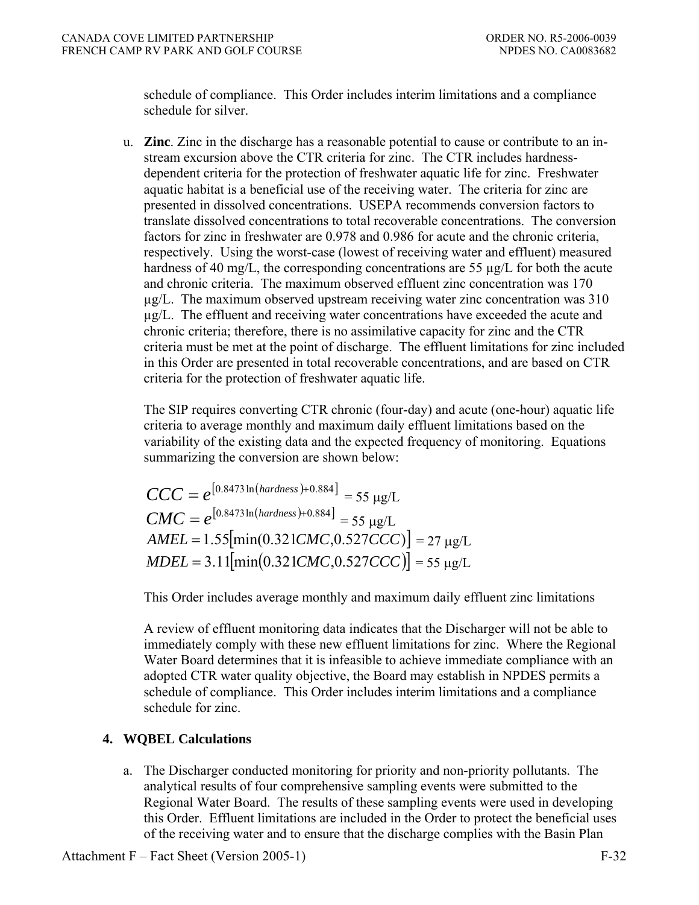schedule of compliance. This Order includes interim limitations and a compliance schedule for silver.

u. **Zinc**. Zinc in the discharge has a reasonable potential to cause or contribute to an in-stream excursion above the CTR criteria for zinc. The CTR includes hardness-dependent criteria for the protection of freshwater aquatic life for zinc. Freshwater aquatic habitat is a beneficial use of the receiving water. The criteria for zinc are presented in dissolved concentrations. USEPA recommends conversion factors to translate dissolved concentrations to total recoverable concentrations. The conversion factors for zinc in freshwater are 0.978 and 0.986 for acute and the chronic criteria, respectively. Using the worst-case (lowest of receiving water and effluent) measured hardness of 40 mg/L, the corresponding concentrations are 55 µg/L for both the acute and chronic criteria. The maximum observed effluent zinc concentration was 170 µg/L. The maximum observed upstream receiving water zinc concentration was 310 µg/L. The effluent and receiving water concentrations have exceeded the acute and chronic criteria; therefore, there is no assimilative capacity for zinc and the CTR criteria must be met at the point of discharge. The effluent limitations for zinc included in this Order are presented in total recoverable concentrations, and are based on CTR criteria for the protection of freshwater aquatic life.

   The SIP requires converting CTR chronic (four-day) and acute (one-hour) aquatic life criteria to average monthly and maximum daily effluent limitations based on the variability of the existing data and the expected frequency of monitoring. Equations summarizing the conversion are shown below:

$$CCC = e^{[0.8473\ln(hardness)+0.884]} = 55\ \mu g/L$$

$$CMC = e^{[0.8473\ln(hardness)+0.884]} = 55\ \mu g/L$$

$$AMEL = 1.55[\min(0.321CMC, 0.527CCC)] = 27\ \mu g/L$$

$$MDEL = 3.11[\min(0.321CMC, 0.527CCC)] = 55\ \mu g/L$$

   This Order includes average monthly and maximum daily effluent zinc limitations

   A review of effluent monitoring data indicates that the Discharger will not be able to immediately comply with these new effluent limitations for zinc. Where the Regional Water Board determines that it is infeasible to achieve immediate compliance with an adopted CTR water quality objective, the Board may establish in NPDES permits a schedule of compliance. This Order includes interim limitations and a compliance schedule for zinc.

### 4. WQBEL Calculations

a. The Discharger conducted monitoring for priority and non-priority pollutants. The analytical results of four comprehensive sampling events were submitted to the Regional Water Board. The results of these sampling events were used in developing this Order. Effluent limitations are included in the Order to protect the beneficial uses of the receiving water and to ensure that the discharge complies with the Basin Plan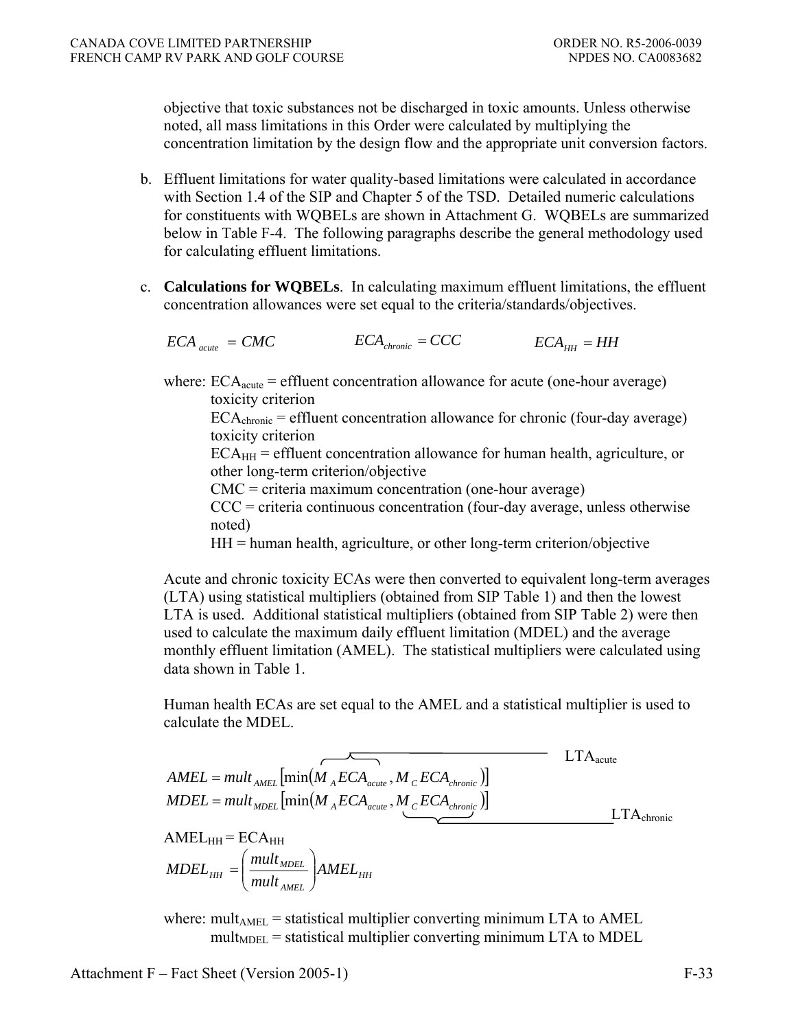objective that toxic substances not be discharged in toxic amounts. Unless otherwise noted, all mass limitations in this Order were calculated by multiplying the concentration limitation by the design flow and the appropriate unit conversion factors.

b. Effluent limitations for water quality-based limitations were calculated in accordance with Section 1.4 of the SIP and Chapter 5 of the TSD. Detailed numeric calculations for constituents with WQBELs are shown in Attachment G. WQBELs are summarized below in Table F-4. The following paragraphs describe the general methodology used for calculating effluent limitations.

c. **Calculations for WQBELs**. In calculating maximum effluent limitations, the effluent concentration allowances were set equal to the criteria/standards/objectives.

$$ECA_{acute} = CMC \qquad ECA_{chronic} = CCC \qquad ECA_{HH} = HH$$

where: $ECA_{acute}$ = effluent concentration allowance for acute (one-hour average) toxicity criterion
$ECA_{chronic}$ = effluent concentration allowance for chronic (four-day average) toxicity criterion
$ECA_{HH}$ = effluent concentration allowance for human health, agriculture, or other long-term criterion/objective
CMC = criteria maximum concentration (one-hour average)
CCC = criteria continuous concentration (four-day average, unless otherwise noted)
HH = human health, agriculture, or other long-term criterion/objective

Acute and chronic toxicity ECAs were then converted to equivalent long-term averages (LTA) using statistical multipliers (obtained from SIP Table 1) and then the lowest LTA is used. Additional statistical multipliers (obtained from SIP Table 2) were then used to calculate the maximum daily effluent limitation (MDEL) and the average monthly effluent limitation (AMEL). The statistical multipliers were calculated using data shown in Table 1.

Human health ECAs are set equal to the AMEL and a statistical multiplier is used to calculate the MDEL.

$$AMEL = mult_{AMEL}\left[\min\left(\overbrace{M_A ECA_{acute}}^{LTA_{acute}}, M_C ECA_{chronic}\right)\right]$$

$$MDEL = mult_{MDEL}\left[\min\left(M_A ECA_{acute}, \underbrace{M_C ECA_{chronic}}_{LTA_{chronic}}\right)\right]$$

$$AMEL_{HH} = ECA_{HH}$$

$$MDEL_{HH} = \left(\frac{mult_{MDEL}}{mult_{AMEL}}\right) AMEL_{HH}$$

where: $mult_{AMEL}$ = statistical multiplier converting minimum LTA to AMEL
$mult_{MDEL}$ = statistical multiplier converting minimum LTA to MDEL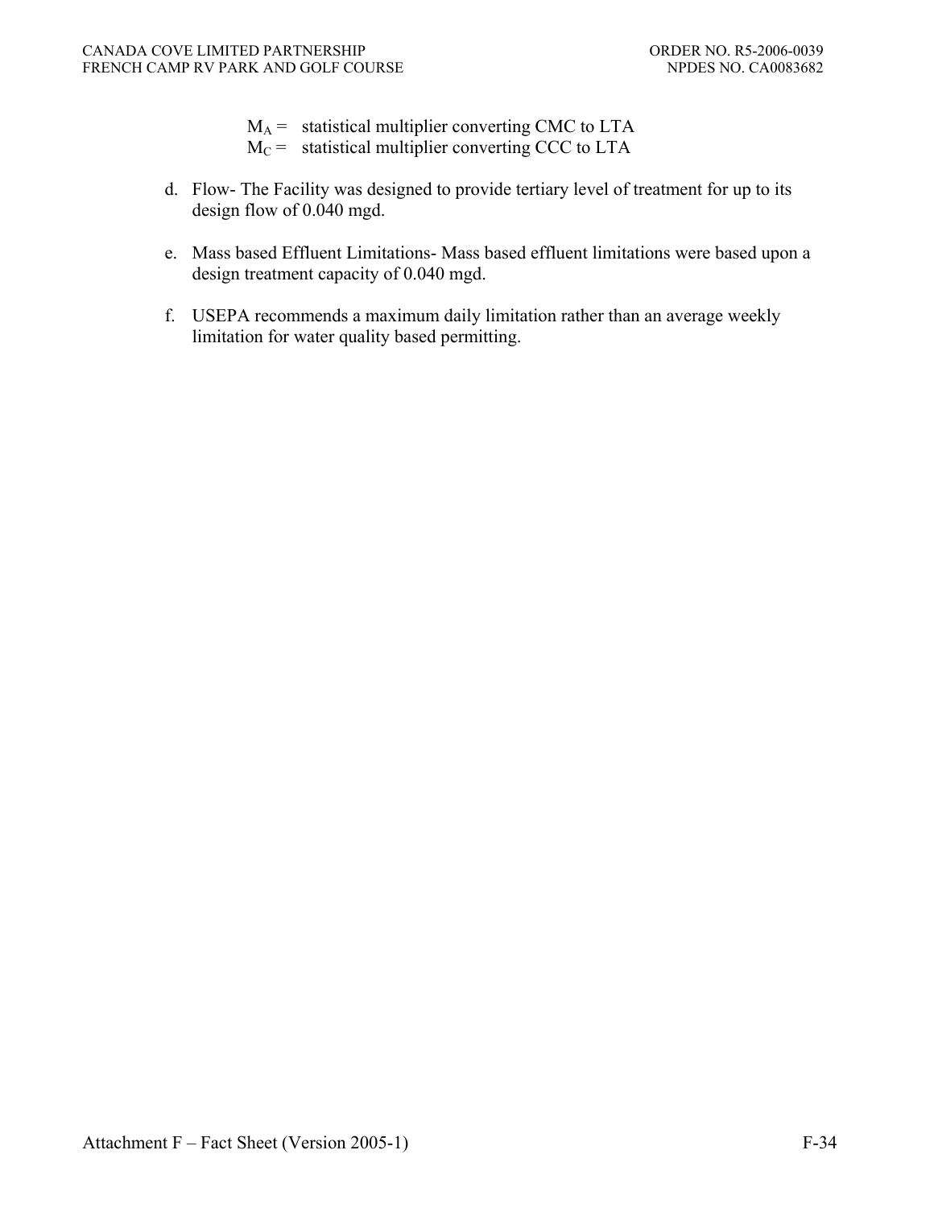$M_A$ = statistical multiplier converting CMC to LTA
$M_C$ = statistical multiplier converting CCC to LTA

d. Flow- The Facility was designed to provide tertiary level of treatment for up to its design flow of 0.040 mgd.

e. Mass based Effluent Limitations- Mass based effluent limitations were based upon a design treatment capacity of 0.040 mgd.

f. USEPA recommends a maximum daily limitation rather than an average weekly limitation for water quality based permitting.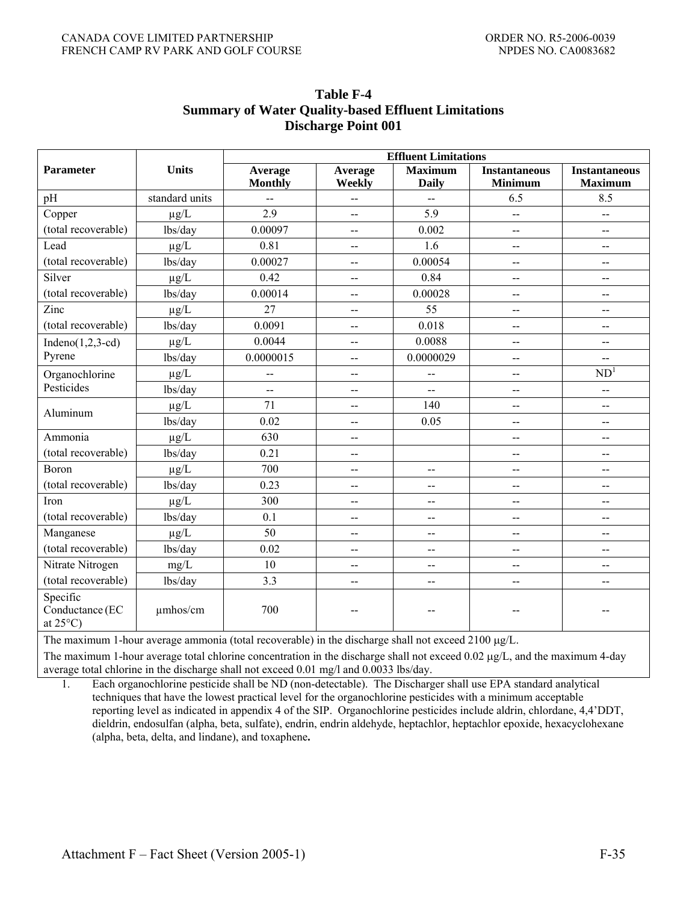**Table F-4**
**Summary of Water Quality-based Effluent Limitations**
**Discharge Point 001**

| Parameter | Units | Effluent Limitations | | | | |
|---|---|---|---|---|---|---|
| | | Average Monthly | Average Weekly | Maximum Daily | Instantaneous Minimum | Instantaneous Maximum |
| pH | standard units | -- | -- | -- | 6.5 | 8.5 |
| Copper (total recoverable) | µg/L | 2.9 | -- | 5.9 | -- | -- |
| | lbs/day | 0.00097 | -- | 0.002 | -- | -- |
| Lead (total recoverable) | µg/L | 0.81 | -- | 1.6 | -- | -- |
| | lbs/day | 0.00027 | -- | 0.00054 | -- | -- |
| Silver (total recoverable) | µg/L | 0.42 | -- | 0.84 | -- | -- |
| | lbs/day | 0.00014 | -- | 0.00028 | -- | -- |
| Zinc (total recoverable) | µg/L | 27 | -- | 55 | -- | -- |
| | lbs/day | 0.0091 | -- | 0.018 | -- | -- |
| Indeno(1,2,3-cd) Pyrene | µg/L | 0.0044 | -- | 0.0088 | -- | -- |
| | lbs/day | 0.0000015 | -- | 0.0000029 | -- | -- |
| Organochlorine Pesticides | µg/L | -- | -- | -- | -- | ND[1] |
| | lbs/day | -- | -- | -- | -- | -- |
| Aluminum | µg/L | 71 | -- | 140 | -- | -- |
| | lbs/day | 0.02 | -- | 0.05 | -- | -- |
| Ammonia (total recoverable) | µg/L | 630 | -- | | -- | -- |
| | lbs/day | 0.21 | -- | | -- | -- |
| Boron (total recoverable) | µg/L | 700 | -- | -- | -- | -- |
| | lbs/day | 0.23 | -- | -- | -- | -- |
| Iron (total recoverable) | µg/L | 300 | -- | -- | -- | -- |
| | lbs/day | 0.1 | -- | -- | -- | -- |
| Manganese (total recoverable) | µg/L | 50 | -- | -- | -- | -- |
| | lbs/day | 0.02 | -- | -- | -- | -- |
| Nitrate Nitrogen (total recoverable) | mg/L | 10 | -- | -- | -- | -- |
| | lbs/day | 3.3 | -- | -- | -- | -- |
| Specific Conductance (EC at 25°C) | µmhos/cm | 700 | -- | -- | -- | -- |

The maximum 1-hour average ammonia (total recoverable) in the discharge shall not exceed 2100 µg/L.

The maximum 1-hour average total chlorine concentration in the discharge shall not exceed 0.02 µg/L, and the maximum 4-day average total chlorine in the discharge shall not exceed 0.01 mg/l and 0.0033 lbs/day.

1. Each organochlorine pesticide shall be ND (non-detectable). The Discharger shall use EPA standard analytical techniques that have the lowest practical level for the organochlorine pesticides with a minimum acceptable reporting level as indicated in appendix 4 of the SIP. Organochlorine pesticides include aldrin, chlordane, 4,4'DDT, dieldrin, endosulfan (alpha, beta, sulfate), endrin, endrin aldehyde, heptachlor, heptachlor epoxide, hexacyclohexane (alpha, beta, delta, and lindane), and toxaphene**.**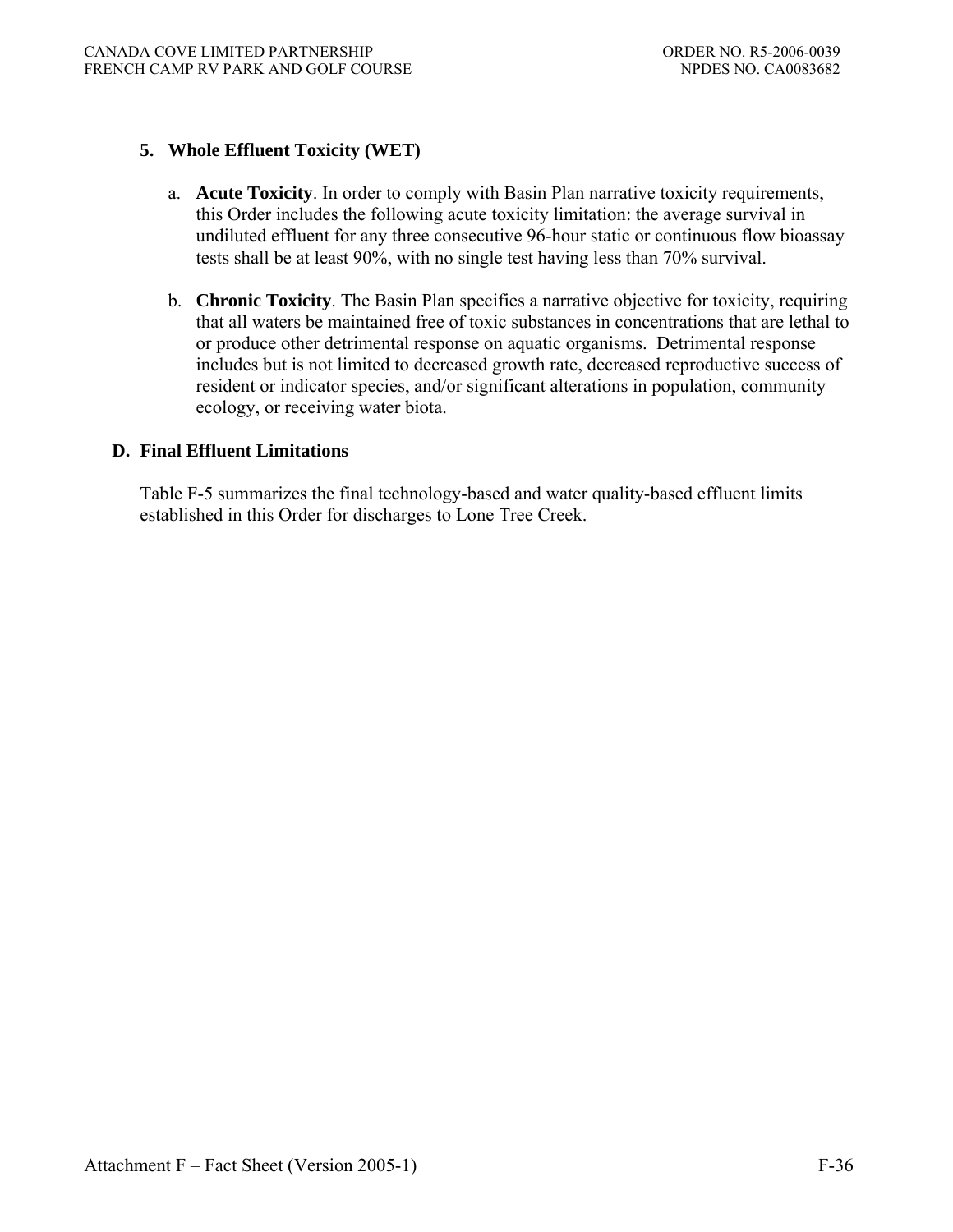### 5. Whole Effluent Toxicity (WET)

a. **Acute Toxicity**. In order to comply with Basin Plan narrative toxicity requirements, this Order includes the following acute toxicity limitation: the average survival in undiluted effluent for any three consecutive 96-hour static or continuous flow bioassay tests shall be at least 90%, with no single test having less than 70% survival.

b. **Chronic Toxicity**. The Basin Plan specifies a narrative objective for toxicity, requiring that all waters be maintained free of toxic substances in concentrations that are lethal to or produce other detrimental response on aquatic organisms. Detrimental response includes but is not limited to decreased growth rate, decreased reproductive success of resident or indicator species, and/or significant alterations in population, community ecology, or receiving water biota.

## D. Final Effluent Limitations

Table F-5 summarizes the final technology-based and water quality-based effluent limits established in this Order for discharges to Lone Tree Creek.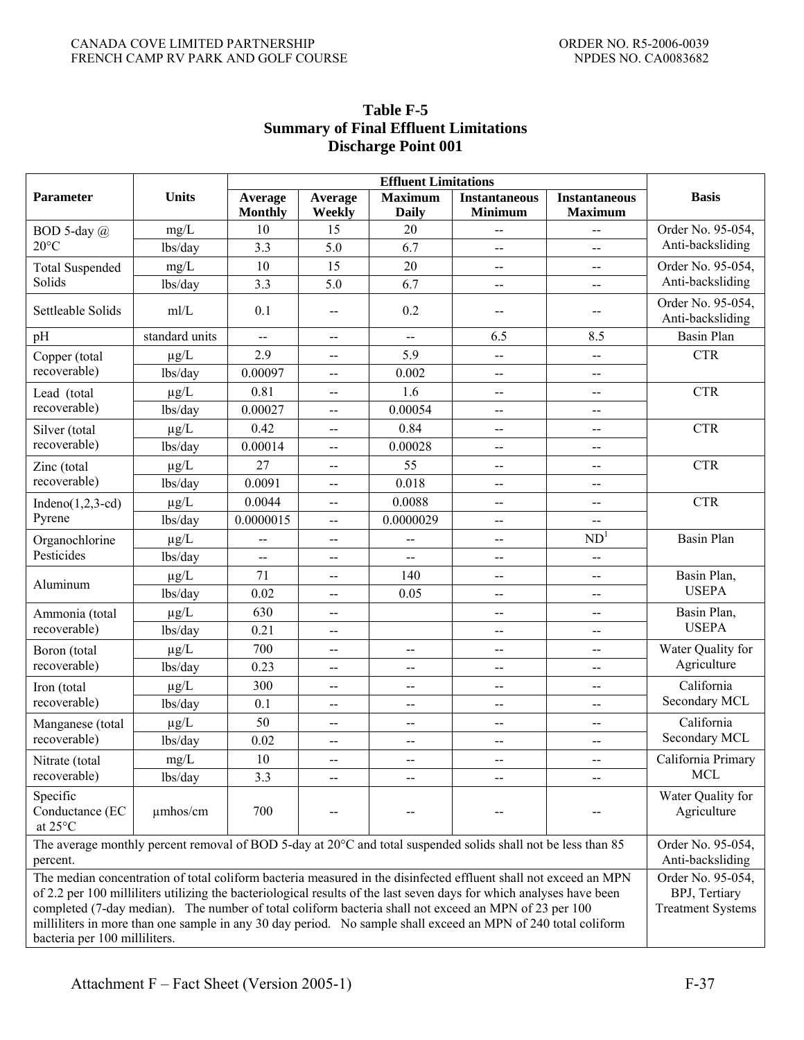**Table F-5**
**Summary of Final Effluent Limitations**
**Discharge Point 001**

| Parameter | Units | Effluent Limitations | | | | | Basis |
|---|---|---|---|---|---|---|---|
| | | Average Monthly | Average Weekly | Maximum Daily | Instantaneous Minimum | Instantaneous Maximum | |
| BOD 5-day @ 20°C | mg/L | 10 | 15 | 20 | -- | -- | Order No. 95-054, Anti-backsliding |
| | lbs/day | 3.3 | 5.0 | 6.7 | -- | -- | |
| Total Suspended Solids | mg/L | 10 | 15 | 20 | -- | -- | Order No. 95-054, Anti-backsliding |
| | lbs/day | 3.3 | 5.0 | 6.7 | -- | -- | |
| Settleable Solids | ml/L | 0.1 | -- | 0.2 | -- | -- | Order No. 95-054, Anti-backsliding |
| pH | standard units | -- | -- | -- | 6.5 | 8.5 | Basin Plan |
| Copper (total recoverable) | µg/L | 2.9 | -- | 5.9 | -- | -- | CTR |
| | lbs/day | 0.00097 | -- | 0.002 | -- | -- | |
| Lead (total recoverable) | µg/L | 0.81 | -- | 1.6 | -- | -- | CTR |
| | lbs/day | 0.00027 | -- | 0.00054 | -- | -- | |
| Silver (total recoverable) | µg/L | 0.42 | -- | 0.84 | -- | -- | CTR |
| | lbs/day | 0.00014 | -- | 0.00028 | -- | -- | |
| Zinc (total recoverable) | µg/L | 27 | -- | 55 | -- | -- | CTR |
| | lbs/day | 0.0091 | -- | 0.018 | -- | -- | |
| Indeno(1,2,3-cd) Pyrene | µg/L | 0.0044 | -- | 0.0088 | -- | -- | CTR |
| | lbs/day | 0.0000015 | -- | 0.0000029 | -- | -- | |
| Organochlorine Pesticides | µg/L | -- | -- | -- | -- | ND[1] | Basin Plan |
| | lbs/day | -- | -- | -- | -- | -- | |
| Aluminum | µg/L | 71 | -- | 140 | -- | -- | Basin Plan, USEPA |
| | lbs/day | 0.02 | -- | 0.05 | -- | -- | |
| Ammonia (total recoverable) | µg/L | 630 | -- | | -- | -- | Basin Plan, USEPA |
| | lbs/day | 0.21 | -- | | -- | -- | |
| Boron (total recoverable) | µg/L | 700 | -- | -- | -- | -- | Water Quality for Agriculture |
| | lbs/day | 0.23 | -- | -- | -- | -- | |
| Iron (total recoverable) | µg/L | 300 | -- | -- | -- | -- | California Secondary MCL |
| | lbs/day | 0.1 | -- | -- | -- | -- | |
| Manganese (total recoverable) | µg/L | 50 | -- | -- | -- | -- | California Secondary MCL |
| | lbs/day | 0.02 | -- | -- | -- | -- | |
| Nitrate (total recoverable) | mg/L | 10 | -- | -- | -- | -- | California Primary MCL |
| | lbs/day | 3.3 | -- | -- | -- | -- | |
| Specific Conductance (EC at 25°C | µmhos/cm | 700 | -- | -- | -- | -- | Water Quality for Agriculture |
| The average monthly percent removal of BOD 5-day at 20°C and total suspended solids shall not be less than 85 percent. | | | | | | | Order No. 95-054, Anti-backsliding |
| The median concentration of total coliform bacteria measured in the disinfected effluent shall not exceed an MPN of 2.2 per 100 milliliters utilizing the bacteriological results of the last seven days for which analyses have been completed (7-day median). The number of total coliform bacteria shall not exceed an MPN of 23 per 100 milliliters in more than one sample in any 30 day period. No sample shall exceed an MPN of 240 total coliform bacteria per 100 milliliters. | | | | | | | Order No. 95-054, BPJ, Tertiary Treatment Systems |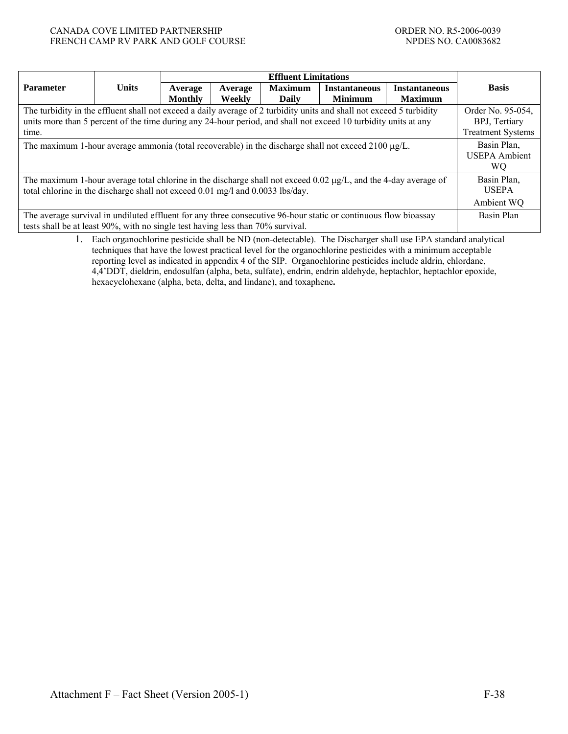| Parameter | Units | Effluent Limitations | | | | | Basis |
|---|---|---|---|---|---|---|---|
| | | Average Monthly | Average Weekly | Maximum Daily | Instantaneous Minimum | Instantaneous Maximum | |
| The turbidity in the effluent shall not exceed a daily average of 2 turbidity units and shall not exceed 5 turbidity units more than 5 percent of the time during any 24-hour period, and shall not exceed 10 turbidity units at any time. | | | | | | | Order No. 95-054, BPJ, Tertiary Treatment Systems |
| The maximum 1-hour average ammonia (total recoverable) in the discharge shall not exceed 2100 μg/L. | | | | | | | Basin Plan, USEPA Ambient WQ |
| The maximum 1-hour average total chlorine in the discharge shall not exceed 0.02 μg/L, and the 4-day average of total chlorine in the discharge shall not exceed 0.01 mg/l and 0.0033 lbs/day. | | | | | | | Basin Plan, USEPA Ambient WQ |
| The average survival in undiluted effluent for any three consecutive 96-hour static or continuous flow bioassay tests shall be at least 90%, with no single test having less than 70% survival. | | | | | | | Basin Plan |

1. Each organochlorine pesticide shall be ND (non-detectable). The Discharger shall use EPA standard analytical techniques that have the lowest practical level for the organochlorine pesticides with a minimum acceptable reporting level as indicated in appendix 4 of the SIP. Organochlorine pesticides include aldrin, chlordane, 4,4'DDT, dieldrin, endosulfan (alpha, beta, sulfate), endrin, endrin aldehyde, heptachlor, heptachlor epoxide, hexacyclohexane (alpha, beta, delta, and lindane), and toxaphene**.**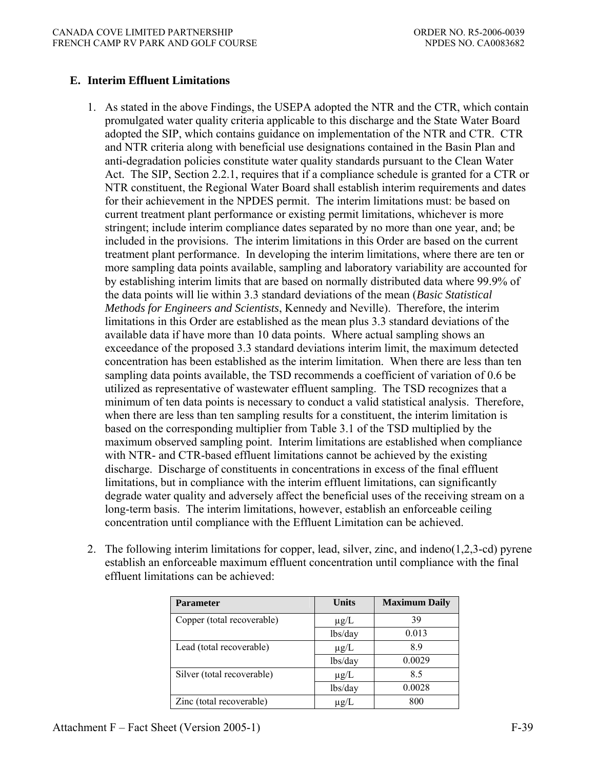## E. Interim Effluent Limitations

1. As stated in the above Findings, the USEPA adopted the NTR and the CTR, which contain promulgated water quality criteria applicable to this discharge and the State Water Board adopted the SIP, which contains guidance on implementation of the NTR and CTR. CTR and NTR criteria along with beneficial use designations contained in the Basin Plan and anti-degradation policies constitute water quality standards pursuant to the Clean Water Act. The SIP, Section 2.2.1, requires that if a compliance schedule is granted for a CTR or NTR constituent, the Regional Water Board shall establish interim requirements and dates for their achievement in the NPDES permit. The interim limitations must: be based on current treatment plant performance or existing permit limitations, whichever is more stringent; include interim compliance dates separated by no more than one year, and; be included in the provisions. The interim limitations in this Order are based on the current treatment plant performance. In developing the interim limitations, where there are ten or more sampling data points available, sampling and laboratory variability are accounted for by establishing interim limits that are based on normally distributed data where 99.9% of the data points will lie within 3.3 standard deviations of the mean (*Basic Statistical Methods for Engineers and Scientists*, Kennedy and Neville). Therefore, the interim limitations in this Order are established as the mean plus 3.3 standard deviations of the available data if have more than 10 data points. Where actual sampling shows an exceedance of the proposed 3.3 standard deviations interim limit, the maximum detected concentration has been established as the interim limitation. When there are less than ten sampling data points available, the TSD recommends a coefficient of variation of 0.6 be utilized as representative of wastewater effluent sampling. The TSD recognizes that a minimum of ten data points is necessary to conduct a valid statistical analysis. Therefore, when there are less than ten sampling results for a constituent, the interim limitation is based on the corresponding multiplier from Table 3.1 of the TSD multiplied by the maximum observed sampling point. Interim limitations are established when compliance with NTR- and CTR-based effluent limitations cannot be achieved by the existing discharge. Discharge of constituents in concentrations in excess of the final effluent limitations, but in compliance with the interim effluent limitations, can significantly degrade water quality and adversely affect the beneficial uses of the receiving stream on a long-term basis. The interim limitations, however, establish an enforceable ceiling concentration until compliance with the Effluent Limitation can be achieved.

2. The following interim limitations for copper, lead, silver, zinc, and indeno(1,2,3-cd) pyrene establish an enforceable maximum effluent concentration until compliance with the final effluent limitations can be achieved:

| Parameter | Units | Maximum Daily |
|---|---|---|
| Copper (total recoverable) | µg/L | 39 |
| | lbs/day | 0.013 |
| Lead (total recoverable) | µg/L | 8.9 |
| | lbs/day | 0.0029 |
| Silver (total recoverable) | µg/L | 8.5 |
| | lbs/day | 0.0028 |
| Zinc (total recoverable) | µg/L | 800 |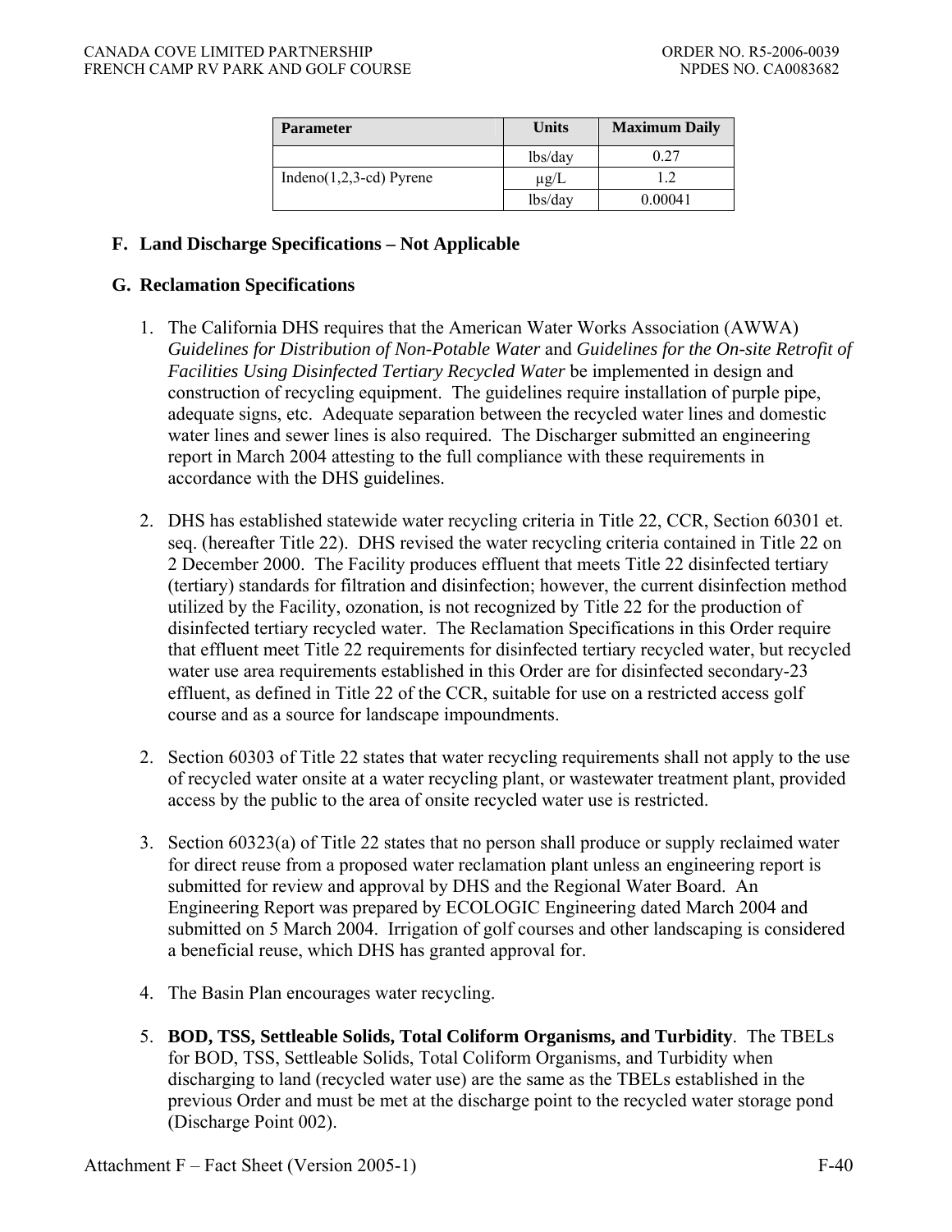| Parameter | Units | Maximum Daily |
|---|---|---|
| | lbs/day | 0.27 |
| Indeno(1,2,3-cd) Pyrene | μg/L | 1.2 |
| | lbs/day | 0.00041 |

## F. Land Discharge Specifications – Not Applicable

## G. Reclamation Specifications

1. The California DHS requires that the American Water Works Association (AWWA) *Guidelines for Distribution of Non-Potable Water* and *Guidelines for the On-site Retrofit of Facilities Using Disinfected Tertiary Recycled Water* be implemented in design and construction of recycling equipment. The guidelines require installation of purple pipe, adequate signs, etc. Adequate separation between the recycled water lines and domestic water lines and sewer lines is also required. The Discharger submitted an engineering report in March 2004 attesting to the full compliance with these requirements in accordance with the DHS guidelines.

2. DHS has established statewide water recycling criteria in Title 22, CCR, Section 60301 et. seq. (hereafter Title 22). DHS revised the water recycling criteria contained in Title 22 on 2 December 2000. The Facility produces effluent that meets Title 22 disinfected tertiary (tertiary) standards for filtration and disinfection; however, the current disinfection method utilized by the Facility, ozonation, is not recognized by Title 22 for the production of disinfected tertiary recycled water. The Reclamation Specifications in this Order require that effluent meet Title 22 requirements for disinfected tertiary recycled water, but recycled water use area requirements established in this Order are for disinfected secondary-23 effluent, as defined in Title 22 of the CCR, suitable for use on a restricted access golf course and as a source for landscape impoundments.

2. Section 60303 of Title 22 states that water recycling requirements shall not apply to the use of recycled water onsite at a water recycling plant, or wastewater treatment plant, provided access by the public to the area of onsite recycled water use is restricted.

3. Section 60323(a) of Title 22 states that no person shall produce or supply reclaimed water for direct reuse from a proposed water reclamation plant unless an engineering report is submitted for review and approval by DHS and the Regional Water Board. An Engineering Report was prepared by ECOLOGIC Engineering dated March 2004 and submitted on 5 March 2004. Irrigation of golf courses and other landscaping is considered a beneficial reuse, which DHS has granted approval for.

4. The Basin Plan encourages water recycling.

5. **BOD, TSS, Settleable Solids, Total Coliform Organisms, and Turbidity**. The TBELs for BOD, TSS, Settleable Solids, Total Coliform Organisms, and Turbidity when discharging to land (recycled water use) are the same as the TBELs established in the previous Order and must be met at the discharge point to the recycled water storage pond (Discharge Point 002).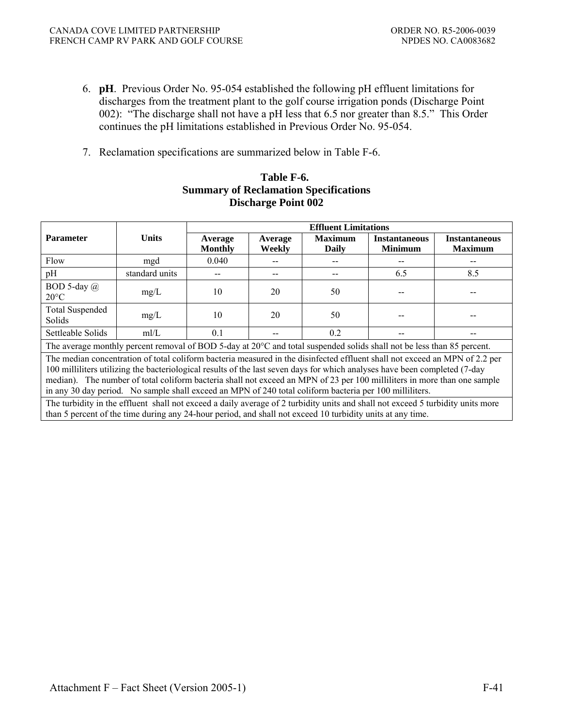6. **pH**. Previous Order No. 95-054 established the following pH effluent limitations for discharges from the treatment plant to the golf course irrigation ponds (Discharge Point 002): "The discharge shall not have a pH less that 6.5 nor greater than 8.5." This Order continues the pH limitations established in Previous Order No. 95-054.

7. Reclamation specifications are summarized below in Table F-6.

**Table F-6.**
**Summary of Reclamation Specifications**
**Discharge Point 002**

| Parameter | Units | Effluent Limitations | | | | |
|---|---|---|---|---|---|---|
| | | Average Monthly | Average Weekly | Maximum Daily | Instantaneous Minimum | Instantaneous Maximum |
| Flow | mgd | 0.040 | -- | -- | -- | -- |
| pH | standard units | -- | -- | -- | 6.5 | 8.5 |
| BOD 5-day @ 20°C | mg/L | 10 | 20 | 50 | -- | -- |
| Total Suspended Solids | mg/L | 10 | 20 | 50 | -- | -- |
| Settleable Solids | ml/L | 0.1 | -- | 0.2 | -- | -- |
| The average monthly percent removal of BOD 5-day at 20°C and total suspended solids shall not be less than 85 percent. | | | | | | |
| The median concentration of total coliform bacteria measured in the disinfected effluent shall not exceed an MPN of 2.2 per 100 milliliters utilizing the bacteriological results of the last seven days for which analyses have been completed (7-day median). The number of total coliform bacteria shall not exceed an MPN of 23 per 100 milliliters in more than one sample in any 30 day period. No sample shall exceed an MPN of 240 total coliform bacteria per 100 milliliters. | | | | | | |
| The turbidity in the effluent shall not exceed a daily average of 2 turbidity units and shall not exceed 5 turbidity units more than 5 percent of the time during any 24-hour period, and shall not exceed 10 turbidity units at any time. | | | | | | |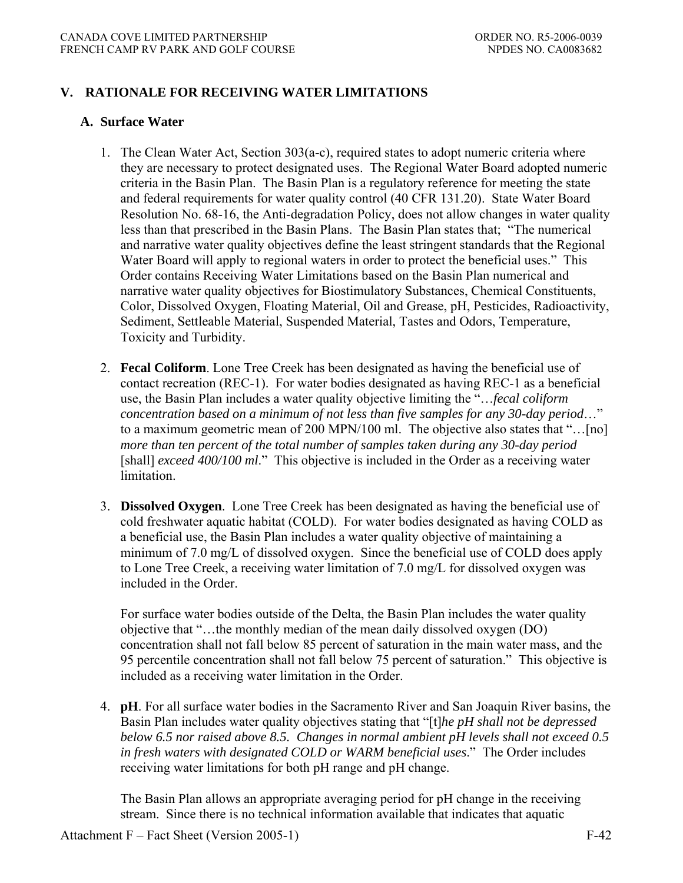## V. RATIONALE FOR RECEIVING WATER LIMITATIONS

### A. Surface Water

1. The Clean Water Act, Section 303(a-c), required states to adopt numeric criteria where they are necessary to protect designated uses. The Regional Water Board adopted numeric criteria in the Basin Plan. The Basin Plan is a regulatory reference for meeting the state and federal requirements for water quality control (40 CFR 131.20). State Water Board Resolution No. 68-16, the Anti-degradation Policy, does not allow changes in water quality less than that prescribed in the Basin Plans. The Basin Plan states that; "The numerical and narrative water quality objectives define the least stringent standards that the Regional Water Board will apply to regional waters in order to protect the beneficial uses." This Order contains Receiving Water Limitations based on the Basin Plan numerical and narrative water quality objectives for Biostimulatory Substances, Chemical Constituents, Color, Dissolved Oxygen, Floating Material, Oil and Grease, pH, Pesticides, Radioactivity, Sediment, Settleable Material, Suspended Material, Tastes and Odors, Temperature, Toxicity and Turbidity.

2. **Fecal Coliform**. Lone Tree Creek has been designated as having the beneficial use of contact recreation (REC-1). For water bodies designated as having REC-1 as a beneficial use, the Basin Plan includes a water quality objective limiting the "*…fecal coliform concentration based on a minimum of not less than five samples for any 30-day period…*" to a maximum geometric mean of 200 MPN/100 ml. The objective also states that "…[no] *more than ten percent of the total number of samples taken during any 30-day period* [shall] *exceed 400/100 ml*." This objective is included in the Order as a receiving water limitation.

3. **Dissolved Oxygen**. Lone Tree Creek has been designated as having the beneficial use of cold freshwater aquatic habitat (COLD). For water bodies designated as having COLD as a beneficial use, the Basin Plan includes a water quality objective of maintaining a minimum of 7.0 mg/L of dissolved oxygen. Since the beneficial use of COLD does apply to Lone Tree Creek, a receiving water limitation of 7.0 mg/L for dissolved oxygen was included in the Order.

   For surface water bodies outside of the Delta, the Basin Plan includes the water quality objective that "…the monthly median of the mean daily dissolved oxygen (DO) concentration shall not fall below 85 percent of saturation in the main water mass, and the 95 percentile concentration shall not fall below 75 percent of saturation." This objective is included as a receiving water limitation in the Order.

4. **pH**. For all surface water bodies in the Sacramento River and San Joaquin River basins, the Basin Plan includes water quality objectives stating that "[t]*he pH shall not be depressed below 6.5 nor raised above 8.5. Changes in normal ambient pH levels shall not exceed 0.5 in fresh waters with designated COLD or WARM beneficial uses*." The Order includes receiving water limitations for both pH range and pH change.

   The Basin Plan allows an appropriate averaging period for pH change in the receiving stream. Since there is no technical information available that indicates that aquatic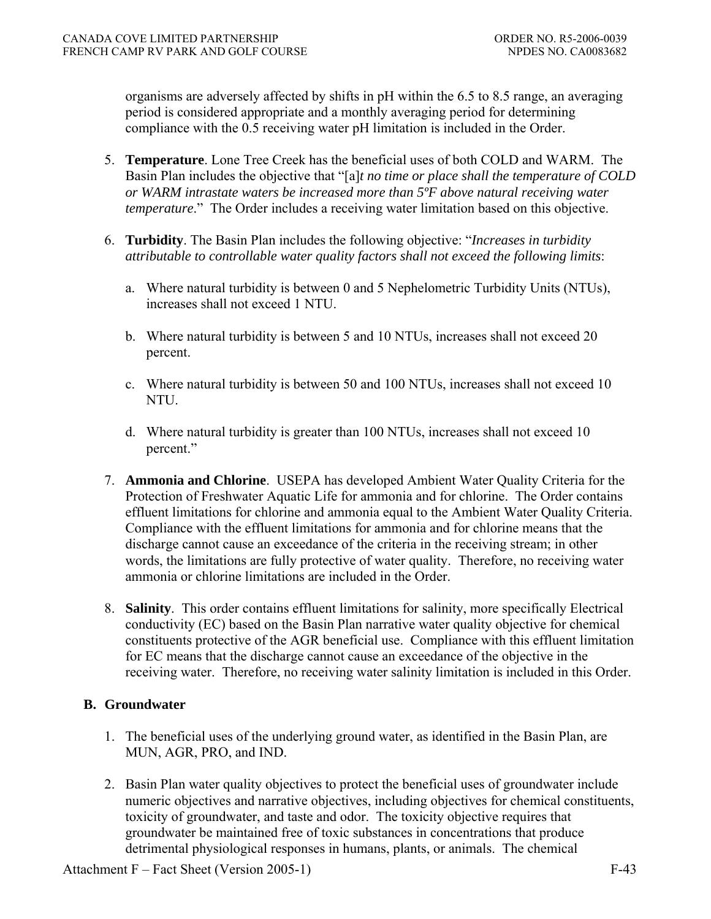organisms are adversely affected by shifts in pH within the 6.5 to 8.5 range, an averaging period is considered appropriate and a monthly averaging period for determining compliance with the 0.5 receiving water pH limitation is included in the Order.

5. **Temperature**. Lone Tree Creek has the beneficial uses of both COLD and WARM. The Basin Plan includes the objective that "[a]*t no time or place shall the temperature of COLD or WARM intrastate waters be increased more than 5ºF above natural receiving water temperature*." The Order includes a receiving water limitation based on this objective.

6. **Turbidity**. The Basin Plan includes the following objective: "*Increases in turbidity attributable to controllable water quality factors shall not exceed the following limits*:

   a. Where natural turbidity is between 0 and 5 Nephelometric Turbidity Units (NTUs), increases shall not exceed 1 NTU.

   b. Where natural turbidity is between 5 and 10 NTUs, increases shall not exceed 20 percent.

   c. Where natural turbidity is between 50 and 100 NTUs, increases shall not exceed 10 NTU.

   d. Where natural turbidity is greater than 100 NTUs, increases shall not exceed 10 percent."

7. **Ammonia and Chlorine**. USEPA has developed Ambient Water Quality Criteria for the Protection of Freshwater Aquatic Life for ammonia and for chlorine. The Order contains effluent limitations for chlorine and ammonia equal to the Ambient Water Quality Criteria. Compliance with the effluent limitations for ammonia and for chlorine means that the discharge cannot cause an exceedance of the criteria in the receiving stream; in other words, the limitations are fully protective of water quality. Therefore, no receiving water ammonia or chlorine limitations are included in the Order.

8. **Salinity**. This order contains effluent limitations for salinity, more specifically Electrical conductivity (EC) based on the Basin Plan narrative water quality objective for chemical constituents protective of the AGR beneficial use. Compliance with this effluent limitation for EC means that the discharge cannot cause an exceedance of the objective in the receiving water. Therefore, no receiving water salinity limitation is included in this Order.

## B. Groundwater

1. The beneficial uses of the underlying ground water, as identified in the Basin Plan, are MUN, AGR, PRO, and IND.

2. Basin Plan water quality objectives to protect the beneficial uses of groundwater include numeric objectives and narrative objectives, including objectives for chemical constituents, toxicity of groundwater, and taste and odor. The toxicity objective requires that groundwater be maintained free of toxic substances in concentrations that produce detrimental physiological responses in humans, plants, or animals. The chemical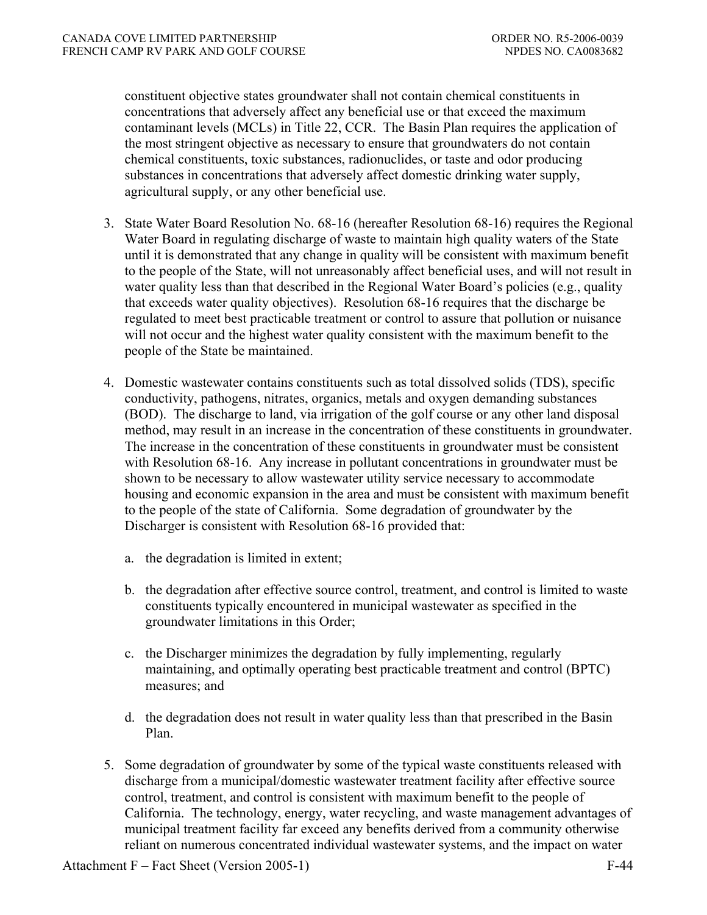constituent objective states groundwater shall not contain chemical constituents in concentrations that adversely affect any beneficial use or that exceed the maximum contaminant levels (MCLs) in Title 22, CCR. The Basin Plan requires the application of the most stringent objective as necessary to ensure that groundwaters do not contain chemical constituents, toxic substances, radionuclides, or taste and odor producing substances in concentrations that adversely affect domestic drinking water supply, agricultural supply, or any other beneficial use.

3. State Water Board Resolution No. 68-16 (hereafter Resolution 68-16) requires the Regional Water Board in regulating discharge of waste to maintain high quality waters of the State until it is demonstrated that any change in quality will be consistent with maximum benefit to the people of the State, will not unreasonably affect beneficial uses, and will not result in water quality less than that described in the Regional Water Board's policies (e.g., quality that exceeds water quality objectives). Resolution 68-16 requires that the discharge be regulated to meet best practicable treatment or control to assure that pollution or nuisance will not occur and the highest water quality consistent with the maximum benefit to the people of the State be maintained.

4. Domestic wastewater contains constituents such as total dissolved solids (TDS), specific conductivity, pathogens, nitrates, organics, metals and oxygen demanding substances (BOD). The discharge to land, via irrigation of the golf course or any other land disposal method, may result in an increase in the concentration of these constituents in groundwater. The increase in the concentration of these constituents in groundwater must be consistent with Resolution 68-16. Any increase in pollutant concentrations in groundwater must be shown to be necessary to allow wastewater utility service necessary to accommodate housing and economic expansion in the area and must be consistent with maximum benefit to the people of the state of California. Some degradation of groundwater by the Discharger is consistent with Resolution 68-16 provided that:

   a. the degradation is limited in extent;

   b. the degradation after effective source control, treatment, and control is limited to waste constituents typically encountered in municipal wastewater as specified in the groundwater limitations in this Order;

   c. the Discharger minimizes the degradation by fully implementing, regularly maintaining, and optimally operating best practicable treatment and control (BPTC) measures; and

   d. the degradation does not result in water quality less than that prescribed in the Basin Plan.

5. Some degradation of groundwater by some of the typical waste constituents released with discharge from a municipal/domestic wastewater treatment facility after effective source control, treatment, and control is consistent with maximum benefit to the people of California. The technology, energy, water recycling, and waste management advantages of municipal treatment facility far exceed any benefits derived from a community otherwise reliant on numerous concentrated individual wastewater systems, and the impact on water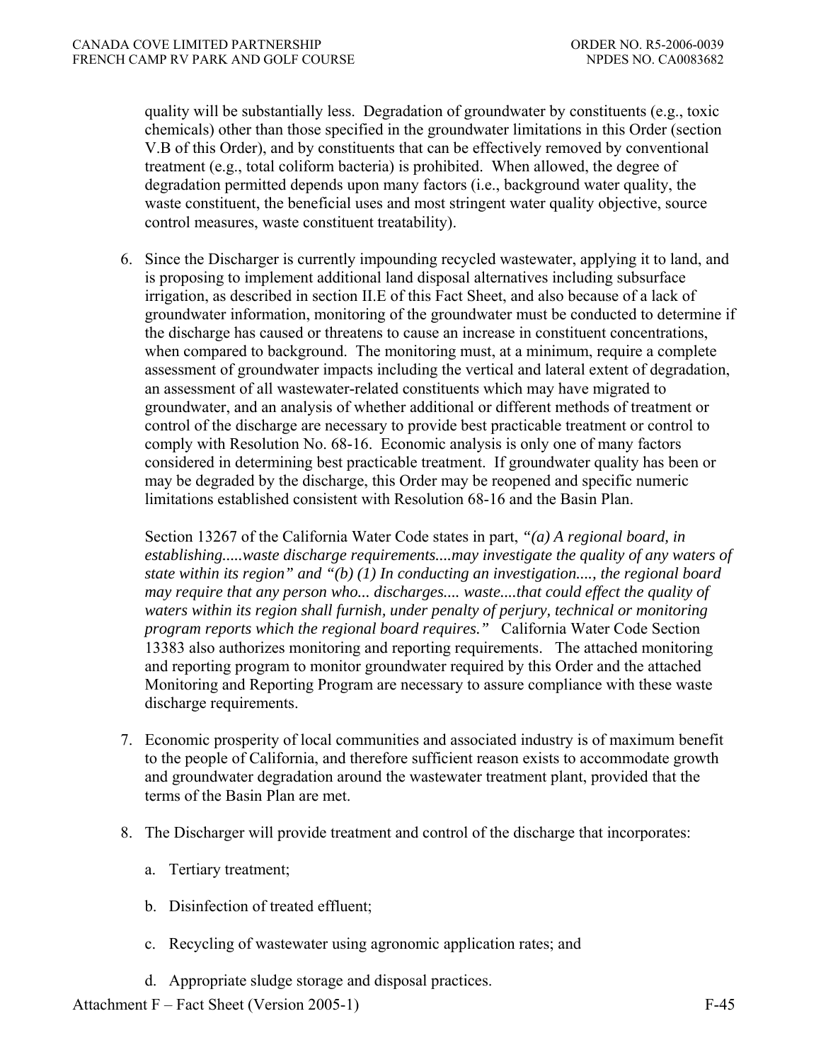quality will be substantially less. Degradation of groundwater by constituents (e.g., toxic chemicals) other than those specified in the groundwater limitations in this Order (section V.B of this Order), and by constituents that can be effectively removed by conventional treatment (e.g., total coliform bacteria) is prohibited. When allowed, the degree of degradation permitted depends upon many factors (i.e., background water quality, the waste constituent, the beneficial uses and most stringent water quality objective, source control measures, waste constituent treatability).

6. Since the Discharger is currently impounding recycled wastewater, applying it to land, and is proposing to implement additional land disposal alternatives including subsurface irrigation, as described in section II.E of this Fact Sheet, and also because of a lack of groundwater information, monitoring of the groundwater must be conducted to determine if the discharge has caused or threatens to cause an increase in constituent concentrations, when compared to background. The monitoring must, at a minimum, require a complete assessment of groundwater impacts including the vertical and lateral extent of degradation, an assessment of all wastewater-related constituents which may have migrated to groundwater, and an analysis of whether additional or different methods of treatment or control of the discharge are necessary to provide best practicable treatment or control to comply with Resolution No. 68-16. Economic analysis is only one of many factors considered in determining best practicable treatment. If groundwater quality has been or may be degraded by the discharge, this Order may be reopened and specific numeric limitations established consistent with Resolution 68-16 and the Basin Plan.

   Section 13267 of the California Water Code states in part, *"(a) A regional board, in establishing.....waste discharge requirements....may investigate the quality of any waters of state within its region"* and *"(b) (1) In conducting an investigation...., the regional board may require that any person who... discharges.... waste....that could effect the quality of waters within its region shall furnish, under penalty of perjury, technical or monitoring program reports which the regional board requires."* California Water Code Section 13383 also authorizes monitoring and reporting requirements. The attached monitoring and reporting program to monitor groundwater required by this Order and the attached Monitoring and Reporting Program are necessary to assure compliance with these waste discharge requirements.

7. Economic prosperity of local communities and associated industry is of maximum benefit to the people of California, and therefore sufficient reason exists to accommodate growth and groundwater degradation around the wastewater treatment plant, provided that the terms of the Basin Plan are met.

8. The Discharger will provide treatment and control of the discharge that incorporates:

   a. Tertiary treatment;

   b. Disinfection of treated effluent;

   c. Recycling of wastewater using agronomic application rates; and

   d. Appropriate sludge storage and disposal practices.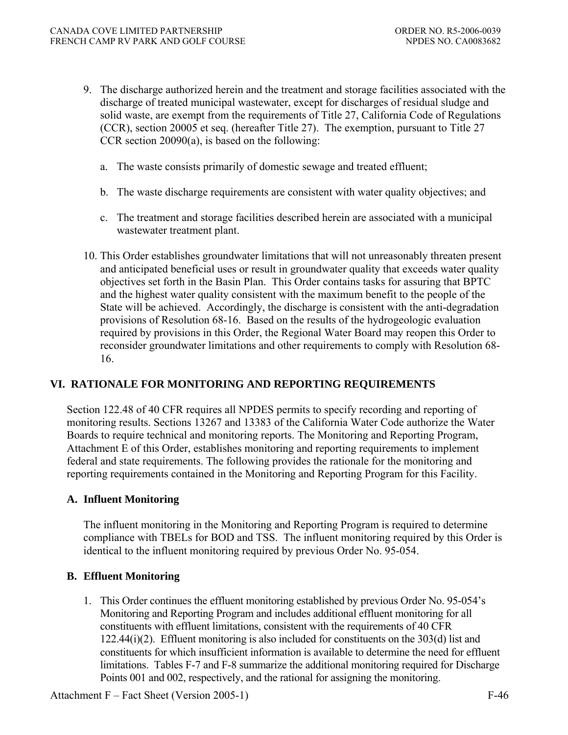9. The discharge authorized herein and the treatment and storage facilities associated with the discharge of treated municipal wastewater, except for discharges of residual sludge and solid waste, are exempt from the requirements of Title 27, California Code of Regulations (CCR), section 20005 et seq. (hereafter Title 27). The exemption, pursuant to Title 27 CCR section 20090(a), is based on the following:

   a. The waste consists primarily of domestic sewage and treated effluent;

   b. The waste discharge requirements are consistent with water quality objectives; and

   c. The treatment and storage facilities described herein are associated with a municipal wastewater treatment plant.

10. This Order establishes groundwater limitations that will not unreasonably threaten present and anticipated beneficial uses or result in groundwater quality that exceeds water quality objectives set forth in the Basin Plan. This Order contains tasks for assuring that BPTC and the highest water quality consistent with the maximum benefit to the people of the State will be achieved. Accordingly, the discharge is consistent with the anti-degradation provisions of Resolution 68-16. Based on the results of the hydrogeologic evaluation required by provisions in this Order, the Regional Water Board may reopen this Order to reconsider groundwater limitations and other requirements to comply with Resolution 68-16.

## VI. RATIONALE FOR MONITORING AND REPORTING REQUIREMENTS

Section 122.48 of 40 CFR requires all NPDES permits to specify recording and reporting of monitoring results. Sections 13267 and 13383 of the California Water Code authorize the Water Boards to require technical and monitoring reports. The Monitoring and Reporting Program, Attachment E of this Order, establishes monitoring and reporting requirements to implement federal and state requirements. The following provides the rationale for the monitoring and reporting requirements contained in the Monitoring and Reporting Program for this Facility.

### A. Influent Monitoring

The influent monitoring in the Monitoring and Reporting Program is required to determine compliance with TBELs for BOD and TSS. The influent monitoring required by this Order is identical to the influent monitoring required by previous Order No. 95-054.

### B. Effluent Monitoring

1. This Order continues the effluent monitoring established by previous Order No. 95-054's Monitoring and Reporting Program and includes additional effluent monitoring for all constituents with effluent limitations, consistent with the requirements of 40 CFR 122.44(i)(2). Effluent monitoring is also included for constituents on the 303(d) list and constituents for which insufficient information is available to determine the need for effluent limitations. Tables F-7 and F-8 summarize the additional monitoring required for Discharge Points 001 and 002, respectively, and the rational for assigning the monitoring.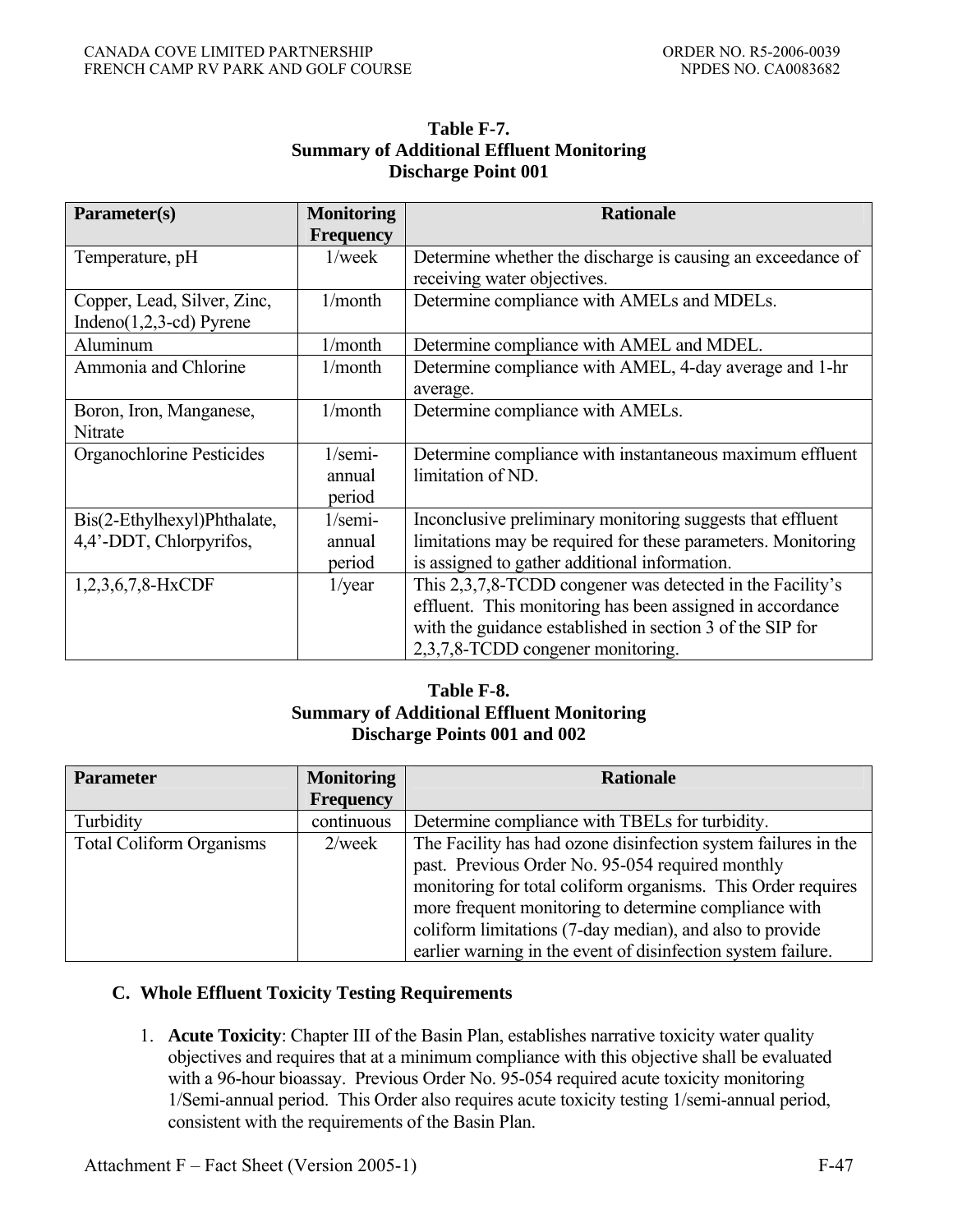**Table F-7.**
**Summary of Additional Effluent Monitoring**
**Discharge Point 001**

| Parameter(s) | Monitoring Frequency | Rationale |
|---|---|---|
| Temperature, pH | 1/week | Determine whether the discharge is causing an exceedance of receiving water objectives. |
| Copper, Lead, Silver, Zinc, Indeno(1,2,3-cd) Pyrene | 1/month | Determine compliance with AMELs and MDELs. |
| Aluminum | 1/month | Determine compliance with AMEL and MDEL. |
| Ammonia and Chlorine | 1/month | Determine compliance with AMEL, 4-day average and 1-hr average. |
| Boron, Iron, Manganese, Nitrate | 1/month | Determine compliance with AMELs. |
| Organochlorine Pesticides | 1/semi-annual period | Determine compliance with instantaneous maximum effluent limitation of ND. |
| Bis(2-Ethylhexyl)Phthalate, 4,4'-DDT, Chlorpyrifos, | 1/semi-annual period | Inconclusive preliminary monitoring suggests that effluent limitations may be required for these parameters. Monitoring is assigned to gather additional information. |
| 1,2,3,6,7,8-HxCDF | 1/year | This 2,3,7,8-TCDD congener was detected in the Facility's effluent. This monitoring has been assigned in accordance with the guidance established in section 3 of the SIP for 2,3,7,8-TCDD congener monitoring. |

**Table F-8.**
**Summary of Additional Effluent Monitoring**
**Discharge Points 001 and 002**

| Parameter | Monitoring Frequency | Rationale |
|---|---|---|
| Turbidity | continuous | Determine compliance with TBELs for turbidity. |
| Total Coliform Organisms | 2/week | The Facility has had ozone disinfection system failures in the past. Previous Order No. 95-054 required monthly monitoring for total coliform organisms. This Order requires more frequent monitoring to determine compliance with coliform limitations (7-day median), and also to provide earlier warning in the event of disinfection system failure. |

### C. Whole Effluent Toxicity Testing Requirements

1. **Acute Toxicity**: Chapter III of the Basin Plan, establishes narrative toxicity water quality objectives and requires that at a minimum compliance with this objective shall be evaluated with a 96-hour bioassay. Previous Order No. 95-054 required acute toxicity monitoring 1/Semi-annual period. This Order also requires acute toxicity testing 1/semi-annual period, consistent with the requirements of the Basin Plan.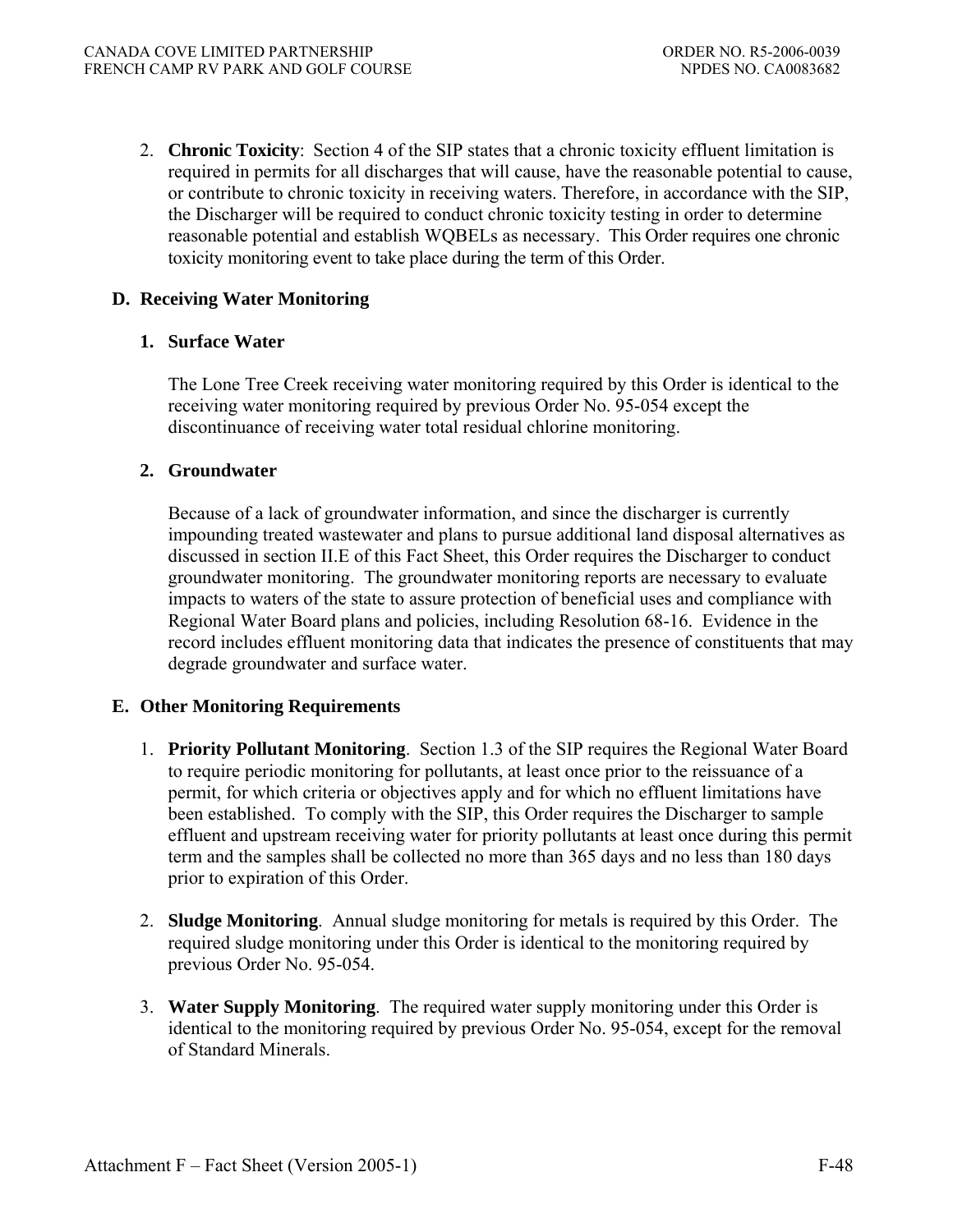2. **Chronic Toxicity**: Section 4 of the SIP states that a chronic toxicity effluent limitation is required in permits for all discharges that will cause, have the reasonable potential to cause, or contribute to chronic toxicity in receiving waters. Therefore, in accordance with the SIP, the Discharger will be required to conduct chronic toxicity testing in order to determine reasonable potential and establish WQBELs as necessary. This Order requires one chronic toxicity monitoring event to take place during the term of this Order.

**D. Receiving Water Monitoring**

**1. Surface Water**

The Lone Tree Creek receiving water monitoring required by this Order is identical to the receiving water monitoring required by previous Order No. 95-054 except the discontinuance of receiving water total residual chlorine monitoring.

**2. Groundwater**

Because of a lack of groundwater information, and since the discharger is currently impounding treated wastewater and plans to pursue additional land disposal alternatives as discussed in section II.E of this Fact Sheet, this Order requires the Discharger to conduct groundwater monitoring. The groundwater monitoring reports are necessary to evaluate impacts to waters of the state to assure protection of beneficial uses and compliance with Regional Water Board plans and policies, including Resolution 68-16. Evidence in the record includes effluent monitoring data that indicates the presence of constituents that may degrade groundwater and surface water.

**E. Other Monitoring Requirements**

1. **Priority Pollutant Monitoring**. Section 1.3 of the SIP requires the Regional Water Board to require periodic monitoring for pollutants, at least once prior to the reissuance of a permit, for which criteria or objectives apply and for which no effluent limitations have been established. To comply with the SIP, this Order requires the Discharger to sample effluent and upstream receiving water for priority pollutants at least once during this permit term and the samples shall be collected no more than 365 days and no less than 180 days prior to expiration of this Order.

2. **Sludge Monitoring**. Annual sludge monitoring for metals is required by this Order. The required sludge monitoring under this Order is identical to the monitoring required by previous Order No. 95-054.

3. **Water Supply Monitoring**. The required water supply monitoring under this Order is identical to the monitoring required by previous Order No. 95-054, except for the removal of Standard Minerals.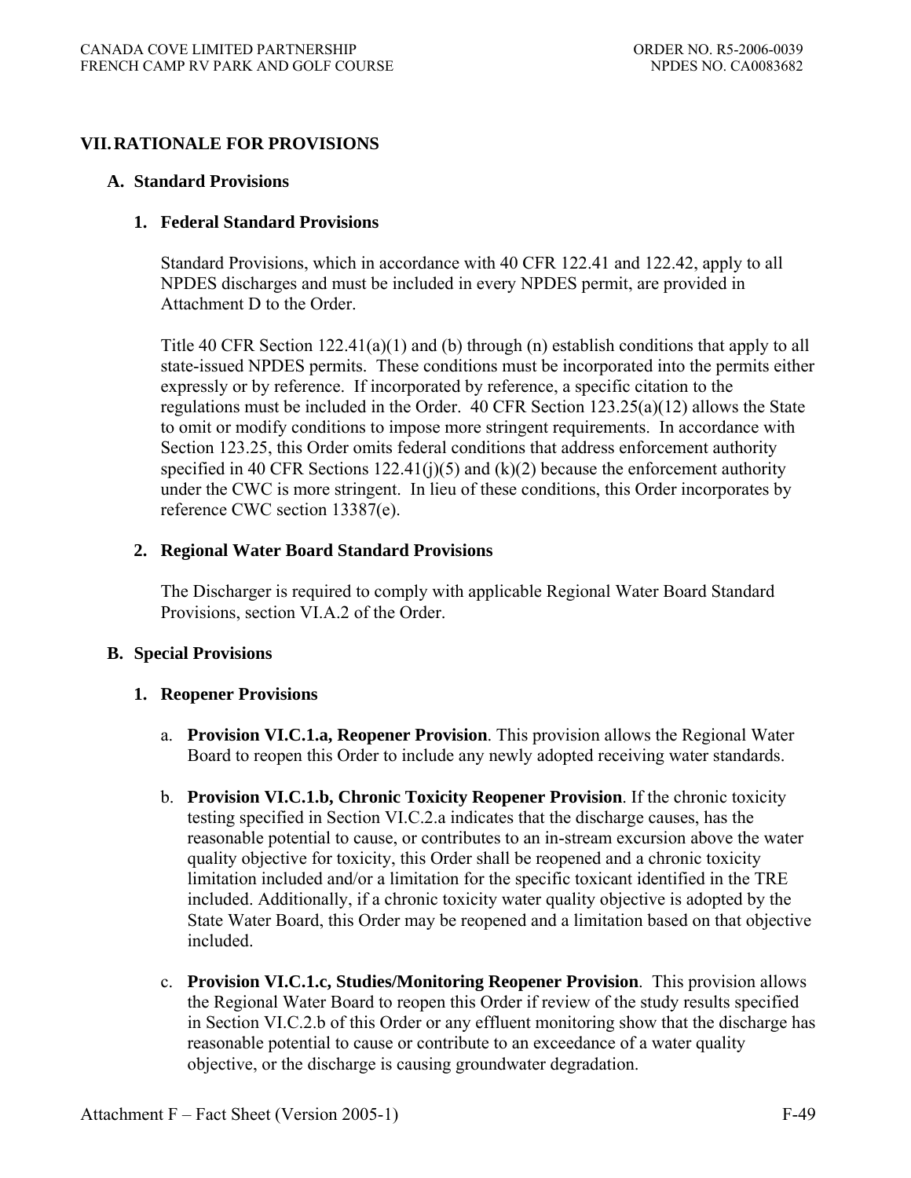## VII. RATIONALE FOR PROVISIONS

### A. Standard Provisions

#### 1. Federal Standard Provisions

Standard Provisions, which in accordance with 40 CFR 122.41 and 122.42, apply to all NPDES discharges and must be included in every NPDES permit, are provided in Attachment D to the Order.

Title 40 CFR Section 122.41(a)(1) and (b) through (n) establish conditions that apply to all state-issued NPDES permits. These conditions must be incorporated into the permits either expressly or by reference. If incorporated by reference, a specific citation to the regulations must be included in the Order. 40 CFR Section 123.25(a)(12) allows the State to omit or modify conditions to impose more stringent requirements. In accordance with Section 123.25, this Order omits federal conditions that address enforcement authority specified in 40 CFR Sections 122.41(j)(5) and (k)(2) because the enforcement authority under the CWC is more stringent. In lieu of these conditions, this Order incorporates by reference CWC section 13387(e).

#### 2. Regional Water Board Standard Provisions

The Discharger is required to comply with applicable Regional Water Board Standard Provisions, section VI.A.2 of the Order.

### B. Special Provisions

#### 1. Reopener Provisions

a. **Provision VI.C.1.a, Reopener Provision**. This provision allows the Regional Water Board to reopen this Order to include any newly adopted receiving water standards.

b. **Provision VI.C.1.b, Chronic Toxicity Reopener Provision**. If the chronic toxicity testing specified in Section VI.C.2.a indicates that the discharge causes, has the reasonable potential to cause, or contributes to an in-stream excursion above the water quality objective for toxicity, this Order shall be reopened and a chronic toxicity limitation included and/or a limitation for the specific toxicant identified in the TRE included. Additionally, if a chronic toxicity water quality objective is adopted by the State Water Board, this Order may be reopened and a limitation based on that objective included.

c. **Provision VI.C.1.c, Studies/Monitoring Reopener Provision**. This provision allows the Regional Water Board to reopen this Order if review of the study results specified in Section VI.C.2.b of this Order or any effluent monitoring show that the discharge has reasonable potential to cause or contribute to an exceedance of a water quality objective, or the discharge is causing groundwater degradation.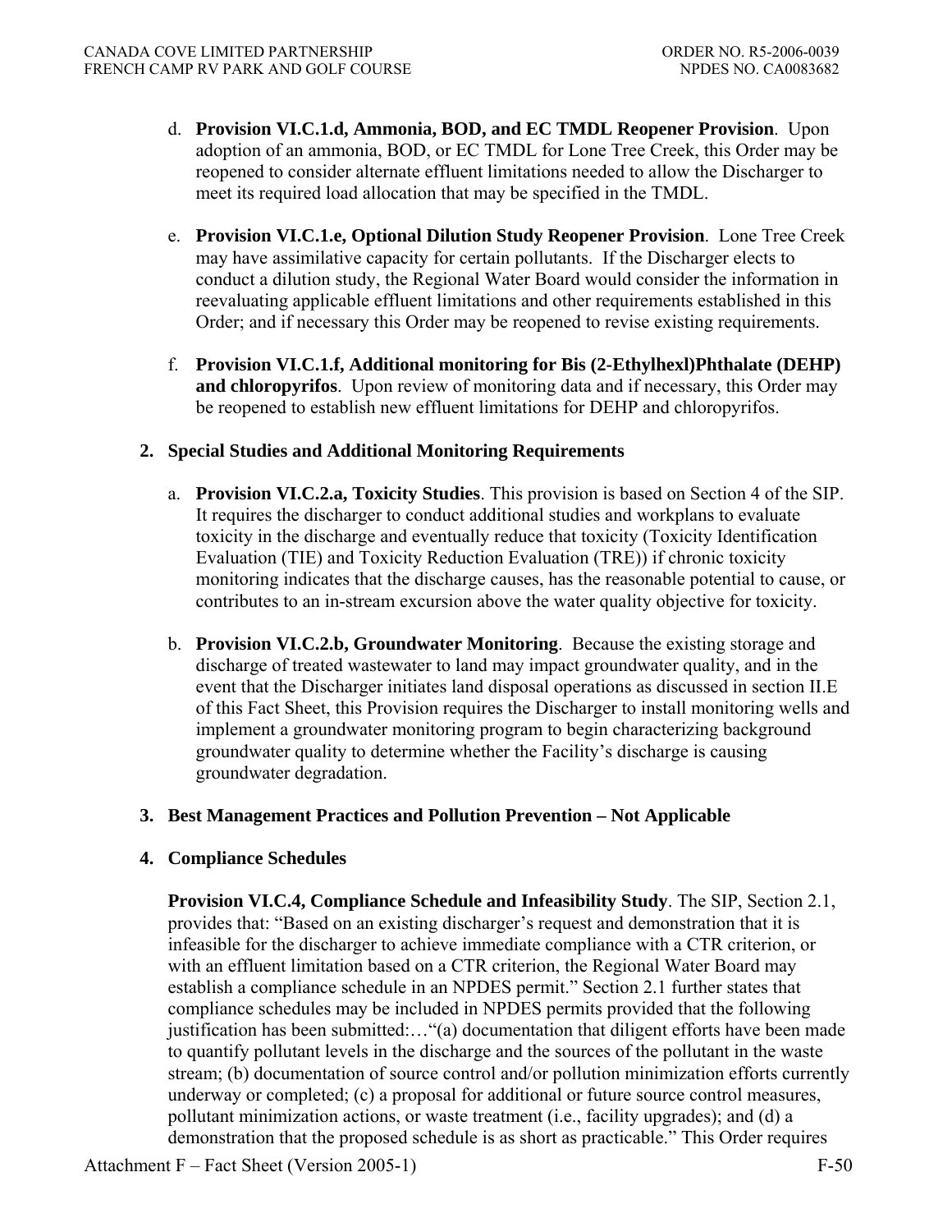d. **Provision VI.C.1.d, Ammonia, BOD, and EC TMDL Reopener Provision**. Upon adoption of an ammonia, BOD, or EC TMDL for Lone Tree Creek, this Order may be reopened to consider alternate effluent limitations needed to allow the Discharger to meet its required load allocation that may be specified in the TMDL.

e. **Provision VI.C.1.e, Optional Dilution Study Reopener Provision**. Lone Tree Creek may have assimilative capacity for certain pollutants. If the Discharger elects to conduct a dilution study, the Regional Water Board would consider the information in reevaluating applicable effluent limitations and other requirements established in this Order; and if necessary this Order may be reopened to revise existing requirements.

f. **Provision VI.C.1.f, Additional monitoring for Bis (2-Ethylhexl)Phthalate (DEHP) and chloropyrifos**. Upon review of monitoring data and if necessary, this Order may be reopened to establish new effluent limitations for DEHP and chloropyrifos.

**2. Special Studies and Additional Monitoring Requirements**

a. **Provision VI.C.2.a, Toxicity Studies**. This provision is based on Section 4 of the SIP. It requires the discharger to conduct additional studies and workplans to evaluate toxicity in the discharge and eventually reduce that toxicity (Toxicity Identification Evaluation (TIE) and Toxicity Reduction Evaluation (TRE)) if chronic toxicity monitoring indicates that the discharge causes, has the reasonable potential to cause, or contributes to an in-stream excursion above the water quality objective for toxicity.

b. **Provision VI.C.2.b, Groundwater Monitoring**. Because the existing storage and discharge of treated wastewater to land may impact groundwater quality, and in the event that the Discharger initiates land disposal operations as discussed in section II.E of this Fact Sheet, this Provision requires the Discharger to install monitoring wells and implement a groundwater monitoring program to begin characterizing background groundwater quality to determine whether the Facility's discharge is causing groundwater degradation.

**3. Best Management Practices and Pollution Prevention – Not Applicable**

**4. Compliance Schedules**

**Provision VI.C.4, Compliance Schedule and Infeasibility Study**. The SIP, Section 2.1, provides that: "Based on an existing discharger's request and demonstration that it is infeasible for the discharger to achieve immediate compliance with a CTR criterion, or with an effluent limitation based on a CTR criterion, the Regional Water Board may establish a compliance schedule in an NPDES permit." Section 2.1 further states that compliance schedules may be included in NPDES permits provided that the following justification has been submitted:…"(a) documentation that diligent efforts have been made to quantify pollutant levels in the discharge and the sources of the pollutant in the waste stream; (b) documentation of source control and/or pollution minimization efforts currently underway or completed; (c) a proposal for additional or future source control measures, pollutant minimization actions, or waste treatment (i.e., facility upgrades); and (d) a demonstration that the proposed schedule is as short as practicable." This Order requires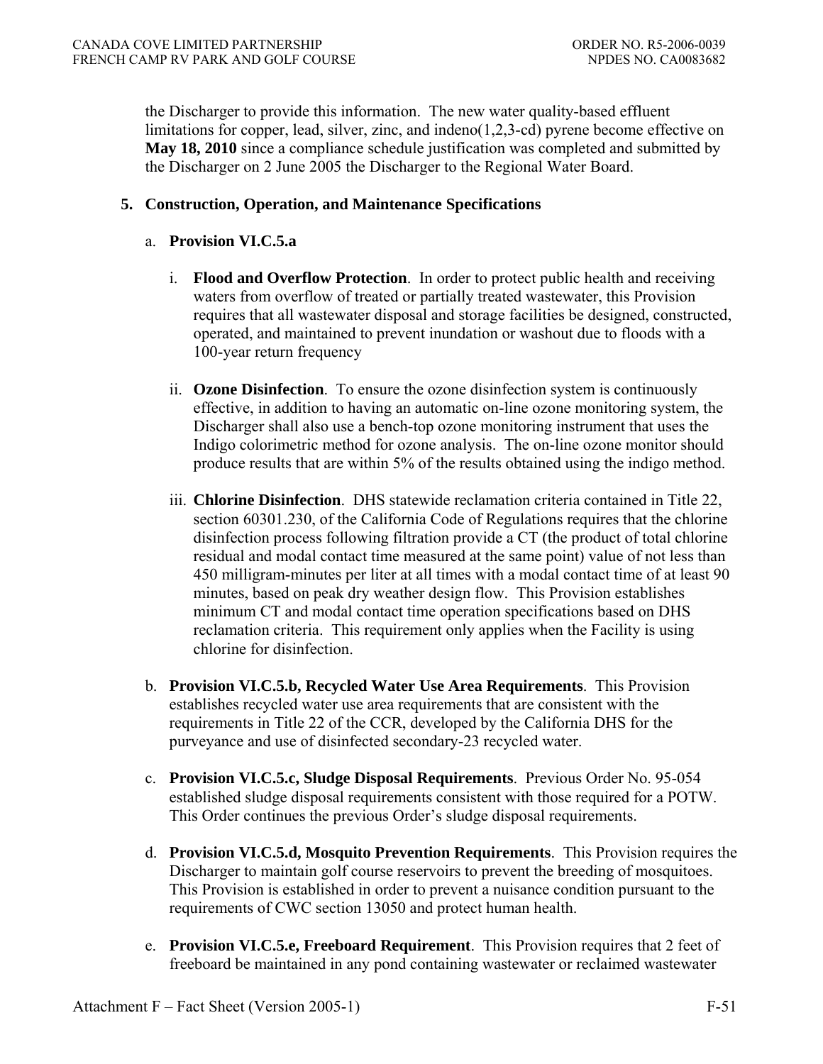the Discharger to provide this information. The new water quality-based effluent limitations for copper, lead, silver, zinc, and indeno(1,2,3-cd) pyrene become effective on **May 18, 2010** since a compliance schedule justification was completed and submitted by the Discharger on 2 June 2005 the Discharger to the Regional Water Board.

**5. Construction, Operation, and Maintenance Specifications**

a. **Provision VI.C.5.a**

i. **Flood and Overflow Protection**. In order to protect public health and receiving waters from overflow of treated or partially treated wastewater, this Provision requires that all wastewater disposal and storage facilities be designed, constructed, operated, and maintained to prevent inundation or washout due to floods with a 100-year return frequency

ii. **Ozone Disinfection**. To ensure the ozone disinfection system is continuously effective, in addition to having an automatic on-line ozone monitoring system, the Discharger shall also use a bench-top ozone monitoring instrument that uses the Indigo colorimetric method for ozone analysis. The on-line ozone monitor should produce results that are within 5% of the results obtained using the indigo method.

iii. **Chlorine Disinfection**. DHS statewide reclamation criteria contained in Title 22, section 60301.230, of the California Code of Regulations requires that the chlorine disinfection process following filtration provide a CT (the product of total chlorine residual and modal contact time measured at the same point) value of not less than 450 milligram-minutes per liter at all times with a modal contact time of at least 90 minutes, based on peak dry weather design flow. This Provision establishes minimum CT and modal contact time operation specifications based on DHS reclamation criteria. This requirement only applies when the Facility is using chlorine for disinfection.

b. **Provision VI.C.5.b, Recycled Water Use Area Requirements**. This Provision establishes recycled water use area requirements that are consistent with the requirements in Title 22 of the CCR, developed by the California DHS for the purveyance and use of disinfected secondary-23 recycled water.

c. **Provision VI.C.5.c, Sludge Disposal Requirements**. Previous Order No. 95-054 established sludge disposal requirements consistent with those required for a POTW. This Order continues the previous Order's sludge disposal requirements.

d. **Provision VI.C.5.d, Mosquito Prevention Requirements**. This Provision requires the Discharger to maintain golf course reservoirs to prevent the breeding of mosquitoes. This Provision is established in order to prevent a nuisance condition pursuant to the requirements of CWC section 13050 and protect human health.

e. **Provision VI.C.5.e, Freeboard Requirement**. This Provision requires that 2 feet of freeboard be maintained in any pond containing wastewater or reclaimed wastewater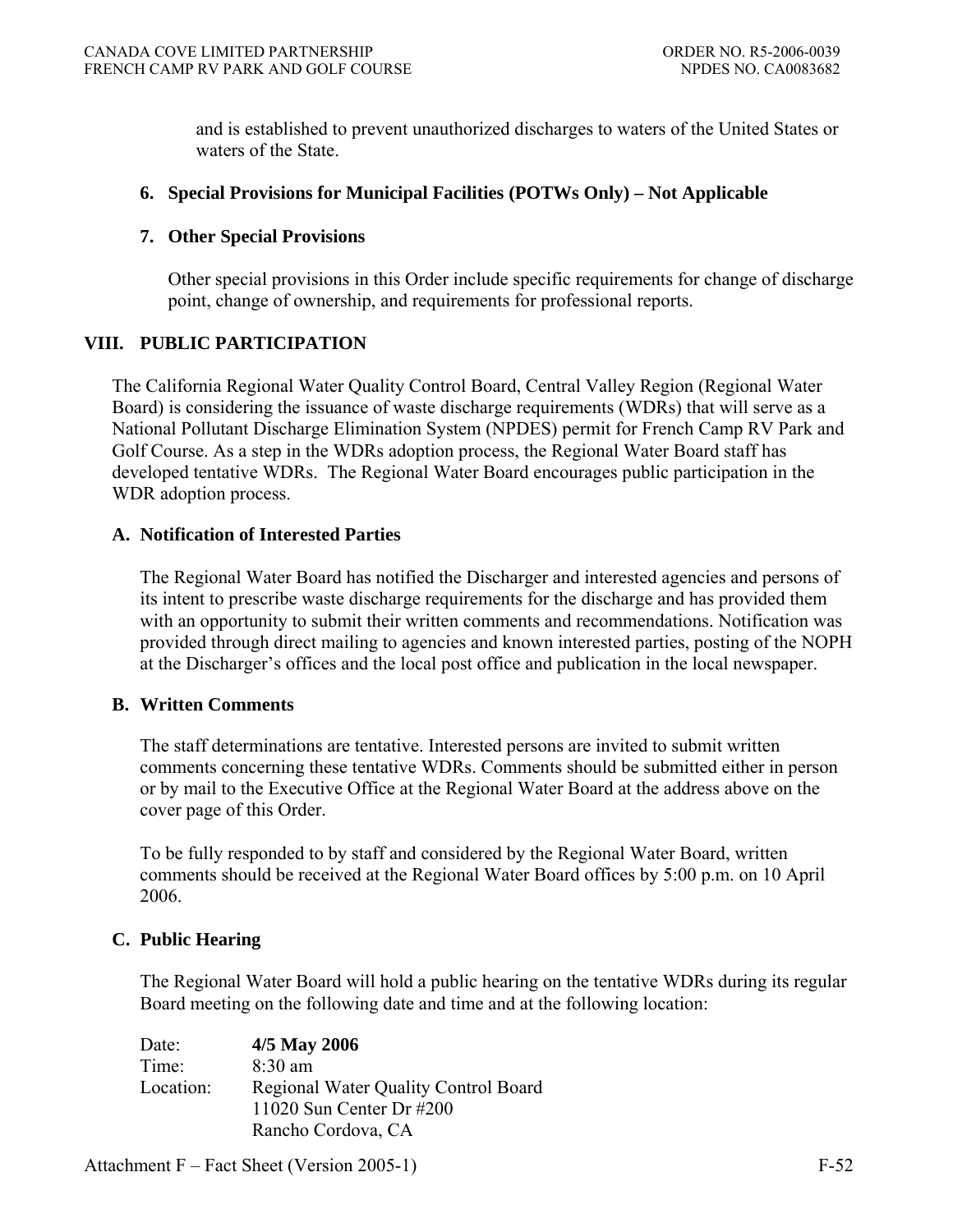and is established to prevent unauthorized discharges to waters of the United States or waters of the State.

### 6. Special Provisions for Municipal Facilities (POTWs Only) – Not Applicable

### 7. Other Special Provisions

Other special provisions in this Order include specific requirements for change of discharge point, change of ownership, and requirements for professional reports.

## VIII. PUBLIC PARTICIPATION

The California Regional Water Quality Control Board, Central Valley Region (Regional Water Board) is considering the issuance of waste discharge requirements (WDRs) that will serve as a National Pollutant Discharge Elimination System (NPDES) permit for French Camp RV Park and Golf Course. As a step in the WDRs adoption process, the Regional Water Board staff has developed tentative WDRs. The Regional Water Board encourages public participation in the WDR adoption process.

### A. Notification of Interested Parties

The Regional Water Board has notified the Discharger and interested agencies and persons of its intent to prescribe waste discharge requirements for the discharge and has provided them with an opportunity to submit their written comments and recommendations. Notification was provided through direct mailing to agencies and known interested parties, posting of the NOPH at the Discharger's offices and the local post office and publication in the local newspaper.

### B. Written Comments

The staff determinations are tentative. Interested persons are invited to submit written comments concerning these tentative WDRs. Comments should be submitted either in person or by mail to the Executive Office at the Regional Water Board at the address above on the cover page of this Order.

To be fully responded to by staff and considered by the Regional Water Board, written comments should be received at the Regional Water Board offices by 5:00 p.m. on 10 April 2006.

### C. Public Hearing

The Regional Water Board will hold a public hearing on the tentative WDRs during its regular Board meeting on the following date and time and at the following location:

Date: **4/5 May 2006**
Time: 8:30 am
Location: Regional Water Quality Control Board
11020 Sun Center Dr #200
Rancho Cordova, CA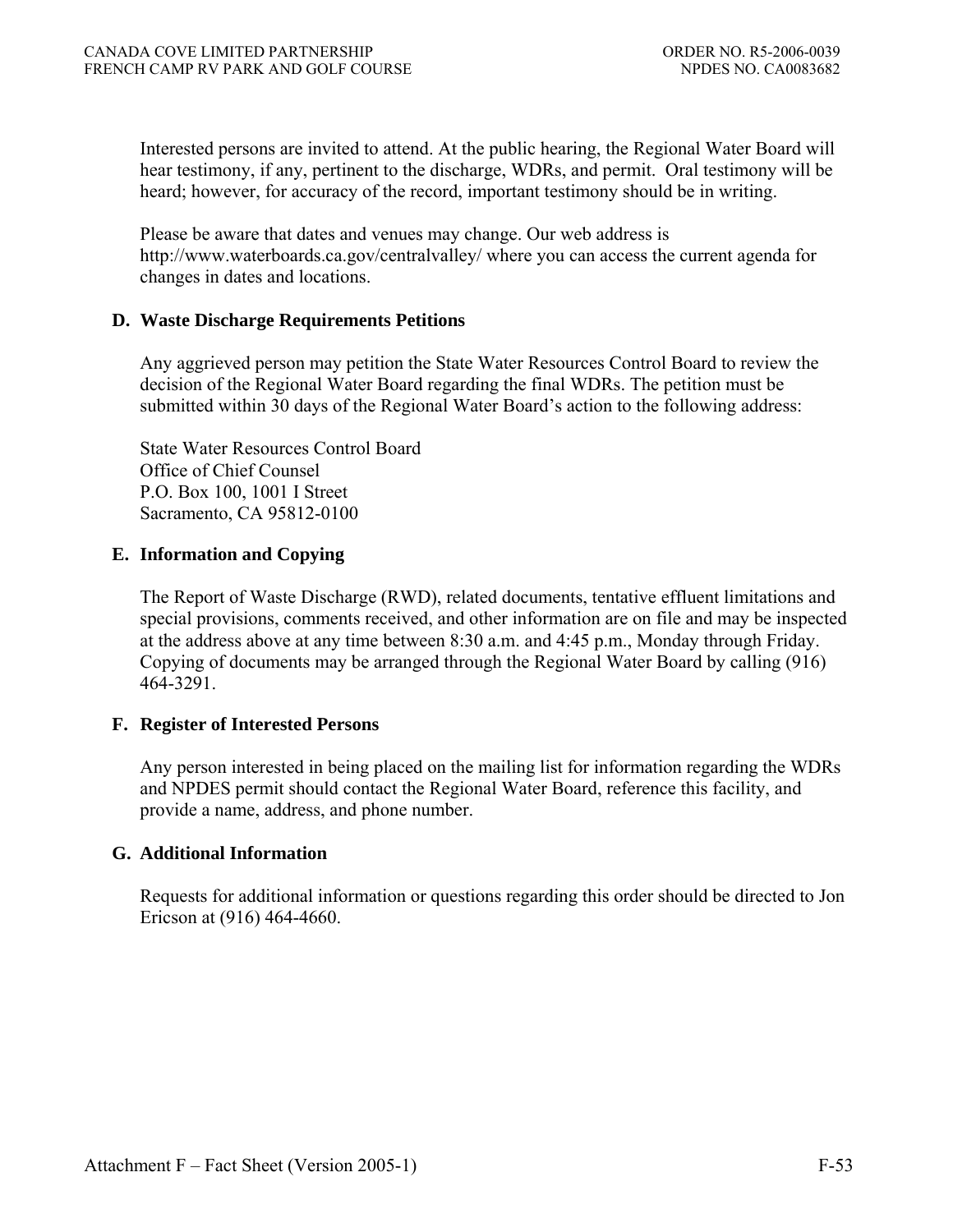Interested persons are invited to attend. At the public hearing, the Regional Water Board will hear testimony, if any, pertinent to the discharge, WDRs, and permit. Oral testimony will be heard; however, for accuracy of the record, important testimony should be in writing.

Please be aware that dates and venues may change. Our web address is http://www.waterboards.ca.gov/centralvalley/ where you can access the current agenda for changes in dates and locations.

### D. Waste Discharge Requirements Petitions

Any aggrieved person may petition the State Water Resources Control Board to review the decision of the Regional Water Board regarding the final WDRs. The petition must be submitted within 30 days of the Regional Water Board's action to the following address:

State Water Resources Control Board
Office of Chief Counsel
P.O. Box 100, 1001 I Street
Sacramento, CA 95812-0100

### E. Information and Copying

The Report of Waste Discharge (RWD), related documents, tentative effluent limitations and special provisions, comments received, and other information are on file and may be inspected at the address above at any time between 8:30 a.m. and 4:45 p.m., Monday through Friday. Copying of documents may be arranged through the Regional Water Board by calling (916) 464-3291.

### F. Register of Interested Persons

Any person interested in being placed on the mailing list for information regarding the WDRs and NPDES permit should contact the Regional Water Board, reference this facility, and provide a name, address, and phone number.

### G. Additional Information

Requests for additional information or questions regarding this order should be directed to Jon Ericson at (916) 464-4660.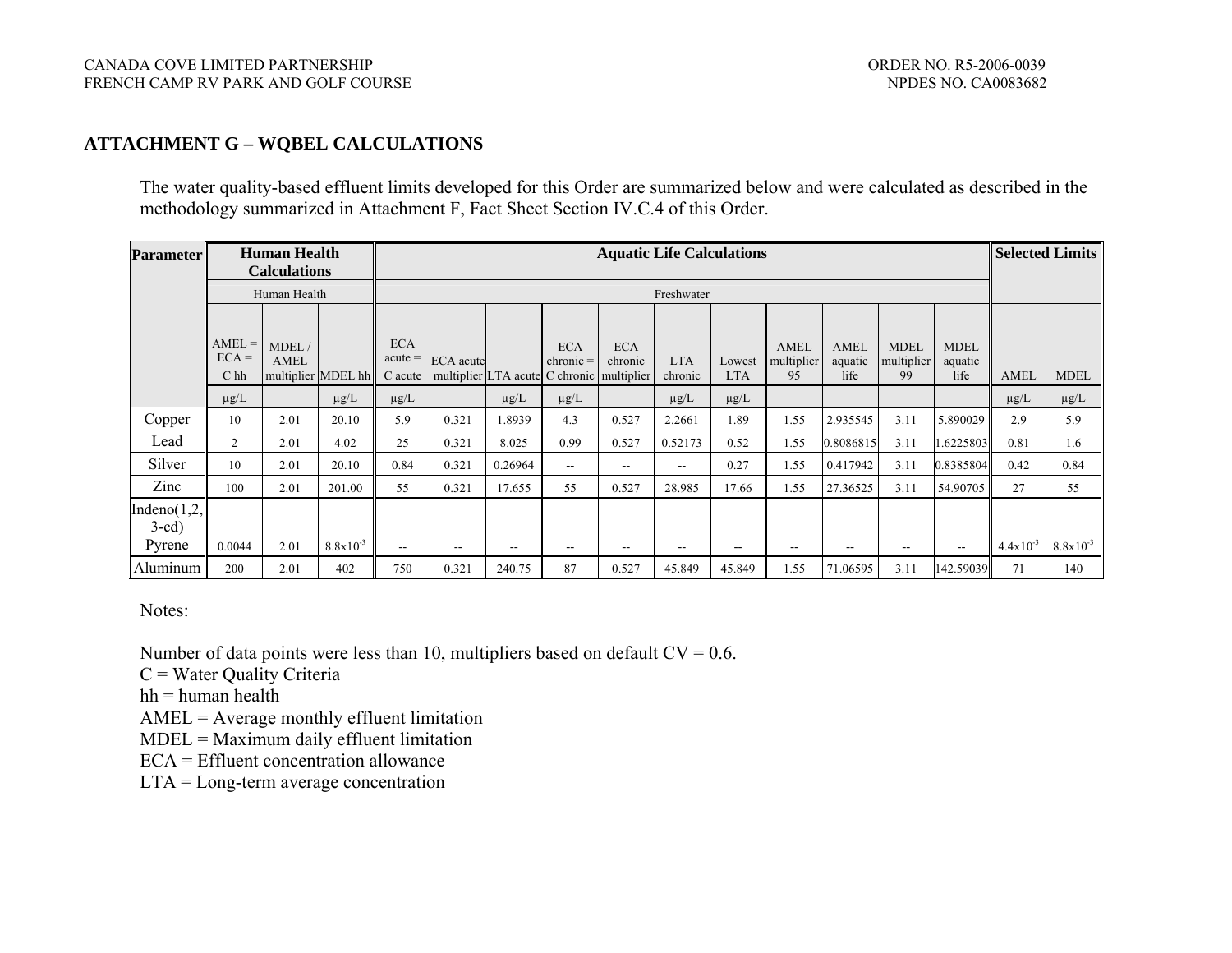## ATTACHMENT G – WQBEL CALCULATIONS

The water quality-based effluent limits developed for this Order are summarized below and were calculated as described in the methodology summarized in Attachment F, Fact Sheet Section IV.C.4 of this Order.

| Parameter | Human Health Calculations | | | Aquatic Life Calculations | | | | | | | | | | | | Selected Limits | |
|---|---|---|---|---|---|---|---|---|---|---|---|---|---|---|---|---|---|
| | Human Health | | | Freshwater | | | | | | | | | | | | | |
| | AMEL = ECA = C hh | MDEL / AMEL multiplier | MDEL hh | ECA acute = C acute | ECA acute multiplier | LTA acute | ECA chronic = C chronic | ECA chronic multiplier | LTA chronic | Lowest LTA | AMEL multiplier 95 | AMEL aquatic life | MDEL multiplier 99 | MDEL aquatic life | AMEL | MDEL |
| | μg/L | | μg/L | μg/L | | μg/L | μg/L | | μg/L | μg/L | | | | | μg/L | μg/L |
| Copper | 10 | 2.01 | 20.10 | 5.9 | 0.321 | 1.8939 | 4.3 | 0.527 | 2.2661 | 1.89 | 1.55 | 2.935545 | 3.11 | 5.890029 | 2.9 | 5.9 |
| Lead | 2 | 2.01 | 4.02 | 25 | 0.321 | 8.025 | 0.99 | 0.527 | 0.52173 | 0.52 | 1.55 | 0.8086815 | 3.11 | 1.6225803 | 0.81 | 1.6 |
| Silver | 10 | 2.01 | 20.10 | 0.84 | 0.321 | 0.26964 | -- | -- | -- | 0.27 | 1.55 | 0.417942 | 3.11 | 0.8385804 | 0.42 | 0.84 |
| Zinc | 100 | 2.01 | 201.00 | 55 | 0.321 | 17.655 | 55 | 0.527 | 28.985 | 17.66 | 1.55 | 27.36525 | 3.11 | 54.90705 | 27 | 55 |
| Indeno(1,2,3-cd) Pyrene | 0.0044 | 2.01 | $8.8 \times 10^{-3}$ | -- | -- | -- | -- | -- | -- | -- | -- | -- | -- | -- | $4.4 \times 10^{-3}$ | $8.8 \times 10^{-3}$ |
| Aluminum | 200 | 2.01 | 402 | 750 | 0.321 | 240.75 | 87 | 0.527 | 45.849 | 45.849 | 1.55 | 71.06595 | 3.11 | 142.59039 | 71 | 140 |

Notes:

Number of data points were less than 10, multipliers based on default CV = 0.6.
C = Water Quality Criteria
hh = human health
AMEL = Average monthly effluent limitation
MDEL = Maximum daily effluent limitation
ECA = Effluent concentration allowance
LTA = Long-term average concentration